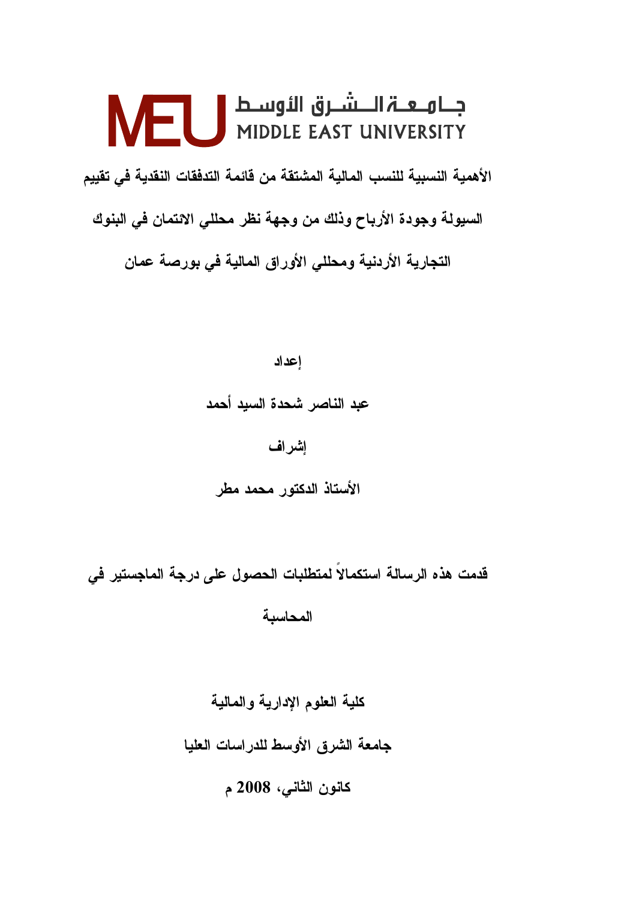جامعة الشرق الأوسط
MIDDLE EAST UNIVERSITY

# الأهمية النسبية للنسب المالية المشتقة من قائمة التدفقات النقدية في تقييم السيولة وجودة الأرباح وذلك من وجهة نظر محللي الائتمان في البنوك التجارية الأردنية ومحللي الأوراق المالية في بورصة عمان

**إعداد**

**عبد الناصر شحدة السيد أحمد**

**إشراف**

**الأستاذ الدكتور محمد مطر**

**قدمت هذه الرسالة استكمالاً لمتطلبات الحصول على درجة الماجستير في المحاسبة**

**كلية العلوم الإدارية والمالية**

**جامعة الشرق الأوسط للدراسات العليا**

**كانون الثاني، 2008 م**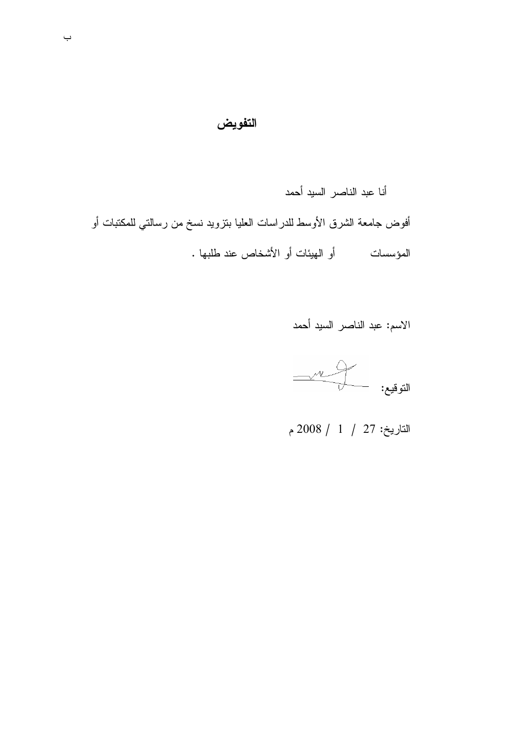# التفويض

أنا عبد الناصر السيد أحمد

أفوض جامعة الشرق الأوسط للدراسات العليا بتزويد نسخ من رسالتي للمكتبات أو المؤسسات أو الهيئات أو الأشخاص عند طلبها .

الاسم: عبد الناصر السيد أحمد

التوقيع:

التاريخ: 27 / 1 / 2008 م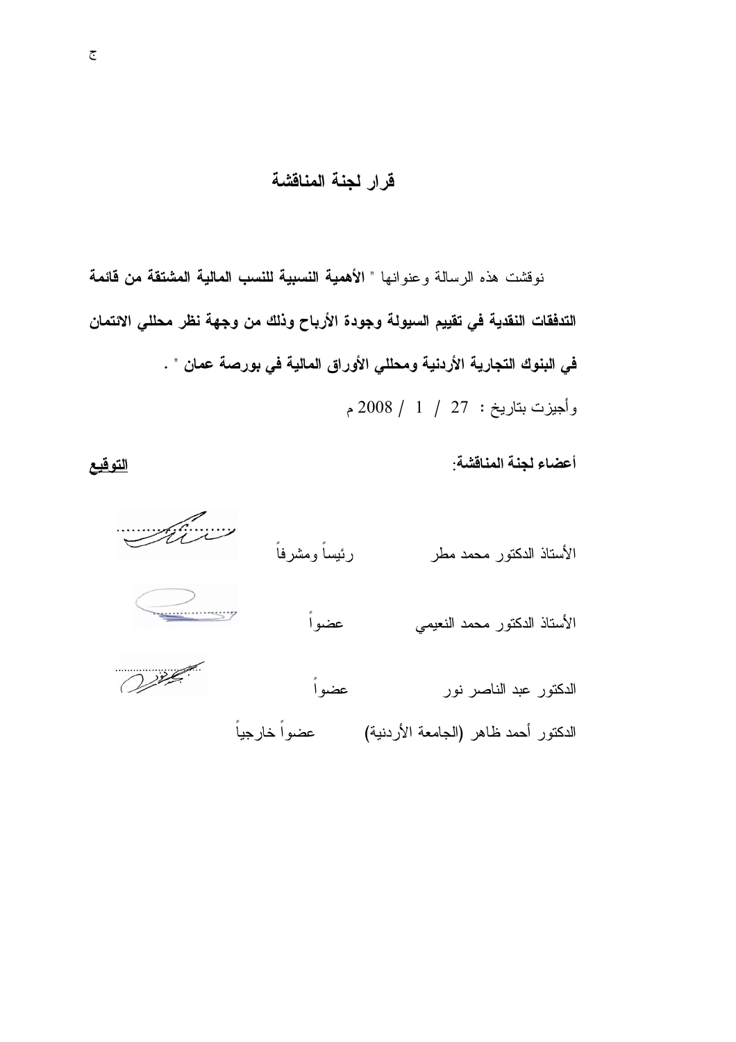# قرار لجنة المناقشة

نوقشت هذه الرسالة وعنوانها " **الأهمية النسبية للنسب المالية المشتقة من قائمة التدفقات النقدية في تقييم السيولة وجودة الأرباح وذلك من وجهة نظر محللي الائتمان في البنوك التجارية الأردنية ومحللي الأوراق المالية في بورصة عمان** " .

وأجيزت بتاريخ : 27 / 1 / 2008 م

| **أعضاء لجنة المناقشة:** | | **التوقيع** |
|---|---|---|
| الأستاذ الدكتور محمد مطر | رئيساً ومشرفاً | ............ |
| الأستاذ الدكتور محمد النعيمي | عضواً | ............ |
| الدكتور عبد الناصر نور | عضواً | ............ |
| الدكتور أحمد ظاهر (الجامعة الأردنية) | عضواً خارجياً | |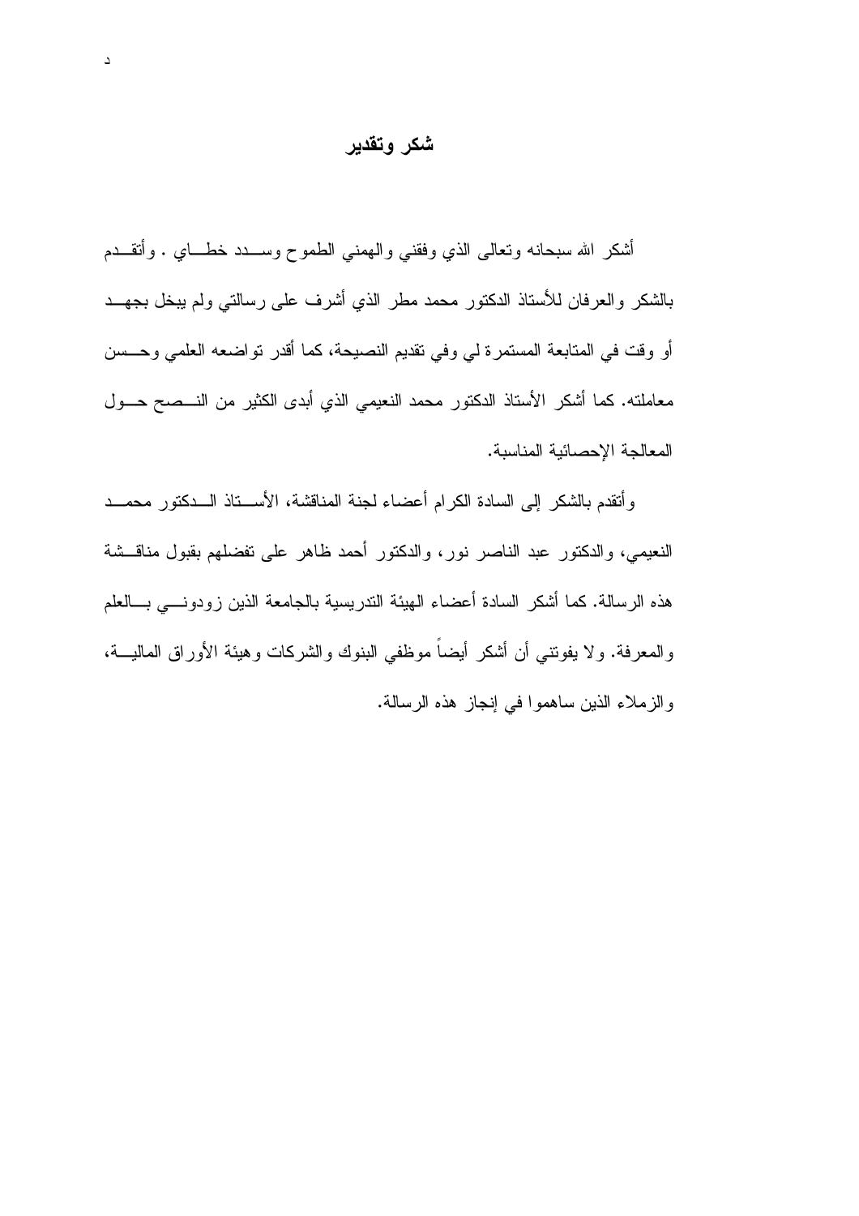# شكر وتقدير

أشكر الله سبحانه وتعالى الذي وفقني والهمني الطموح وسدد خطاي . وأتقدم بالشكر والعرفان للأستاذ الدكتور محمد مطر الذي أشرف على رسالتي ولم يبخل بجهد أو وقت في المتابعة المستمرة لي وفي تقديم النصيحة، كما أقدر تواضعه العلمي وحسن معاملته. كما أشكر الأستاذ الدكتور محمد النعيمي الذي أبدى الكثير من النصح حول المعالجة الإحصائية المناسبة.

وأتقدم بالشكر إلى السادة الكرام أعضاء لجنة المناقشة، الأستاذ الدكتور محمد النعيمي، والدكتور عبد الناصر نور، والدكتور أحمد ظاهر على تفضلهم بقبول مناقشة هذه الرسالة. كما أشكر السادة أعضاء الهيئة التدريسية بالجامعة الذين زودوني بالعلم والمعرفة. ولا يفوتني أن أشكر أيضاً موظفي البنوك والشركات وهيئة الأوراق المالية، والزملاء الذين ساهموا في إنجاز هذه الرسالة.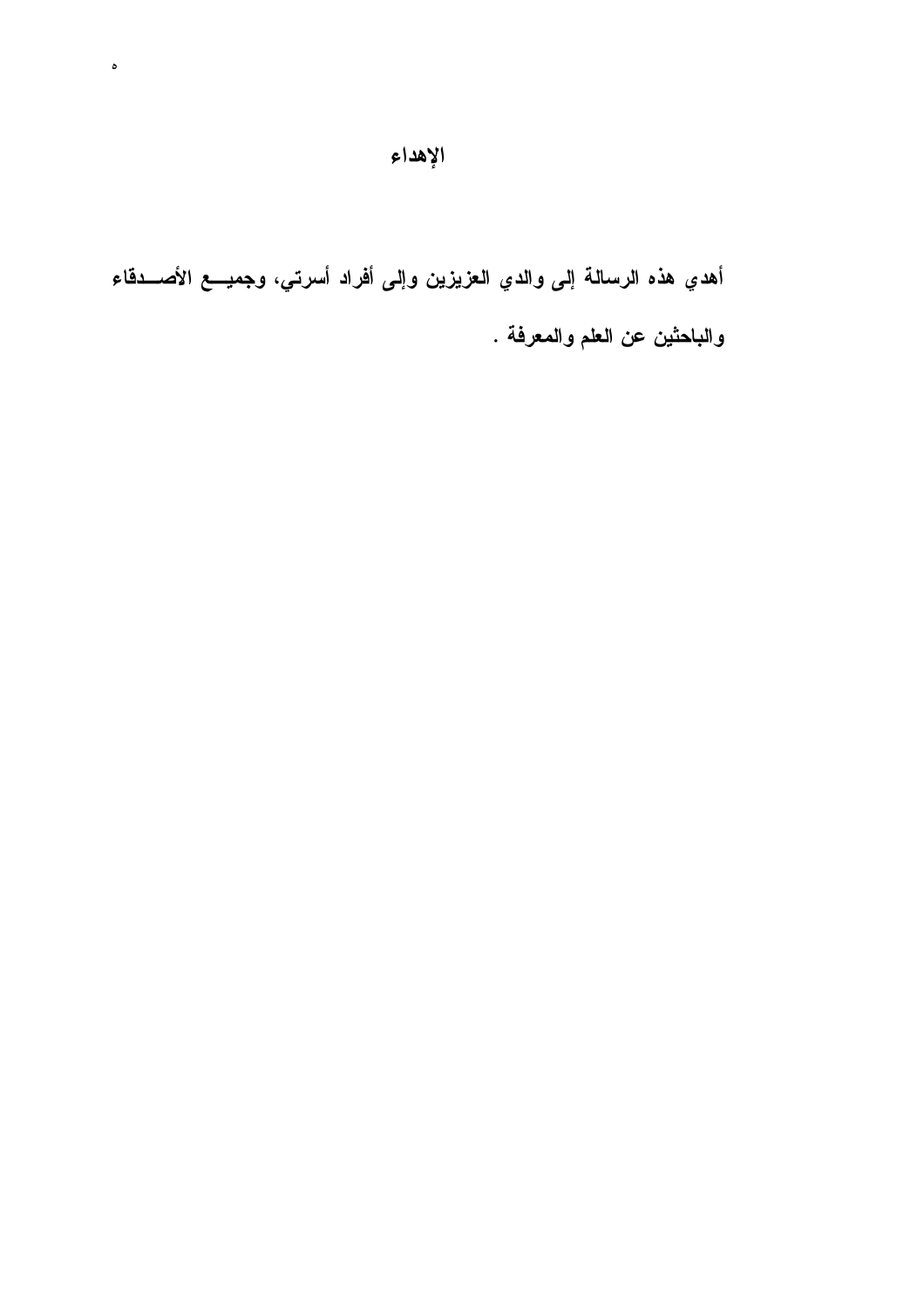# الإهداء

أهدي هذه الرسالة إلى والدي العزيزين وإلى أفراد أسرتي، وجميع الأصدقاء والباحثين عن العلم والمعرفة .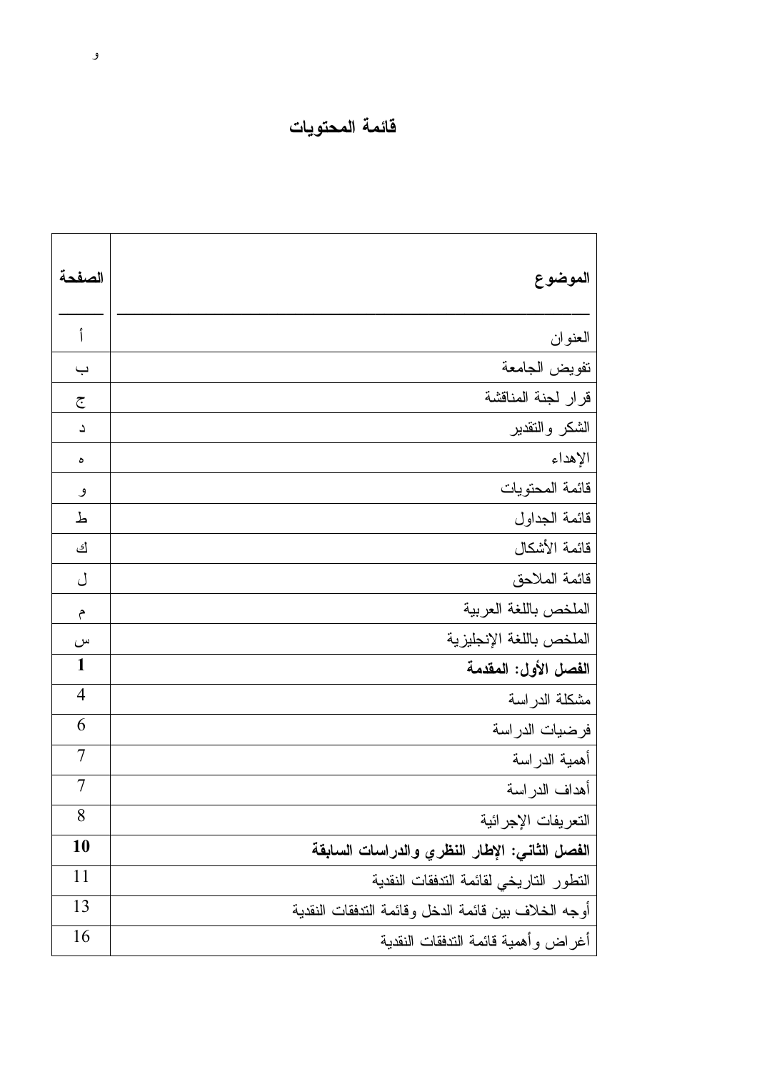# قائمة المحتويات

| الموضوع | الصفحة |
|---|---|
| العنوان | أ |
| تفويض الجامعة | ب |
| قرار لجنة المناقشة | ج |
| الشكر والتقدير | د |
| الإهداء | ه |
| قائمة المحتويات | و |
| قائمة الجداول | ط |
| قائمة الأشكال | ك |
| قائمة الملاحق | ل |
| الملخص باللغة العربية | م |
| الملخص باللغة الإنجليزية | س |
| **الفصل الأول: المقدمة** | **1** |
| مشكلة الدراسة | 4 |
| فرضيات الدراسة | 6 |
| أهمية الدراسة | 7 |
| أهداف الدراسة | 7 |
| التعريفات الإجرائية | 8 |
| **الفصل الثاني: الإطار النظري والدراسات السابقة** | **10** |
| التطور التاريخي لقائمة التدفقات النقدية | 11 |
| أوجه الخلاف بين قائمة الدخل وقائمة التدفقات النقدية | 13 |
| أغراض وأهمية قائمة التدفقات النقدية | 16 |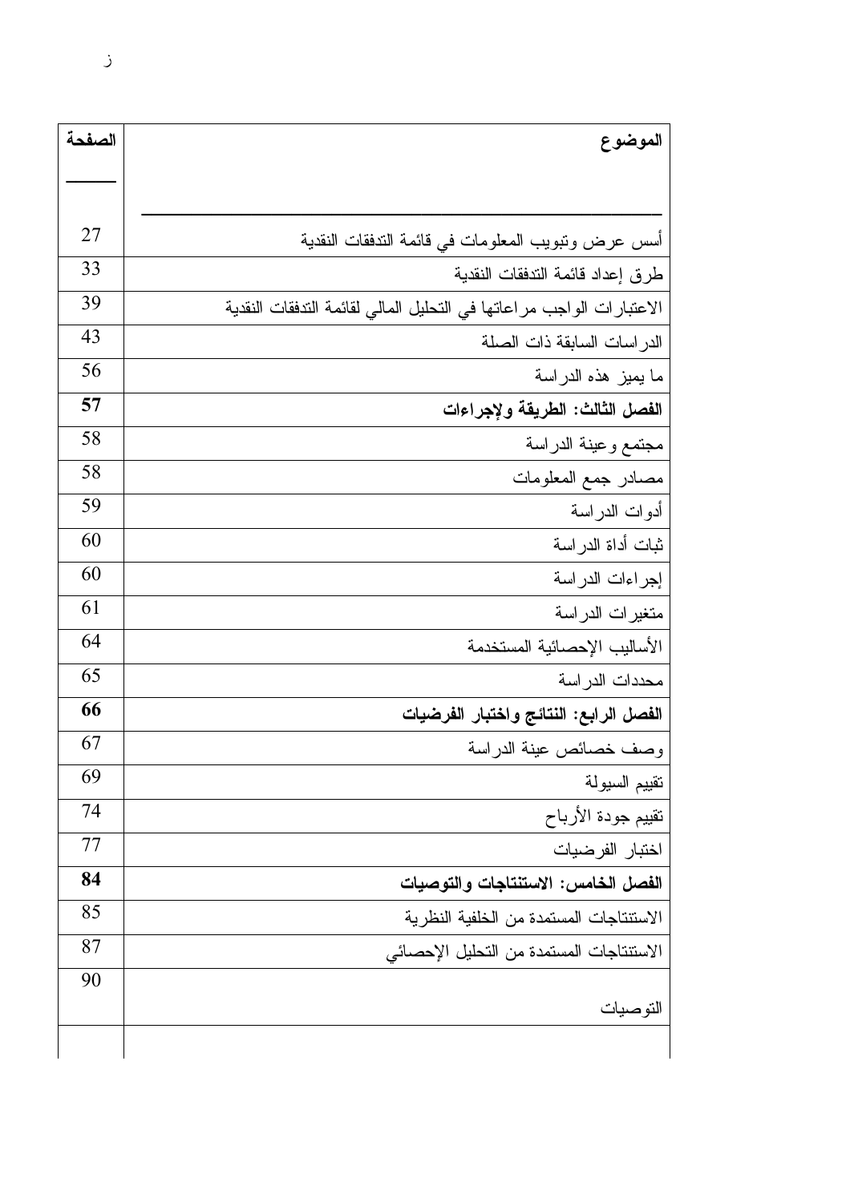| الموضوع | الصفحة |
|---|---|
| أسس عرض وتبويب المعلومات في قائمة التدفقات النقدية | 27 |
| طرق إعداد قائمة التدفقات النقدية | 33 |
| الاعتبارات الواجب مراعاتها في التحليل المالي لقائمة التدفقات النقدية | 39 |
| الدراسات السابقة ذات الصلة | 43 |
| ما يميز هذه الدراسة | 56 |
| **الفصل الثالث: الطريقة ولإجراءات** | **57** |
| مجتمع وعينة الدراسة | 58 |
| مصادر جمع المعلومات | 58 |
| أدوات الدراسة | 59 |
| ثبات أداة الدراسة | 60 |
| إجراءات الدراسة | 60 |
| متغيرات الدراسة | 61 |
| الأساليب الإحصائية المستخدمة | 64 |
| محددات الدراسة | 65 |
| **الفصل الرابع: النتائج واختبار الفرضيات** | **66** |
| وصف خصائص عينة الدراسة | 67 |
| تقييم السيولة | 69 |
| تقييم جودة الأرباح | 74 |
| اختبار الفرضيات | 77 |
| **الفصل الخامس: الاستنتاجات والتوصيات** | **84** |
| الاستنتاجات المستمدة من الخلفية النظرية | 85 |
| الاستنتاجات المستمدة من التحليل الإحصائي | 87 |
| التوصيات | 90 |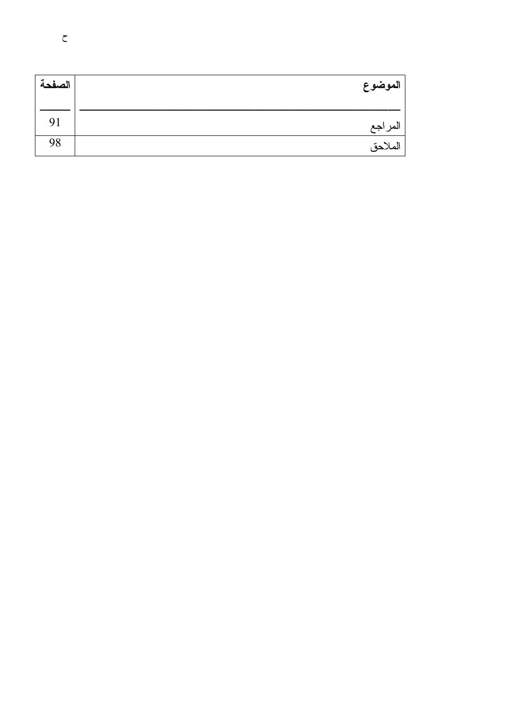| الموضوع | الصفحة |
| --- | --- |
| المراجع | 91 |
| الملاحق | 98 |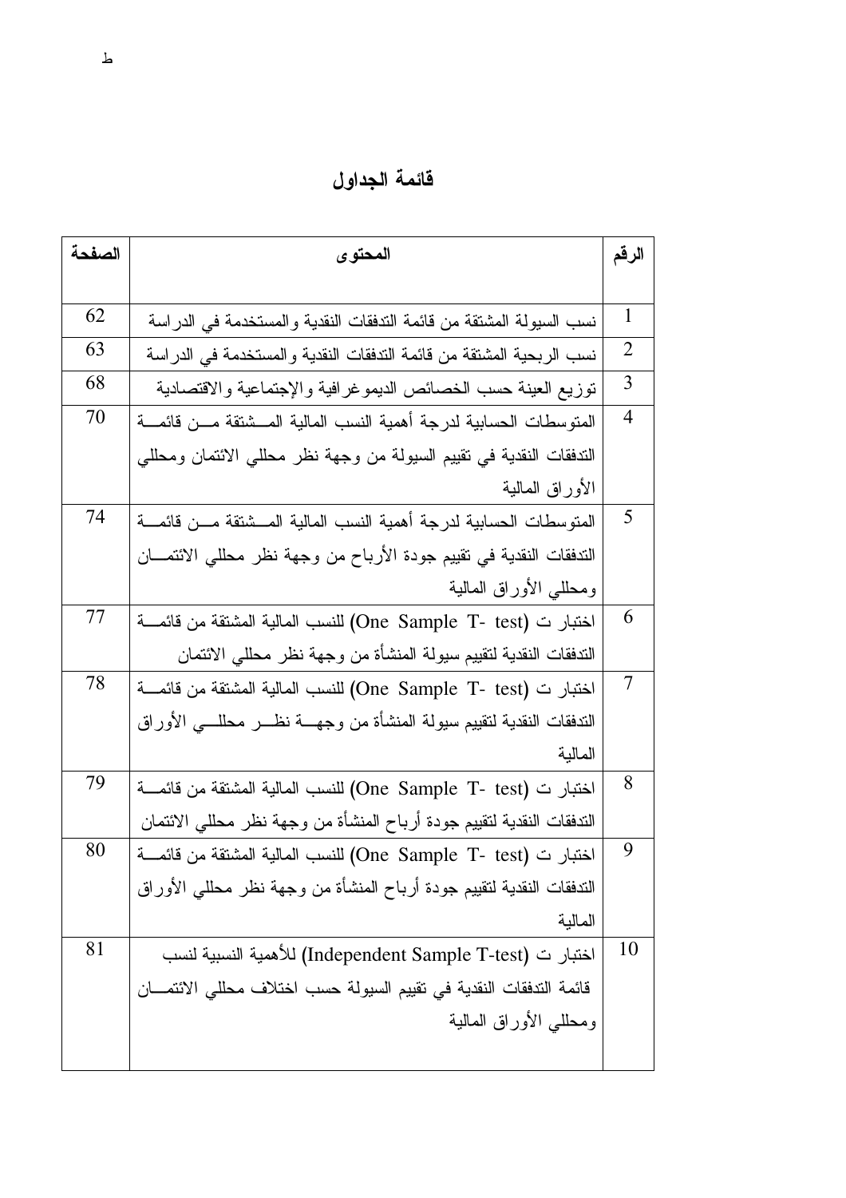# قائمة الجداول

| الرقم | المحتوى | الصفحة |
|---|---|---|
| 1 | نسب السيولة المشتقة من قائمة التدفقات النقدية والمستخدمة في الدراسة | 62 |
| 2 | نسب الربحية المشتقة من قائمة التدفقات النقدية والمستخدمة في الدراسة | 63 |
| 3 | توزيع العينة حسب الخصائص الديموغرافية والإجتماعية والاقتصادية | 68 |
| 4 | المتوسطات الحسابية لدرجة أهمية النسب المالية المشتقة من قائمة التدفقات النقدية في تقييم السيولة من وجهة نظر محللي الائتمان ومحللي الأوراق المالية | 70 |
| 5 | المتوسطات الحسابية لدرجة أهمية النسب المالية المشتقة من قائمة التدفقات النقدية في تقييم جودة الأرباح من وجهة نظر محللي الائتمان ومحللي الأوراق المالية | 74 |
| 6 | اختبار ت (One Sample T- test) للنسب المالية المشتقة من قائمة التدفقات النقدية لتقييم سيولة المنشأة من وجهة نظر محللي الائتمان | 77 |
| 7 | اختبار ت (One Sample T- test) للنسب المالية المشتقة من قائمة التدفقات النقدية لتقييم سيولة المنشأة من وجهة نظر محللي الأوراق المالية | 78 |
| 8 | اختبار ت (One Sample T- test) للنسب المالية المشتقة من قائمة التدفقات النقدية لتقييم جودة أرباح المنشأة من وجهة نظر محللي الائتمان | 79 |
| 9 | اختبار ت (One Sample T- test) للنسب المالية المشتقة من قائمة التدفقات النقدية لتقييم جودة أرباح المنشأة من وجهة نظر محللي الأوراق المالية | 80 |
| 10 | اختبار ت (Independent Sample T-test) للأهمية النسبية لنسب قائمة التدفقات النقدية في تقييم السيولة حسب اختلاف محللي الائتمان ومحللي الأوراق المالية | 81 |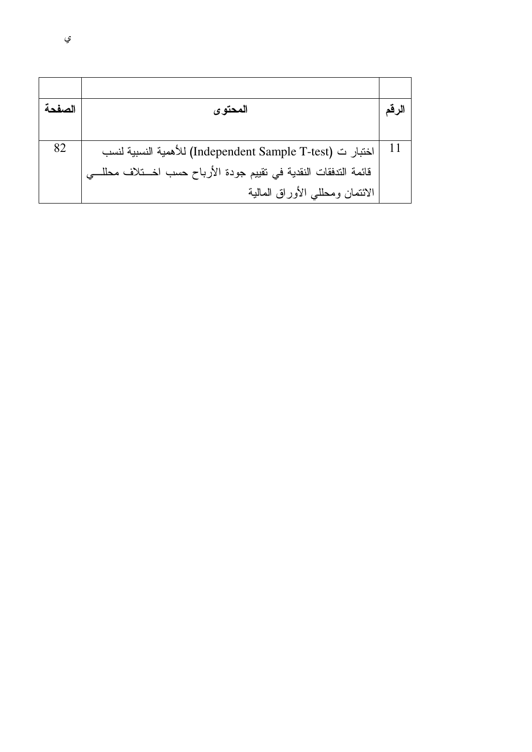| الرقم | المحتوى | الصفحة |
|---|---|---|
| 11 | اختبار ت (Independent Sample T-test) للأهمية النسبية لنسب قائمة التدفقات النقدية في تقييم جودة الأرباح حسب اختلاف محللي الائتمان ومحللي الأوراق المالية | 82 |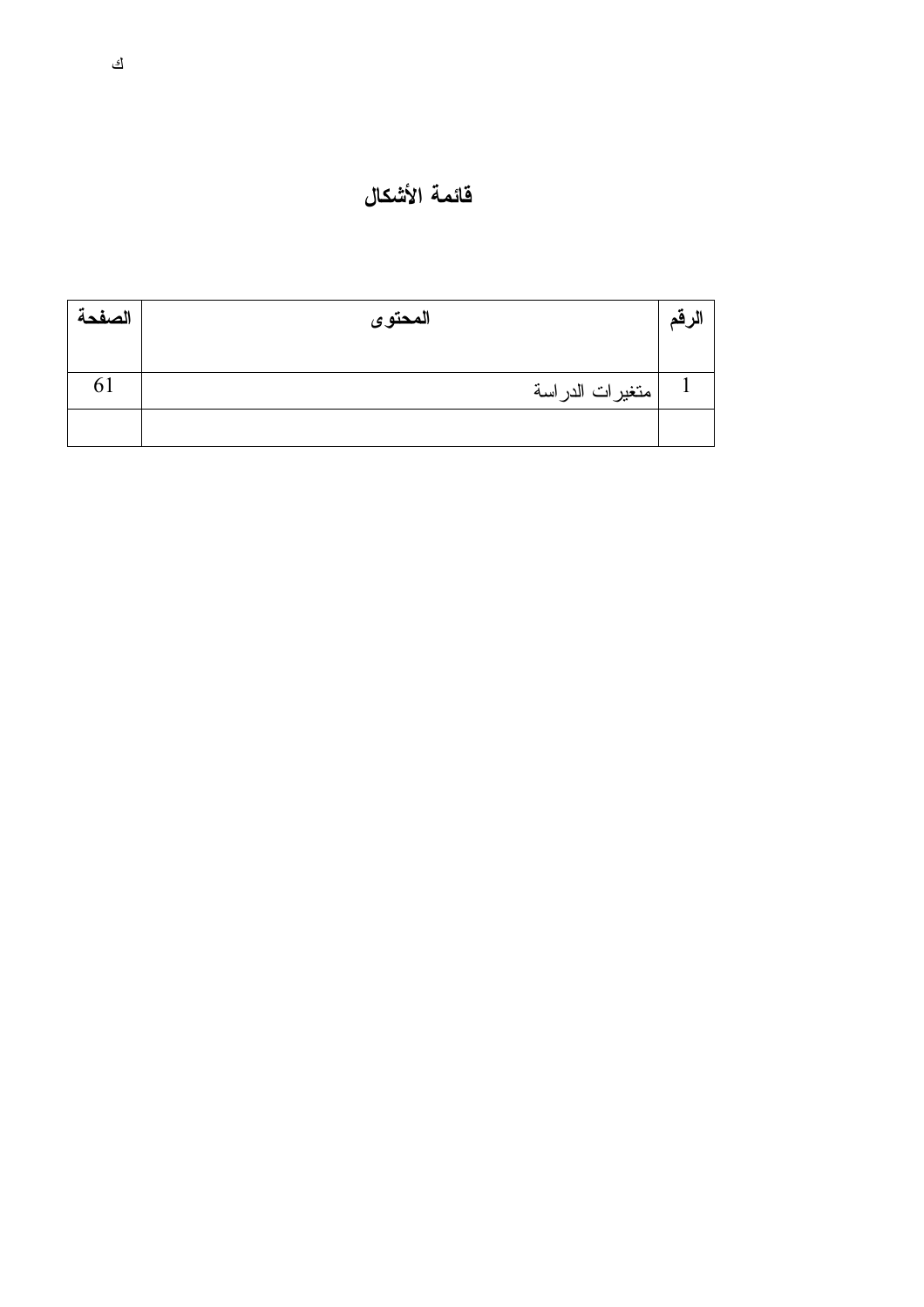# قائمة الأشكال

| الرقم | المحتوى | الصفحة |
|---|---|---|
| 1 | متغيرات الدراسة | 61 |
| | | |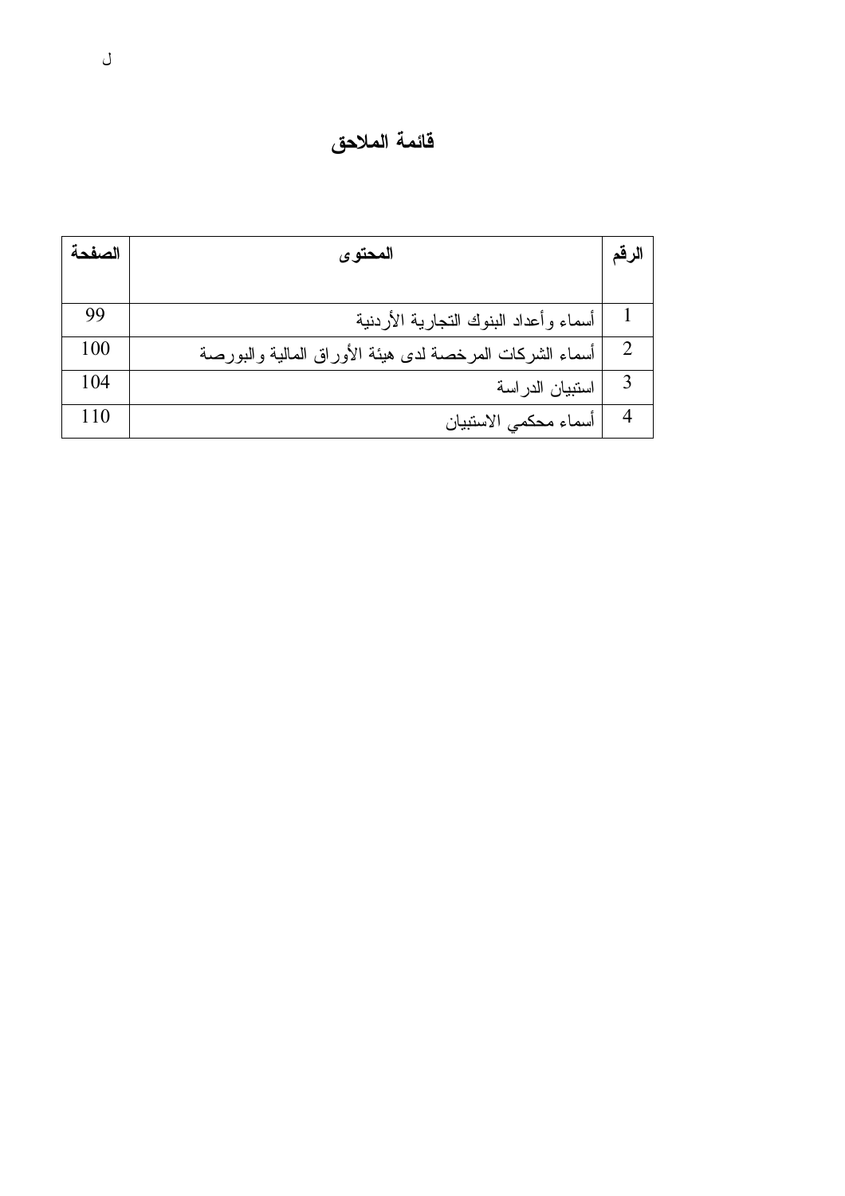# قائمة الملاحق

| الرقم | المحتوى | الصفحة |
|---|---|---|
| 1 | أسماء وأعداد البنوك التجارية الأردنية | 99 |
| 2 | أسماء الشركات المرخصة لدى هيئة الأوراق المالية والبورصة | 100 |
| 3 | استبيان الدراسة | 104 |
| 4 | أسماء محكمي الاستبيان | 110 |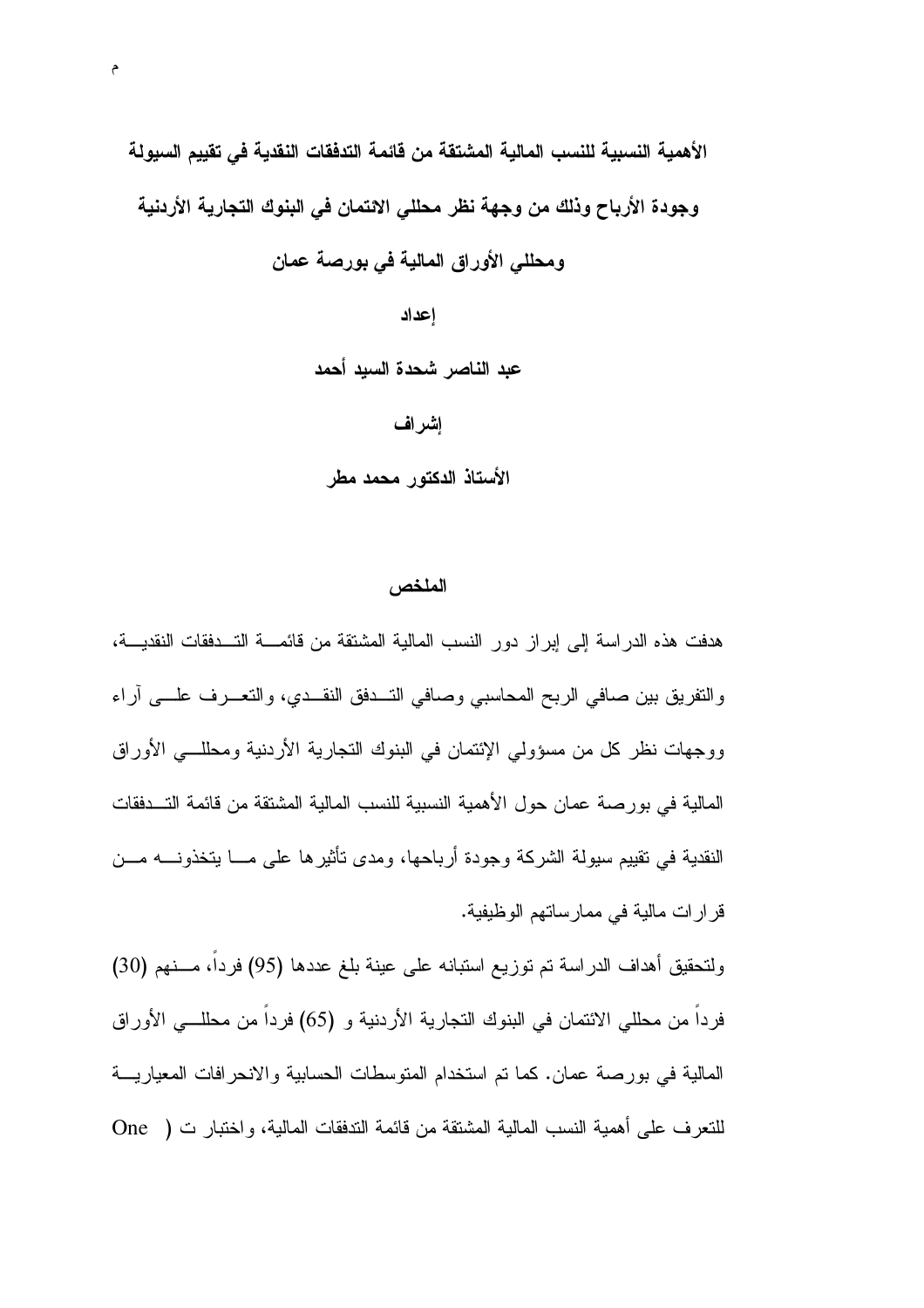**الأهمية النسبية للنسب المالية المشتقة من قائمة التدفقات النقدية في تقييم السيولة وجودة الأرباح وذلك من وجهة نظر محللي الائتمان في البنوك التجارية الأردنية ومحللي الأوراق المالية في بورصة عمان**

**إعداد**

**عبد الناصر شحدة السيد أحمد**

**إشراف**

**الأستاذ الدكتور محمد مطر**

## الملخص

هدفت هذه الدراسة إلى إبراز دور النسب المالية المشتقة من قائمة التدفقات النقدية، والتفريق بين صافي الربح المحاسبي وصافي التدفق النقدي، والتعرف على آراء ووجهات نظر كل من مسؤولي الإئتمان في البنوك التجارية الأردنية ومحللي الأوراق المالية في بورصة عمان حول الأهمية النسبية للنسب المالية المشتقة من قائمة التدفقات النقدية في تقييم سيولة الشركة وجودة أرباحها، ومدى تأثيرها على ما يتخذونه من قرارات مالية في ممارساتهم الوظيفية.

ولتحقيق أهداف الدراسة تم توزيع استبانه على عينة بلغ عددها (95) فرداً، منهم (30) فرداً من محللي الائتمان في البنوك التجارية الأردنية و (65) فرداً من محللي الأوراق المالية في بورصة عمان. كما تم استخدام المتوسطات الحسابية والانحرافات المعيارية للتعرف على أهمية النسب المالية المشتقة من قائمة التدفقات المالية، واختبار ت ( One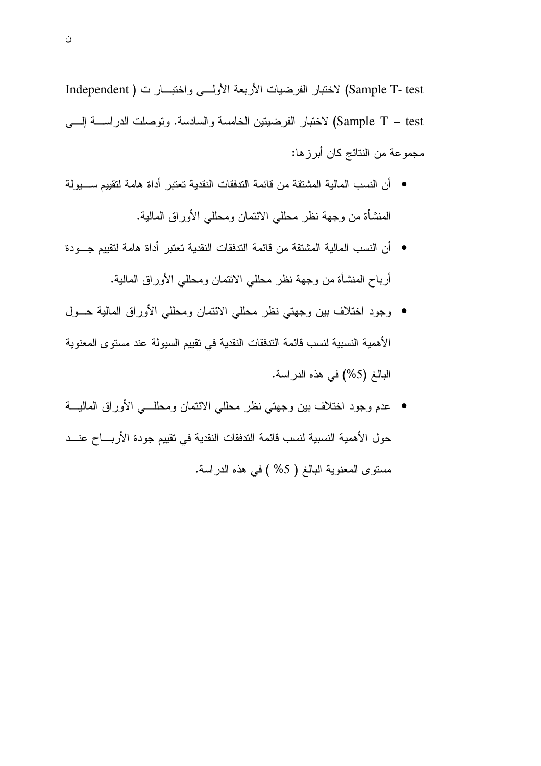(Sample T- test) لاختبار الفرضيات الأربعة الأولى واختبار ت ( Independent Sample T – test) لاختبار الفرضيتين الخامسة والسادسة. وتوصلت الدراسة إلى مجموعة من النتائج كان أبرزها:

- أن النسب المالية المشتقة من قائمة التدفقات النقدية تعتبر أداة هامة لتقييم سيولة المنشأة من وجهة نظر محللي الائتمان ومحللي الأوراق المالية.
- أن النسب المالية المشتقة من قائمة التدفقات النقدية تعتبر أداة هامة لتقييم جودة أرباح المنشأة من وجهة نظر محللي الائتمان ومحللي الأوراق المالية.
- وجود اختلاف بين وجهتي نظر محللي الائتمان ومحللي الأوراق المالية حول الأهمية النسبية لنسب قائمة التدفقات النقدية في تقييم السيولة عند مستوى المعنوية البالغ (5%) في هذه الدراسة.
- عدم وجود اختلاف بين وجهتي نظر محللي الائتمان ومحللي الأوراق المالية حول الأهمية النسبية لنسب قائمة التدفقات النقدية في تقييم جودة الأرباح عند مستوى المعنوية البالغ ( 5% ) في هذه الدراسة.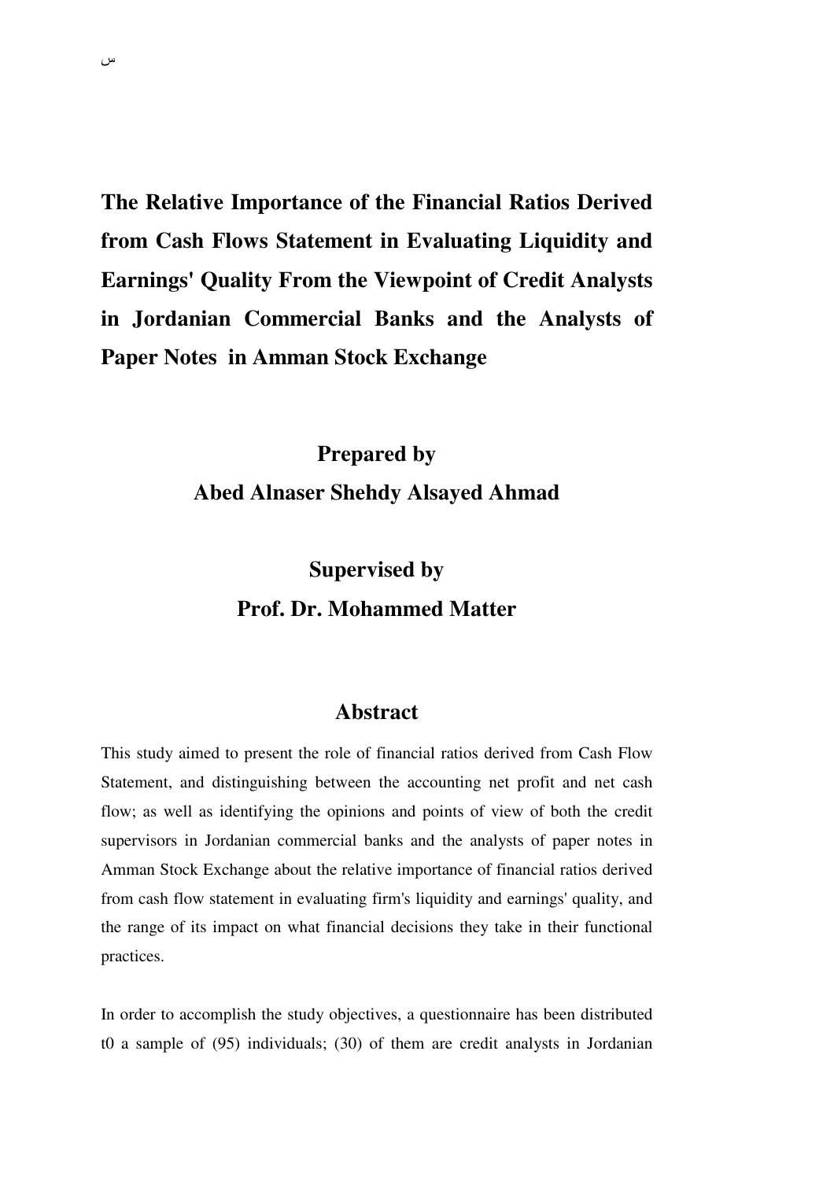# The Relative Importance of the Financial Ratios Derived from Cash Flows Statement in Evaluating Liquidity and Earnings' Quality From the Viewpoint of Credit Analysts in Jordanian Commercial Banks and the Analysts of Paper Notes in Amman Stock Exchange

**Prepared by**

**Abed Alnaser Shehdy Alsayed Ahmad**

**Supervised by**

**Prof. Dr. Mohammed Matter**

## Abstract

This study aimed to present the role of financial ratios derived from Cash Flow Statement, and distinguishing between the accounting net profit and net cash flow; as well as identifying the opinions and points of view of both the credit supervisors in Jordanian commercial banks and the analysts of paper notes in Amman Stock Exchange about the relative importance of financial ratios derived from cash flow statement in evaluating firm's liquidity and earnings' quality, and the range of its impact on what financial decisions they take in their functional practices.

In order to accomplish the study objectives, a questionnaire has been distributed t0 a sample of (95) individuals; (30) of them are credit analysts in Jordanian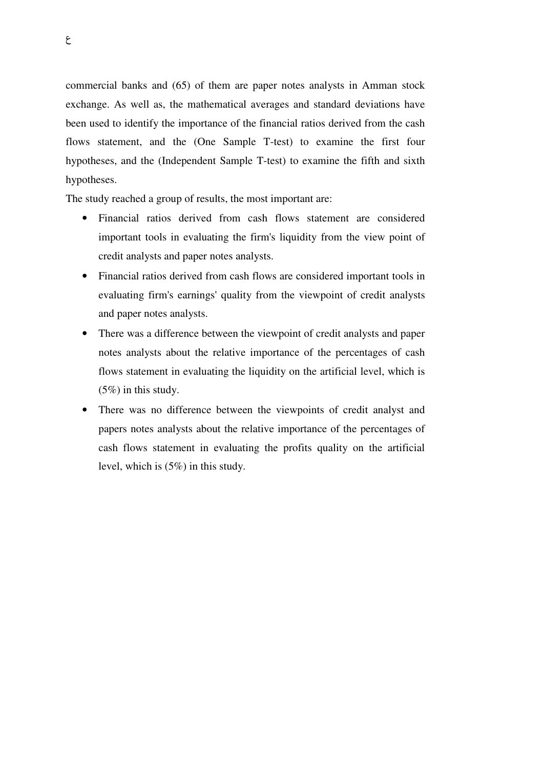commercial banks and (65) of them are paper notes analysts in Amman stock exchange. As well as, the mathematical averages and standard deviations have been used to identify the importance of the financial ratios derived from the cash flows statement, and the (One Sample T-test) to examine the first four hypotheses, and the (Independent Sample T-test) to examine the fifth and sixth hypotheses.

The study reached a group of results, the most important are:

- Financial ratios derived from cash flows statement are considered important tools in evaluating the firm's liquidity from the view point of credit analysts and paper notes analysts.
- Financial ratios derived from cash flows are considered important tools in evaluating firm's earnings' quality from the viewpoint of credit analysts and paper notes analysts.
- There was a difference between the viewpoint of credit analysts and paper notes analysts about the relative importance of the percentages of cash flows statement in evaluating the liquidity on the artificial level, which is (5%) in this study.
- There was no difference between the viewpoints of credit analyst and papers notes analysts about the relative importance of the percentages of cash flows statement in evaluating the profits quality on the artificial level, which is (5%) in this study.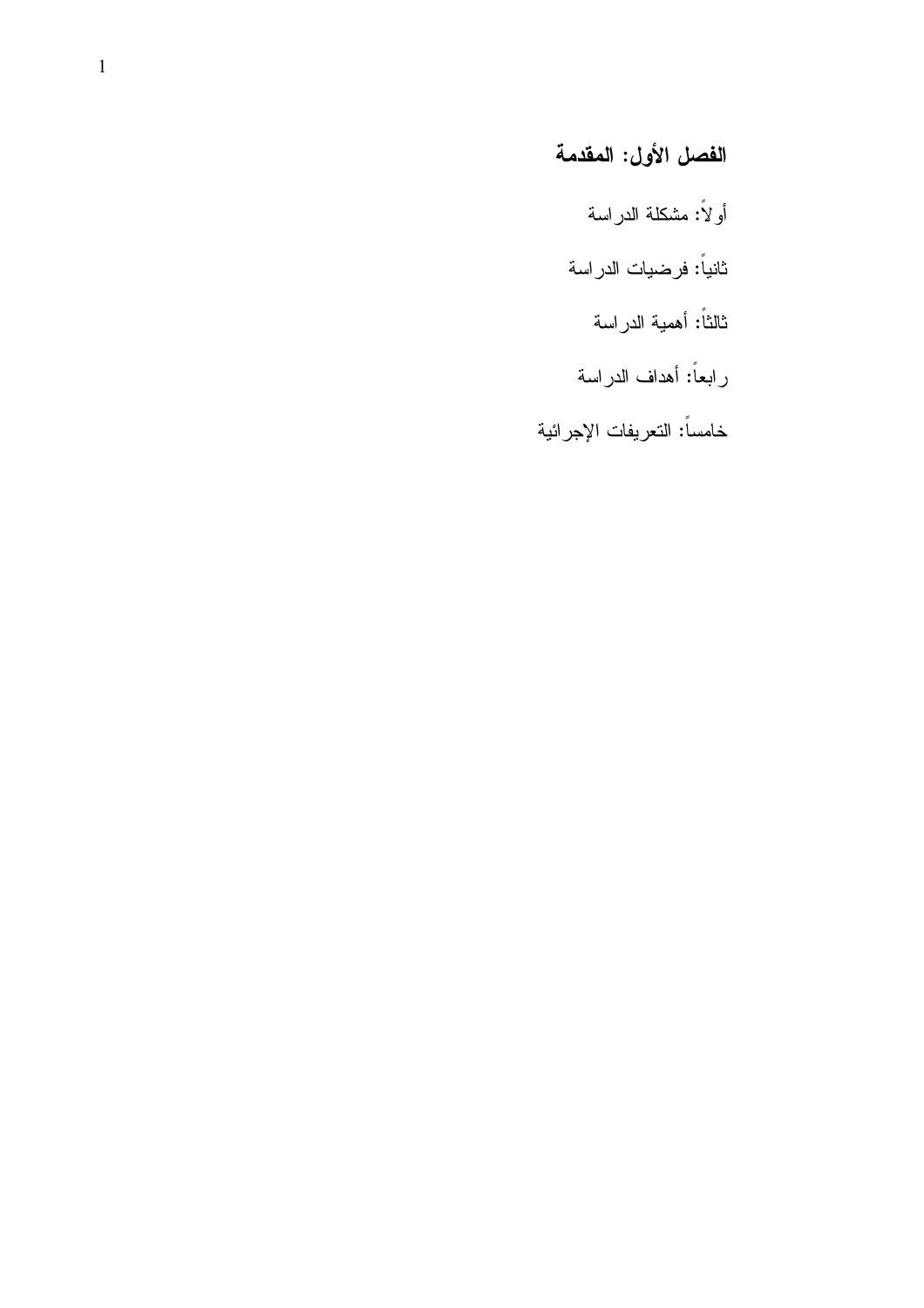## الفصل الأول: المقدمة

أولاً: مشكلة الدراسة

ثانياً: فرضيات الدراسة

ثالثاً: أهمية الدراسة

رابعاً: أهداف الدراسة

خامساً: التعريفات الإجرائية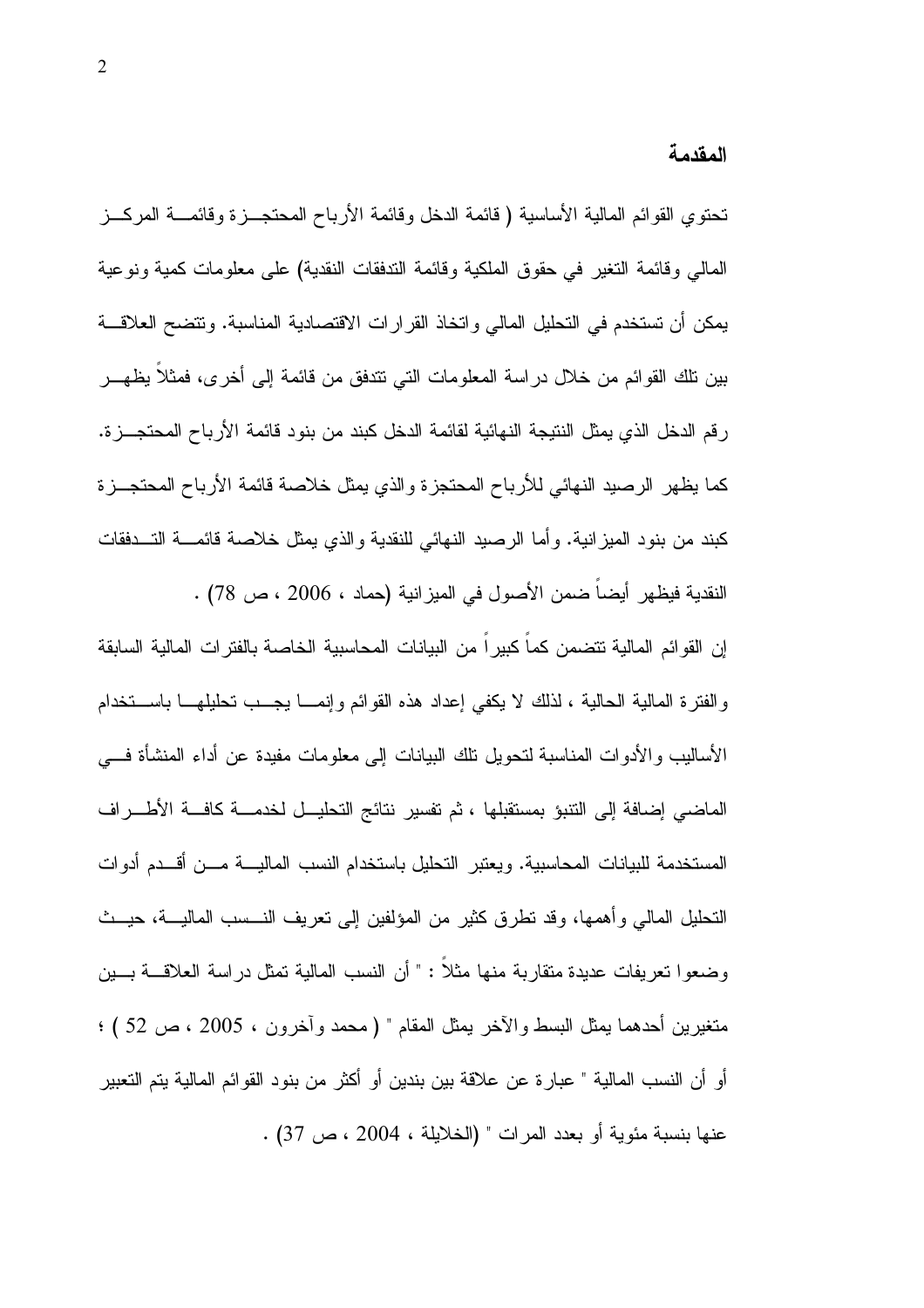## المقدمة

تحتوي القوائم المالية الأساسية ( قائمة الدخل وقائمة الأرباح المحتجزة وقائمة المركز المالي وقائمة التغير في حقوق الملكية وقائمة التدفقات النقدية) على معلومات كمية ونوعية يمكن أن تستخدم في التحليل المالي واتخاذ القرارات الاقتصادية المناسبة. وتتضح العلاقة بين تلك القوائم من خلال دراسة المعلومات التي تتدفق من قائمة إلى أخرى، فمثلاً يظهر رقم الدخل الذي يمثل النتيجة النهائية لقائمة الدخل كبند من بنود قائمة الأرباح المحتجزة. كما يظهر الرصيد النهائي للأرباح المحتجزة والذي يمثل خلاصة قائمة الأرباح المحتجزة كبند من بنود الميزانية. وأما الرصيد النهائي للنقدية والذي يمثل خلاصة قائمة التدفقات النقدية فيظهر أيضاً ضمن الأصول في الميزانية (حماد ، 2006 ، ص 78) .

إن القوائم المالية تتضمن كماً كبيراً من البيانات المحاسبية الخاصة بالفترات المالية السابقة والفترة المالية الحالية ، لذلك لا يكفي إعداد هذه القوائم وإنما يجب تحليلها باستخدام الأساليب والأدوات المناسبة لتحويل تلك البيانات إلى معلومات مفيدة عن أداء المنشأة في الماضي إضافة إلى التنبؤ بمستقبلها ، ثم تفسير نتائج التحليل لخدمة كافة الأطراف المستخدمة للبيانات المحاسبية. ويعتبر التحليل باستخدام النسب المالية من أقدم أدوات التحليل المالي وأهمها، وقد تطرق كثير من المؤلفين إلى تعريف النسب المالية، حيث وضعوا تعريفات عديدة متقاربة منها مثلاً : " أن النسب المالية تمثل دراسة العلاقة بين متغيرين أحدهما يمثل البسط والآخر يمثل المقام " ( محمد وآخرون ، 2005 ، ص 52 ) ؛ أو أن النسب المالية " عبارة عن علاقة بين بندين أو أكثر من بنود القوائم المالية يتم التعبير عنها بنسبة مئوية أو بعدد المرات " (الخلايلة ، 2004 ، ص 37) .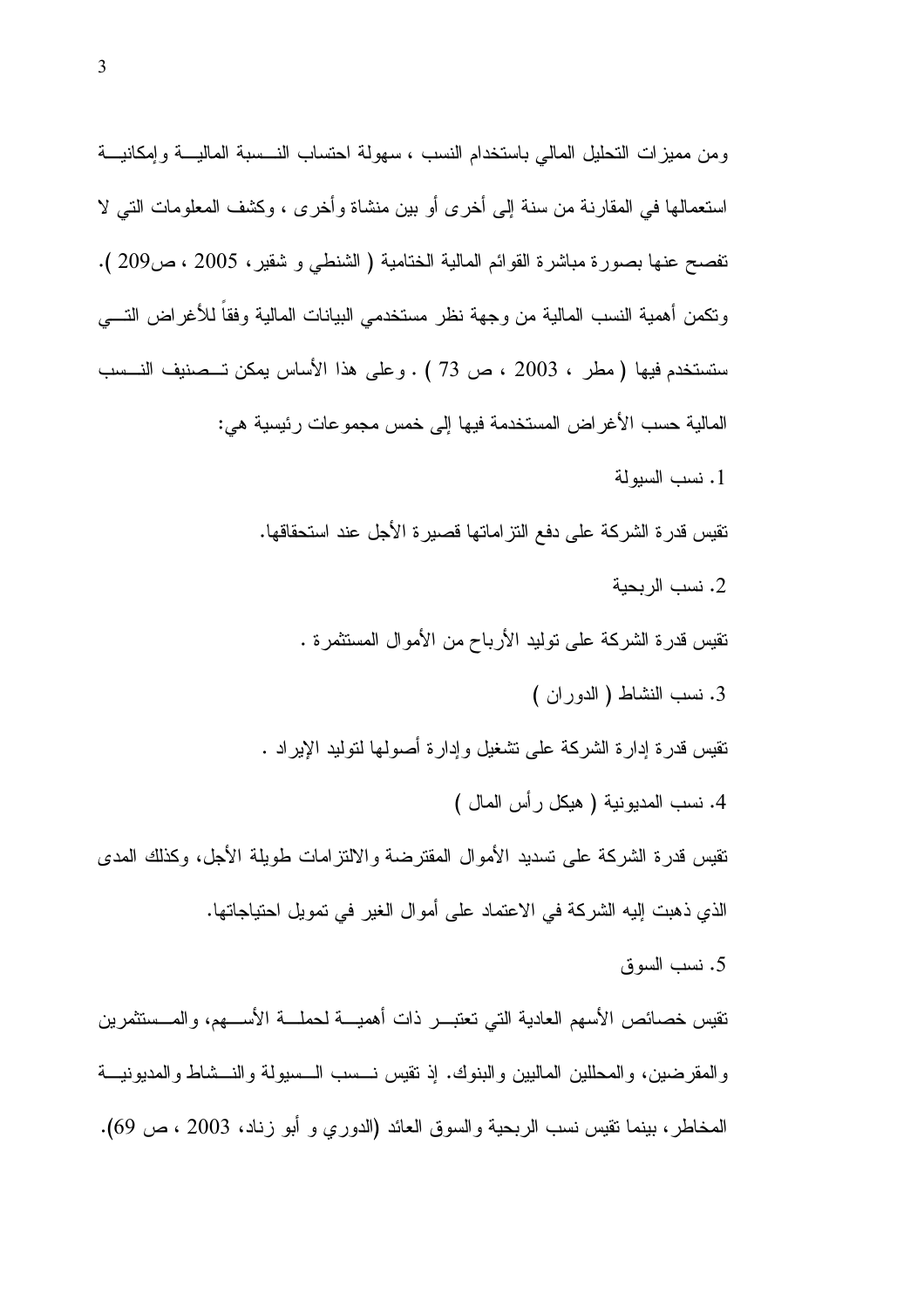ومن مميزات التحليل المالي باستخدام النسب ، سهولة احتساب النسبة المالية وإمكانية استعمالها في المقارنة من سنة إلى أخرى أو بين منشاة وأخرى ، وكشف المعلومات التي لا تفصح عنها بصورة مباشرة القوائم المالية الختامية ( الشنطي و شقير، 2005 ، ص209 ). وتكمن أهمية النسب المالية من وجهة نظر مستخدمي البيانات المالية وفقاً للأغراض التي ستستخدم فيها ( مطر ، 2003 ، ص 73 ) . وعلى هذا الأساس يمكن تصنيف النسب المالية حسب الأغراض المستخدمة فيها إلى خمس مجموعات رئيسية هي:

1. نسب السيولة

تقيس قدرة الشركة على دفع التزاماتها قصيرة الأجل عند استحقاقها.

2. نسب الربحية

تقيس قدرة الشركة على توليد الأرباح من الأموال المستثمرة .

3. نسب النشاط ( الدوران )

تقيس قدرة إدارة الشركة على تشغيل وإدارة أصولها لتوليد الإيراد .

4. نسب المديونية ( هيكل رأس المال )

تقيس قدرة الشركة على تسديد الأموال المقترضة والالتزامات طويلة الأجل، وكذلك المدى الذي ذهبت إليه الشركة في الاعتماد على أموال الغير في تمويل احتياجاتها.

5. نسب السوق

تقيس خصائص الأسهم العادية التي تعتبر ذات أهمية لحملة الأسهم، والمستثمرين والمقرضين، والمحللين الماليين والبنوك. إذ تقيس نسب السيولة والنشاط والمديونية المخاطر، بينما تقيس نسب الربحية والسوق العائد (الدوري و أبو زناد، 2003 ، ص 69).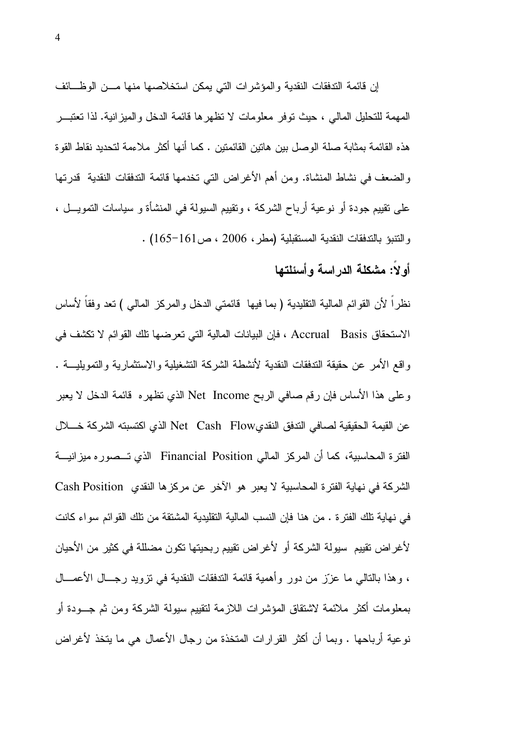إن قائمة التدفقات النقدية والمؤشرات التي يمكن استخلاصها منها من الوظائف المهمة للتحليل المالي ، حيث توفر معلومات لا تظهرها قائمة الدخل والميزانية. لذا تعتبر هذه القائمة بمثابة صلة الوصل بين هاتين القائمتين . كما أنها أكثر ملاءمة لتحديد نقاط القوة والضعف في نشاط المنشاة. ومن أهم الأغراض التي تخدمها قائمة التدفقات النقدية قدرتها على تقييم جودة أو نوعية أرباح الشركة ، وتقييم السيولة في المنشأة و سياسات التمويل ، والتنبؤ بالتدفقات النقدية المستقبلية (مطر، 2006 ، ص161-165) .

## أولاً: مشكلة الدراسة وأسئلتها

نظراً لأن القوائم المالية التقليدية ( بما فيها قائمتي الدخل والمركز المالي ) تعد وفقاً لأساس الاستحقاق Accrual Basis ، فإن البيانات المالية التي تعرضها تلك القوائم لا تكشف في واقع الأمر عن حقيقة التدفقات النقدية لأنشطة الشركة التشغيلية والاستثمارية والتمويلية . وعلى هذا الأساس فإن رقم صافي الربح Net Income الذي تظهره قائمة الدخل لا يعبر عن القيمة الحقيقية لصافي التدفق النقدي Net Cash Flow الذي اكتسبته الشركة خلال الفترة المحاسبية، كما أن المركز المالي Financial Position الذي تصوره ميزانية الشركة في نهاية الفترة المحاسبية لا يعبر هو الآخر عن مركزها النقدي Cash Position في نهاية تلك الفترة . من هنا فإن النسب المالية التقليدية المشتقة من تلك القوائم سواء كانت لأغراض تقييم سيولة الشركة أو لأغراض تقييم ربحيتها تكون مضللة في كثير من الأحيان ، وهذا بالتالي ما عزّز من دور وأهمية قائمة التدفقات النقدية في تزويد رجال الأعمال بمعلومات أكثر ملائمة لاشتقاق المؤشرات اللازمة لتقييم سيولة الشركة ومن ثم جودة أو نوعية أرباحها . وبما أن أكثر القرارات المتخذة من رجال الأعمال هي ما يتخذ لأغراض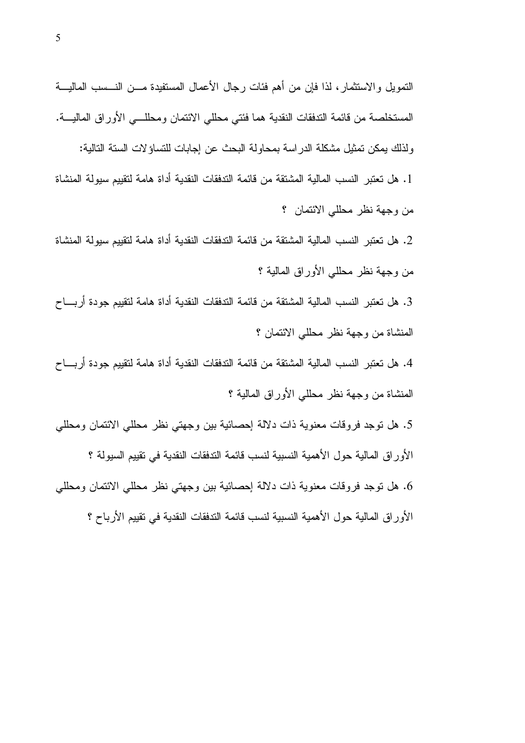التمويل والاستثمار، لذا فإن من أهم فئات رجال الأعمال المستفيدة من النسب المالية المستخلصة من قائمة التدفقات النقدية هما فئتي محللي الائتمان ومحللي الأوراق المالية.

ولذلك يمكن تمثيل مشكلة الدراسة بمحاولة البحث عن إجابات للتساؤلات الستة التالية:

1. هل تعتبر النسب المالية المشتقة من قائمة التدفقات النقدية أداة هامة لتقييم سيولة المنشاة من وجهة نظر محللي الائتمان ؟
2. هل تعتبر النسب المالية المشتقة من قائمة التدفقات النقدية أداة هامة لتقييم سيولة المنشاة من وجهة نظر محللي الأوراق المالية ؟
3. هل تعتبر النسب المالية المشتقة من قائمة التدفقات النقدية أداة هامة لتقييم جودة أرباح المنشاة من وجهة نظر محللي الائتمان ؟
4. هل تعتبر النسب المالية المشتقة من قائمة التدفقات النقدية أداة هامة لتقييم جودة أرباح المنشاة من وجهة نظر محللي الأوراق المالية ؟
5. هل توجد فروقات معنوية ذات دلالة إحصائية بين وجهتي نظر محللي الائتمان ومحللي الأوراق المالية حول الأهمية النسبية لنسب قائمة التدفقات النقدية في تقييم السيولة ؟
6. هل توجد فروقات معنوية ذات دلالة إحصائية بين وجهتي نظر محللي الائتمان ومحللي الأوراق المالية حول الأهمية النسبية لنسب قائمة التدفقات النقدية في تقييم الأرباح ؟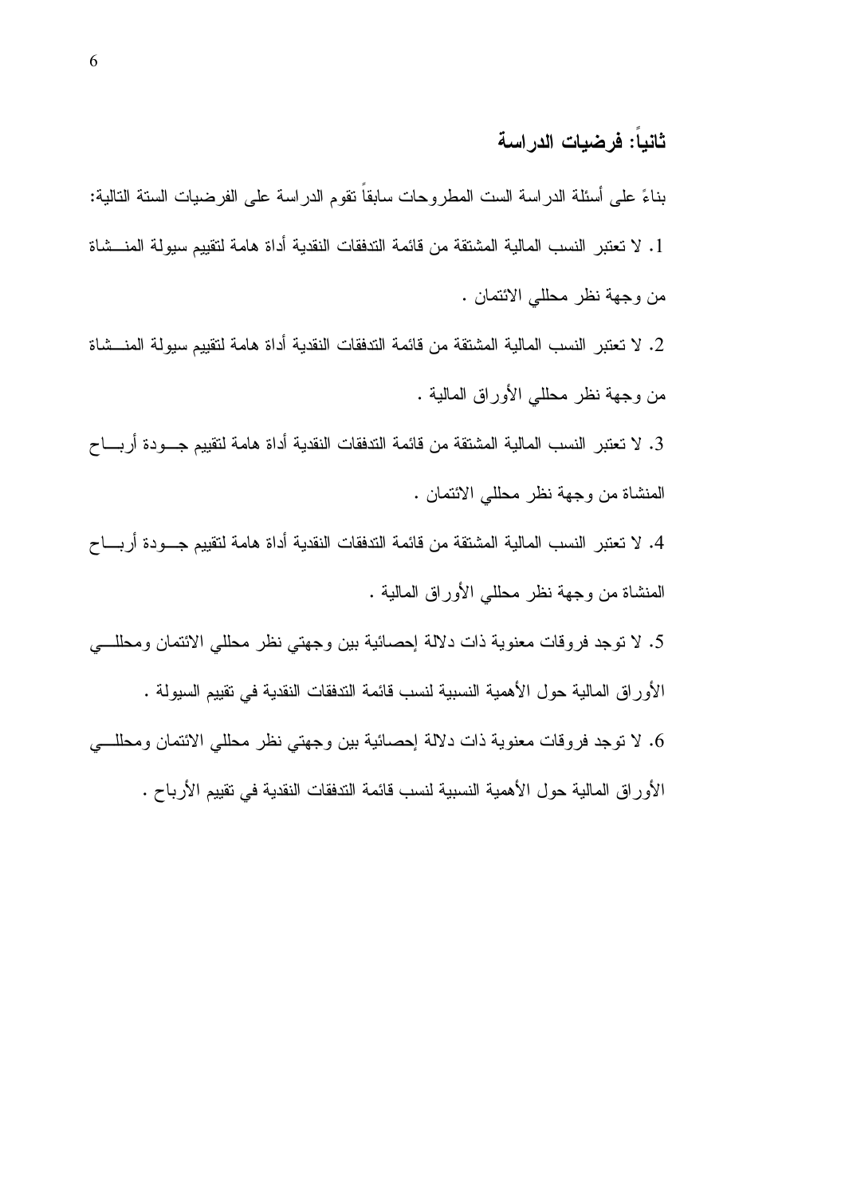## ثانياً: فرضيات الدراسة

بناءً على أسئلة الدراسة الست المطروحات سابقاً تقوم الدراسة على الفرضيات الستة التالية:

1. لا تعتبر النسب المالية المشتقة من قائمة التدفقات النقدية أداة هامة لتقييم سيولة المنشاة من وجهة نظر محللي الائتمان .
2. لا تعتبر النسب المالية المشتقة من قائمة التدفقات النقدية أداة هامة لتقييم سيولة المنشاة من وجهة نظر محللي الأوراق المالية .
3. لا تعتبر النسب المالية المشتقة من قائمة التدفقات النقدية أداة هامة لتقييم جودة أرباح المنشاة من وجهة نظر محللي الائتمان .
4. لا تعتبر النسب المالية المشتقة من قائمة التدفقات النقدية أداة هامة لتقييم جودة أرباح المنشاة من وجهة نظر محللي الأوراق المالية .
5. لا توجد فروقات معنوية ذات دلالة إحصائية بين وجهتي نظر محللي الائتمان ومحللي الأوراق المالية حول الأهمية النسبية لنسب قائمة التدفقات النقدية في تقييم السيولة .
6. لا توجد فروقات معنوية ذات دلالة إحصائية بين وجهتي نظر محللي الائتمان ومحللي الأوراق المالية حول الأهمية النسبية لنسب قائمة التدفقات النقدية في تقييم الأرباح .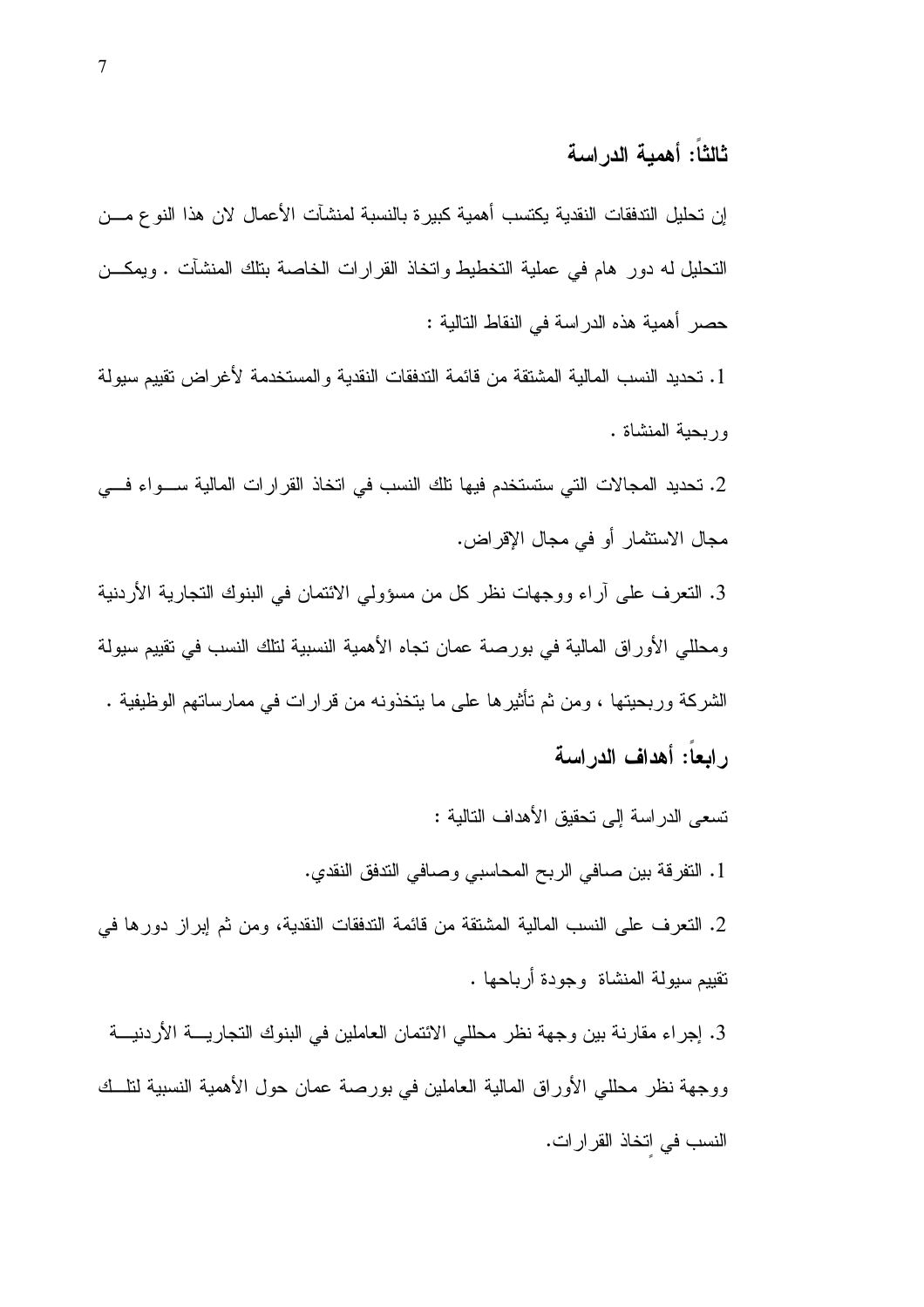## ثالثاً: أهمية الدراسة

إن تحليل التدفقات النقدية يكتسب أهمية كبيرة بالنسبة لمنشآت الأعمال لان هذا النوع من التحليل له دور هام في عملية التخطيط واتخاذ القرارات الخاصة بتلك المنشآت . ويمكن حصر أهمية هذه الدراسة في النقاط التالية :

1. تحديد النسب المالية المشتقة من قائمة التدفقات النقدية والمستخدمة لأغراض تقييم سيولة وربحية المنشاة .

2. تحديد المجالات التي ستستخدم فيها تلك النسب في اتخاذ القرارات المالية سواء في مجال الاستثمار أو في مجال الإقراض.

3. التعرف على آراء ووجهات نظر كل من مسؤولي الائتمان في البنوك التجارية الأردنية ومحللي الأوراق المالية في بورصة عمان تجاه الأهمية النسبية لتلك النسب في تقييم سيولة الشركة وربحيتها ، ومن ثم تأثيرها على ما يتخذونه من قرارات في ممارساتهم الوظيفية .

## رابعاً: أهداف الدراسة

تسعى الدراسة إلى تحقيق الأهداف التالية :

1. التفرقة بين صافي الربح المحاسبي وصافي التدفق النقدي.

2. التعرف على النسب المالية المشتقة من قائمة التدفقات النقدية، ومن ثم إبراز دورها في تقييم سيولة المنشاة وجودة أرباحها .

3. إجراء مقارنة بين وجهة نظر محللي الائتمان العاملين في البنوك التجارية الأردنية ووجهة نظر محللي الأوراق المالية العاملين في بورصة عمان حول الأهمية النسبية لتلك النسب في اتخاذ القرارات.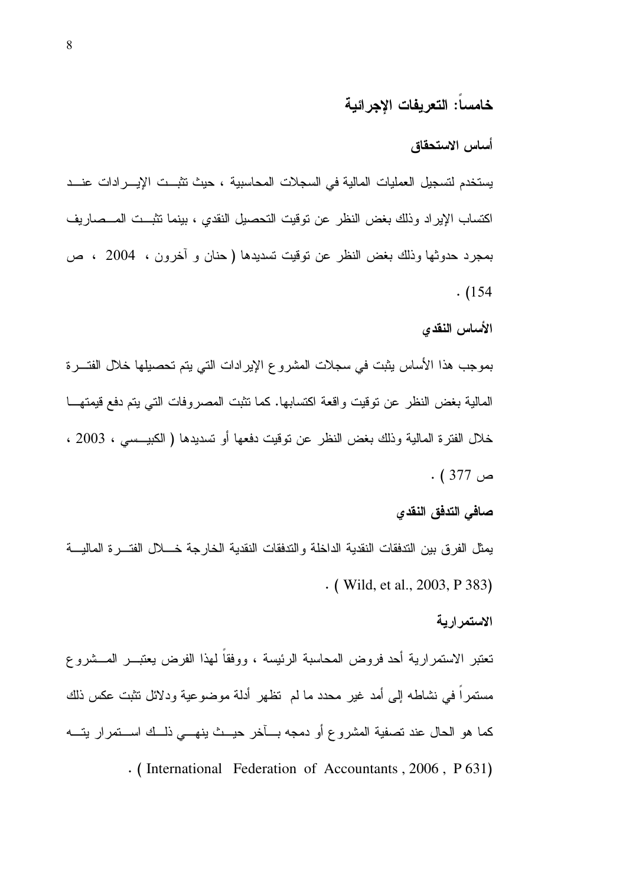## خامساً: التعريفات الإجرائية

### أساس الاستحقاق

يستخدم لتسجيل العمليات المالية في السجلات المحاسبية ، حيث تثبت الإيرادات عند اكتساب الإيراد وذلك بغض النظر عن توقيت التحصيل النقدي ، بينما تثبت المصاريف بمجرد حدوثها وذلك بغض النظر عن توقيت تسديدها ( حنان و آخرون ، 2004 ، ص 154) .

### الأساس النقدي

بموجب هذا الأساس يثبت في سجلات المشروع الإيرادات التي يتم تحصيلها خلال الفترة المالية بغض النظر عن توقيت واقعة اكتسابها. كما تثبت المصروفات التي يتم دفع قيمتها خلال الفترة المالية وذلك بغض النظر عن توقيت دفعها أو تسديدها ( الكبيسي ، 2003 ، ص 377 ) .

### صافي التدفق النقدي

يمثل الفرق بين التدفقات النقدية الداخلة والتدفقات النقدية الخارجة خلال الفترة المالية ( Wild, et al., 2003, P 383) .

### الاستمرارية

تعتبر الاستمرارية أحد فروض المحاسبة الرئيسة ، ووفقاً لهذا الفرض يعتبر المشروع مستمراً في نشاطه إلى أمد غير محدد ما لم تظهر أدلة موضوعية ودلائل تثبت عكس ذلك كما هو الحال عند تصفية المشروع أو دمجه بآخر حيث ينهي ذلك استمرار يته ( International Federation of Accountants , 2006 , P 631) .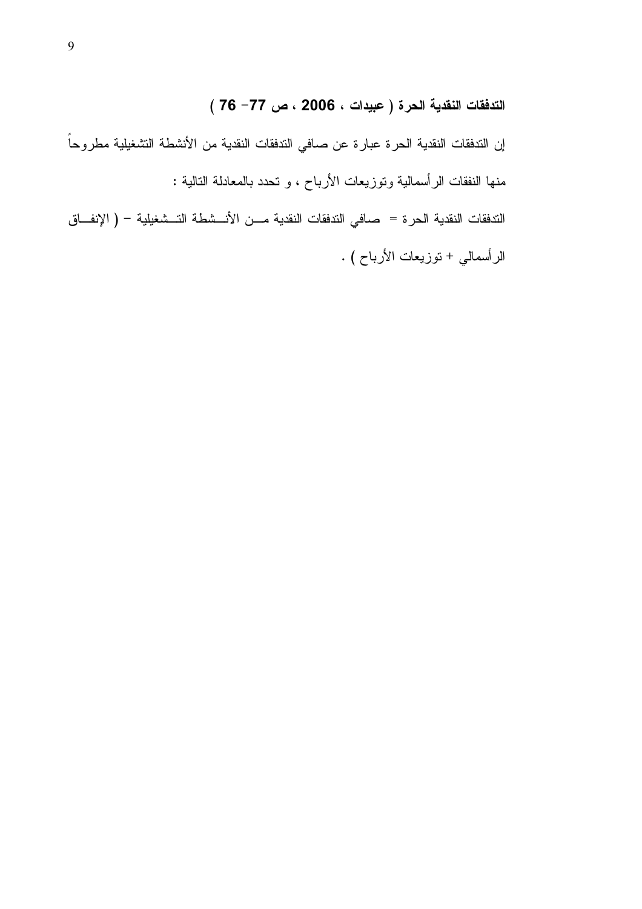**التدفقات النقدية الحرة ( عبيدات ، 2006 ، ص 77- 76 )**

إن التدفقات النقدية الحرة عبارة عن صافي التدفقات النقدية من الأنشطة التشغيلية مطروحاً منها النفقات الرأسمالية وتوزيعات الأرباح ، و تحدد بالمعادلة التالية :

التدفقات النقدية الحرة = صافي التدفقات النقدية من الأنشطة التشغيلية - ( الإنفاق الرأسمالي + توزيعات الأرباح ) .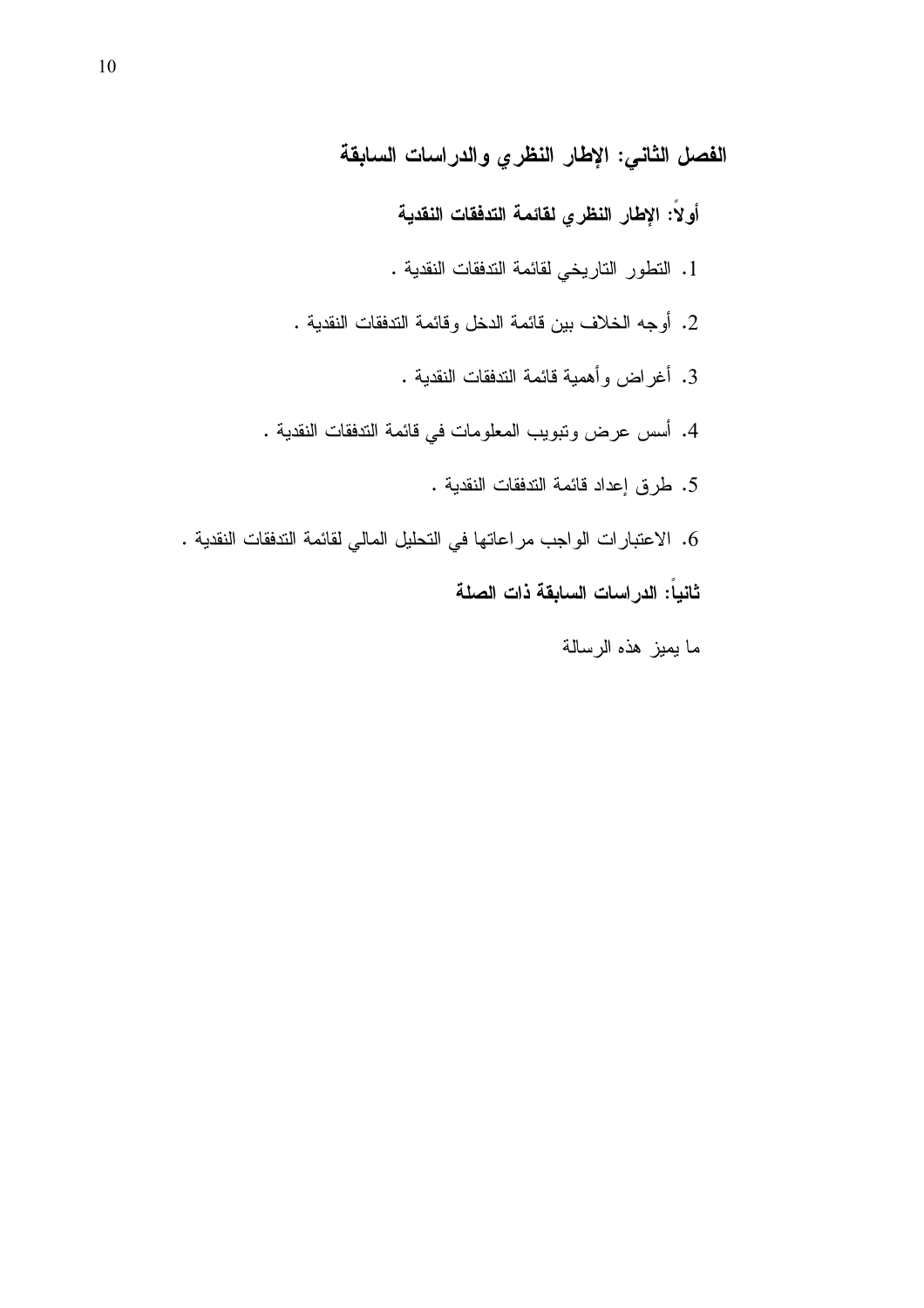## الفصل الثاني: الإطار النظري والدراسات السابقة

### أولاً: الإطار النظري لقائمة التدفقات النقدية

1. التطور التاريخي لقائمة التدفقات النقدية .
2. أوجه الخلاف بين قائمة الدخل وقائمة التدفقات النقدية .
3. أغراض وأهمية قائمة التدفقات النقدية .
4. أسس عرض وتبويب المعلومات في قائمة التدفقات النقدية .
5. طرق إعداد قائمة التدفقات النقدية .
6. الاعتبارات الواجب مراعاتها في التحليل المالي لقائمة التدفقات النقدية .

### ثانياً: الدراسات السابقة ذات الصلة

ما يميز هذه الرسالة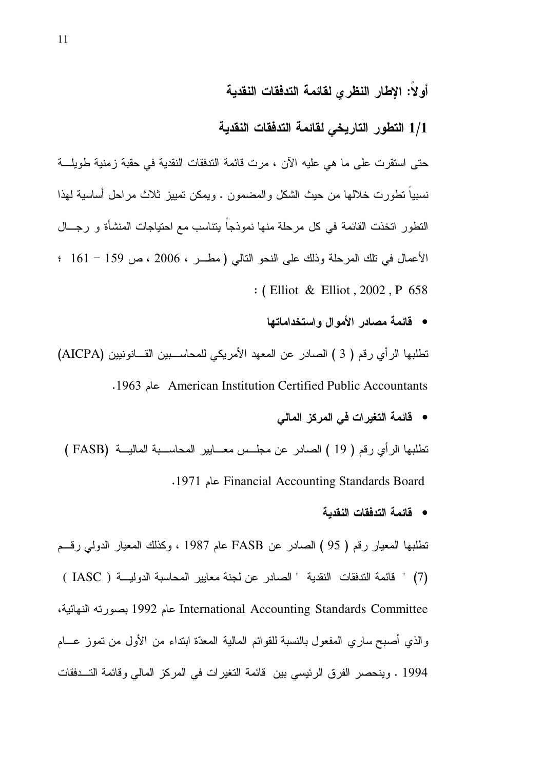## أولاً: الإطار النظري لقائمة التدفقات النقدية

### 1/1 التطور التاريخي لقائمة التدفقات النقدية

حتى استقرت على ما هي عليه الآن ، مرت قائمة التدفقات النقدية في حقبة زمنية طويلة نسبياً تطورت خلالها من حيث الشكل والمضمون . ويمكن تمييز ثلاث مراحل أساسية لهذا التطور اتخذت القائمة في كل مرحلة منها نموذجاً يتناسب مع احتياجات المنشأة و رجال الأعمال في تلك المرحلة وذلك على النحو التالي ( مطر ، 2006 ، ص 159 – 161 ؛ ( Elliot & Elliot , 2002 , P 658 :

- **قائمة مصادر الأموال واستخداماتها**

تطلبها الرأي رقم ( 3 ) الصادر عن المعهد الأمريكي للمحاسبين القانونيين (AICPA) American Institution Certified Public Accountants عام 1963.

- **قائمة التغيرات في المركز المالي**

تطلبها الرأي رقم ( 19 ) الصادر عن مجلس معايير المحاسبة المالية (FASB ) Financial Accounting Standards Board عام 1971.

- **قائمة التدفقات النقدية**

تطلبها المعيار رقم ( 95 ) الصادر عن FASB عام 1987 ، وكذلك المعيار الدولي رقم (7) " قائمة التدفقات النقدية " الصادر عن لجنة معايير المحاسبة الدولية ( IASC ) International Accounting Standards Committee عام 1992 بصورته النهائية، والذي أصبح ساري المفعول بالنسبة للقوائم المالية المعدّة ابتداء من الأول من تموز عام 1994 . وينحصر الفرق الرئيسي بين قائمة التغيرات في المركز المالي وقائمة التدفقات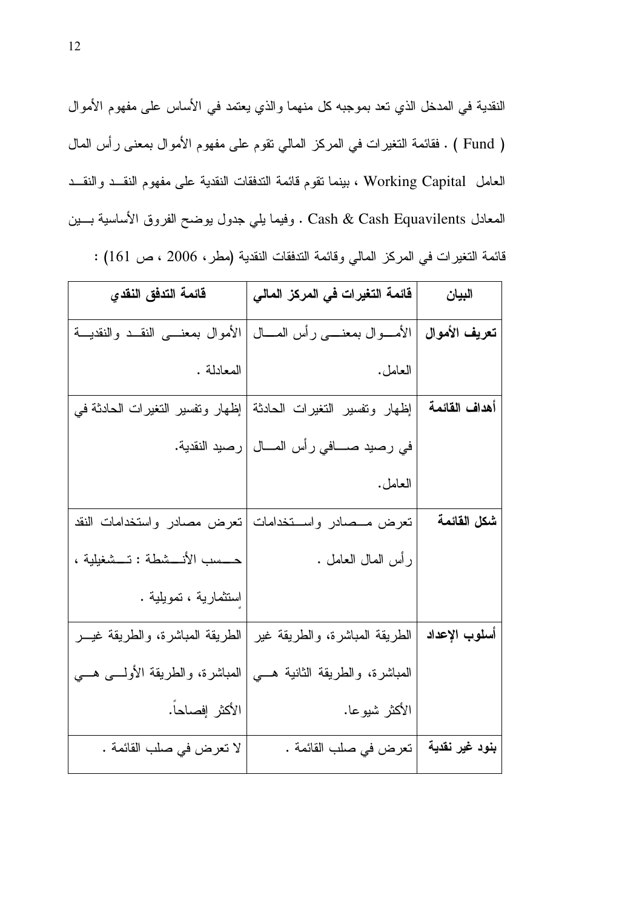النقدية في المدخل الذي تعد بموجبه كل منهما والذي يعتمد في الأساس على مفهوم الأموال ( Fund ) . فقائمة التغيرات في المركز المالي تقوم على مفهوم الأموال بمعنى رأس المال العامل Working Capital ، بينما تقوم قائمة التدفقات النقدية على مفهوم النقد والنقد المعادل Cash & Cash Equavilents . وفيما يلي جدول يوضح الفروق الأساسية بين قائمة التغيرات في المركز المالي وقائمة التدفقات النقدية (مطر، 2006 ، ص 161) :

| البيان | قائمة التغيرات في المركز المالي | قائمة التدفق النقدي |
|---|---|---|
| **تعريف الأموال** | الأموال بمعنى رأس المال العامل. | الأموال بمعنى النقد والنقدية المعادلة . |
| **أهداف القائمة** | إظهار وتفسير التغيرات الحادثة في رصيد صافي رأس المال العامل. | إظهار وتفسير التغيرات الحادثة في رصيد النقدية. |
| **شكل القائمة** | تعرض مصادر واستخدامات رأس المال العامل . | تعرض مصادر واستخدامات النقد حسب الأنشطة : تشغيلية ، استثمارية ، تمويلية . |
| **أسلوب الإعداد** | الطريقة المباشرة، والطريقة غير المباشرة، والطريقة الثانية هي الأكثر شيوعا. | الطريقة المباشرة، والطريقة غير المباشرة، والطريقة الأولى هي الأكثر إفصاحاً. |
| **بنود غير نقدية** | تعرض في صلب القائمة . | لا تعرض في صلب القائمة . |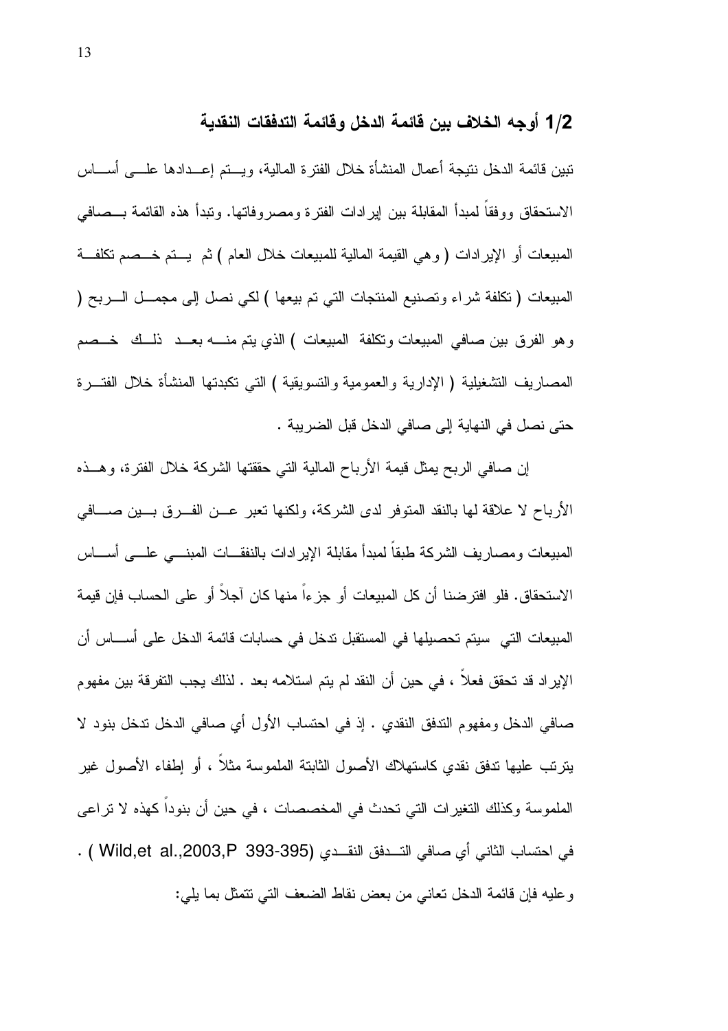### 1/2 أوجه الخلاف بين قائمة الدخل وقائمة التدفقات النقدية

تبين قائمة الدخل نتيجة أعمال المنشأة خلال الفترة المالية، ويتم إعدادها على أساس الاستحقاق ووفقاً لمبدأ المقابلة بين إيرادات الفترة ومصروفاتها. وتبدأ هذه القائمة بصافي المبيعات أو الإيرادات ( وهي القيمة المالية للمبيعات خلال العام ) ثم يتم خصم تكلفة المبيعات ( تكلفة شراء وتصنيع المنتجات التي تم بيعها ) لكي نصل إلى مجمل الربح ( وهو الفرق بين صافي المبيعات وتكلفة المبيعات ) الذي يتم منه بعد ذلك خصم المصاريف التشغيلية ( الإدارية والعمومية والتسويقية ) التي تكبدتها المنشأة خلال الفترة حتى نصل في النهاية إلى صافي الدخل قبل الضريبة .

إن صافي الربح يمثل قيمة الأرباح المالية التي حققتها الشركة خلال الفترة، وهذه الأرباح لا علاقة لها بالنقد المتوفر لدى الشركة، ولكنها تعبر عن الفرق بين صافي المبيعات ومصاريف الشركة طبقاً لمبدأ مقابلة الإيرادات بالنفقات المبني على أساس الاستحقاق. فلو افترضنا أن كل المبيعات أو جزءاً منها كان آجلاً أو على الحساب فإن قيمة المبيعات التي سيتم تحصيلها في المستقبل تدخل في حسابات قائمة الدخل على أساس أن الإيراد قد تحقق فعلاً ، في حين أن النقد لم يتم استلامه بعد . لذلك يجب التفرقة بين مفهوم صافي الدخل ومفهوم التدفق النقدي . إذ في احتساب الأول أي صافي الدخل تدخل بنود لا يترتب عليها تدفق نقدي كاستهلاك الأصول الثابتة الملموسة مثلاً ، أو إطفاء الأصول غير الملموسة وكذلك التغيرات التي تحدث في المخصصات ، في حين أن بنوداً كهذه لا تراعى في احتساب الثاني أي صافي التدفق النقدي (Wild,et al.,2003,P 393-395) .

وعليه فإن قائمة الدخل تعاني من بعض نقاط الضعف التي تتمثل بما يلي: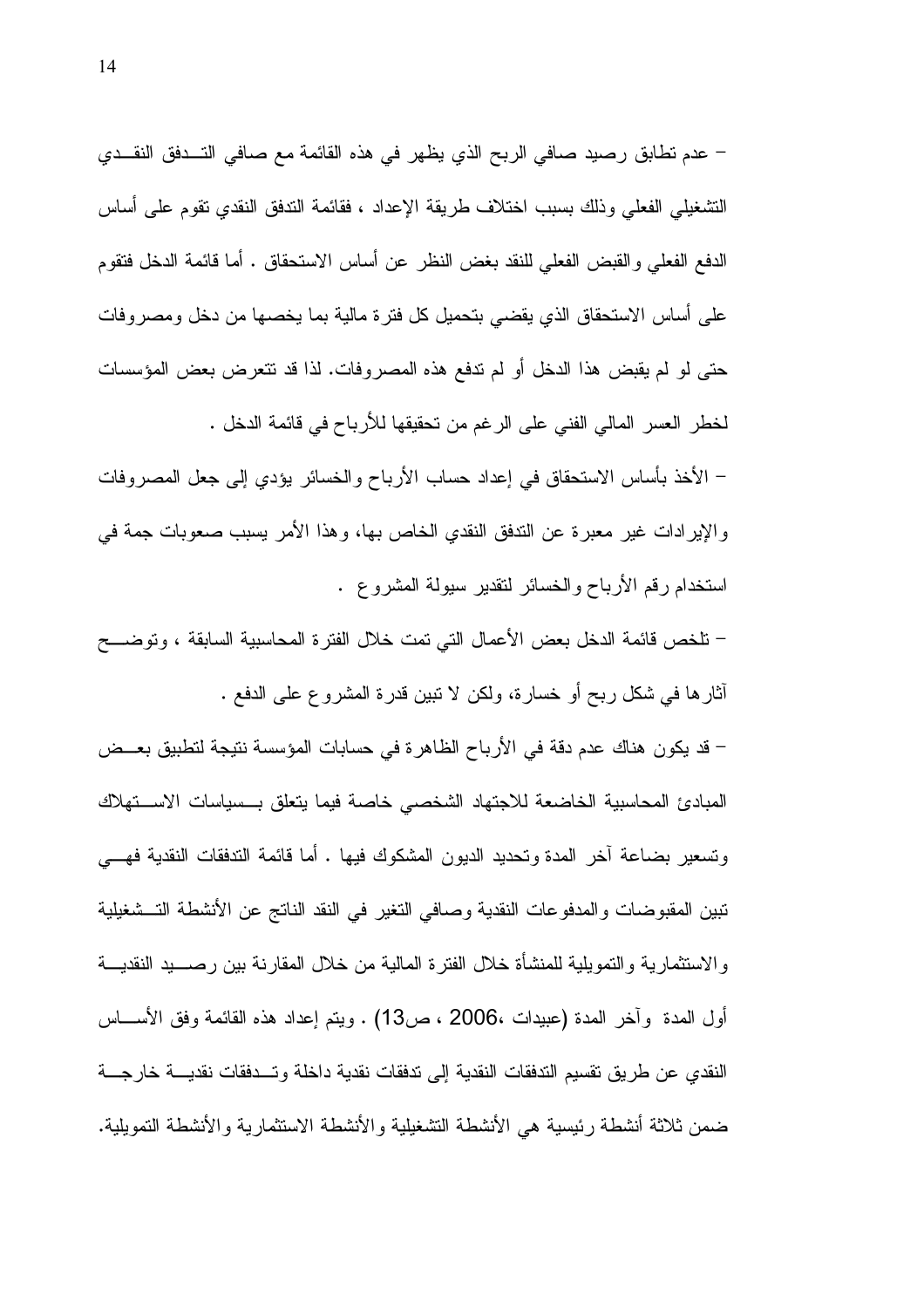– عدم تطابق رصيد صافي الربح الذي يظهر في هذه القائمة مع صافي التدفق النقدي التشغيلي الفعلي وذلك بسبب اختلاف طريقة الإعداد ، فقائمة التدفق النقدي تقوم على أساس الدفع الفعلي والقبض الفعلي للنقد بغض النظر عن أساس الاستحقاق . أما قائمة الدخل فتقوم على أساس الاستحقاق الذي يقضي بتحميل كل فترة مالية بما يخصها من دخل ومصروفات حتى لو لم يقبض هذا الدخل أو لم تدفع هذه المصروفات. لذا قد تتعرض بعض المؤسسات لخطر العسر المالي الفني على الرغم من تحقيقها للأرباح في قائمة الدخل .

– الأخذ بأساس الاستحقاق في إعداد حساب الأرباح والخسائر يؤدي إلى جعل المصروفات والإيرادات غير معبرة عن التدفق النقدي الخاص بها، وهذا الأمر يسبب صعوبات جمة في استخدام رقم الأرباح والخسائر لتقدير سيولة المشروع .

– تلخص قائمة الدخل بعض الأعمال التي تمت خلال الفترة المحاسبية السابقة ، وتوضح آثارها في شكل ربح أو خسارة، ولكن لا تبين قدرة المشروع على الدفع .

– قد يكون هناك عدم دقة في الأرباح الظاهرة في حسابات المؤسسة نتيجة لتطبيق بعض المبادئ المحاسبية الخاضعة للاجتهاد الشخصي خاصة فيما يتعلق بسياسات الاستهلاك وتسعير بضاعة آخر المدة وتحديد الديون المشكوك فيها . أما قائمة التدفقات النقدية فهي تبين المقبوضات والمدفوعات النقدية وصافي التغير في النقد الناتج عن الأنشطة التشغيلية والاستثمارية والتمويلية للمنشأة خلال الفترة المالية من خلال المقارنة بين رصيد النقدية أول المدة وآخر المدة (عبيدات ،2006 ، ص13) . ويتم إعداد هذه القائمة وفق الأساس النقدي عن طريق تقسيم التدفقات النقدية إلى تدفقات نقدية داخلة وتدفقات نقدية خارجة ضمن ثلاثة أنشطة رئيسية هي الأنشطة التشغيلية والأنشطة الاستثمارية والأنشطة التمويلية.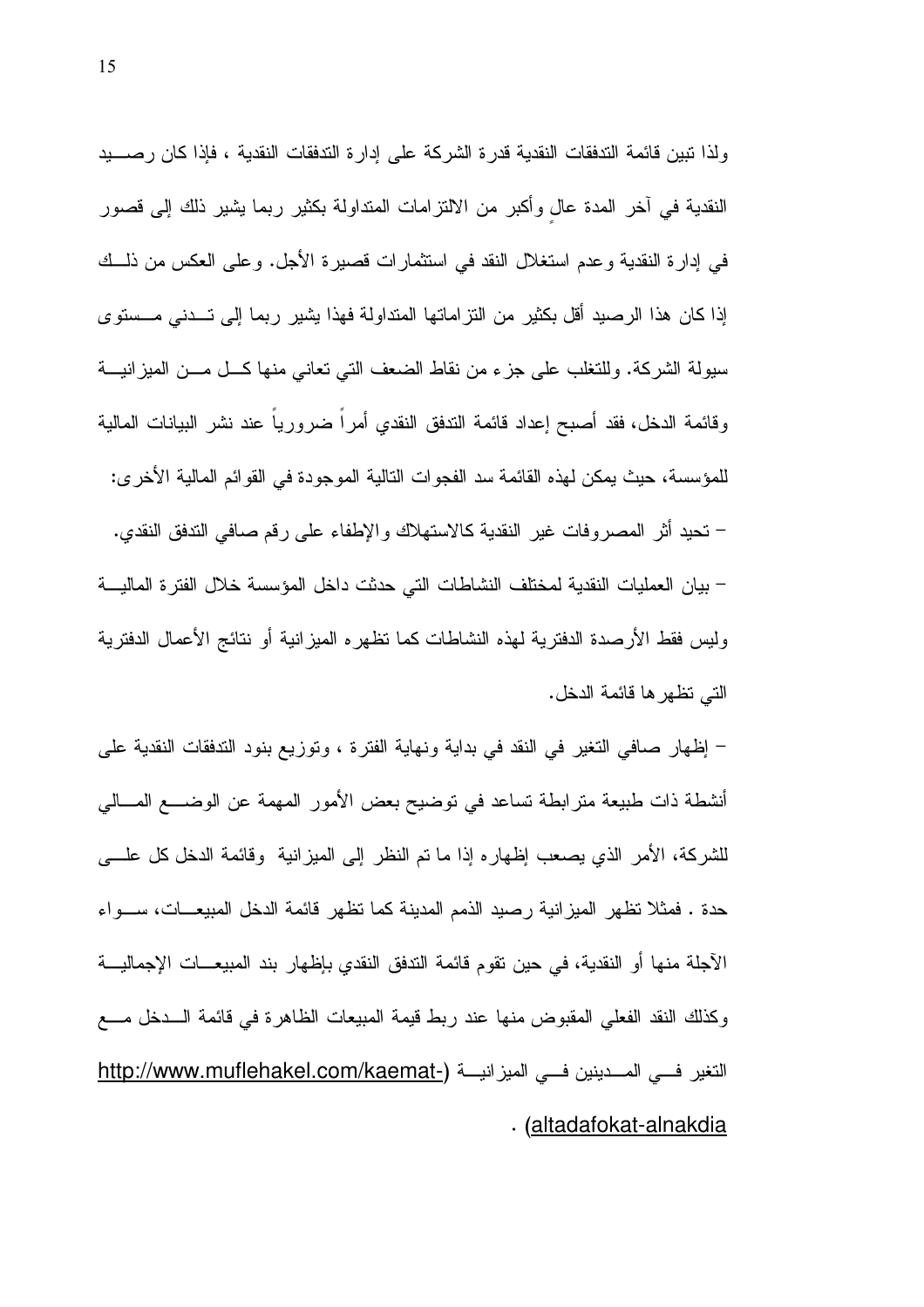ولذا تبين قائمة التدفقات النقدية قدرة الشركة على إدارة التدفقات النقدية ، فإذا كان رصيد النقدية في آخر المدة عالٍ وأكبر من الالتزامات المتداولة بكثير ربما يشير ذلك إلى قصور في إدارة النقدية وعدم استغلال النقد في استثمارات قصيرة الأجل. وعلى العكس من ذلك إذا كان هذا الرصيد أقل بكثير من التزاماتها المتداولة فهذا يشير ربما إلى تدني مستوى سيولة الشركة. وللتغلب على جزء من نقاط الضعف التي تعاني منها كل من الميزانية وقائمة الدخل، فقد أصبح إعداد قائمة التدفق النقدي أمراً ضرورياً عند نشر البيانات المالية للمؤسسة، حيث يمكن لهذه القائمة سد الفجوات التالية الموجودة في القوائم المالية الأخرى:

– تحيد أثر المصروفات غير النقدية كالاستهلاك والإطفاء على رقم صافي التدفق النقدي.

– بيان العمليات النقدية لمختلف النشاطات التي حدثت داخل المؤسسة خلال الفترة المالية وليس فقط الأرصدة الدفترية لهذه النشاطات كما تظهره الميزانية أو نتائج الأعمال الدفترية التي تظهرها قائمة الدخل.

– إظهار صافي التغير في النقد في بداية ونهاية الفترة ، وتوزيع بنود التدفقات النقدية على أنشطة ذات طبيعة مترابطة تساعد في توضيح بعض الأمور المهمة عن الوضع المالي للشركة، الأمر الذي يصعب إظهاره إذا ما تم النظر إلى الميزانية وقائمة الدخل كل على حدة . فمثلا تظهر الميزانية رصيد الذمم المدينة كما تظهر قائمة الدخل المبيعات، سواء الآجلة منها أو النقدية، في حين تقوم قائمة التدفق النقدي بإظهار بند المبيعات الإجمالية وكذلك النقد الفعلي المقبوض منها عند ربط قيمة المبيعات الظاهرة في قائمة الدخل مع التغير في المدينين في الميزانية (http://www.muflehakel.com/kaemat-altadafokat-alnakdia) .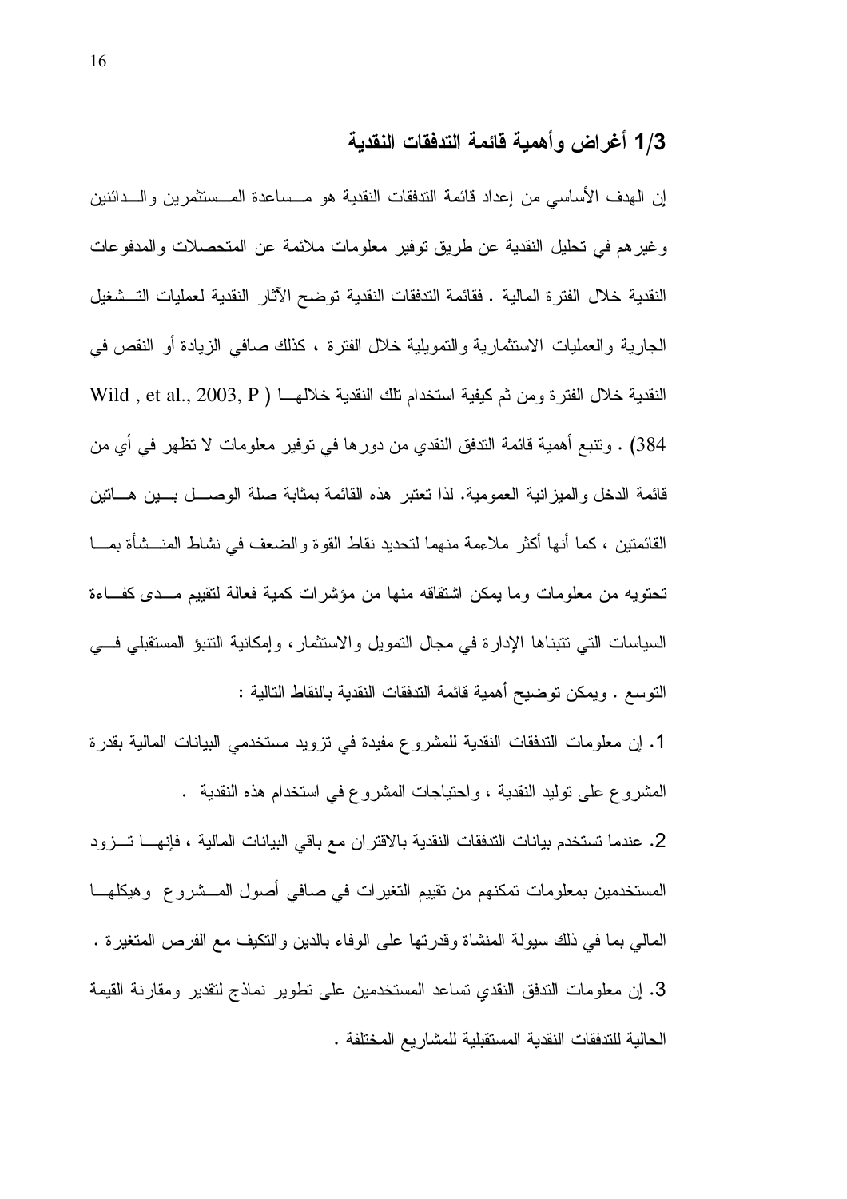## 1/3 أغراض وأهمية قائمة التدفقات النقدية

إن الهدف الأساسي من إعداد قائمة التدفقات النقدية هو مساعدة المستثمرين والدائنين وغيرهم في تحليل النقدية عن طريق توفير معلومات ملائمة عن المتحصلات والمدفوعات النقدية خلال الفترة المالية . فقائمة التدفقات النقدية توضح الآثار النقدية لعمليات التشغيل الجارية والعمليات الاستثمارية والتمويلية خلال الفترة ، كذلك صافي الزيادة أو النقص في النقدية خلال الفترة ومن ثم كيفية استخدام تلك النقدية خلالها ( Wild , et al., 2003, P 384) . وتنبع أهمية قائمة التدفق النقدي من دورها في توفير معلومات لا تظهر في أي من قائمة الدخل والميزانية العمومية. لذا تعتبر هذه القائمة بمثابة صلة الوصل بين هاتين القائمتين ، كما أنها أكثر ملاءمة منهما لتحديد نقاط القوة والضعف في نشاط المنشأة بما تحتويه من معلومات وما يمكن اشتقاقه منها من مؤشرات كمية فعالة لتقييم مدى كفاءة السياسات التي تتبناها الإدارة في مجال التمويل والاستثمار، وإمكانية التنبؤ المستقبلي في التوسع . ويمكن توضيح أهمية قائمة التدفقات النقدية بالنقاط التالية :

1. إن معلومات التدفقات النقدية للمشروع مفيدة في تزويد مستخدمي البيانات المالية بقدرة المشروع على توليد النقدية ، واحتياجات المشروع في استخدام هذه النقدية .

2. عندما تستخدم بيانات التدفقات النقدية بالاقتران مع باقي البيانات المالية ، فإنها تزود المستخدمين بمعلومات تمكنهم من تقييم التغيرات في صافي أصول المشروع وهيكلها المالي بما في ذلك سيولة المنشاة وقدرتها على الوفاء بالدين والتكيف مع الفرص المتغيرة .

3. إن معلومات التدفق النقدي تساعد المستخدمين على تطوير نماذج لتقدير ومقارنة القيمة الحالية للتدفقات النقدية المستقبلية للمشاريع المختلفة .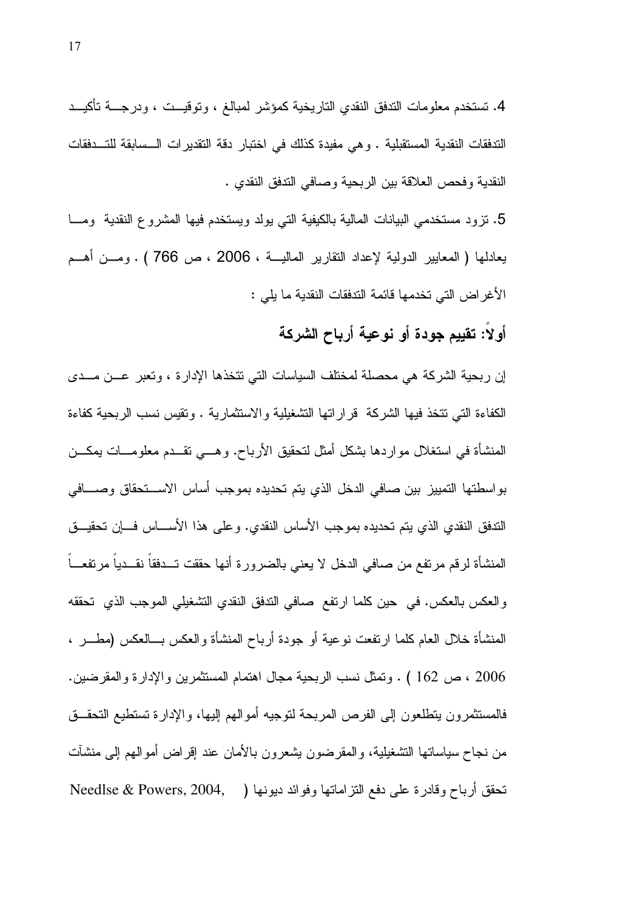4. تستخدم معلومات التدفق النقدي التاريخية كمؤشر لمبالغ ، وتوقيت ، ودرجة تأكيد التدفقات النقدية المستقبلية . وهي مفيدة كذلك في اختبار دقة التقديرات السابقة للتدفقات النقدية وفحص العلاقة بين الربحية وصافي التدفق النقدي .

5. تزود مستخدمي البيانات المالية بالكيفية التي يولد ويستخدم فيها المشروع النقدية وما يعادلها ( المعايير الدولية لإعداد التقارير المالية ، 2006 ، ص 766 ) . ومن أهم الأغراض التي تخدمها قائمة التدفقات النقدية ما يلي :

## أولاً: تقييم جودة أو نوعية أرباح الشركة

إن ربحية الشركة هي محصلة لمختلف السياسات التي تتخذها الإدارة ، وتعبر عن مدى الكفاءة التي تتخذ فيها الشركة قراراتها التشغيلية والاستثمارية . وتقيس نسب الربحية كفاءة المنشأة في استغلال مواردها بشكل أمثل لتحقيق الأرباح. وهي تقدم معلومات يمكن بواسطتها التمييز بين صافي الدخل الذي يتم تحديده بموجب أساس الاستحقاق وصافي التدفق النقدي الذي يتم تحديده بموجب الأساس النقدي. وعلى هذا الأساس فإن تحقيق المنشأة لرقم مرتفع من صافي الدخل لا يعني بالضرورة أنها حققت تدفقاً نقدياً مرتفعاً والعكس بالعكس. في حين كلما ارتفع صافي التدفق النقدي التشغيلي الموجب الذي تحققه المنشأة خلال العام كلما ارتفعت نوعية أو جودة أرباح المنشأة والعكس بالعكس (مطر ، 2006 ، ص 162 ) . وتمثل نسب الربحية مجال اهتمام المستثمرين والإدارة والمقرضين. فالمستثمرون يتطلعون إلى الفرص المربحة لتوجيه أموالهم إليها، والإدارة تستطيع التحقق من نجاح سياساتها التشغيلية، والمقرضون يشعرون بالأمان عند إقراض أموالهم إلى منشآت تحقق أرباح وقادرة على دفع التزاماتها وفوائد ديونها ( Needlse & Powers, 2004,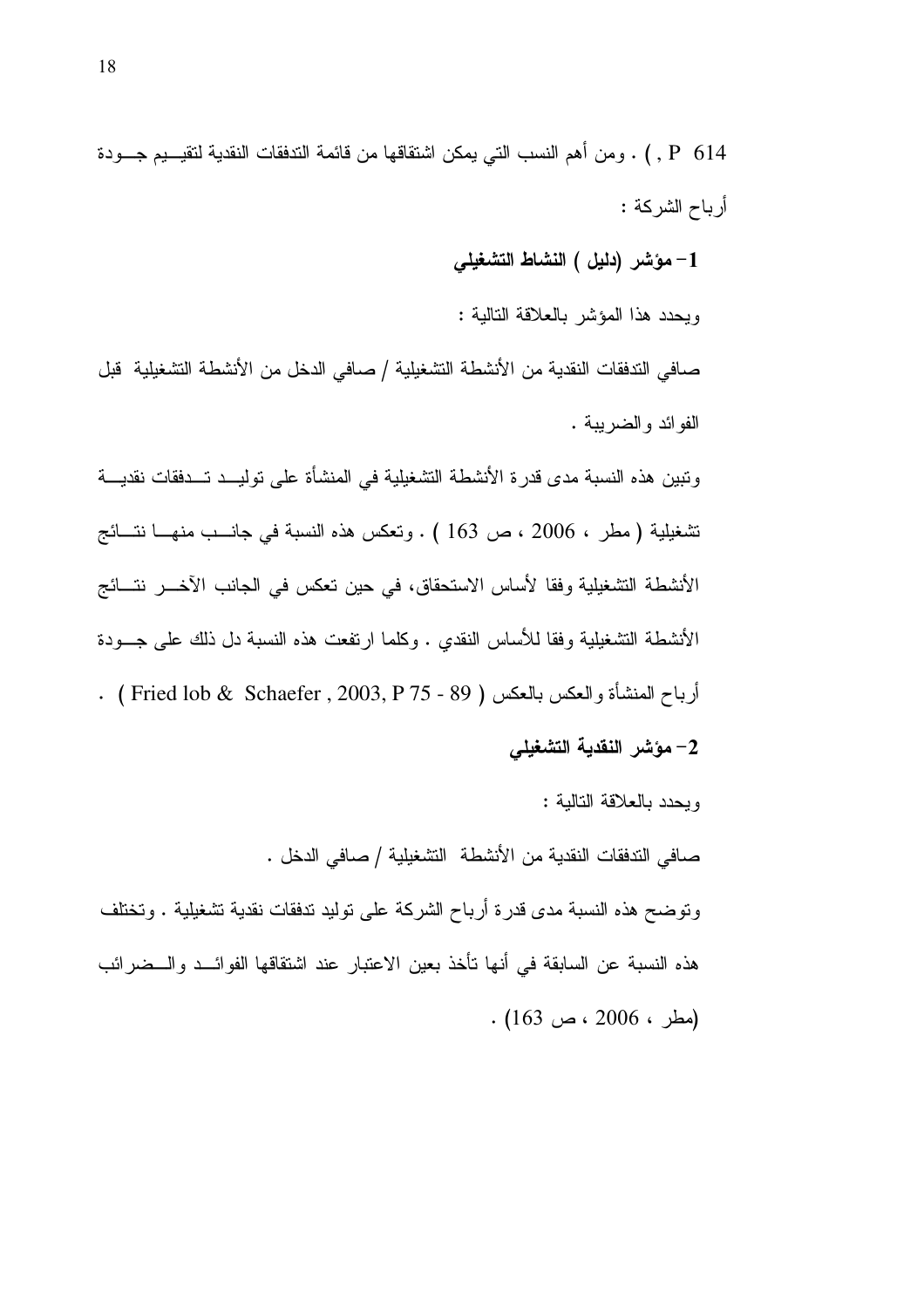P 614 ) . ومن أهم النسب التي يمكن اشتقاقها من قائمة التدفقات النقدية لتقييم جودة أرباح الشركة :

**1- مؤشر (دليل ) النشاط التشغيلي**

ويحدد هذا المؤشر بالعلاقة التالية :

صافي التدفقات النقدية من الأنشطة التشغيلية / صافي الدخل من الأنشطة التشغيلية قبل الفوائد والضريبة .

وتبين هذه النسبة مدى قدرة الأنشطة التشغيلية في المنشأة على توليد تدفقات نقدية تشغيلية ( مطر ، 2006 ، ص 163 ) . وتعكس هذه النسبة في جانب منها نتائج الأنشطة التشغيلية وفقا لأساس الاستحقاق، في حين تعكس في الجانب الآخر نتائج الأنشطة التشغيلية وفقا للأساس النقدي . وكلما ارتفعت هذه النسبة دل ذلك على جودة أرباح المنشأة والعكس بالعكس ( Fried lob & Schaefer , 2003, P 75 - 89 ) .

**2- مؤشر النقدية التشغيلي**

ويحدد بالعلاقة التالية :

صافي التدفقات النقدية من الأنشطة التشغيلية / صافي الدخل .

وتوضح هذه النسبة مدى قدرة أرباح الشركة على توليد تدفقات نقدية تشغيلية . وتختلف هذه النسبة عن السابقة في أنها تأخذ بعين الاعتبار عند اشتقاقها الفوائد والضرائب (مطر ، 2006 ، ص 163) .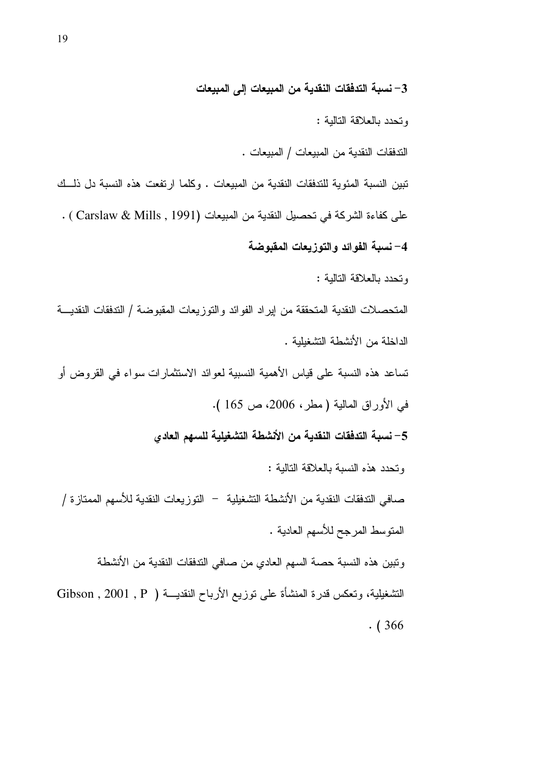**3- نسبة التدفقات النقدية من المبيعات إلى المبيعات**

وتحدد بالعلاقة التالية :

التدفقات النقدية من المبيعات / المبيعات .

تبين النسبة المئوية للتدفقات النقدية من المبيعات . وكلما ارتفعت هذه النسبة دل ذلك على كفاءة الشركة في تحصيل النقدية من المبيعات (Carslaw & Mills , 1991 ) .

**4- نسبة الفوائد والتوزيعات المقبوضة**

وتحدد بالعلاقة التالية :

المتحصلات النقدية المتحققة من إيراد الفوائد والتوزيعات المقبوضة / التدفقات النقدية الداخلة من الأنشطة التشغيلية .

تساعد هذه النسبة على قياس الأهمية النسبية لعوائد الاستثمارات سواء في القروض أو في الأوراق المالية ( مطر، 2006، ص 165 ).

**5- نسبة التدفقات النقدية من الأنشطة التشغيلية للسهم العادي**

وتحدد هذه النسبة بالعلاقة التالية :

صافي التدفقات النقدية من الأنشطة التشغيلية - التوزيعات النقدية للأسهم الممتازة / المتوسط المرجح للأسهم العادية .

وتبين هذه النسبة حصة السهم العادي من صافي التدفقات النقدية من الأنشطة التشغيلية، وتعكس قدرة المنشأة على توزيع الأرباح النقدية ( Gibson , 2001 , P 366 ) .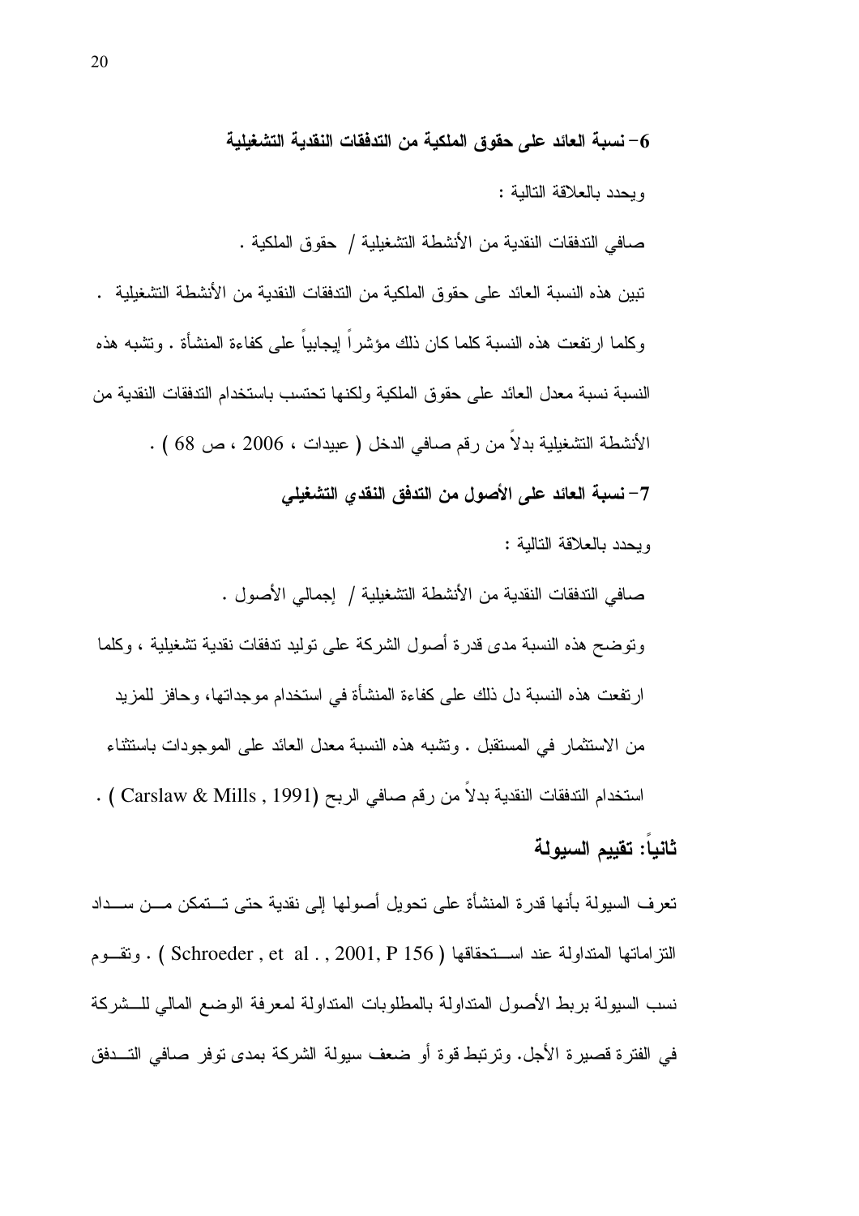**6- نسبة العائد على حقوق الملكية من التدفقات النقدية التشغيلية**

ويحدد بالعلاقة التالية :

صافي التدفقات النقدية من الأنشطة التشغيلية / حقوق الملكية .

تبين هذه النسبة العائد على حقوق الملكية من التدفقات النقدية من الأنشطة التشغيلية . وكلما ارتفعت هذه النسبة كلما كان ذلك مؤشراً إيجابياً على كفاءة المنشأة . وتشبه هذه النسبة نسبة معدل العائد على حقوق الملكية ولكنها تحتسب باستخدام التدفقات النقدية من الأنشطة التشغيلية بدلاً من رقم صافي الدخل ( عبيدات ، 2006 ، ص 68 ) .

**7- نسبة العائد على الأصول من التدفق النقدي التشغيلي**

ويحدد بالعلاقة التالية :

صافي التدفقات النقدية من الأنشطة التشغيلية / إجمالي الأصول .

وتوضح هذه النسبة مدى قدرة أصول الشركة على توليد تدفقات نقدية تشغيلية ، وكلما ارتفعت هذه النسبة دل ذلك على كفاءة المنشأة في استخدام موجداتها، وحافز للمزيد من الاستثمار في المستقبل . وتشبه هذه النسبة معدل العائد على الموجودات باستثناء استخدام التدفقات النقدية بدلاً من رقم صافي الربح (Carslaw & Mills , 1991) .

## ثانياً: تقييم السيولة

تعرف السيولة بأنها قدرة المنشأة على تحويل أصولها إلى نقدية حتى تتمكن من سداد التزاماتها المتداولة عند استحقاقها ( Schroeder , et al . , 2001, P 156 ) . وتقوم نسب السيولة بربط الأصول المتداولة بالمطلوبات المتداولة لمعرفة الوضع المالي للشركة في الفترة قصيرة الأجل. وترتبط قوة أو ضعف سيولة الشركة بمدى توفر صافي التدفق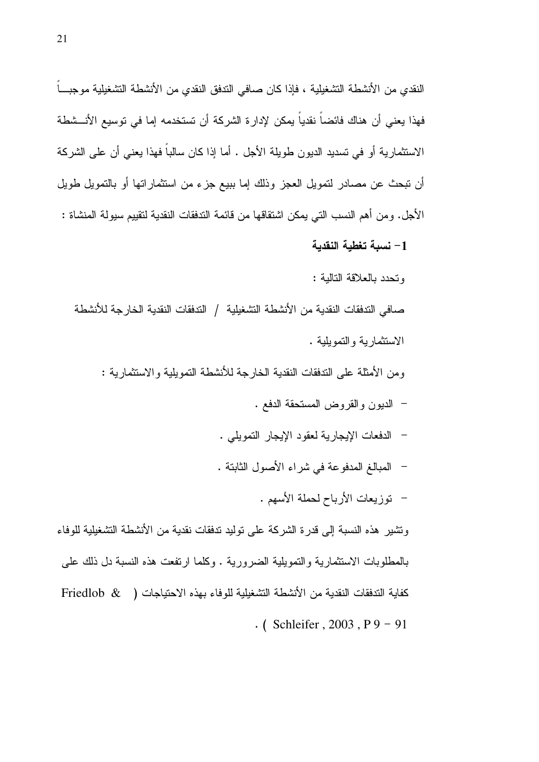النقدي من الأنشطة التشغيلية ، فإذا كان صافي التدفق النقدي من الأنشطة التشغيلية موجباً فهذا يعني أن هناك فائضاً نقدياً يمكن لإدارة الشركة أن تستخدمه إما في توسيع الأنشطة الاستثمارية أو في تسديد الديون طويلة الأجل . أما إذا كان سالباً فهذا يعني أن على الشركة أن تبحث عن مصادر لتمويل العجز وذلك إما ببيع جزء من استثماراتها أو بالتمويل طويل الأجل. ومن أهم النسب التي يمكن اشتقاقها من قائمة التدفقات النقدية لتقييم سيولة المنشاة :

**1- نسبة تغطية النقدية**

وتحدد بالعلاقة التالية :

صافي التدفقات النقدية من الأنشطة التشغيلية / التدفقات النقدية الخارجة للأنشطة الاستثمارية والتمويلية .

ومن الأمثلة على التدفقات النقدية الخارجة للأنشطة التمويلية والاستثمارية :

- الديون والقروض المستحقة الدفع .
- الدفعات الإيجارية لعقود الإيجار التمويلي .
- المبالغ المدفوعة في شراء الأصول الثابتة .
- توزيعات الأرباح لحملة الأسهم .

وتشير هذه النسبة إلى قدرة الشركة على توليد تدفقات نقدية من الأنشطة التشغيلية للوفاء بالمطلوبات الاستثمارية والتمويلية الضرورية . وكلما ارتفعت هذه النسبة دل ذلك على كفاية التدفقات النقدية من الأنشطة التشغيلية للوفاء بهذه الاحتياجات ( Friedlob & Schleifer , 2003 , P 9 - 91 ) .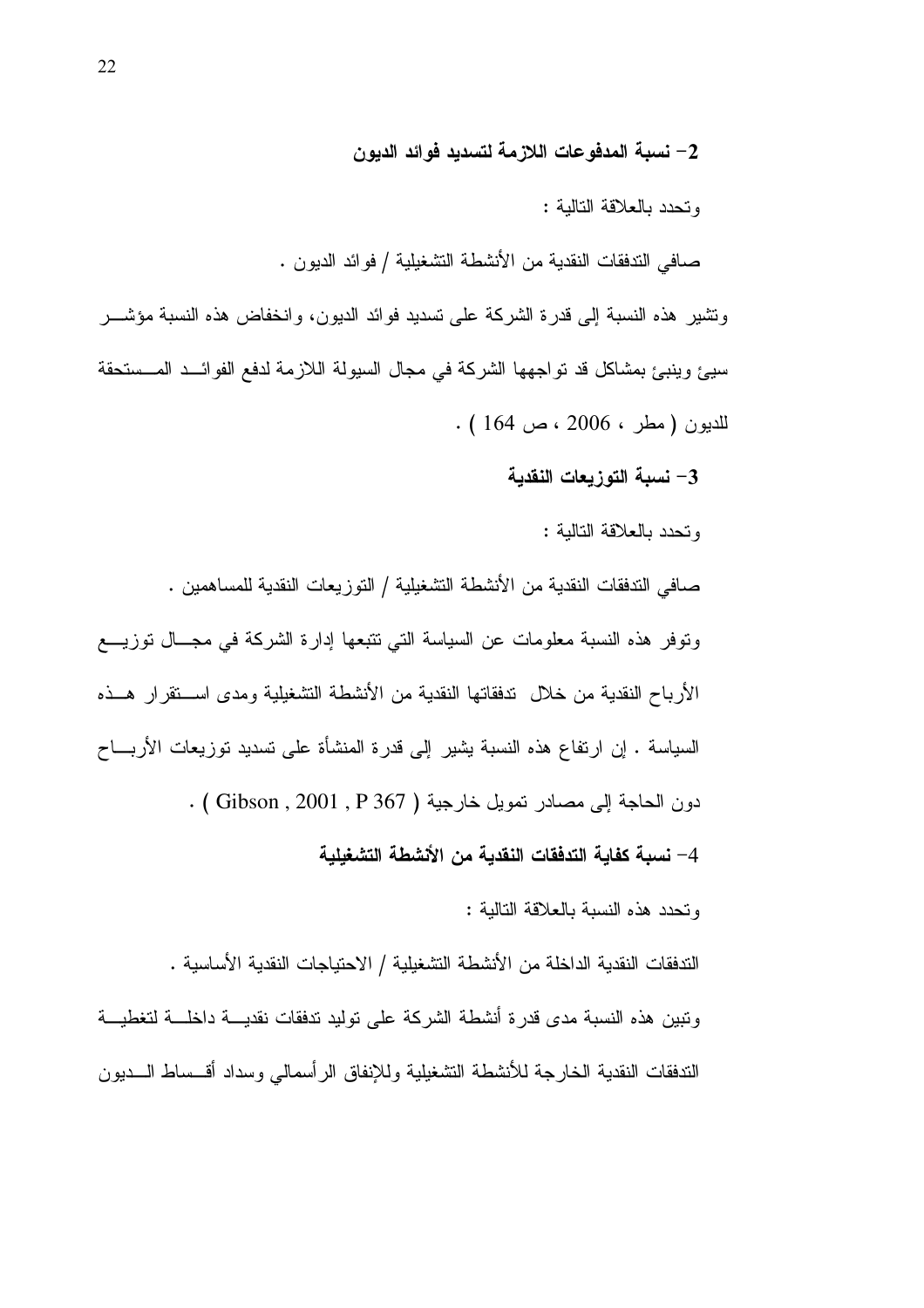**2- نسبة المدفوعات اللازمة لتسديد فوائد الديون**

وتحدد بالعلاقة التالية :

صافي التدفقات النقدية من الأنشطة التشغيلية / فوائد الديون .

وتشير هذه النسبة إلى قدرة الشركة على تسديد فوائد الديون، وانخفاض هذه النسبة مؤشر سيئ وينبئ بمشاكل قد تواجهها الشركة في مجال السيولة اللازمة لدفع الفوائد المستحقة للديون ( مطر ، 2006 ، ص 164 ) .

**3- نسبة التوزيعات النقدية**

وتحدد بالعلاقة التالية :

صافي التدفقات النقدية من الأنشطة التشغيلية / التوزيعات النقدية للمساهمين .

وتوفر هذه النسبة معلومات عن السياسة التي تتبعها إدارة الشركة في مجال توزيع الأرباح النقدية من خلال تدفقاتها النقدية من الأنشطة التشغيلية ومدى استقرار هذه السياسة . إن ارتفاع هذه النسبة يشير إلى قدرة المنشأة على تسديد توزيعات الأرباح دون الحاجة إلى مصادر تمويل خارجية ( Gibson , 2001 , P 367 ) .

**4- نسبة كفاية التدفقات النقدية من الأنشطة التشغيلية**

وتحدد هذه النسبة بالعلاقة التالية :

التدفقات النقدية الداخلة من الأنشطة التشغيلية / الاحتياجات النقدية الأساسية .

وتبين هذه النسبة مدى قدرة أنشطة الشركة على توليد تدفقات نقدية داخلة لتغطية التدفقات النقدية الخارجة للأنشطة التشغيلية وللإنفاق الرأسمالي وسداد أقساط الديون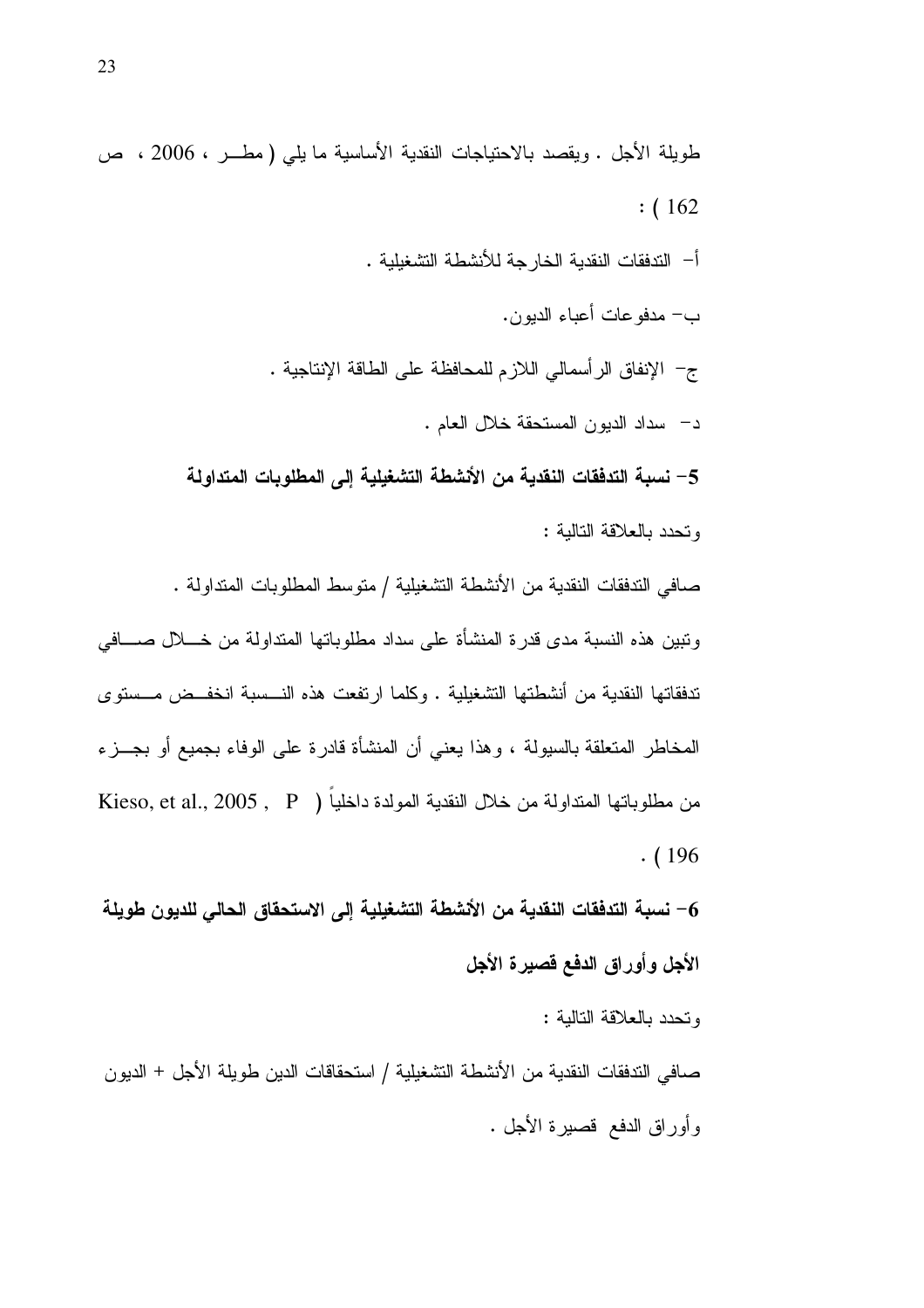طويلة الأجل . ويقصد بالاحتياجات النقدية الأساسية ما يلي ( مطـــر ، 2006 ، ص 162 ) :

أ- التدفقات النقدية الخارجة للأنشطة التشغيلية .

ب- مدفوعات أعباء الديون.

ج- الإنفاق الرأسمالي اللازم للمحافظة على الطاقة الإنتاجية .

د- سداد الديون المستحقة خلال العام .

**5- نسبة التدفقات النقدية من الأنشطة التشغيلية إلى المطلوبات المتداولة**

وتحدد بالعلاقة التالية :

صافي التدفقات النقدية من الأنشطة التشغيلية / متوسط المطلوبات المتداولة .

وتبين هذه النسبة مدى قدرة المنشأة على سداد مطلوباتها المتداولة من خـــلال صـــافي تدفقاتها النقدية من أنشطتها التشغيلية . وكلما ارتفعت هذه النـــسبة انخفـــض مـــستوى المخاطر المتعلقة بالسيولة ، وهذا يعني أن المنشأة قادرة على الوفاء بجميع أو بجـــزء من مطلوباتها المتداولة من خلال النقدية المولدة داخلياً ( Kieso, et al., 2005 , P 196 ) .

**6- نسبة التدفقات النقدية من الأنشطة التشغيلية إلى الاستحقاق الحالي للديون طويلة الأجل وأوراق الدفع قصيرة الأجل**

وتحدد بالعلاقة التالية :

صافي التدفقات النقدية من الأنشطة التشغيلية / استحقاقات الدين طويلة الأجل + الديون وأوراق الدفع قصيرة الأجل .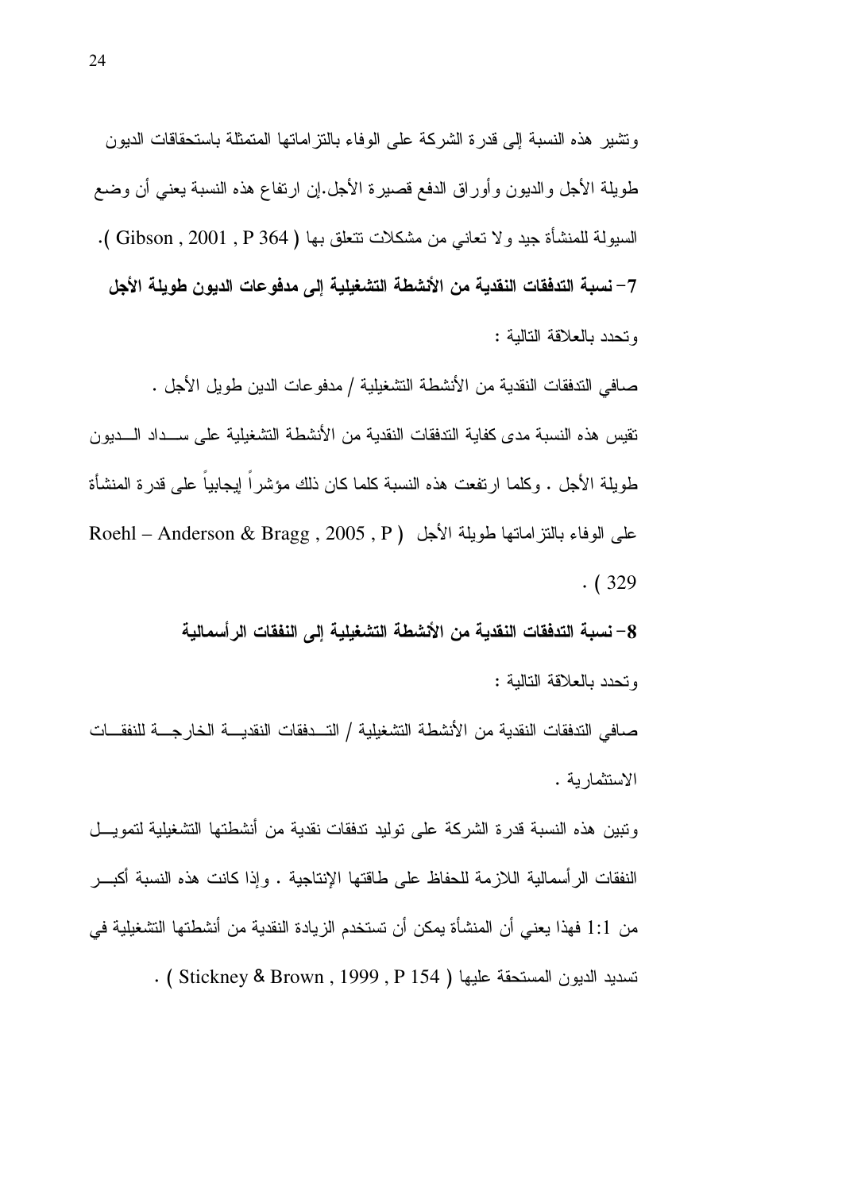وتشير هذه النسبة إلى قدرة الشركة على الوفاء بالتزاماتها المتمثلة باستحقاقات الديون طويلة الأجل والديون وأوراق الدفع قصيرة الأجل.إن ارتفاع هذه النسبة يعني أن وضع السيولة للمنشأة جيد ولا تعاني من مشكلات تتعلق بها ( Gibson , 2001 , P 364 ).

**7- نسبة التدفقات النقدية من الأنشطة التشغيلية إلى مدفوعات الديون طويلة الأجل**

وتحدد بالعلاقة التالية :

صافي التدفقات النقدية من الأنشطة التشغيلية / مدفوعات الدين طويل الأجل .

تقيس هذه النسبة مدى كفاية التدفقات النقدية من الأنشطة التشغيلية على سداد الديون طويلة الأجل . وكلما ارتفعت هذه النسبة كلما كان ذلك مؤشراً إيجابياً على قدرة المنشأة على الوفاء بالتزاماتها طويلة الأجل ( Roehl – Anderson & Bragg , 2005 , P 329 ) .

**8- نسبة التدفقات النقدية من الأنشطة التشغيلية إلى النفقات الرأسمالية**

وتحدد بالعلاقة التالية :

صافي التدفقات النقدية من الأنشطة التشغيلية / التدفقات النقدية الخارجة للنفقات الاستثمارية .

وتبين هذه النسبة قدرة الشركة على توليد تدفقات نقدية من أنشطتها التشغيلية لتمويل النفقات الرأسمالية اللازمة للحفاظ على طاقتها الإنتاجية . وإذا كانت هذه النسبة أكبر من 1:1 فهذا يعني أن المنشأة يمكن أن تستخدم الزيادة النقدية من أنشطتها التشغيلية في تسديد الديون المستحقة عليها ( Stickney & Brown , 1999 , P 154 ) .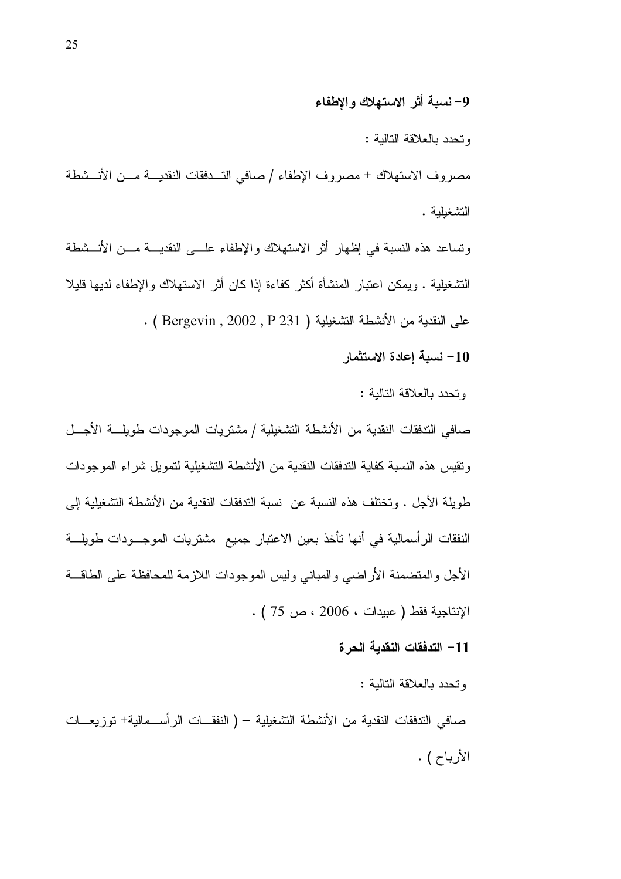**9- نسبة أثر الاستهلاك والإطفاء**

وتحدد بالعلاقة التالية :

مصروف الاستهلاك + مصروف الإطفاء / صافي التدفقات النقدية من الأنشطة التشغيلية .

وتساعد هذه النسبة في إظهار أثر الاستهلاك والإطفاء على النقدية من الأنشطة التشغيلية . ويمكن اعتبار المنشأة أكثر كفاءة إذا كان أثر الاستهلاك والإطفاء لديها قليلا على النقدية من الأنشطة التشغيلية ( Bergevin , 2002 , P 231 ) .

**10- نسبة إعادة الاستثمار**

وتحدد بالعلاقة التالية :

صافي التدفقات النقدية من الأنشطة التشغيلية / مشتريات الموجودات طويلة الأجل

وتقيس هذه النسبة كفاية التدفقات النقدية من الأنشطة التشغيلية لتمويل شراء الموجودات طويلة الأجل . وتختلف هذه النسبة عن نسبة التدفقات النقدية من الأنشطة التشغيلية إلى النفقات الرأسمالية في أنها تأخذ بعين الاعتبار جميع مشتريات الموجودات طويلة الأجل والمتضمنة الأراضي والمباني وليس الموجودات اللازمة للمحافظة على الطاقة الإنتاجية فقط ( عبيدات ، 2006 ، ص 75 ) .

**11- التدفقات النقدية الحرة**

وتحدد بالعلاقة التالية :

صافي التدفقات النقدية من الأنشطة التشغيلية – ( النفقات الرأسمالية+ توزيعات الأرباح ) .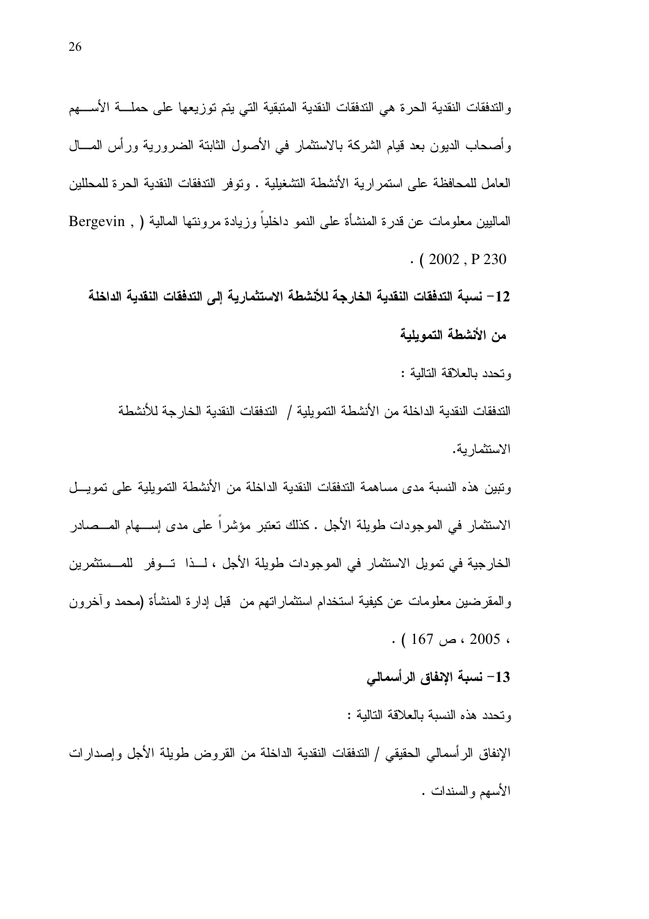والتدفقات النقدية الحرة هي التدفقات النقدية المتبقية التي يتم توزيعها على حملة الأسهم وأصحاب الديون بعد قيام الشركة بالاستثمار في الأصول الثابتة الضرورية ورأس المال العامل للمحافظة على استمرارية الأنشطة التشغيلية . وتوفر التدفقات النقدية الحرة للمحللين الماليين معلومات عن قدرة المنشأة على النمو داخلياً وزيادة مرونتها المالية ( Bergevin , 2002 , P 230 ) .

**12- نسبة التدفقات النقدية الخارجة للأنشطة الاستثمارية إلى التدفقات النقدية الداخلة من الأنشطة التمويلية**

وتحدد بالعلاقة التالية :

التدفقات النقدية الداخلة من الأنشطة التمويلية / التدفقات النقدية الخارجة للأنشطة الاستثمارية.

وتبين هذه النسبة مدى مساهمة التدفقات النقدية الداخلة من الأنشطة التمويلية على تمويل الاستثمار في الموجودات طويلة الأجل . كذلك تعتبر مؤشراً على مدى إسهام المصادر الخارجية في تمويل الاستثمار في الموجودات طويلة الأجل ، لذا توفر للمستثمرين والمقرضين معلومات عن كيفية استخدام استثماراتهم من قبل إدارة المنشأة (محمد وآخرون ، 2005 ، ص 167 ) .

**13- نسبة الإنفاق الرأسمالي**

وتحدد هذه النسبة بالعلاقة التالية :

الإنفاق الرأسمالي الحقيقي / التدفقات النقدية الداخلة من القروض طويلة الأجل وإصدارات الأسهم والسندات .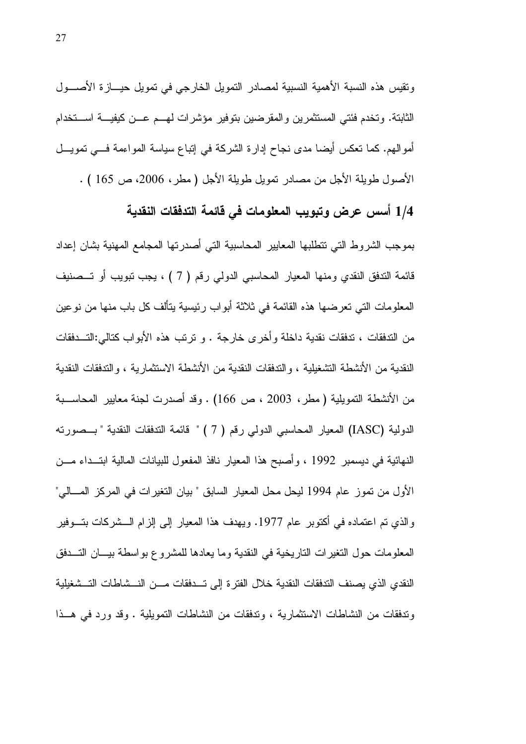وتقيس هذه النسبة الأهمية النسبية لمصادر التمويل الخارجي في تمويل حيازة الأصول الثابتة. وتخدم فئتي المستثمرين والمقرضين بتوفير مؤشرات لهم عن كيفية استخدام أموالهم. كما تعكس أيضا مدى نجاح إدارة الشركة في إتباع سياسة المواءمة في تمويل الأصول طويلة الأجل من مصادر تمويل طويلة الأجل ( مطر، 2006، ص 165 ) .

### 1/4 أسس عرض وتبويب المعلومات في قائمة التدفقات النقدية

بموجب الشروط التي تتطلبها المعايير المحاسبية التي أصدرتها المجامع المهنية بشان إعداد قائمة التدفق النقدي ومنها المعيار المحاسبي الدولي رقم ( 7 ) ، يجب تبويب أو تصنيف المعلومات التي تعرضها هذه القائمة في ثلاثة أبواب رئيسية يتألف كل باب منها من نوعين من التدفقات ، تدفقات نقدية داخلة وأخرى خارجة . و ترتب هذه الأبواب كتالي:التدفقات النقدية من الأنشطة التشغيلية ، والتدفقات النقدية من الأنشطة الاستثمارية ، والتدفقات النقدية من الأنشطة التمويلية ( مطر، 2003 ، ص 166) . وقد أصدرت لجنة معايير المحاسبة الدولية (IASC) المعيار المحاسبي الدولي رقم ( 7 ) " قائمة التدفقات النقدية " بصورته النهائية في ديسمبر 1992 ، وأصبح هذا المعيار نافذ المفعول للبيانات المالية ابتداء من الأول من تموز عام 1994 ليحل محل المعيار السابق " بيان التغيرات في المركز المالي" والذي تم اعتماده في أكتوبر عام 1977. ويهدف هذا المعيار إلى إلزام الشركات بتوفير المعلومات حول التغيرات التاريخية في النقدية وما يعادها للمشروع بواسطة بيان التدفق النقدي الذي يصنف التدفقات النقدية خلال الفترة إلى تدفقات من النشاطات التشغيلية وتدفقات من النشاطات الاستثمارية ، وتدفقات من النشاطات التمويلية . وقد ورد في هذا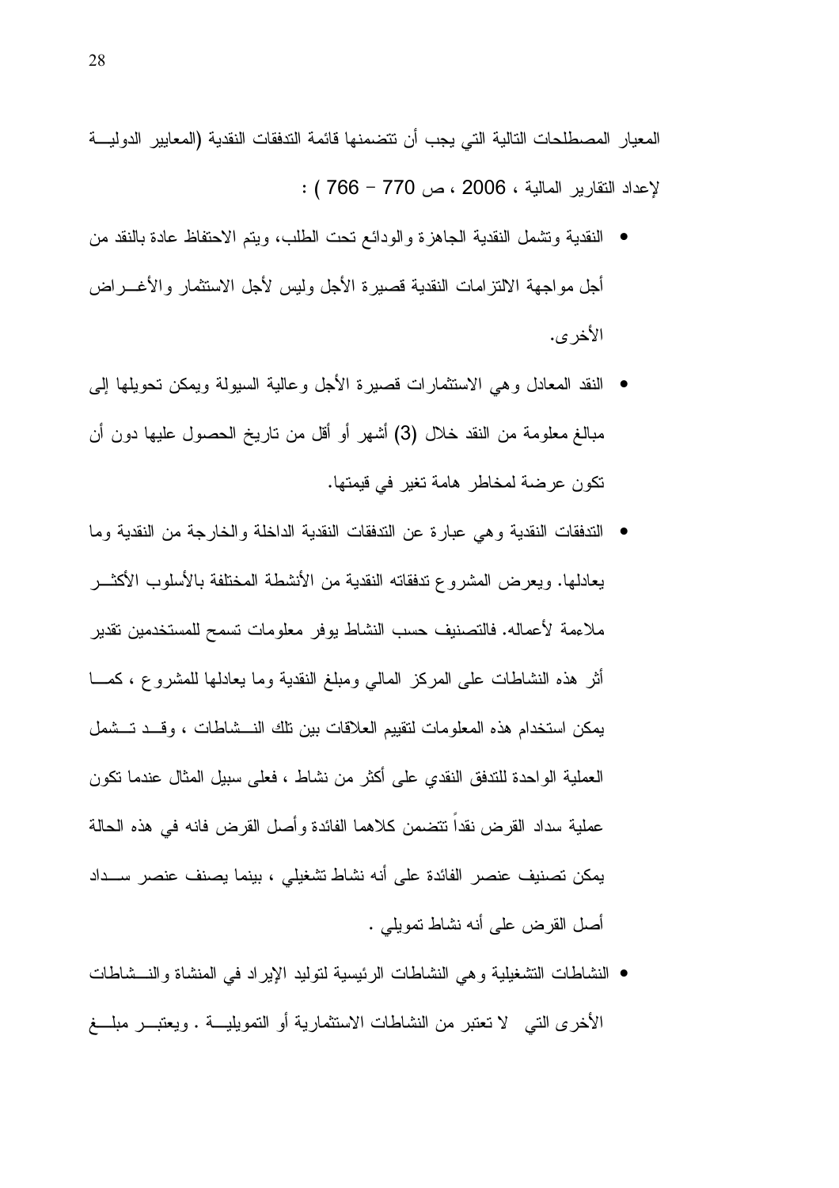المعيار المصطلحات التالية التي يجب أن تتضمنها قائمة التدفقات النقدية (المعايير الدولية لإعداد التقارير المالية ، 2006 ، ص 770 – 766 ) :

- النقدية وتشمل النقدية الجاهزة والودائع تحت الطلب، ويتم الاحتفاظ عادة بالنقد من أجل مواجهة الالتزامات النقدية قصيرة الأجل وليس لأجل الاستثمار والأغراض الأخرى.
- النقد المعادل وهي الاستثمارات قصيرة الأجل وعالية السيولة ويمكن تحويلها إلى مبالغ معلومة من النقد خلال (3) أشهر أو أقل من تاريخ الحصول عليها دون أن تكون عرضة لمخاطر هامة تغير في قيمتها.
- التدفقات النقدية وهي عبارة عن التدفقات النقدية الداخلة والخارجة من النقدية وما يعادلها. ويعرض المشروع تدفقاته النقدية من الأنشطة المختلفة بالأسلوب الأكثر ملاءمة لأعماله. فالتصنيف حسب النشاط يوفر معلومات تسمح للمستخدمين تقدير أثر هذه النشاطات على المركز المالي ومبلغ النقدية وما يعادلها للمشروع ، كما يمكن استخدام هذه المعلومات لتقييم العلاقات بين تلك النشاطات ، وقد تشمل العملية الواحدة للتدفق النقدي على أكثر من نشاط ، فعلى سبيل المثال عندما تكون عملية سداد القرض نقداً تتضمن كلاهما الفائدة وأصل القرض فانه في هذه الحالة يمكن تصنيف عنصر الفائدة على أنه نشاط تشغيلي ، بينما يصنف عنصر سداد أصل القرض على أنه نشاط تمويلي .
- النشاطات التشغيلية وهي النشاطات الرئيسية لتوليد الإيراد في المنشاة والنشاطات الأخرى التي لا تعتبر من النشاطات الاستثمارية أو التمويلية . ويعتبر مبلغ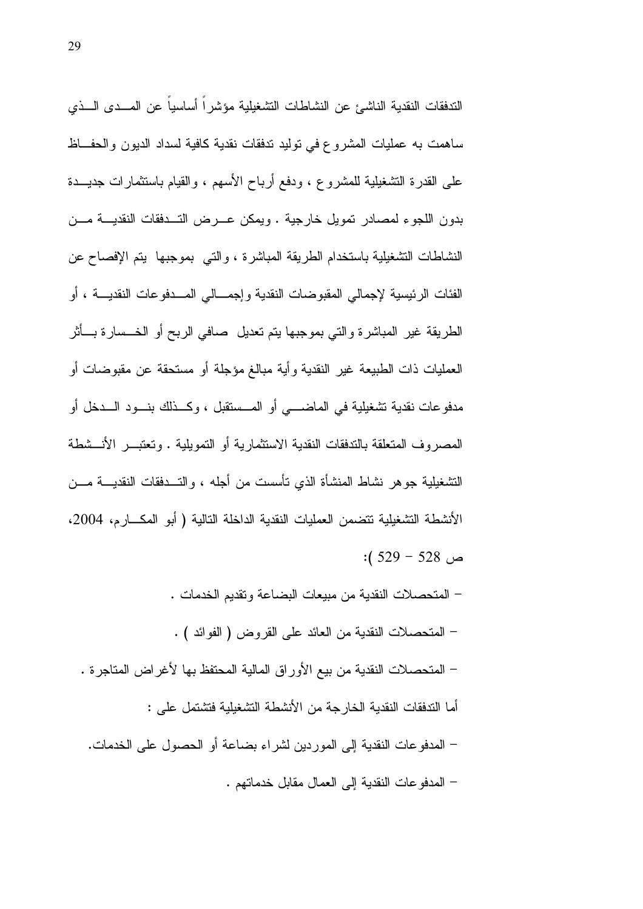التدفقات النقدية الناشئ عن النشاطات التشغيلية مؤشراً أساسياً عن المدى الذي ساهمت به عمليات المشروع في توليد تدفقات نقدية كافية لسداد الديون والحفاظ على القدرة التشغيلية للمشروع ، ودفع أرباح الأسهم ، والقيام باستثمارات جديدة بدون اللجوء لمصادر تمويل خارجية . ويمكن عرض التدفقات النقدية من النشاطات التشغيلية باستخدام الطريقة المباشرة ، والتي بموجبها يتم الإفصاح عن الفئات الرئيسية لإجمالي المقبوضات النقدية وإجمالي المدفوعات النقدية ، أو الطريقة غير المباشرة والتي بموجبها يتم تعديل صافي الربح أو الخسارة بأثر العمليات ذات الطبيعة غير النقدية وأية مبالغ مؤجلة أو مستحقة عن مقبوضات أو مدفوعات نقدية تشغيلية في الماضي أو المستقبل ، وكذلك بنود الدخل أو المصروف المتعلقة بالتدفقات النقدية الاستثمارية أو التمويلية . وتعتبر الأنشطة التشغيلية جوهر نشاط المنشأة الذي تأسست من أجله ، والتدفقات النقدية من الأنشطة التشغيلية تتضمن العمليات النقدية الداخلة التالية ( أبو المكارم، 2004، ص 528 – 529 ):

- المتحصلات النقدية من مبيعات البضاعة وتقديم الخدمات .
- المتحصلات النقدية من العائد على القروض ( الفوائد ) .
- المتحصلات النقدية من بيع الأوراق المالية المحتفظ بها لأغراض المتاجرة .

أما التدفقات النقدية الخارجة من الأنشطة التشغيلية فتشتمل على :

- المدفوعات النقدية إلى الموردين لشراء بضاعة أو الحصول على الخدمات.
- المدفوعات النقدية إلى العمال مقابل خدماتهم .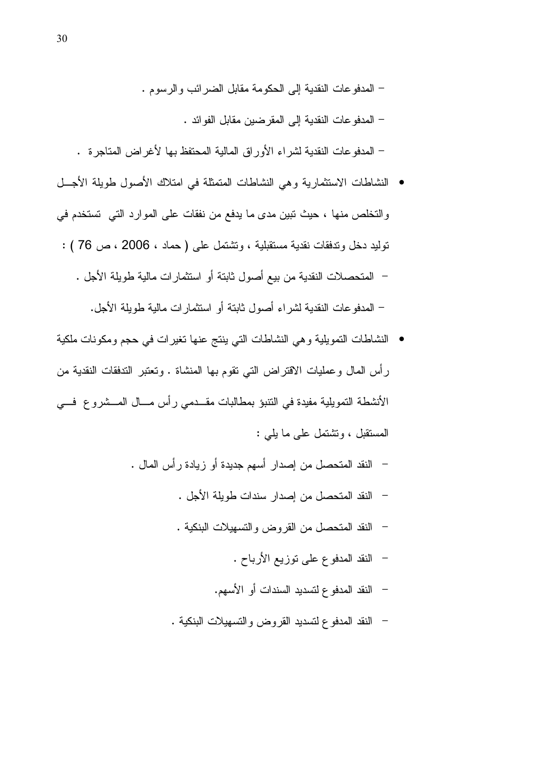- المدفوعات النقدية إلى الحكومة مقابل الضرائب والرسوم .
- المدفوعات النقدية إلى المقرضين مقابل الفوائد .
- المدفوعات النقدية لشراء الأوراق المالية المحتفظ بها لأغراض المتاجرة .

- النشاطات الاستثمارية وهي النشاطات المتمثلة في امتلاك الأصول طويلة الأجل والتخلص منها ، حيث تبين مدى ما يدفع من نفقات على الموارد التي تستخدم في توليد دخل وتدفقات نقدية مستقبلية ، وتشتمل على ( حماد ، 2006 ، ص 76 ) :
  - المتحصلات النقدية من بيع أصول ثابتة أو استثمارات مالية طويلة الأجل .
  - المدفوعات النقدية لشراء أصول ثابتة أو استثمارات مالية طويلة الأجل.

- النشاطات التمويلية وهي النشاطات التي ينتج عنها تغيرات في حجم ومكونات ملكية رأس المال وعمليات الاقتراض التي تقوم بها المنشاة . وتعتبر التدفقات النقدية من الأنشطة التمويلية مفيدة في التنبؤ بمطالبات مقدمي رأس مال المشروع في المستقبل ، وتشتمل على ما يلي :
  - النقد المتحصل من إصدار أسهم جديدة أو زيادة رأس المال .
  - النقد المتحصل من إصدار سندات طويلة الأجل .
  - النقد المتحصل من القروض والتسهيلات البنكية .
  - النقد المدفوع على توزيع الأرباح .
  - النقد المدفوع لتسديد السندات أو الأسهم.
  - النقد المدفوع لتسديد القروض والتسهيلات البنكية .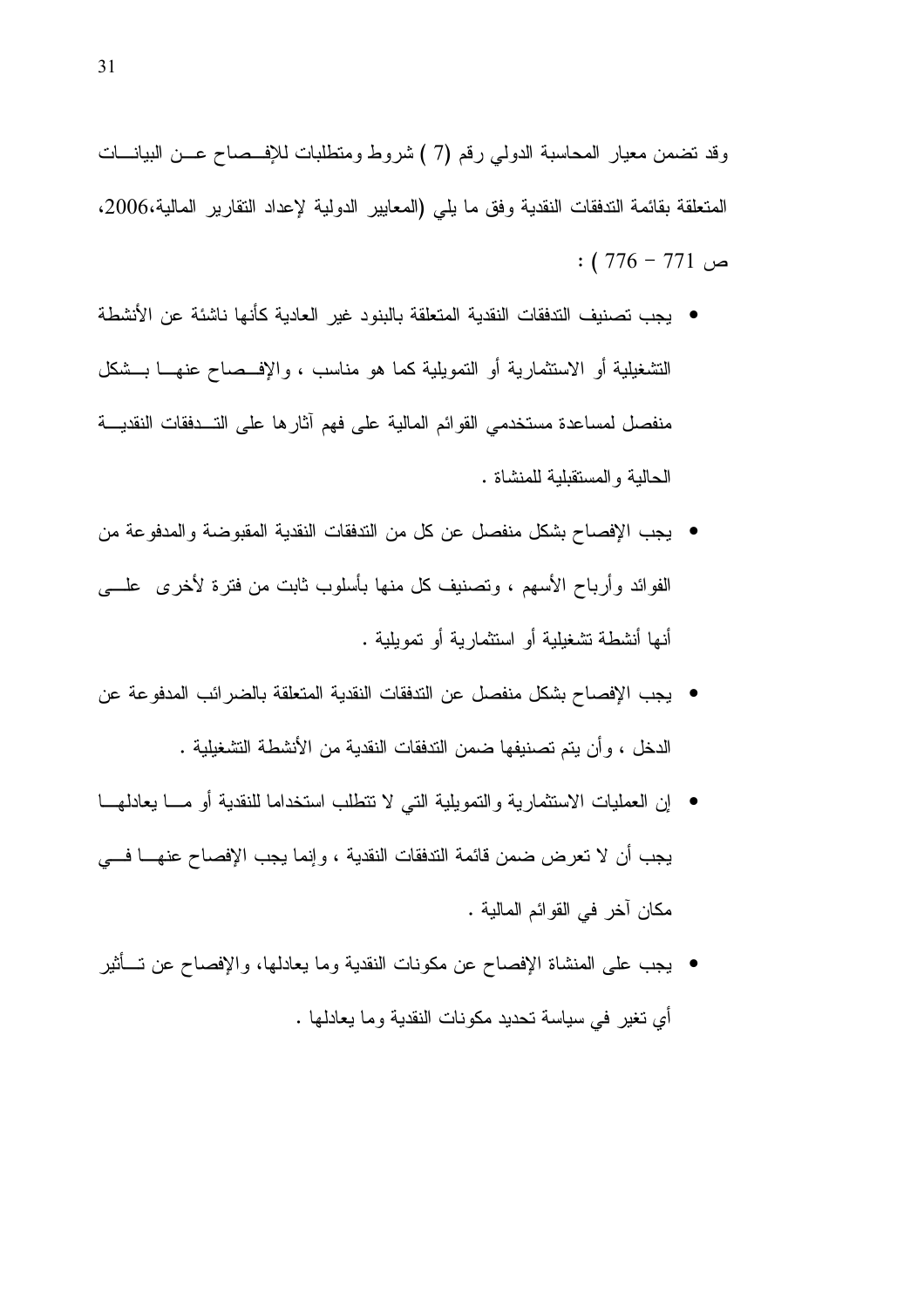وقد تضمن معيار المحاسبة الدولي رقم (7 ) شروط ومتطلبات للإفصاح عن البيانات المتعلقة بقائمة التدفقات النقدية وفق ما يلي (المعايير الدولية لإعداد التقارير المالية،2006، ص 771 – 776 ) :

- يجب تصنيف التدفقات النقدية المتعلقة بالبنود غير العادية كأنها ناشئة عن الأنشطة التشغيلية أو الاستثمارية أو التمويلية كما هو مناسب ، والإفصاح عنها بشكل منفصل لمساعدة مستخدمي القوائم المالية على فهم آثارها على التدفقات النقدية الحالية والمستقبلية للمنشاة .
- يجب الإفصاح بشكل منفصل عن كل من التدفقات النقدية المقبوضة والمدفوعة من الفوائد وأرباح الأسهم ، وتصنيف كل منها بأسلوب ثابت من فترة لأخرى على أنها أنشطة تشغيلية أو استثمارية أو تمويلية .
- يجب الإفصاح بشكل منفصل عن التدفقات النقدية المتعلقة بالضرائب المدفوعة عن الدخل ، وأن يتم تصنيفها ضمن التدفقات النقدية من الأنشطة التشغيلية .
- إن العمليات الاستثمارية والتمويلية التي لا تتطلب استخداما للنقدية أو ما يعادلها يجب أن لا تعرض ضمن قائمة التدفقات النقدية ، وإنما يجب الإفصاح عنها في مكان آخر في القوائم المالية .
- يجب على المنشاة الإفصاح عن مكونات النقدية وما يعادلها، والإفصاح عن تأثير أي تغير في سياسة تحديد مكونات النقدية وما يعادلها .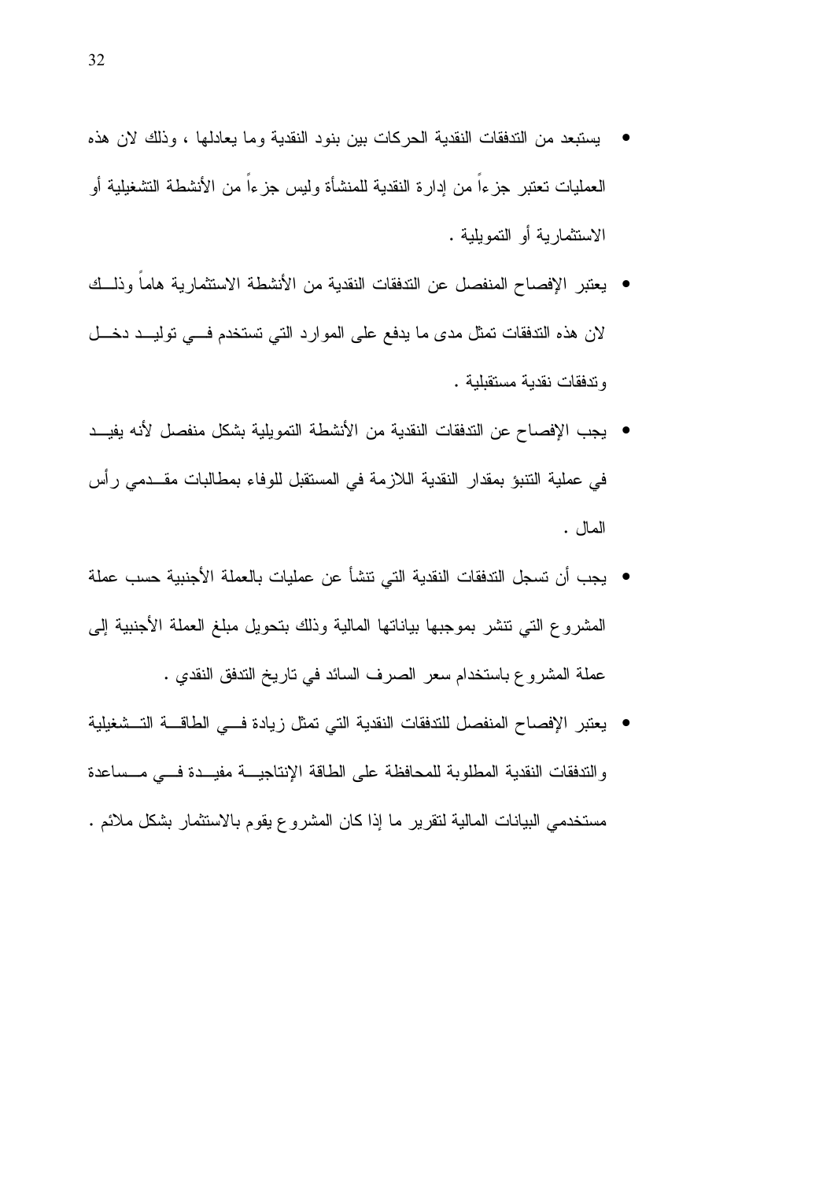- يستبعد من التدفقات النقدية الحركات بين بنود النقدية وما يعادلها ، وذلك لان هذه العمليات تعتبر جزءاً من إدارة النقدية للمنشأة وليس جزءاً من الأنشطة التشغيلية أو الاستثمارية أو التمويلية .
- يعتبر الإفصاح المنفصل عن التدفقات النقدية من الأنشطة الاستثمارية هاماً وذلك لان هذه التدفقات تمثل مدى ما يدفع على الموارد التي تستخدم في توليد دخل وتدفقات نقدية مستقبلية .
- يجب الإفصاح عن التدفقات النقدية من الأنشطة التمويلية بشكل منفصل لأنه يفيد في عملية التنبؤ بمقدار النقدية اللازمة في المستقبل للوفاء بمطالبات مقدمي رأس المال .
- يجب أن تسجل التدفقات النقدية التي تنشأ عن عمليات بالعملة الأجنبية حسب عملة المشروع التي تنشر بموجبها بياناتها المالية وذلك بتحويل مبلغ العملة الأجنبية إلى عملة المشروع باستخدام سعر الصرف السائد في تاريخ التدفق النقدي .
- يعتبر الإفصاح المنفصل للتدفقات النقدية التي تمثل زيادة في الطاقة التشغيلية والتدفقات النقدية المطلوبة للمحافظة على الطاقة الإنتاجية مفيدة في مساعدة مستخدمي البيانات المالية لتقرير ما إذا كان المشروع يقوم بالاستثمار بشكل ملائم .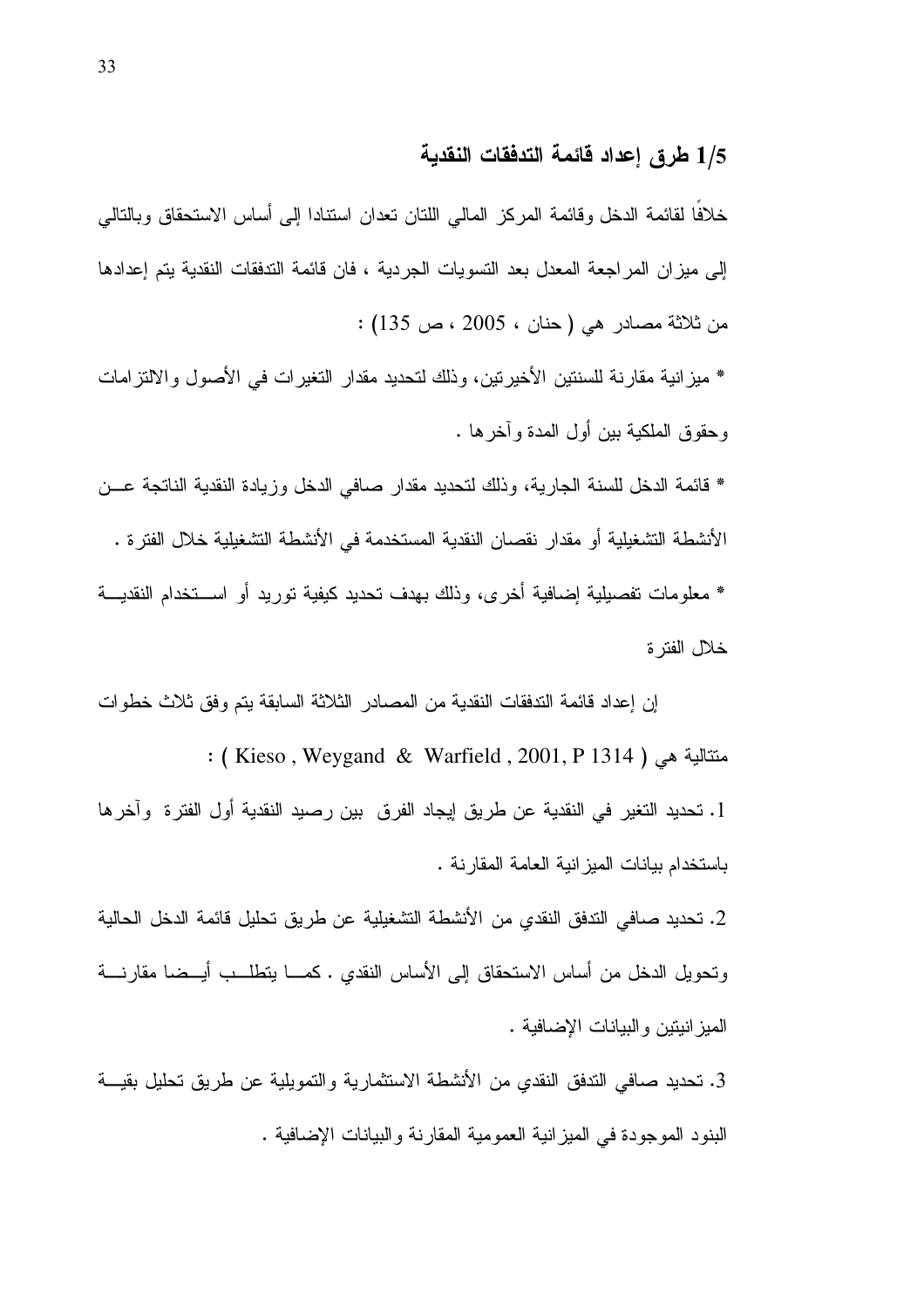## 1/5 طرق إعداد قائمة التدفقات النقدية

خلافًا لقائمة الدخل وقائمة المركز المالي اللتان تعدان استنادا إلى أساس الاستحقاق وبالتالي إلى ميزان المراجعة المعدل بعد التسويات الجردية ، فان قائمة التدفقات النقدية يتم إعدادها من ثلاثة مصادر هي ( حنان ، 2005 ، ص 135) :

* ميزانية مقارنة للسنتين الأخيرتين، وذلك لتحديد مقدار التغيرات في الأصول والالتزامات وحقوق الملكية بين أول المدة وآخرها .

* قائمة الدخل للسنة الجارية، وذلك لتحديد مقدار صافي الدخل وزيادة النقدية الناتجة عن الأنشطة التشغيلية أو مقدار نقصان النقدية المستخدمة في الأنشطة التشغيلية خلال الفترة .

* معلومات تفصيلية إضافية أخرى، وذلك بهدف تحديد كيفية توريد أو استخدام النقدية خلال الفترة

إن إعداد قائمة التدفقات النقدية من المصادر الثلاثة السابقة يتم وفق ثلاث خطوات متتالية هي ( Kieso , Weygand & Warfield , 2001, P 1314 ) :

1. تحديد التغير في النقدية عن طريق إيجاد الفرق بين رصيد النقدية أول الفترة وآخرها باستخدام بيانات الميزانية العامة المقارنة .

2. تحديد صافي التدفق النقدي من الأنشطة التشغيلية عن طريق تحليل قائمة الدخل الحالية وتحويل الدخل من أساس الاستحقاق إلى الأساس النقدي . كما يتطلب أيضا مقارنة الميزانيتين والبيانات الإضافية .

3. تحديد صافي التدفق النقدي من الأنشطة الاستثمارية والتمويلية عن طريق تحليل بقية البنود الموجودة في الميزانية العمومية المقارنة والبيانات الإضافية .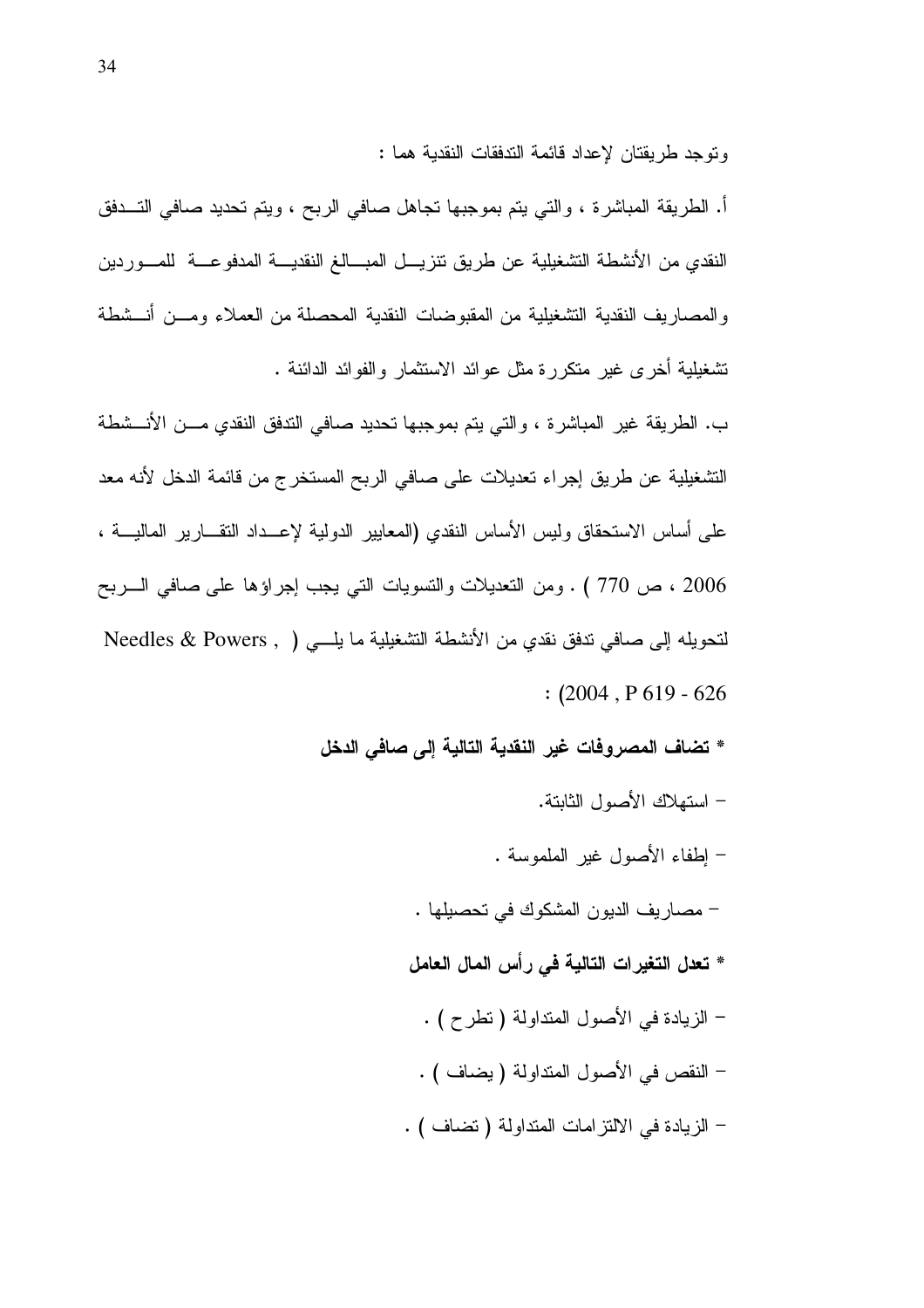وتوجد طريقتان لإعداد قائمة التدفقات النقدية هما :

أ. الطريقة المباشرة ، والتي يتم بموجبها تجاهل صافي الربح ، ويتم تحديد صافي التدفق النقدي من الأنشطة التشغيلية عن طريق تنزيل المبالغ النقدية المدفوعة للموردين والمصاريف النقدية التشغيلية من المقبوضات النقدية المحصلة من العملاء ومن أنشطة تشغيلية أخرى غير متكررة مثل عوائد الاستثمار والفوائد الدائنة .

ب. الطريقة غير المباشرة ، والتي يتم بموجبها تحديد صافي التدفق النقدي من الأنشطة التشغيلية عن طريق إجراء تعديلات على صافي الربح المستخرج من قائمة الدخل لأنه معد على أساس الاستحقاق وليس الأساس النقدي (المعايير الدولية لإعداد التقارير المالية ، 2006 ، ص 770 ) . ومن التعديلات والتسويات التي يجب إجراؤها على صافي الربح لتحويله إلى صافي تدفق نقدي من الأنشطة التشغيلية ما يلي ( Needles & Powers , 2004 , P 619 - 626) :

**\* تضاف المصروفات غير النقدية التالية إلى صافي الدخل**

- استهلاك الأصول الثابتة.
- إطفاء الأصول غير الملموسة .
- مصاريف الديون المشكوك في تحصيلها .

**\* تعدل التغيرات التالية في رأس المال العامل**

- الزيادة في الأصول المتداولة ( تطرح ) .
- النقص في الأصول المتداولة ( يضاف ) .
- الزيادة في الالتزامات المتداولة ( تضاف ) .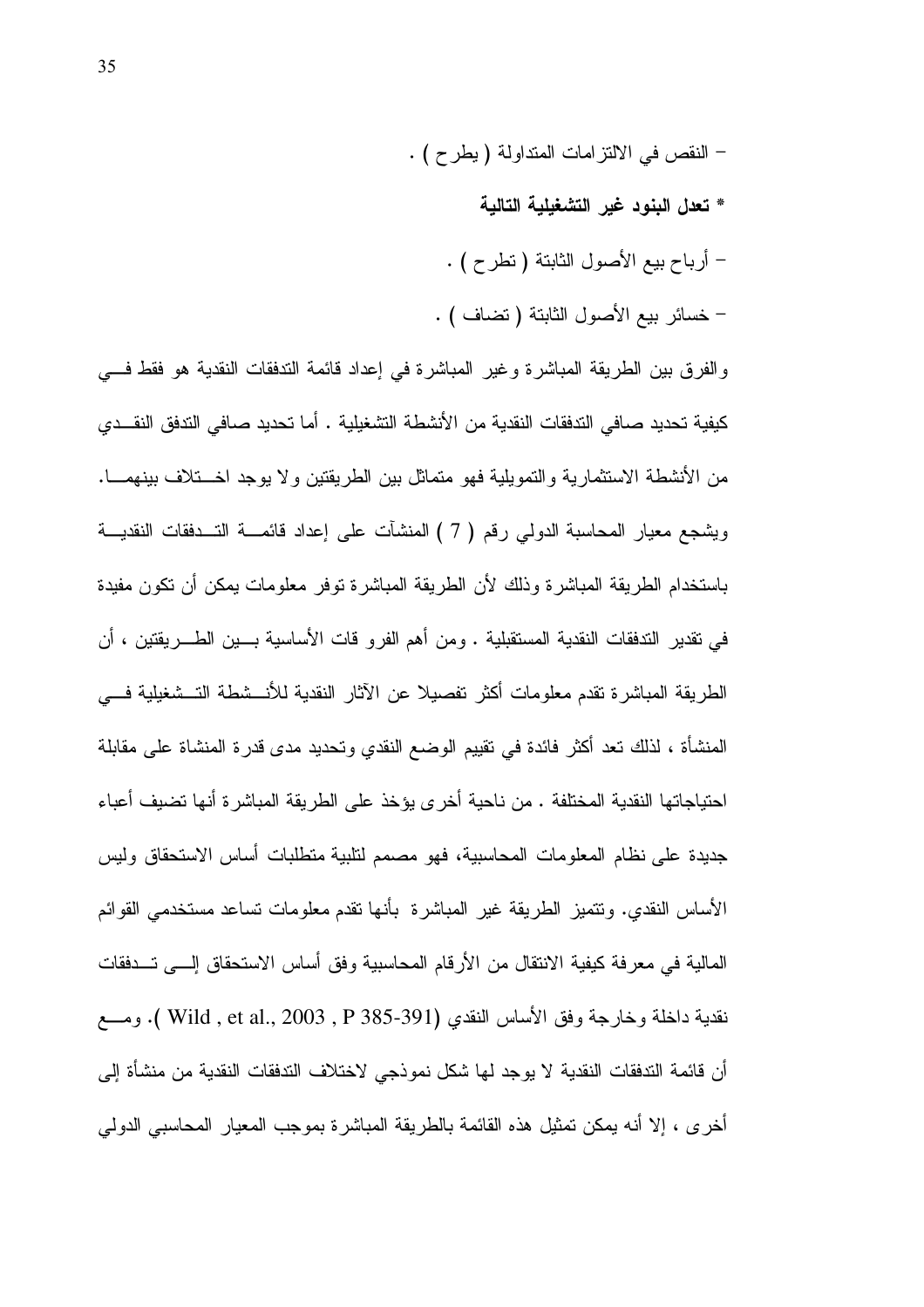- النقص في الالتزامات المتداولة ( يطرح ) .

**\* تعدل البنود غير التشغيلية التالية**

- أرباح بيع الأصول الثابتة ( تطرح ) .
- خسائر بيع الأصول الثابتة ( تضاف ) .

والفرق بين الطريقة المباشرة وغير المباشرة في إعداد قائمة التدفقات النقدية هو فقط في كيفية تحديد صافي التدفقات النقدية من الأنشطة التشغيلية . أما تحديد صافي التدفق النقدي من الأنشطة الاستثمارية والتمويلية فهو متماثل بين الطريقتين ولا يوجد اختلاف بينهما. ويشجع معيار المحاسبة الدولي رقم ( 7 ) المنشآت على إعداد قائمة التدفقات النقدية باستخدام الطريقة المباشرة وذلك لأن الطريقة المباشرة توفر معلومات يمكن أن تكون مفيدة في تقدير التدفقات النقدية المستقبلية . ومن أهم الفروقات الأساسية بين الطريقتين ، أن الطريقة المباشرة تقدم معلومات أكثر تفصيلا عن الآثار النقدية للأنشطة التشغيلية في المنشأة ، لذلك تعد أكثر فائدة في تقييم الوضع النقدي وتحديد مدى قدرة المنشاة على مقابلة احتياجاتها النقدية المختلفة . من ناحية أخرى يؤخذ على الطريقة المباشرة أنها تضيف أعباء جديدة على نظام المعلومات المحاسبية، فهو مصمم لتلبية متطلبات أساس الاستحقاق وليس الأساس النقدي. وتتميز الطريقة غير المباشرة بأنها تقدم معلومات تساعد مستخدمي القوائم المالية في معرفة كيفية الانتقال من الأرقام المحاسبية وفق أساس الاستحقاق إلى تدفقات نقدية داخلة وخارجة وفق الأساس النقدي (Wild , et al., 2003 , P 385-391 ). ومع أن قائمة التدفقات النقدية لا يوجد لها شكل نموذجي لاختلاف التدفقات النقدية من منشأة إلى أخرى ، إلا أنه يمكن تمثيل هذه القائمة بالطريقة المباشرة بموجب المعيار المحاسبي الدولي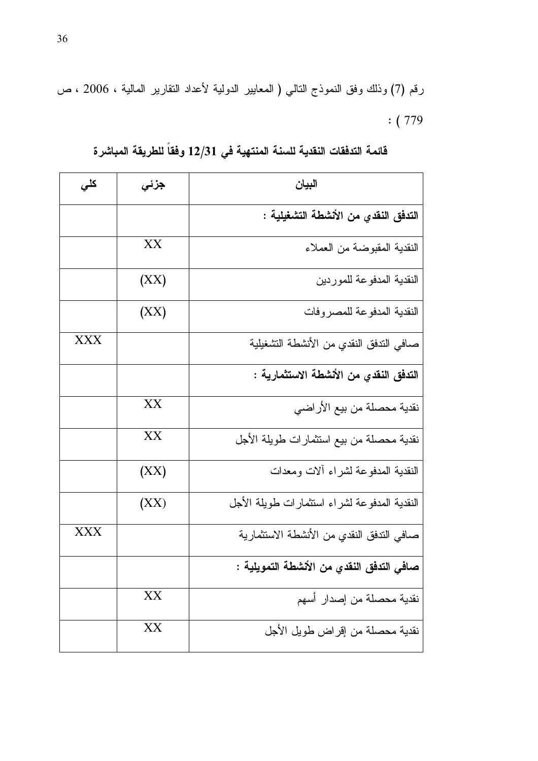رقم (7) وذلك وفق النموذج التالي ( المعايير الدولية لأعداد التقارير المالية ، 2006 ، ص : ( 779

**قائمة التدفقات النقدية للسنة المنتهية في 12/31 وفقاً للطريقة المباشرة**

| كلي | جزئي | البيان |
|---|---|---|
| | | **التدفق النقدي من الأنشطة التشغيلية :** |
| | XX | النقدية المقبوضة من العملاء |
| | (XX) | النقدية المدفوعة للموردين |
| | (XX) | النقدية المدفوعة للمصروفات |
| XXX | | صافي التدفق النقدي من الأنشطة التشغيلية |
| | | **التدفق النقدي من الأنشطة الاستثمارية :** |
| | XX | نقدية محصلة من بيع الأراضي |
| | XX | نقدية محصلة من بيع استثمارات طويلة الأجل |
| | (XX) | النقدية المدفوعة لشراء آلات ومعدات |
| | (XX) | النقدية المدفوعة لشراء استثمارات طويلة الأجل |
| XXX | | صافي التدفق النقدي من الأنشطة الاستثمارية |
| | | **صافي التدفق النقدي من الأنشطة التمويلية :** |
| | XX | نقدية محصلة من إصدار أسهم |
| | XX | نقدية محصلة من إقراض طويل الأجل |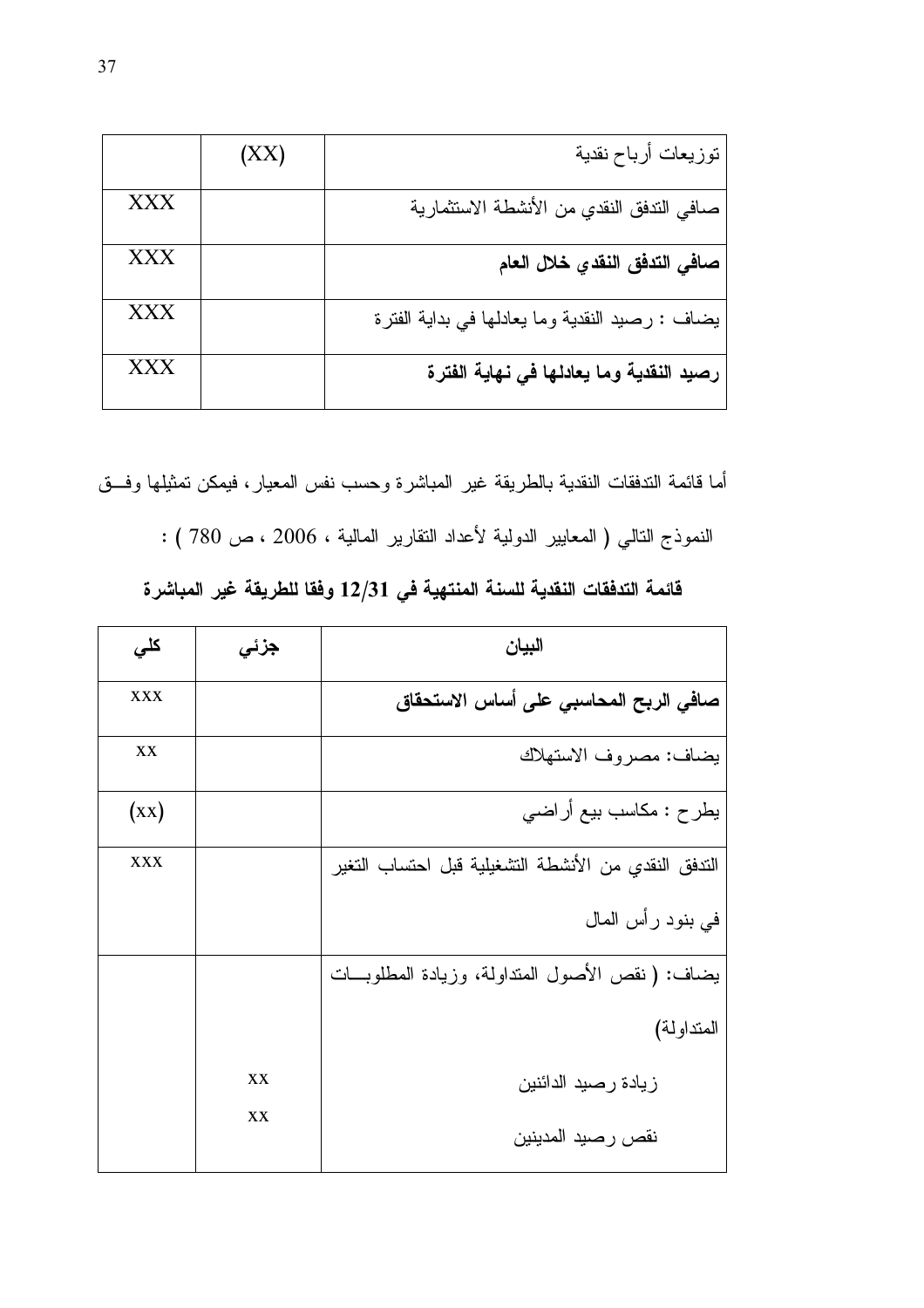| | | |
|---|---|---|
| توزيعات أرباح نقدية | (XX) | |
| صافي التدفق النقدي من الأنشطة الاستثمارية | | XXX |
| **صافي التدفق النقدي خلال العام** | | XXX |
| يضاف : رصيد النقدية وما يعادلها في بداية الفترة | | XXX |
| **رصيد النقدية وما يعادلها في نهاية الفترة** | | XXX |

أما قائمة التدفقات النقدية بالطريقة غير المباشرة وحسب نفس المعيار، فيمكن تمثيلها وفق النموذج التالي ( المعايير الدولية لأعداد التقارير المالية ، 2006 ، ص 780 ) :

**قائمة التدفقات النقدية للسنة المنتهية في 12/31 وفقا للطريقة غير المباشرة**

| البيان | جزئي | كلي |
|---|---|---|
| **صافي الربح المحاسبي على أساس الاستحقاق** | | xxx |
| يضاف: مصروف الاستهلاك | | xx |
| يطرح : مكاسب بيع أراضي | | (xx) |
| التدفق النقدي من الأنشطة التشغيلية قبل احتساب التغير في بنود رأس المال | | xxx |
| يضاف: ( نقص الأصول المتداولة، وزيادة المطلوبات المتداولة) | | |
| زيادة رصيد الدائنين | xx | |
| نقص رصيد المدينين | xx | |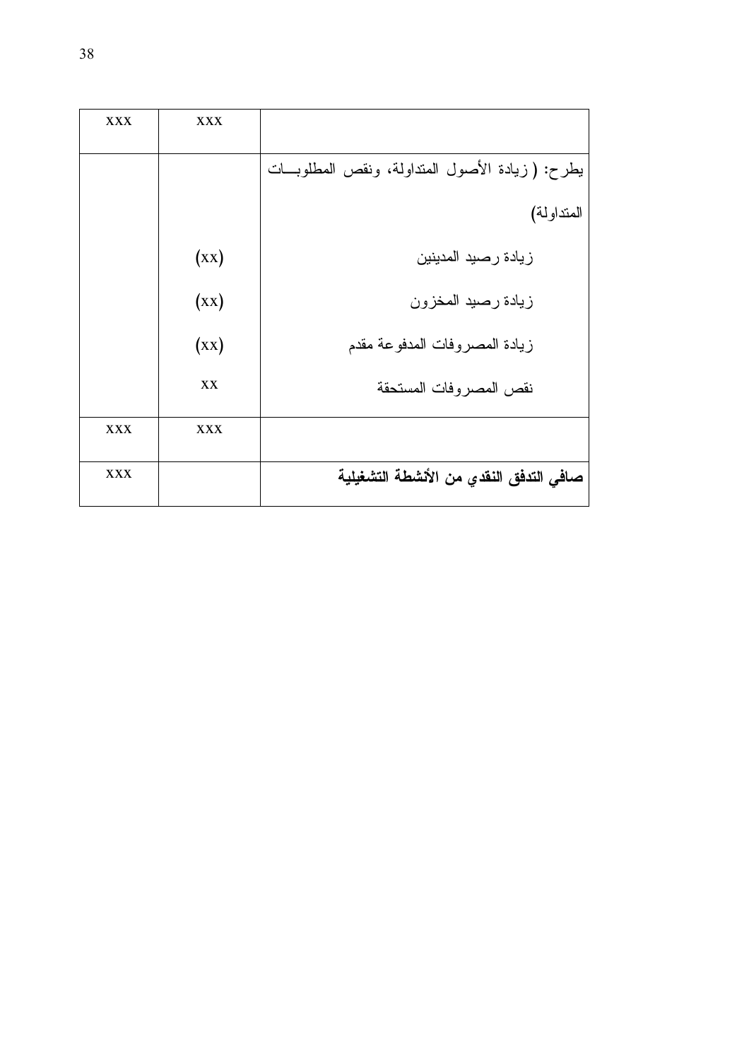| | | |
|---|---|---|
| | xxx | xxx |
| يطرح: ( زيادة الأصول المتداولة، ونقص المطلوبات المتداولة) | | |
| زيادة رصيد المدينين | (xx) | |
| زيادة رصيد المخزون | (xx) | |
| زيادة المصروفات المدفوعة مقدم | (xx) | |
| نقص المصروفات المستحقة | xx | |
| | xxx | xxx |
| **صافي التدفق النقدي من الأنشطة التشغيلية** | | xxx |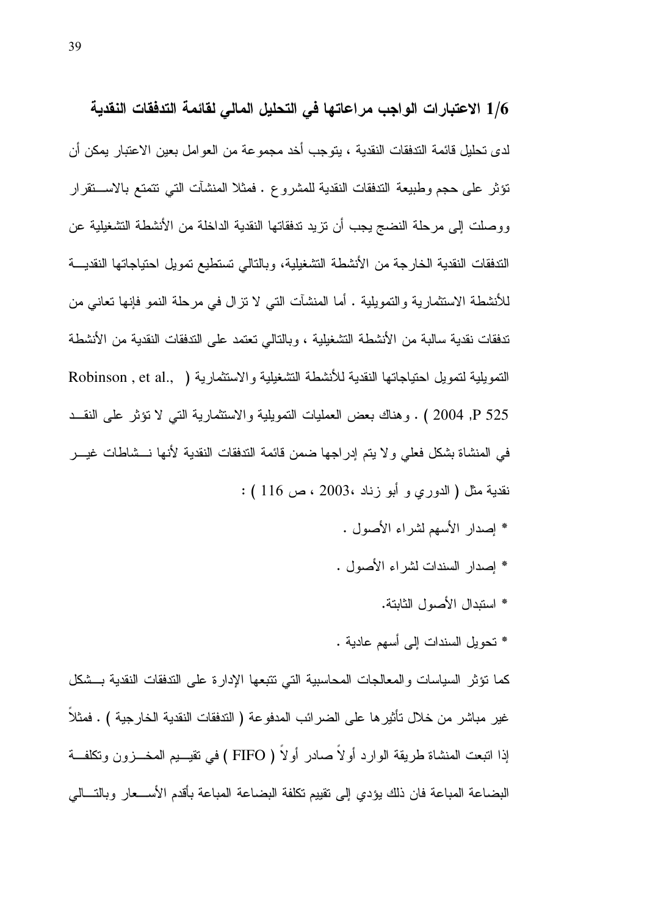## 1/6 الاعتبارات الواجب مراعاتها في التحليل المالي لقائمة التدفقات النقدية

لدى تحليل قائمة التدفقات النقدية ، يتوجب أخذ مجموعة من العوامل بعين الاعتبار يمكن أن تؤثر على حجم وطبيعة التدفقات النقدية للمشروع . فمثلا المنشآت التي تتمتع بالاستقرار ووصلت إلى مرحلة النضج يجب أن تزيد تدفقاتها النقدية الداخلة من الأنشطة التشغيلية عن التدفقات النقدية الخارجة من الأنشطة التشغيلية، وبالتالي تستطيع تمويل احتياجاتها النقدية للأنشطة الاستثمارية والتمويلية . أما المنشآت التي لا تزال في مرحلة النمو فإنها تعاني من تدفقات نقدية سالبة من الأنشطة التشغيلية ، وبالتالي تعتمد على التدفقات النقدية من الأنشطة التمويلية لتمويل احتياجاتها النقدية للأنشطة التشغيلية والاستثمارية ( Robinson , et al., 2004 ,P 525 ) . وهناك بعض العمليات التمويلية والاستثمارية التي لا تؤثر على النقد في المنشاة بشكل فعلي ولا يتم إدراجها ضمن قائمة التدفقات النقدية لأنها نشاطات غير نقدية مثل ( الدوري و أبو زناد ،2003 ، ص 116 ) :

* إصدار الأسهم لشراء الأصول .
* إصدار السندات لشراء الأصول .
* استبدال الأصول الثابتة.
* تحويل السندات إلى أسهم عادية .

كما تؤثر السياسات والمعالجات المحاسبية التي تتبعها الإدارة على التدفقات النقدية بشكل غير مباشر من خلال تأثيرها على الضرائب المدفوعة ( التدفقات النقدية الخارجية ) . فمثلاً إذا اتبعت المنشاة طريقة الوارد أولاً صادر أولاً ( FIFO ) في تقييم المخزون وتكلفة البضاعة المباعة فان ذلك يؤدي إلى تقييم تكلفة البضاعة المباعة بأقدم الأسعار وبالتالي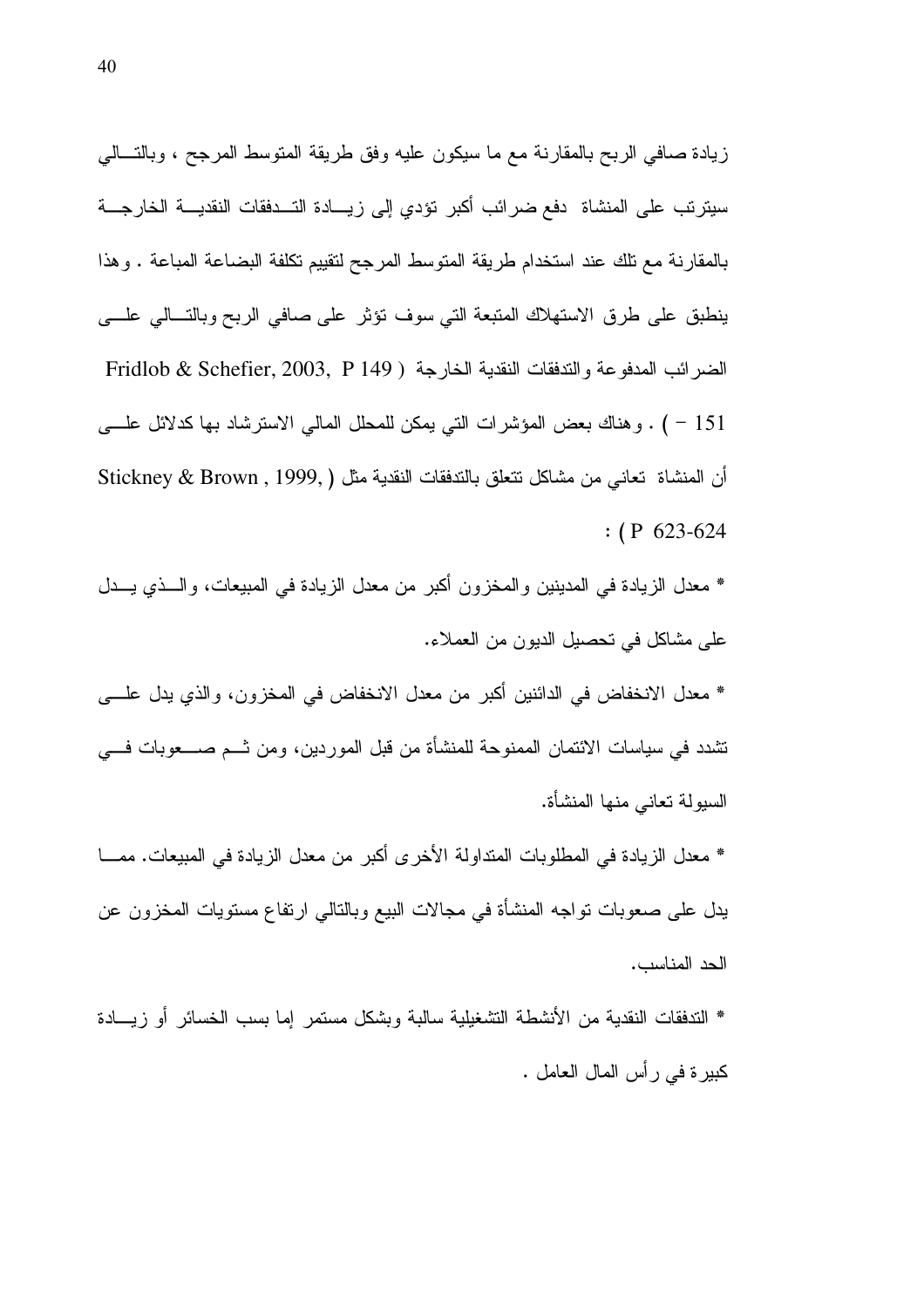زيادة صافي الربح بالمقارنة مع ما سيكون عليه وفق طريقة المتوسط المرجح ، وبالتالي سيترتب على المنشاة دفع ضرائب أكبر تؤدي إلى زيادة التدفقات النقدية الخارجة بالمقارنة مع تلك عند استخدام طريقة المتوسط المرجح لتقييم تكلفة البضاعة المباعة . وهذا ينطبق على طرق الاستهلاك المتبعة التي سوف تؤثر على صافي الربح وبالتالي على الضرائب المدفوعة والتدفقات النقدية الخارجة ( Fridlob & Schefier, 2003, P 149 – 151 ) . وهناك بعض المؤشرات التي يمكن للمحلل المالي الاسترشاد بها كدلائل على أن المنشاة تعاني من مشاكل تتعلق بالتدفقات النقدية مثل ( Stickney & Brown , 1999, P 623-624 ) :

* معدل الزيادة في المدينين والمخزون أكبر من معدل الزيادة في المبيعات، والذي يدل على مشاكل في تحصيل الديون من العملاء.

* معدل الانخفاض في الدائنين أكبر من معدل الانخفاض في المخزون، والذي يدل على تشدد في سياسات الائتمان الممنوحة للمنشأة من قبل الموردين، ومن ثم صعوبات في السيولة تعاني منها المنشأة.

* معدل الزيادة في المطلوبات المتداولة الأخرى أكبر من معدل الزيادة في المبيعات. مما يدل على صعوبات تواجه المنشأة في مجالات البيع وبالتالي ارتفاع مستويات المخزون عن الحد المناسب.

* التدفقات النقدية من الأنشطة التشغيلية سالبة وبشكل مستمر إما بسب الخسائر أو زيادة كبيرة في رأس المال العامل .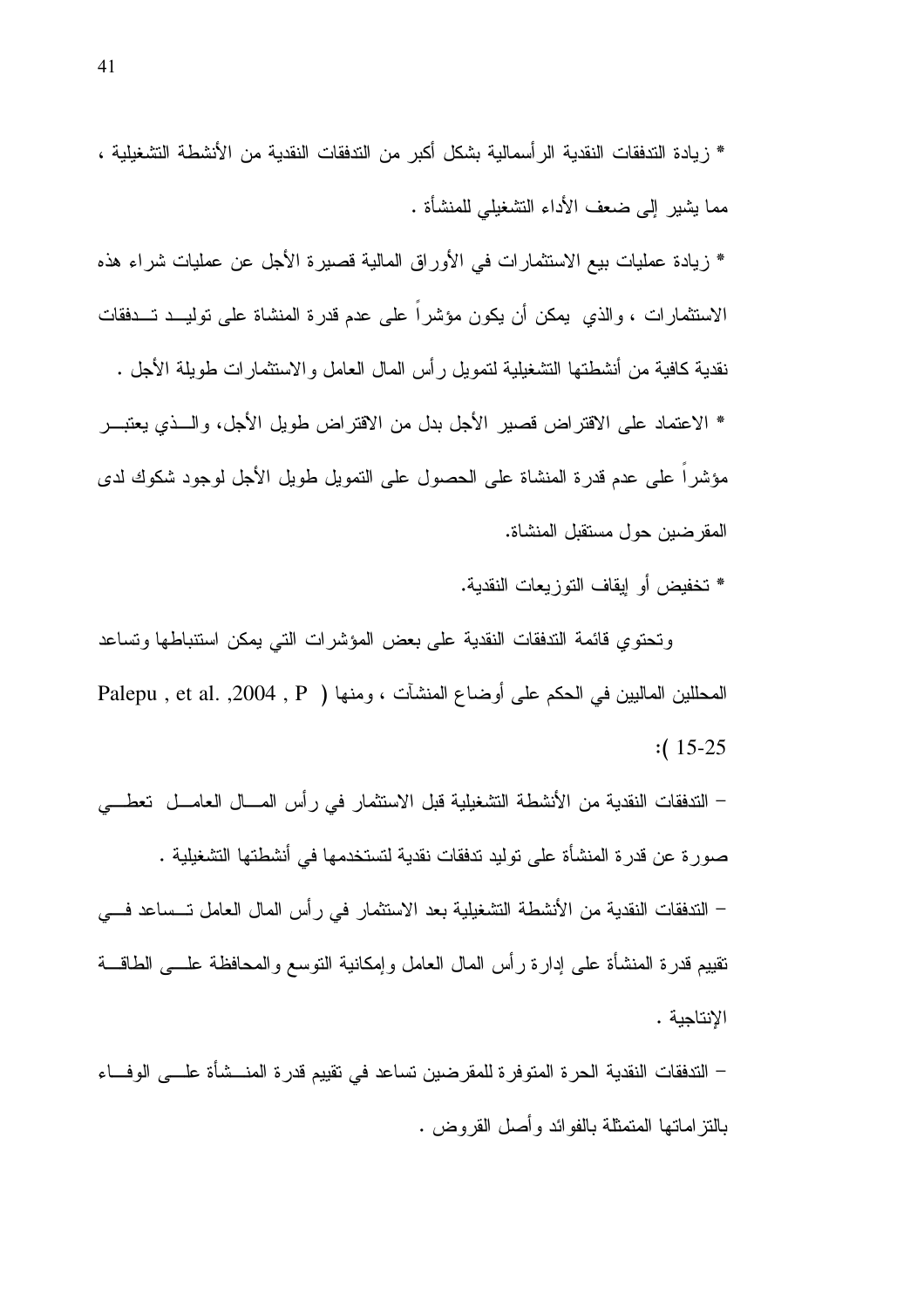* زيادة التدفقات النقدية الرأسمالية بشكل أكبر من التدفقات النقدية من الأنشطة التشغيلية ، مما يشير إلى ضعف الأداء التشغيلي للمنشأة .

* زيادة عمليات بيع الاستثمارات في الأوراق المالية قصيرة الأجل عن عمليات شراء هذه الاستثمارات ، والذي يمكن أن يكون مؤشراً على عدم قدرة المنشاة على توليد تدفقات نقدية كافية من أنشطتها التشغيلية لتمويل رأس المال العامل والاستثمارات طويلة الأجل .

* الاعتماد على الاقتراض قصير الأجل بدل من الاقتراض طويل الأجل، والذي يعتبر مؤشراً على عدم قدرة المنشاة على الحصول على التمويل طويل الأجل لوجود شكوك لدى المقرضين حول مستقبل المنشاة.

* تخفيض أو إيقاف التوزيعات النقدية.

وتحتوي قائمة التدفقات النقدية على بعض المؤشرات التي يمكن استنباطها وتساعد المحللين الماليين في الحكم على أوضاع المنشآت ، ومنها ( Palepu , et al. ,2004 , P 15-25 ):

– التدفقات النقدية من الأنشطة التشغيلية قبل الاستثمار في رأس المال العامل تعطي صورة عن قدرة المنشأة على توليد تدفقات نقدية لتستخدمها في أنشطتها التشغيلية .

– التدفقات النقدية من الأنشطة التشغيلية بعد الاستثمار في رأس المال العامل تساعد في تقييم قدرة المنشأة على إدارة رأس المال العامل وإمكانية التوسع والمحافظة على الطاقة الإنتاجية .

– التدفقات النقدية الحرة المتوفرة للمقرضين تساعد في تقييم قدرة المنشأة على الوفاء بالتزاماتها المتمثلة بالفوائد وأصل القروض .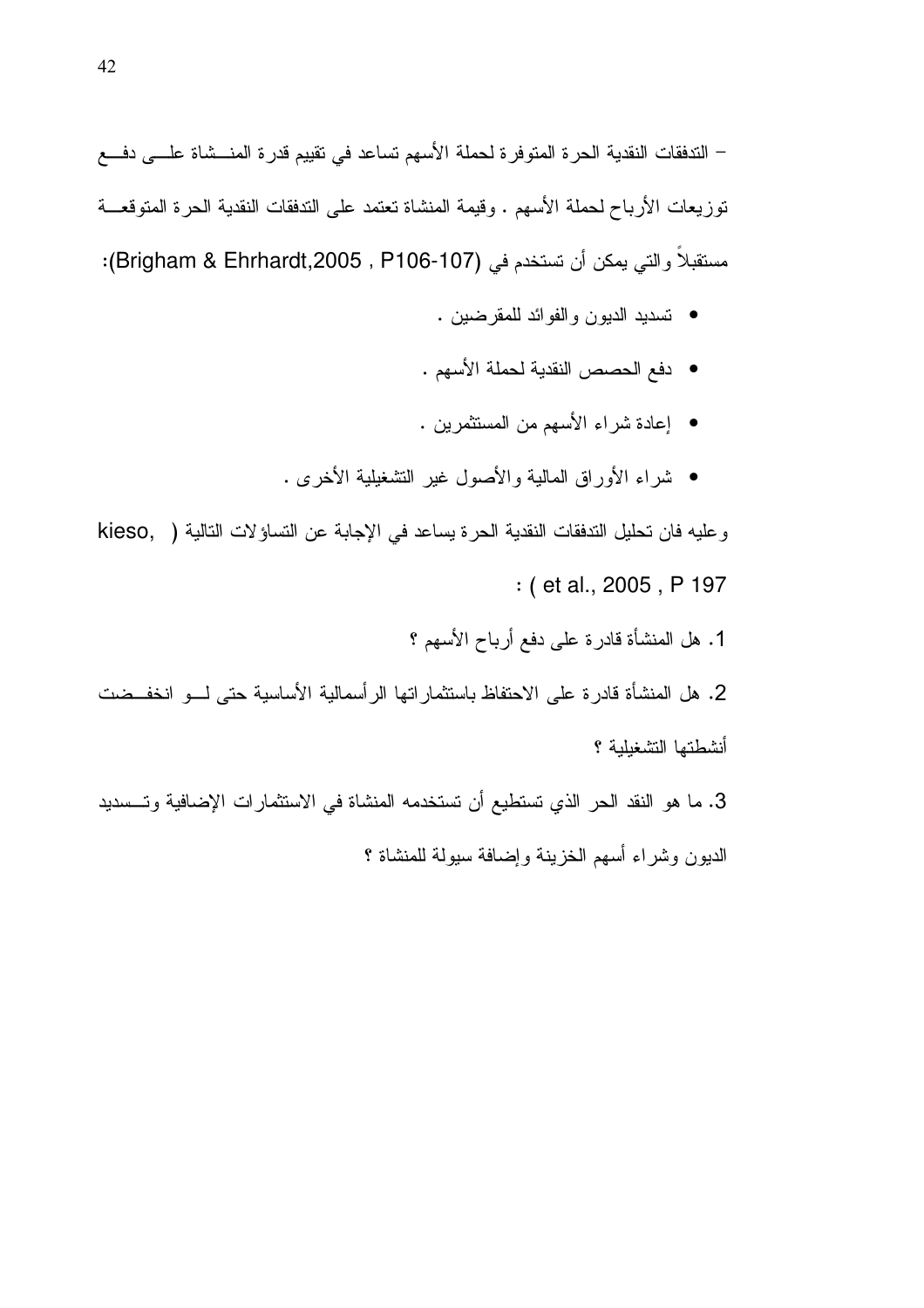– التدفقات النقدية الحرة المتوفرة لحملة الأسهم تساعد في تقييم قدرة المنشاة على دفع توزيعات الأرباح لحملة الأسهم . وقيمة المنشاة تعتمد على التدفقات النقدية الحرة المتوقعة مستقبلاً والتي يمكن أن تستخدم في (Brigham & Ehrhardt,2005 , P106-107):

- تسديد الديون والفوائد للمقرضين .
- دفع الحصص النقدية لحملة الأسهم .
- إعادة شراء الأسهم من المستثمرين .
- شراء الأوراق المالية والأصول غير التشغيلية الأخرى .

وعليه فان تحليل التدفقات النقدية الحرة يساعد في الإجابة عن التساؤلات التالية ( kieso, et al., 2005 , P 197 ) :

1. هل المنشأة قادرة على دفع أرباح الأسهم ؟
2. هل المنشأة قادرة على الاحتفاظ باستثماراتها الرأسمالية الأساسية حتى لو انخفضت أنشطتها التشغيلية ؟
3. ما هو النقد الحر الذي تستطيع أن تستخدمه المنشاة في الاستثمارات الإضافية وتسديد الديون وشراء أسهم الخزينة وإضافة سيولة للمنشاة ؟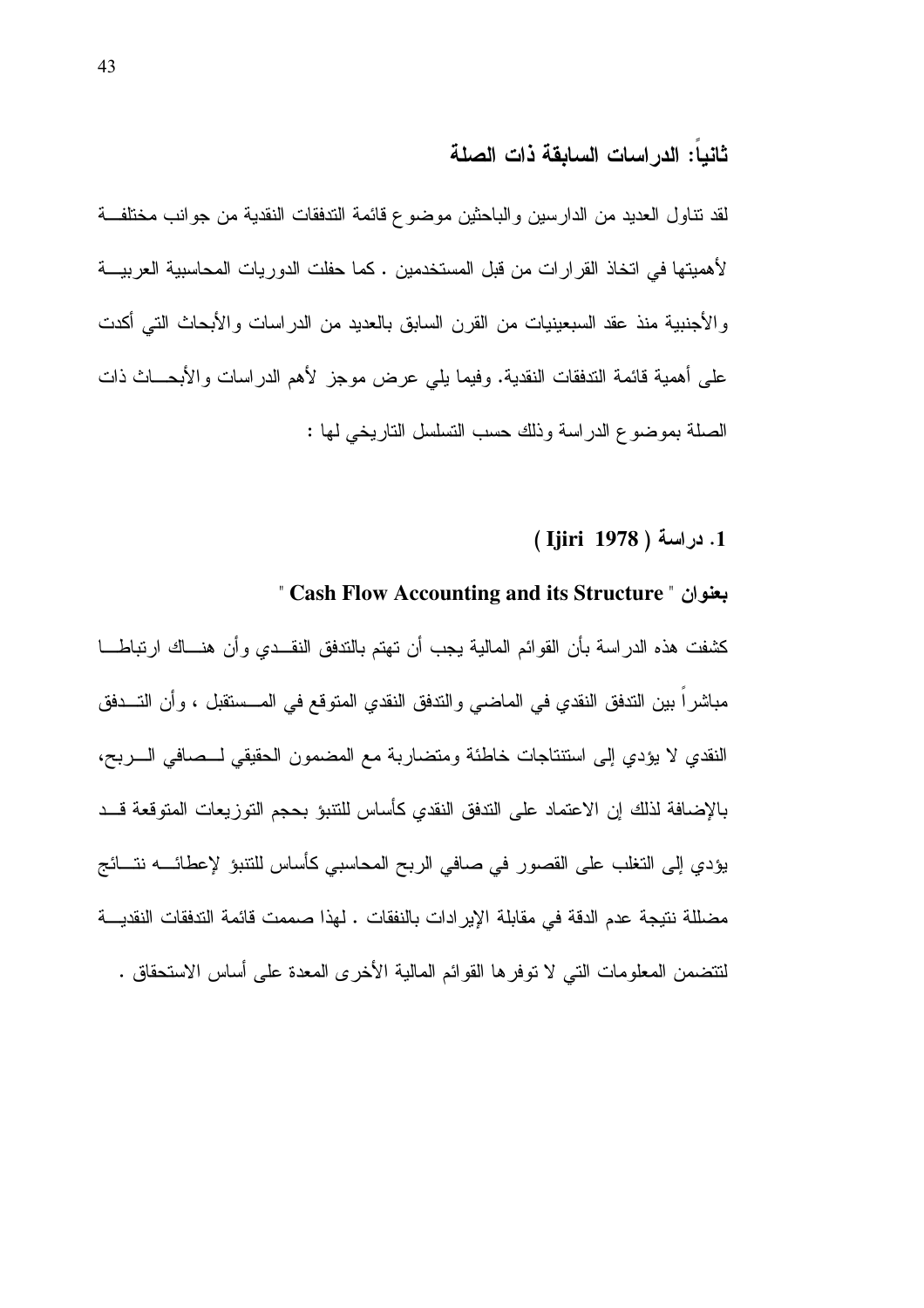## ثانياً: الدراسات السابقة ذات الصلة

لقد تناول العديد من الدارسين والباحثين موضوع قائمة التدفقات النقدية من جوانب مختلفة لأهميتها في اتخاذ القرارات من قبل المستخدمين . كما حفلت الدوريات المحاسبية العربية والأجنبية منذ عقد السبعينيات من القرن السابق بالعديد من الدراسات والأبحاث التي أكدت على أهمية قائمة التدفقات النقدية. وفيما يلي عرض موجز لأهم الدراسات والأبحاث ذات الصلة بموضوع الدراسة وذلك حسب التسلسل التاريخي لها :

### 1. دراسة ( Ijiri 1978 )

**بعنوان " Cash Flow Accounting and its Structure "**

كشفت هذه الدراسة بأن القوائم المالية يجب أن تهتم بالتدفق النقدي وأن هناك ارتباطا مباشراً بين التدفق النقدي في الماضي والتدفق النقدي المتوقع في المستقبل ، وأن التدفق النقدي لا يؤدي إلى استنتاجات خاطئة ومتضاربة مع المضمون الحقيقي لصافي الربح، بالإضافة لذلك إن الاعتماد على التدفق النقدي كأساس للتنبؤ بحجم التوزيعات المتوقعة قد يؤدي إلى التغلب على القصور في صافي الربح المحاسبي كأساس للتنبؤ لإعطائه نتائج مضللة نتيجة عدم الدقة في مقابلة الإيرادات بالنفقات . لهذا صممت قائمة التدفقات النقدية لتتضمن المعلومات التي لا توفرها القوائم المالية الأخرى المعدة على أساس الاستحقاق .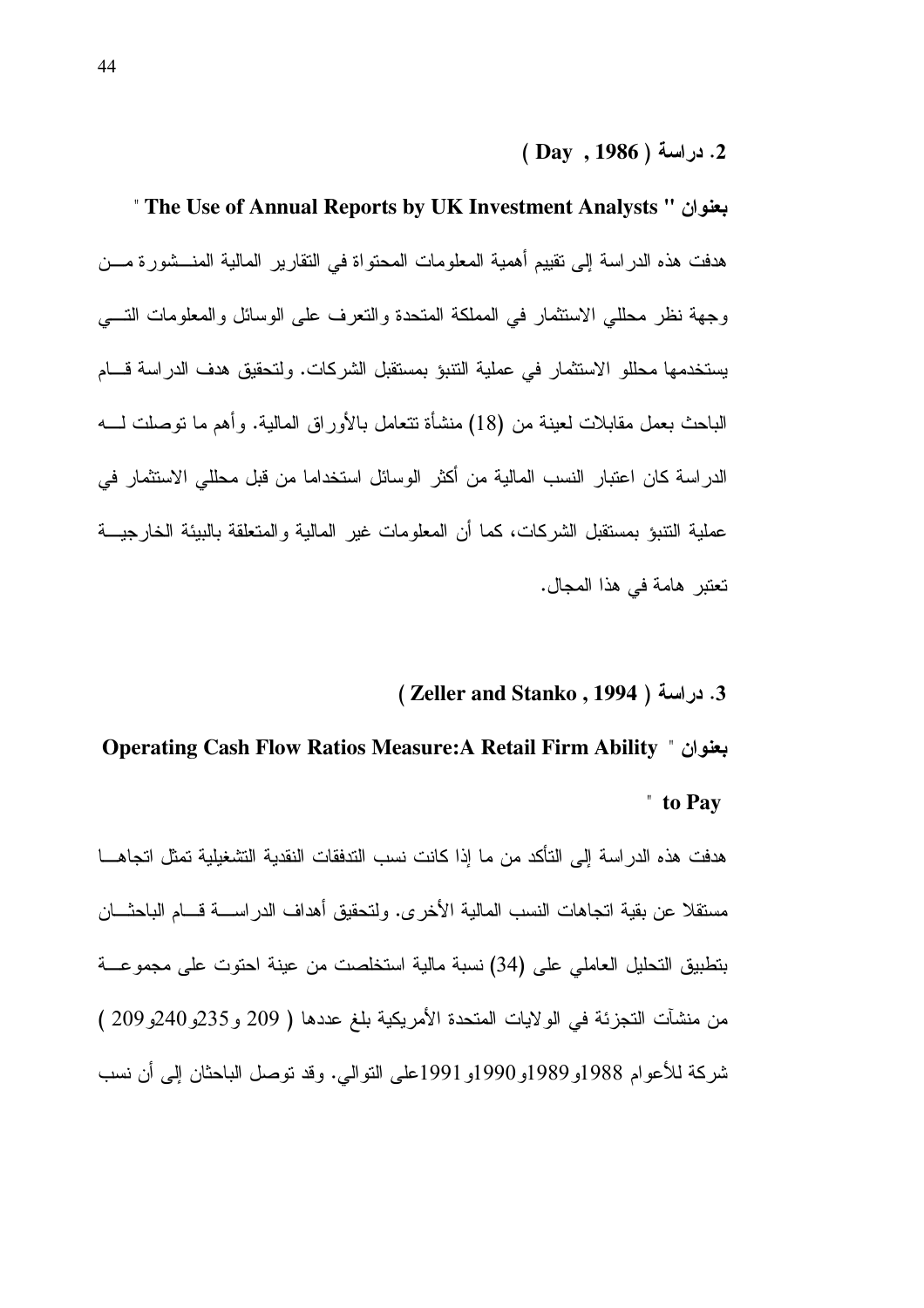**2. دراسة ( Day , 1986 )**

**بعنوان " The Use of Annual Reports by UK Investment Analysts "**

هدفت هذه الدراسة إلى تقييم أهمية المعلومات المحتواة في التقارير المالية المنشورة من وجهة نظر محللي الاستثمار في المملكة المتحدة والتعرف على الوسائل والمعلومات التي يستخدمها محللو الاستثمار في عملية التنبؤ بمستقبل الشركات. ولتحقيق هدف الدراسة قام الباحث بعمل مقابلات لعينة من (18) منشأة تتعامل بالأوراق المالية. وأهم ما توصلت له الدراسة كان اعتبار النسب المالية من أكثر الوسائل استخداما من قبل محللي الاستثمار في عملية التنبؤ بمستقبل الشركات، كما أن المعلومات غير المالية والمتعلقة بالبيئة الخارجية تعتبر هامة في هذا المجال.

**3. دراسة ( Zeller and Stanko , 1994 )**

**بعنوان " Operating Cash Flow Ratios Measure:A Retail Firm Ability to Pay "**

هدفت هذه الدراسة إلى التأكد من ما إذا كانت نسب التدفقات النقدية التشغيلية تمثل اتجاها مستقلا عن بقية اتجاهات النسب المالية الأخرى. ولتحقيق أهداف الدراسة قام الباحثان بتطبيق التحليل العاملي على (34) نسبة مالية استخلصت من عينة احتوت على مجموعة من منشآت التجزئة في الولايات المتحدة الأمريكية بلغ عددها ( 209 و235و240و209 ) شركة للأعوام 1988و1989و1990و1991على التوالي. وقد توصل الباحثان إلى أن نسب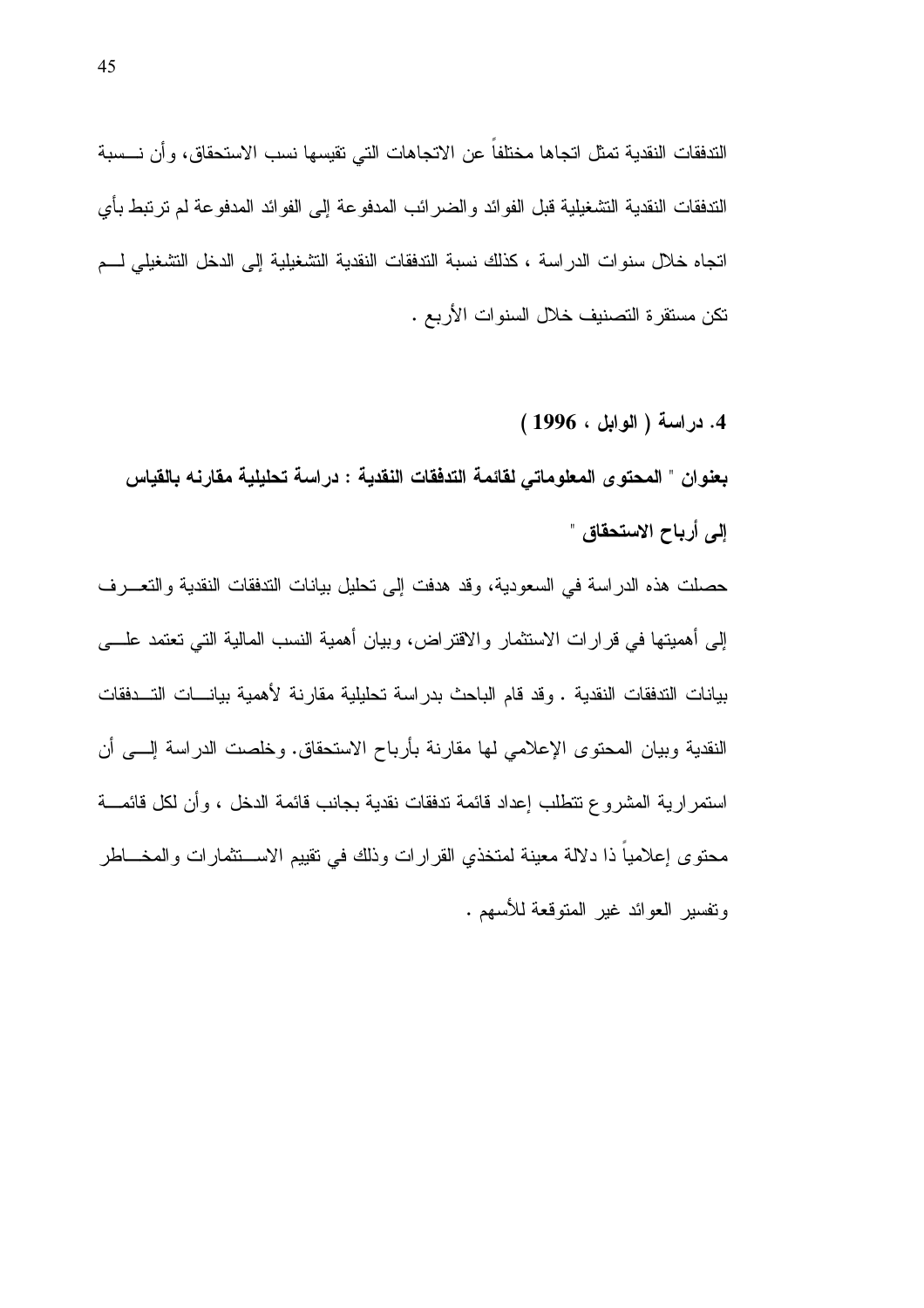التدفقات النقدية تمثل اتجاها مختلفاً عن الاتجاهات التي تقيسها نسب الاستحقاق، وأن نسبة التدفقات النقدية التشغيلية قبل الفوائد والضرائب المدفوعة إلى الفوائد المدفوعة لم ترتبط بأي اتجاه خلال سنوات الدراسة ، كذلك نسبة التدفقات النقدية التشغيلية إلى الدخل التشغيلي لم تكن مستقرة التصنيف خلال السنوات الأربع .

**4. دراسة ( الوابل ، 1996 )**

**بعنوان " المحتوى المعلوماتي لقائمة التدفقات النقدية : دراسة تحليلية مقارنه بالقياس إلى أرباح الاستحقاق "**

حصلت هذه الدراسة في السعودية، وقد هدفت إلى تحليل بيانات التدفقات النقدية والتعرف إلى أهميتها في قرارات الاستثمار والاقتراض، وبيان أهمية النسب المالية التي تعتمد على بيانات التدفقات النقدية . وقد قام الباحث بدراسة تحليلية مقارنة لأهمية بيانات التدفقات النقدية وبيان المحتوى الإعلامي لها مقارنة بأرباح الاستحقاق. وخلصت الدراسة إلى أن استمرارية المشروع تتطلب إعداد قائمة تدفقات نقدية بجانب قائمة الدخل ، وأن لكل قائمة محتوى إعلامياً ذا دلالة معينة لمتخذي القرارات وذلك في تقييم الاستثمارات والمخاطر وتفسير العوائد غير المتوقعة للأسهم .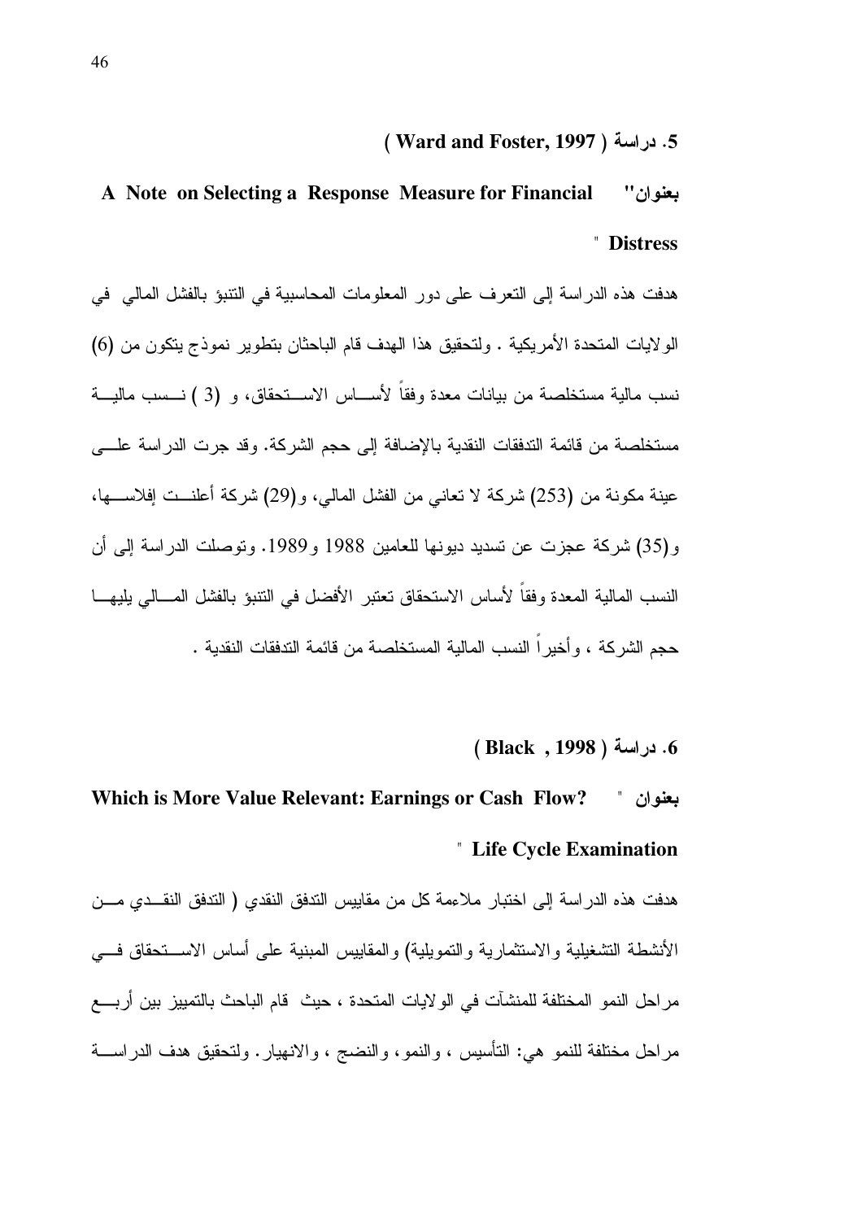### 5. دراسة ( Ward and Foster, 1997 )

**بعنوان" A Note on Selecting a Response Measure for Financial Distress "**

هدفت هذه الدراسة إلى التعرف على دور المعلومات المحاسبية في التنبؤ بالفشل المالي في الولايات المتحدة الأمريكية . ولتحقيق هذا الهدف قام الباحثان بتطوير نموذج يتكون من (6) نسب مالية مستخلصة من بيانات معدة وفقاً لأساس الاستحقاق، و (3 ) نسب مالية مستخلصة من قائمة التدفقات النقدية بالإضافة إلى حجم الشركة. وقد جرت الدراسة على عينة مكونة من (253) شركة لا تعاني من الفشل المالي، و(29) شركة أعلنت إفلاسها، و(35) شركة عجزت عن تسديد ديونها للعامين 1988 و1989. وتوصلت الدراسة إلى أن النسب المالية المعدة وفقاً لأساس الاستحقاق تعتبر الأفضل في التنبؤ بالفشل المالي يليها حجم الشركة ، وأخيراً النسب المالية المستخلصة من قائمة التدفقات النقدية .

### 6. دراسة ( Black , 1998 )

**بعنوان " Which is More Value Relevant: Earnings or Cash Flow? Life Cycle Examination "**

هدفت هذه الدراسة إلى اختبار ملاءمة كل من مقاييس التدفق النقدي ( التدفق النقدي من الأنشطة التشغيلية والاستثمارية والتمويلية) والمقاييس المبنية على أساس الاستحقاق في مراحل النمو المختلفة للمنشآت في الولايات المتحدة ، حيث قام الباحث بالتمييز بين أربع مراحل مختلفة للنمو هي: التأسيس ، والنمو، والنضج ، والانهيار. ولتحقيق هدف الدراسة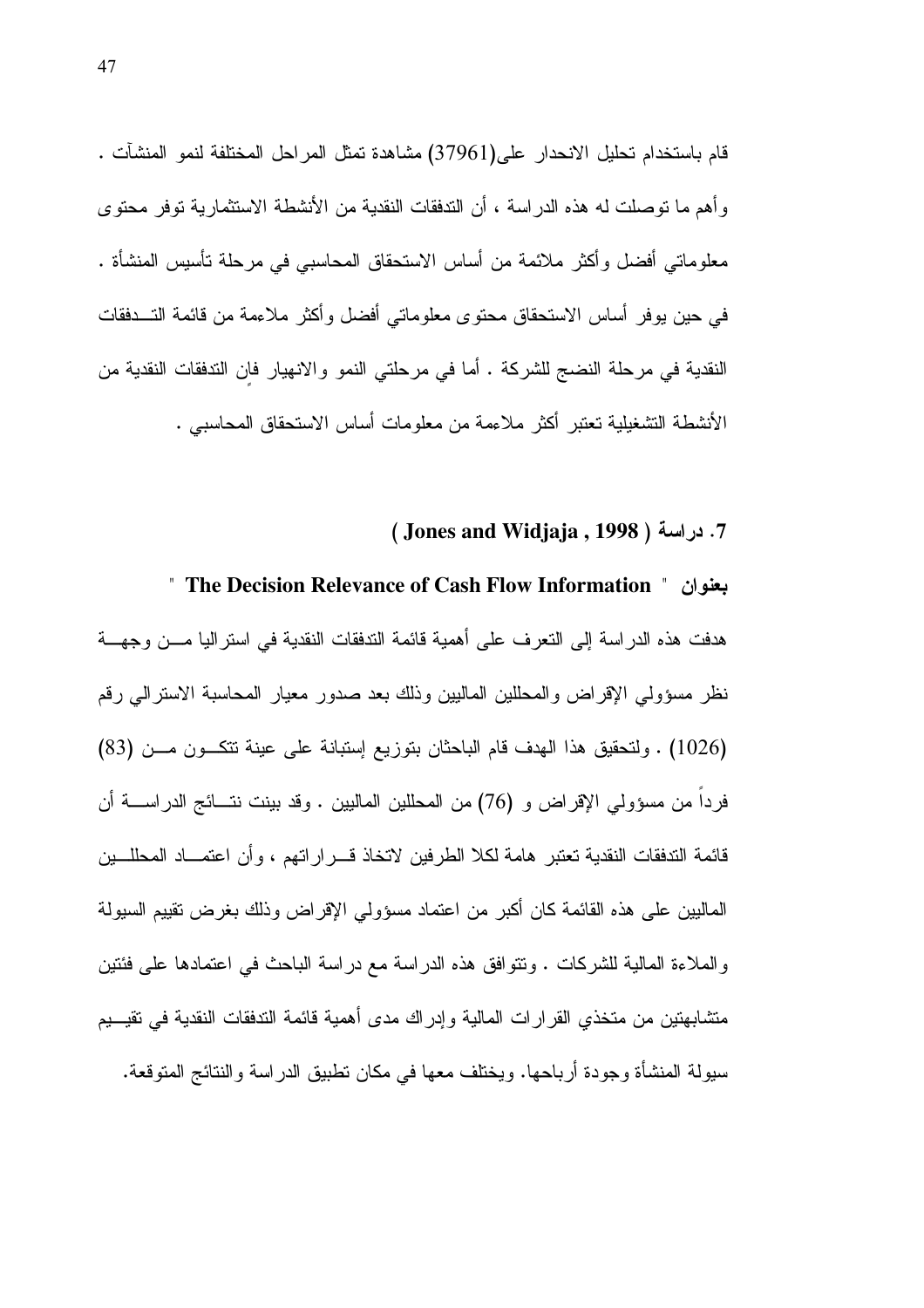قام باستخدام تحليل الانحدار على(37961) مشاهدة تمثل المراحل المختلفة لنمو المنشآت . وأهم ما توصلت له هذه الدراسة ، أن التدفقات النقدية من الأنشطة الاستثمارية توفر محتوى معلوماتي أفضل وأكثر ملائمة من أساس الاستحقاق المحاسبي في مرحلة تأسيس المنشأة . في حين يوفر أساس الاستحقاق محتوى معلوماتي أفضل وأكثر ملاءمة من قائمة التدفقات النقدية في مرحلة النضج للشركة . أما في مرحلتي النمو والانهيار فإن التدفقات النقدية من الأنشطة التشغيلية تعتبر أكثر ملاءمة من معلومات أساس الاستحقاق المحاسبي .

**7. دراسة ( Jones and Widjaja , 1998 )**

**بعنوان " The Decision Relevance of Cash Flow Information "**

هدفت هذه الدراسة إلى التعرف على أهمية قائمة التدفقات النقدية في استراليا من وجهة نظر مسؤولي الإقراض والمحللين الماليين وذلك بعد صدور معيار المحاسبة الاسترالي رقم (1026) . ولتحقيق هذا الهدف قام الباحثان بتوزيع إستبانة على عينة تتكون من (83) فرداً من مسؤولي الإقراض و (76) من المحللين الماليين . وقد بينت نتائج الدراسة أن قائمة التدفقات النقدية تعتبر هامة لكلا الطرفين لاتخاذ قراراتهم ، وأن اعتماد المحللين الماليين على هذه القائمة كان أكبر من اعتماد مسؤولي الإقراض وذلك بغرض تقييم السيولة والملاءة المالية للشركات . وتتوافق هذه الدراسة مع دراسة الباحث في اعتمادها على فئتين متشابهتين من متخذي القرارات المالية وإدراك مدى أهمية قائمة التدفقات النقدية في تقييم سيولة المنشأة وجودة أرباحها. ويختلف معها في مكان تطبيق الدراسة والنتائج المتوقعة.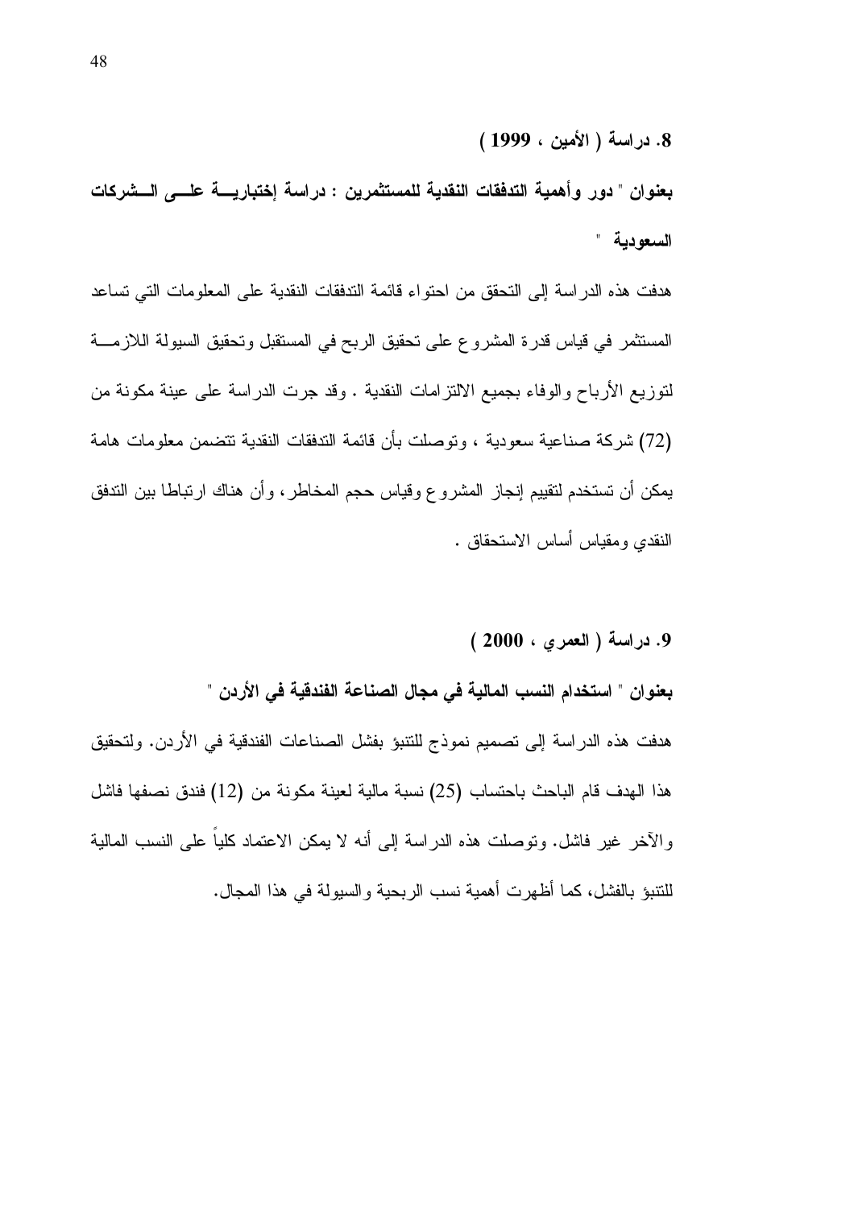**8. دراسة ( الأمين ، 1999 )**

**بعنوان " دور وأهمية التدفقات النقدية للمستثمرين : دراسة إختبارية على الشركات السعودية "**

هدفت هذه الدراسة إلى التحقق من احتواء قائمة التدفقات النقدية على المعلومات التي تساعد المستثمر في قياس قدرة المشروع على تحقيق الربح في المستقبل وتحقيق السيولة اللازمة لتوزيع الأرباح والوفاء بجميع الالتزامات النقدية . وقد جرت الدراسة على عينة مكونة من (72) شركة صناعية سعودية ، وتوصلت بأن قائمة التدفقات النقدية تتضمن معلومات هامة يمكن أن تستخدم لتقييم إنجاز المشروع وقياس حجم المخاطر، وأن هناك ارتباطا بين التدفق النقدي ومقياس أساس الاستحقاق .

**9. دراسة ( العمري ، 2000 )**

**بعنوان " استخدام النسب المالية في مجال الصناعة الفندقية في الأردن "**

هدفت هذه الدراسة إلى تصميم نموذج للتنبؤ بفشل الصناعات الفندقية في الأردن. ولتحقيق هذا الهدف قام الباحث باحتساب (25) نسبة مالية لعينة مكونة من (12) فندق نصفها فاشل والآخر غير فاشل. وتوصلت هذه الدراسة إلى أنه لا يمكن الاعتماد كلياً على النسب المالية للتنبؤ بالفشل، كما أظهرت أهمية نسب الربحية والسيولة في هذا المجال.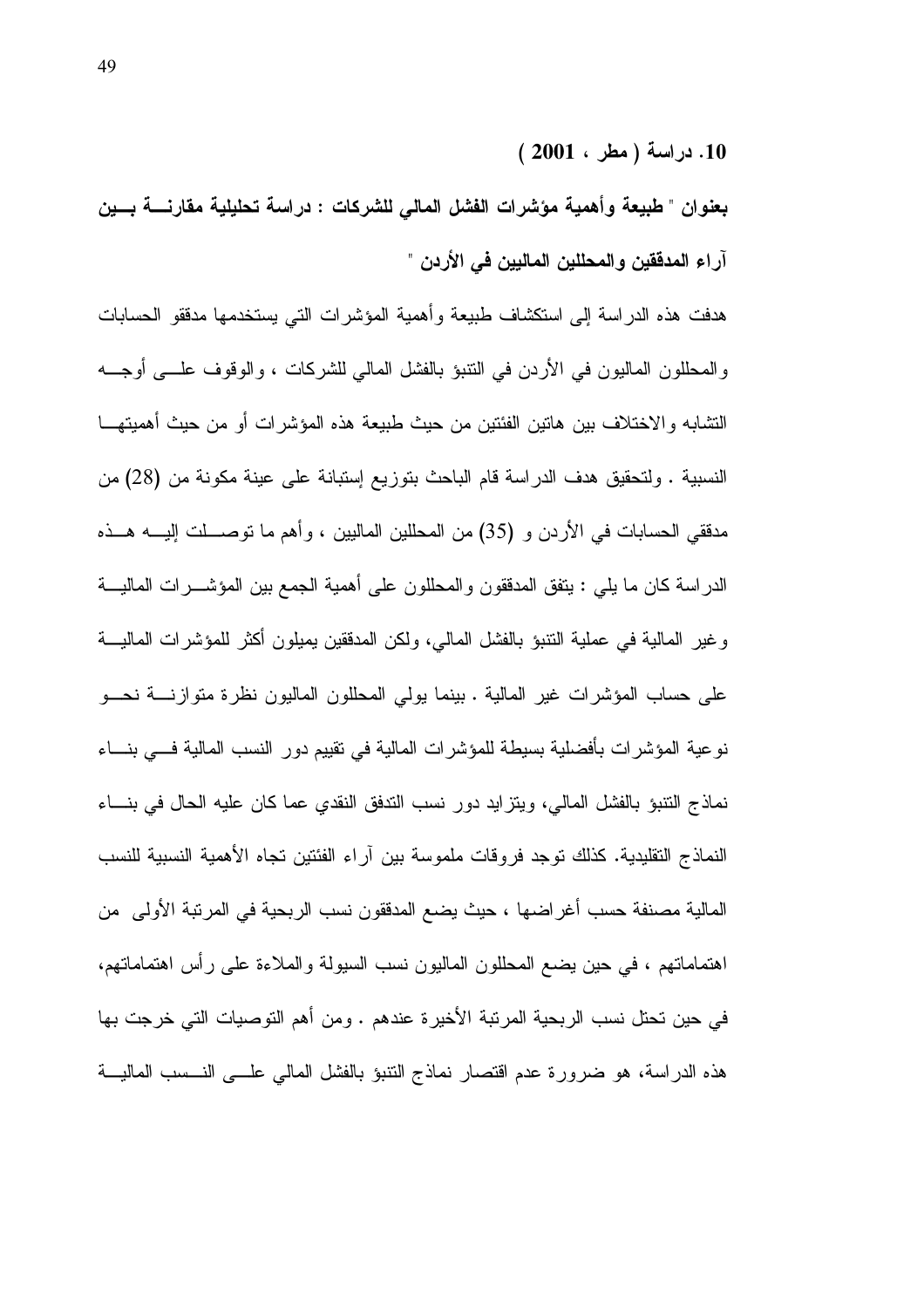**10. دراسة ( مطر ، 2001 )**

**بعنوان " طبيعة وأهمية مؤشرات الفشل المالي للشركات : دراسة تحليلية مقارنة بين آراء المدققين والمحللين الماليين في الأردن "**

هدفت هذه الدراسة إلى استكشاف طبيعة وأهمية المؤشرات التي يستخدمها مدققو الحسابات والمحللون الماليون في الأردن في التنبؤ بالفشل المالي للشركات ، والوقوف على أوجه التشابه والاختلاف بين هاتين الفئتين من حيث طبيعة هذه المؤشرات أو من حيث أهميتها النسبية . ولتحقيق هدف الدراسة قام الباحث بتوزيع إستبانة على عينة مكونة من (28) من مدققي الحسابات في الأردن و (35) من المحللين الماليين ، وأهم ما توصلت إليه هذه الدراسة كان ما يلي : يتفق المدققون والمحللون على أهمية الجمع بين المؤشرات المالية وغير المالية في عملية التنبؤ بالفشل المالي، ولكن المدققين يميلون أكثر للمؤشرات المالية على حساب المؤشرات غير المالية . بينما يولي المحللون الماليون نظرة متوازنة نحو نوعية المؤشرات بأفضلية بسيطة للمؤشرات المالية في تقييم دور النسب المالية في بناء نماذج التنبؤ بالفشل المالي، ويتزايد دور نسب التدفق النقدي عما كان عليه الحال في بناء النماذج التقليدية. كذلك توجد فروقات ملموسة بين آراء الفئتين تجاه الأهمية النسبية للنسب المالية مصنفة حسب أغراضها ، حيث يضع المدققون نسب الربحية في المرتبة الأولى من اهتماماتهم ، في حين يضع المحللون الماليون نسب السيولة والملاءة على رأس اهتماماتهم، في حين تحتل نسب الربحية المرتبة الأخيرة عندهم . ومن أهم التوصيات التي خرجت بها هذه الدراسة، هو ضرورة عدم اقتصار نماذج التنبؤ بالفشل المالي على النسب المالية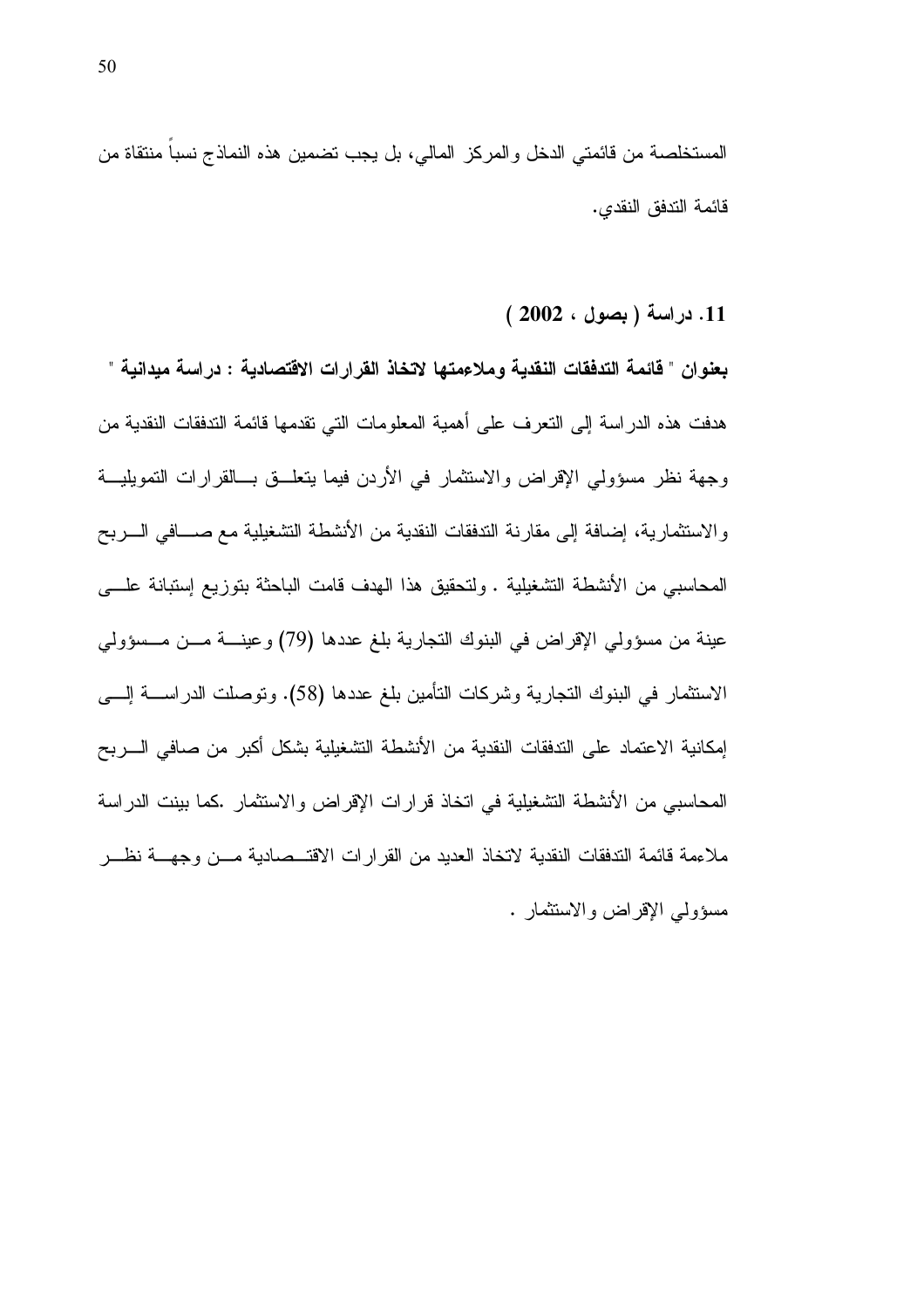المستخلصة من قائمتي الدخل والمركز المالي، بل يجب تضمين هذه النماذج نسباً منتقاة من قائمة التدفق النقدي.

**11. دراسة ( بصول ، 2002 )**

**بعنوان " قائمة التدفقات النقدية وملاءمتها لاتخاذ القرارات الاقتصادية : دراسة ميدانية "**

هدفت هذه الدراسة إلى التعرف على أهمية المعلومات التي تقدمها قائمة التدفقات النقدية من وجهة نظر مسؤولي الإقراض والاستثمار في الأردن فيما يتعلق بالقرارات التمويلية والاستثمارية، إضافة إلى مقارنة التدفقات النقدية من الأنشطة التشغيلية مع صافي الربح المحاسبي من الأنشطة التشغيلية . ولتحقيق هذا الهدف قامت الباحثة بتوزيع إستبانة على عينة من مسؤولي الإقراض في البنوك التجارية بلغ عددها (79) وعينة من مسؤولي الاستثمار في البنوك التجارية وشركات التأمين بلغ عددها (58). وتوصلت الدراسة إلى إمكانية الاعتماد على التدفقات النقدية من الأنشطة التشغيلية بشكل أكبر من صافي الربح المحاسبي من الأنشطة التشغيلية في اتخاذ قرارات الإقراض والاستثمار .كما بينت الدراسة ملاءمة قائمة التدفقات النقدية لاتخاذ العديد من القرارات الاقتصادية من وجهة نظر مسؤولي الإقراض والاستثمار .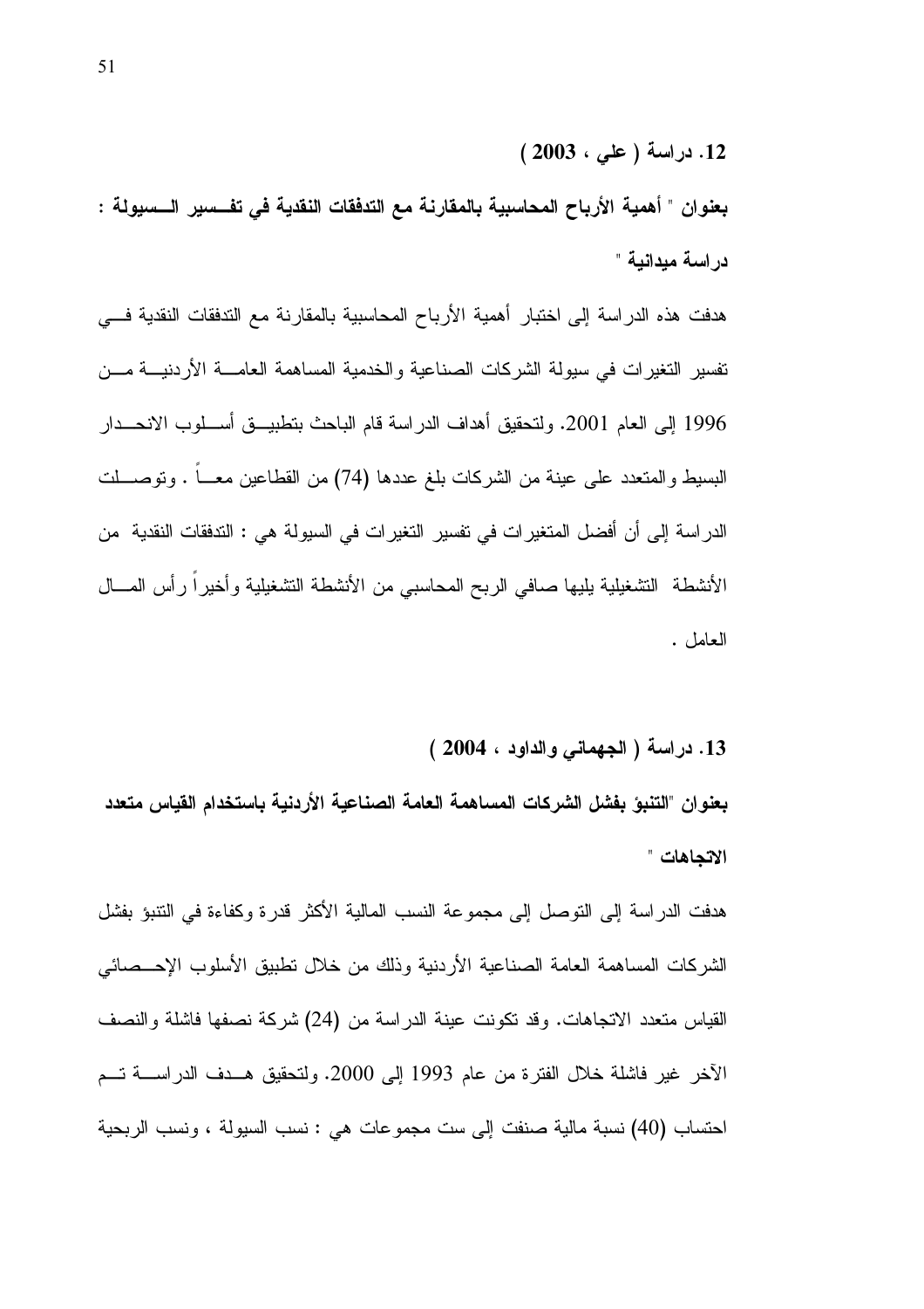**12. دراسة ( علي ، 2003 )**

**بعنوان " أهمية الأرباح المحاسبية بالمقارنة مع التدفقات النقدية في تفسير السيولة : دراسة ميدانية "**

هدفت هذه الدراسة إلى اختبار أهمية الأرباح المحاسبية بالمقارنة مع التدفقات النقدية في تفسير التغيرات في سيولة الشركات الصناعية والخدمية المساهمة العامة الأردنية من 1996 إلى العام 2001. ولتحقيق أهداف الدراسة قام الباحث بتطبيق أسلوب الانحدار البسيط والمتعدد على عينة من الشركات بلغ عددها (74) من القطاعين معاً . وتوصلت الدراسة إلى أن أفضل المتغيرات في تفسير التغيرات في السيولة هي : التدفقات النقدية من الأنشطة التشغيلية يليها صافي الربح المحاسبي من الأنشطة التشغيلية وأخيراً رأس المال العامل .

**13. دراسة ( الجهماني والداود ، 2004 )**

**بعنوان "التنبؤ بفشل الشركات المساهمة العامة الصناعية الأردنية باستخدام القياس متعدد الاتجاهات "**

هدفت الدراسة إلى التوصل إلى مجموعة النسب المالية الأكثر قدرة وكفاءة في التنبؤ بفشل الشركات المساهمة العامة الصناعية الأردنية وذلك من خلال تطبيق الأسلوب الإحصائي القياس متعدد الاتجاهات. وقد تكونت عينة الدراسة من (24) شركة نصفها فاشلة والنصف الآخر غير فاشلة خلال الفترة من عام 1993 إلى 2000. ولتحقيق هدف الدراسة تم احتساب (40) نسبة مالية صنفت إلى ست مجموعات هي : نسب السيولة ، ونسب الربحية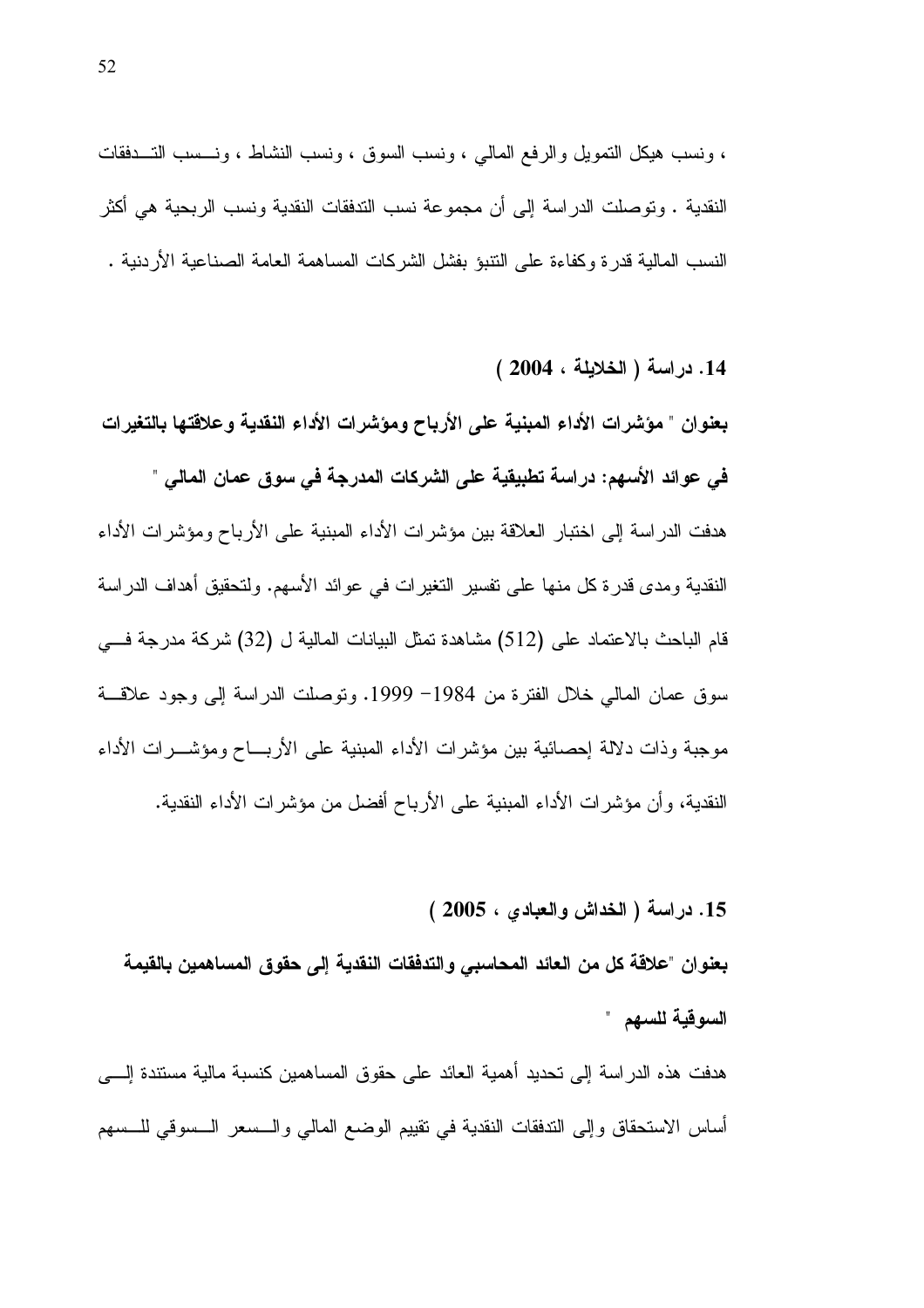، ونسب هيكل التمويل والرفع المالي ، ونسب السوق ، ونسب النشاط ، ونسب التدفقات النقدية . وتوصلت الدراسة إلى أن مجموعة نسب التدفقات النقدية ونسب الربحية هي أكثر النسب المالية قدرة وكفاءة على التنبؤ بفشل الشركات المساهمة العامة الصناعية الأردنية .

**14. دراسة ( الخلايلة ، 2004 )**

**بعنوان " مؤشرات الأداء المبنية على الأرباح ومؤشرات الأداء النقدية وعلاقتها بالتغيرات في عوائد الأسهم: دراسة تطبيقية على الشركات المدرجة في سوق عمان المالي "**

هدفت الدراسة إلى اختبار العلاقة بين مؤشرات الأداء المبنية على الأرباح ومؤشرات الأداء النقدية ومدى قدرة كل منها على تفسير التغيرات في عوائد الأسهم. ولتحقيق أهداف الدراسة قام الباحث بالاعتماد على (512) مشاهدة تمثل البيانات المالية ل (32) شركة مدرجة في سوق عمان المالي خلال الفترة من 1984- 1999. وتوصلت الدراسة إلى وجود علاقة موجبة وذات دلالة إحصائية بين مؤشرات الأداء المبنية على الأرباح ومؤشرات الأداء النقدية، وأن مؤشرات الأداء المبنية على الأرباح أفضل من مؤشرات الأداء النقدية.

**15. دراسة ( الخداش والعبادي ، 2005 )**

**بعنوان "علاقة كل من العائد المحاسبي والتدفقات النقدية إلى حقوق المساهمين بالقيمة السوقية للسهم "**

هدفت هذه الدراسة إلى تحديد أهمية العائد على حقوق المساهمين كنسبة مالية مستندة إلى أساس الاستحقاق وإلى التدفقات النقدية في تقييم الوضع المالي والسعر السوقي للسهم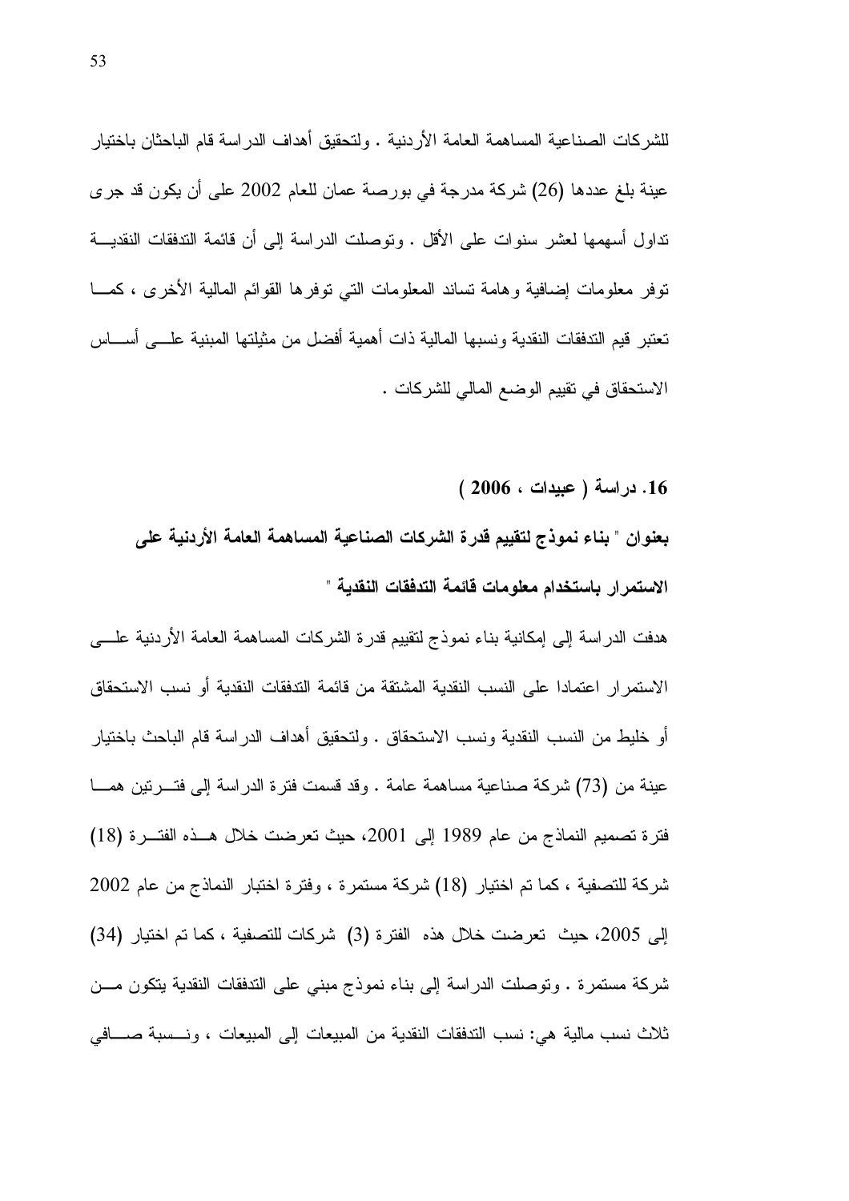للشركات الصناعية المساهمة العامة الأردنية . ولتحقيق أهداف الدراسة قام الباحثان باختيار عينة بلغ عددها (26) شركة مدرجة في بورصة عمان للعام 2002 على أن يكون قد جرى تداول أسهمها لعشر سنوات على الأقل . وتوصلت الدراسة إلى أن قائمة التدفقات النقدية توفر معلومات إضافية وهامة تساند المعلومات التي توفرها القوائم المالية الأخرى ، كما تعتبر قيم التدفقات النقدية ونسبها المالية ذات أهمية أفضل من مثيلتها المبنية على أساس الاستحقاق في تقييم الوضع المالي للشركات .

**16. دراسة ( عبيدات ، 2006 )**

**بعنوان " بناء نموذج لتقييم قدرة الشركات الصناعية المساهمة العامة الأردنية على الاستمرار باستخدام معلومات قائمة التدفقات النقدية "**

هدفت الدراسة إلى إمكانية بناء نموذج لتقييم قدرة الشركات المساهمة العامة الأردنية على الاستمرار اعتمادا على النسب النقدية المشتقة من قائمة التدفقات النقدية أو نسب الاستحقاق أو خليط من النسب النقدية ونسب الاستحقاق . ولتحقيق أهداف الدراسة قام الباحث باختيار عينة من (73) شركة صناعية مساهمة عامة . وقد قسمت فترة الدراسة إلى فترتين هما فترة تصميم النماذج من عام 1989 إلى 2001، حيث تعرضت خلال هذه الفترة (18) شركة للتصفية ، كما تم اختيار (18) شركة مستمرة ، وفترة اختبار النماذج من عام 2002 إلى 2005، حيث تعرضت خلال هذه الفترة (3) شركات للتصفية ، كما تم اختيار (34) شركة مستمرة . وتوصلت الدراسة إلى بناء نموذج مبني على التدفقات النقدية يتكون من ثلاث نسب مالية هي: نسب التدفقات النقدية من المبيعات إلى المبيعات ، ونسبة صافي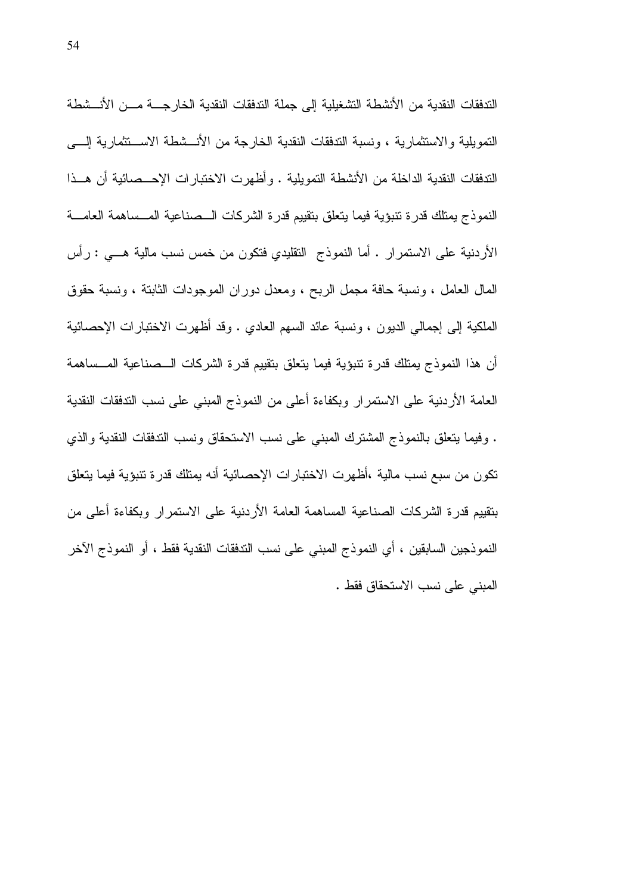التدفقات النقدية من الأنشطة التشغيلية إلى جملة التدفقات النقدية الخارجة من الأنشطة التمويلية والاستثمارية ، ونسبة التدفقات النقدية الخارجة من الأنشطة الاستثمارية إلى التدفقات النقدية الداخلة من الأنشطة التمويلية . وأظهرت الاختبارات الإحصائية أن هذا النموذج يمتلك قدرة تنبؤية فيما يتعلق بتقييم قدرة الشركات الصناعية المساهمة العامة الأردنية على الاستمرار . أما النموذج التقليدي فتكون من خمس نسب مالية هي : رأس المال العامل ، ونسبة حافة مجمل الربح ، ومعدل دوران الموجودات الثابتة ، ونسبة حقوق الملكية إلى إجمالي الديون ، ونسبة عائد السهم العادي . وقد أظهرت الاختبارات الإحصائية أن هذا النموذج يمتلك قدرة تنبؤية فيما يتعلق بتقييم قدرة الشركات الصناعية المساهمة العامة الأردنية على الاستمرار وبكفاءة أعلى من النموذج المبني على نسب التدفقات النقدية . وفيما يتعلق بالنموذج المشترك المبني على نسب الاستحقاق ونسب التدفقات النقدية والذي تكون من سبع نسب مالية ،أظهرت الاختبارات الإحصائية أنه يمتلك قدرة تنبؤية فيما يتعلق بتقييم قدرة الشركات الصناعية المساهمة العامة الأردنية على الاستمرار وبكفاءة أعلى من النموذجين السابقين ، أي النموذج المبني على نسب التدفقات النقدية فقط ، أو النموذج الآخر المبني على نسب الاستحقاق فقط .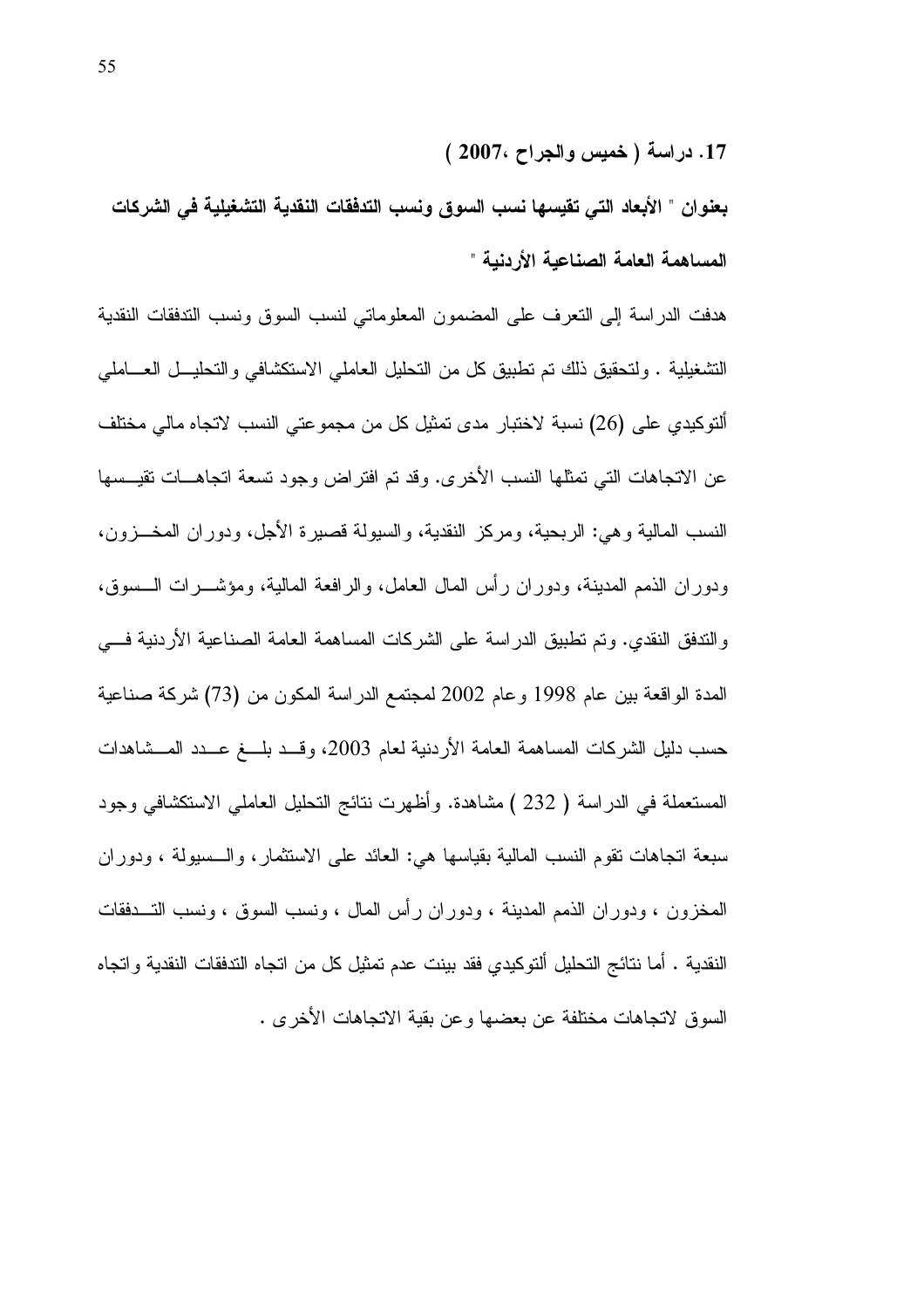**17. دراسة ( خميس والجراح ،2007 )**

**بعنوان " الأبعاد التي تقيسها نسب السوق ونسب التدفقات النقدية التشغيلية في الشركات المساهمة العامة الصناعية الأردنية "**

هدفت الدراسة إلى التعرف على المضمون المعلوماتي لنسب السوق ونسب التدفقات النقدية التشغيلية . ولتحقيق ذلك تم تطبيق كل من التحليل العاملي الاستكشافي والتحليل العاملي ألتوكيدي على (26) نسبة لاختبار مدى تمثيل كل من مجموعتي النسب لاتجاه مالي مختلف عن الاتجاهات التي تمثلها النسب الأخرى. وقد تم افتراض وجود تسعة اتجاهات تقيسها النسب المالية وهي: الربحية، ومركز النقدية، والسيولة قصيرة الأجل، ودوران المخزون، ودوران الذمم المدينة، ودوران رأس المال العامل، والرافعة المالية، ومؤشرات السوق، والتدفق النقدي. وتم تطبيق الدراسة على الشركات المساهمة العامة الصناعية الأردنية في المدة الواقعة بين عام 1998 وعام 2002 لمجتمع الدراسة المكون من (73) شركة صناعية حسب دليل الشركات المساهمة العامة الأردنية لعام 2003، وقد بلغ عدد المشاهدات المستعملة في الدراسة ( 232 ) مشاهدة. وأظهرت نتائج التحليل العاملي الاستكشافي وجود سبعة اتجاهات تقوم النسب المالية بقياسها هي: العائد على الاستثمار، والسيولة ، ودوران المخزون ، ودوران الذمم المدينة ، ودوران رأس المال ، ونسب السوق ، ونسب التدفقات النقدية . أما نتائج التحليل ألتوكيدي فقد بينت عدم تمثيل كل من اتجاه التدفقات النقدية واتجاه السوق لاتجاهات مختلفة عن بعضها وعن بقية الاتجاهات الأخرى .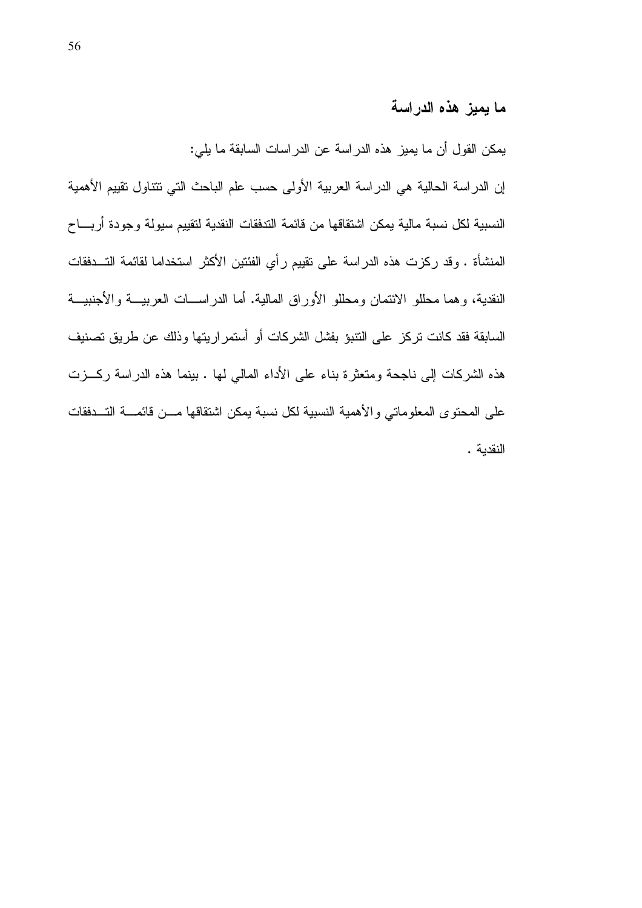## ما يميز هذه الدراسة

يمكن القول أن ما يميز هذه الدراسة عن الدراسات السابقة ما يلي:

إن الدراسة الحالية هي الدراسة العربية الأولى حسب علم الباحث التي تتناول تقييم الأهمية النسبية لكل نسبة مالية يمكن اشتقاقها من قائمة التدفقات النقدية لتقييم سيولة وجودة أرباح المنشأة . وقد ركزت هذه الدراسة على تقييم رأي الفئتين الأكثر استخداما لقائمة التدفقات النقدية، وهما محللو الائتمان ومحللو الأوراق المالية. أما الدراسات العربية والأجنبية السابقة فقد كانت تركز على التنبؤ بفشل الشركات أو أستمراريتها وذلك عن طريق تصنيف هذه الشركات إلى ناجحة ومتعثرة بناء على الأداء المالي لها . بينما هذه الدراسة ركزت على المحتوى المعلوماتي والأهمية النسبية لكل نسبة يمكن اشتقاقها من قائمة التدفقات النقدية .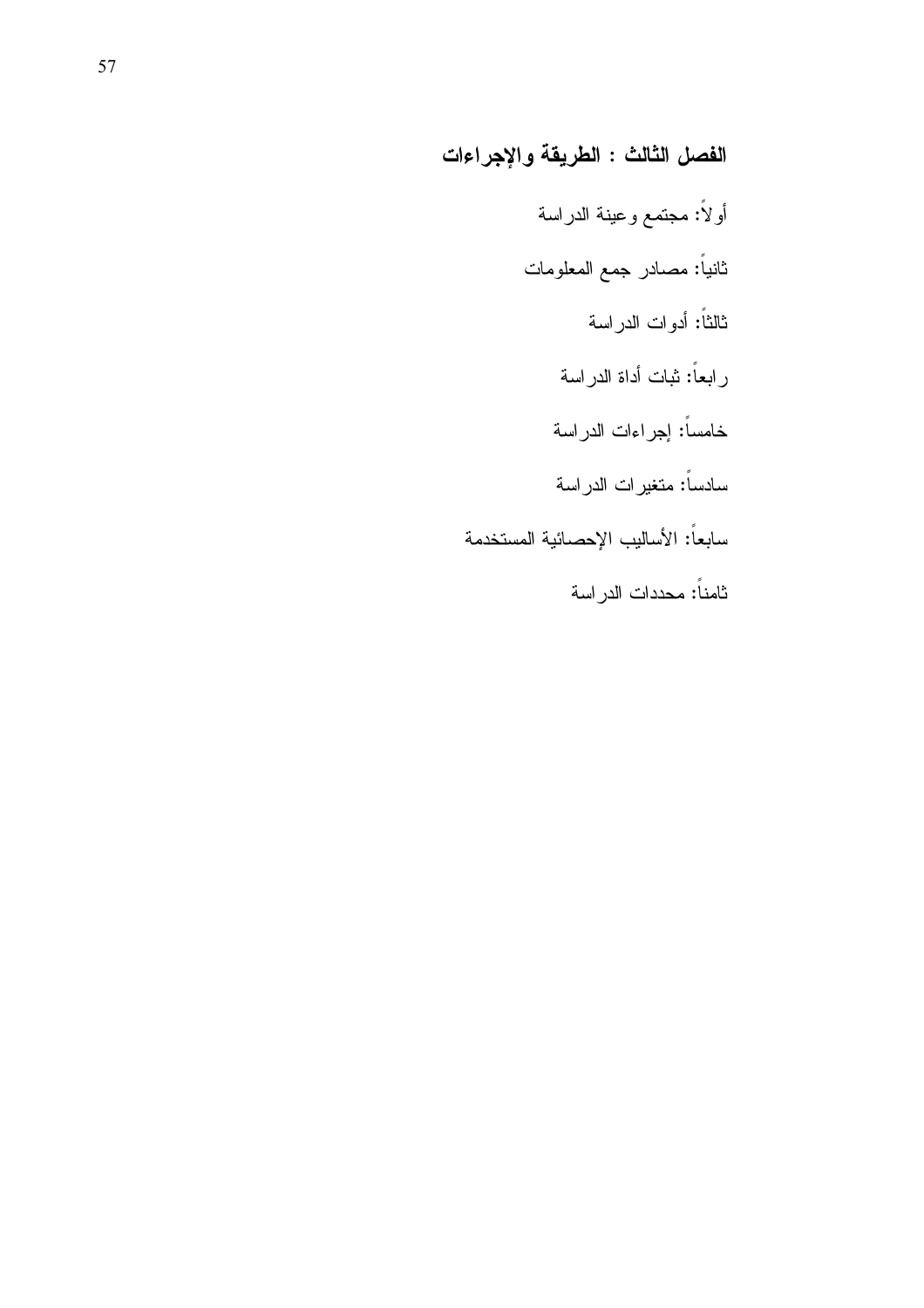## الفصل الثالث : الطريقة والإجراءات

أولاً: مجتمع وعينة الدراسة

ثانياً: مصادر جمع المعلومات

ثالثاً: أدوات الدراسة

رابعاً: ثبات أداة الدراسة

خامساً: إجراءات الدراسة

سادساً: متغيرات الدراسة

سابعاً: الأساليب الإحصائية المستخدمة

ثامناً: محددات الدراسة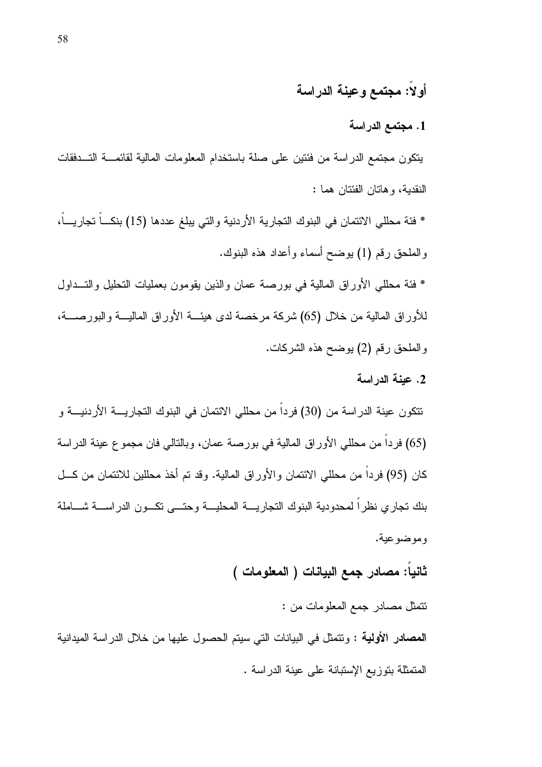## أولاً: مجتمع وعينة الدراسة

### 1. مجتمع الدراسة

يتكون مجتمع الدراسة من فئتين على صلة باستخدام المعلومات المالية لقائمة التدفقات النقدية، وهاتان الفئتان هما :

* فئة محللي الائتمان في البنوك التجارية الأردنية والتي يبلغ عددها (15) بنكاً تجارياً، والملحق رقم (1) يوضح أسماء وأعداد هذه البنوك.

* فئة محللي الأوراق المالية في بورصة عمان والذين يقومون بعمليات التحليل والتداول للأوراق المالية من خلال (65) شركة مرخصة لدى هيئة الأوراق المالية والبورصة، والملحق رقم (2) يوضح هذه الشركات.

### 2. عينة الدراسة

تتكون عينة الدراسة من (30) فرداً من محللي الائتمان في البنوك التجارية الأردنية و (65) فرداً من محللي الأوراق المالية في بورصة عمان، وبالتالي فان مجموع عينة الدراسة كان (95) فرداً من محللي الائتمان والأوراق المالية. وقد تم أخذ محللين للائتمان من كل بنك تجاري نظراً لمحدودية البنوك التجارية المحلية وحتى تكون الدراسة شاملة وموضوعية.

## ثانياً: مصادر جمع البيانات ( المعلومات )

تتمثل مصادر جمع المعلومات من :

**المصادر الأولية** : وتتمثل في البيانات التي سيتم الحصول عليها من خلال الدراسة الميدانية المتمثلة بتوزيع الإستبانة على عينة الدراسة .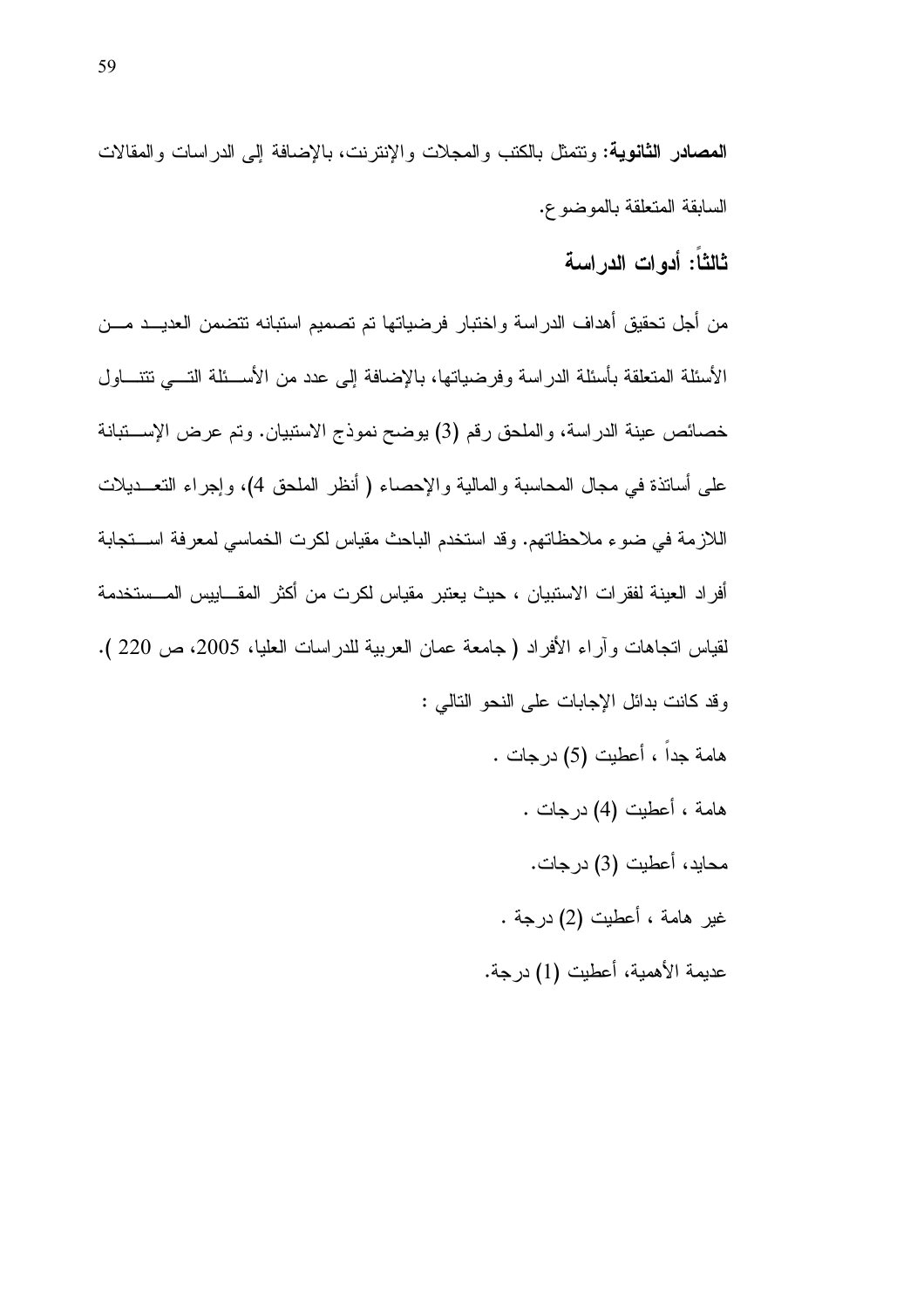**المصادر الثانوية**: وتتمثل بالكتب والمجلات والإنترنت، بالإضافة إلى الدراسات والمقالات السابقة المتعلقة بالموضوع.

### ثالثاً: أدوات الدراسة

من أجل تحقيق أهداف الدراسة واختبار فرضياتها تم تصميم استبانه تتضمن العديد من الأسئلة المتعلقة بأسئلة الدراسة وفرضياتها، بالإضافة إلى عدد من الأسئلة التي تتناول خصائص عينة الدراسة، والملحق رقم (3) يوضح نموذج الاستبيان. وتم عرض الإستبانة على أساتذة في مجال المحاسبة والمالية والإحصاء ( أنظر الملحق 4)، وإجراء التعديلات اللازمة في ضوء ملاحظاتهم. وقد استخدم الباحث مقياس لكرت الخماسي لمعرفة استجابة أفراد العينة لفقرات الاستبيان ، حيث يعتبر مقياس لكرت من أكثر المقاييس المستخدمة لقياس اتجاهات وآراء الأفراد ( جامعة عمان العربية للدراسات العليا، 2005، ص 220 ).

وقد كانت بدائل الإجابات على النحو التالي :

هامة جداً ، أعطيت (5) درجات .

هامة ، أعطيت (4) درجات .

محايد، أعطيت (3) درجات.

غير هامة ، أعطيت (2) درجة .

عديمة الأهمية، أعطيت (1) درجة.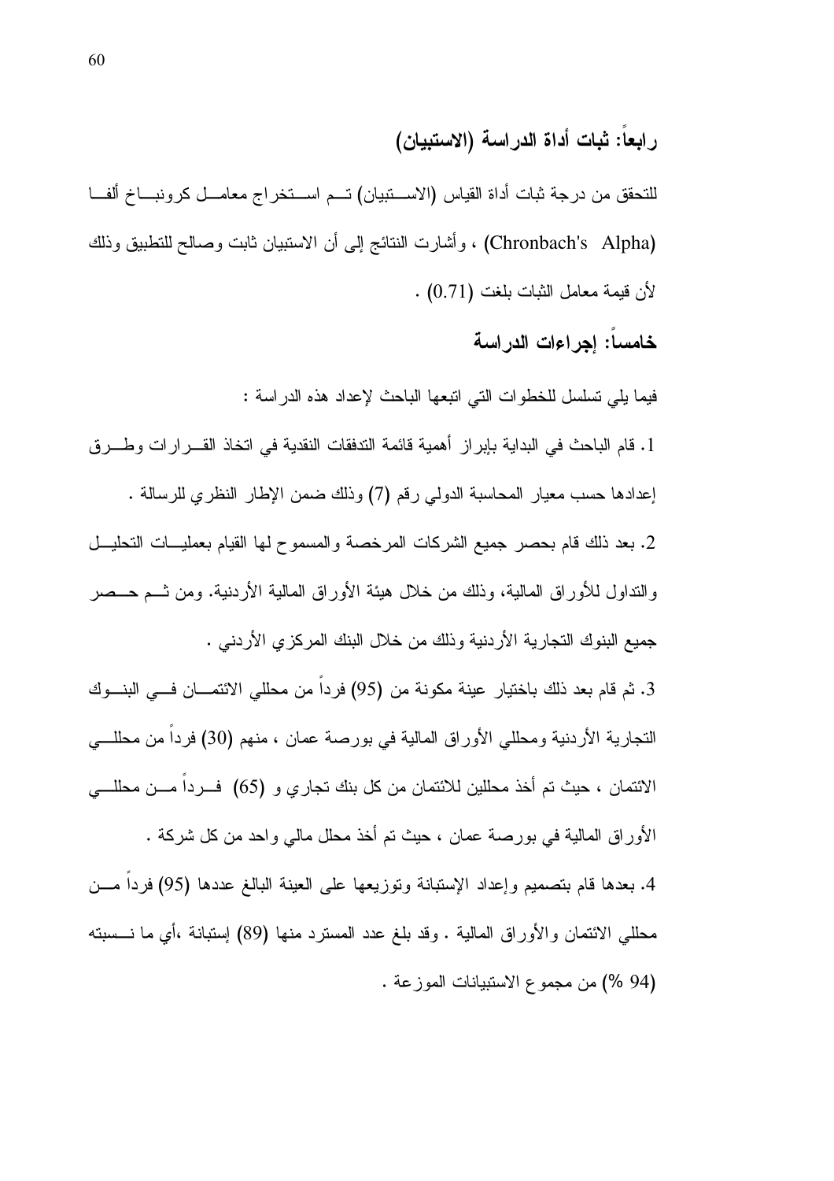## رابعاً: ثبات أداة الدراسة (الاستبيان)

للتحقق من درجة ثبات أداة القياس (الاستبيان) تم استخراج معامل كرونباخ ألفا (Chronbach's Alpha) ، وأشارت النتائج إلى أن الاستبيان ثابت وصالح للتطبيق وذلك لأن قيمة معامل الثبات بلغت (0.71) .

## خامساً: إجراءات الدراسة

فيما يلي تسلسل للخطوات التي اتبعها الباحث لإعداد هذه الدراسة :

1. قام الباحث في البداية بإبراز أهمية قائمة التدفقات النقدية في اتخاذ القرارات وطرق إعدادها حسب معيار المحاسبة الدولي رقم (7) وذلك ضمن الإطار النظري للرسالة .
2. بعد ذلك قام بحصر جميع الشركات المرخصة والمسموح لها القيام بعمليات التحليل والتداول للأوراق المالية، وذلك من خلال هيئة الأوراق المالية الأردنية. ومن ثم حصر جميع البنوك التجارية الأردنية وذلك من خلال البنك المركزي الأردني .
3. ثم قام بعد ذلك باختيار عينة مكونة من (95) فرداً من محللي الائتمان في البنوك التجارية الأردنية ومحللي الأوراق المالية في بورصة عمان ، منهم (30) فرداً من محللي الائتمان ، حيث تم أخذ محللين للائتمان من كل بنك تجاري و (65) فرداً من محللي الأوراق المالية في بورصة عمان ، حيث تم أخذ محلل مالي واحد من كل شركة .
4. بعدها قام بتصميم وإعداد الإستبانة وتوزيعها على العينة البالغ عددها (95) فرداً من محللي الائتمان والأوراق المالية . وقد بلغ عدد المسترد منها (89) إستبانة ،أي ما نسبته (94 %) من مجموع الاستبيانات الموزعة .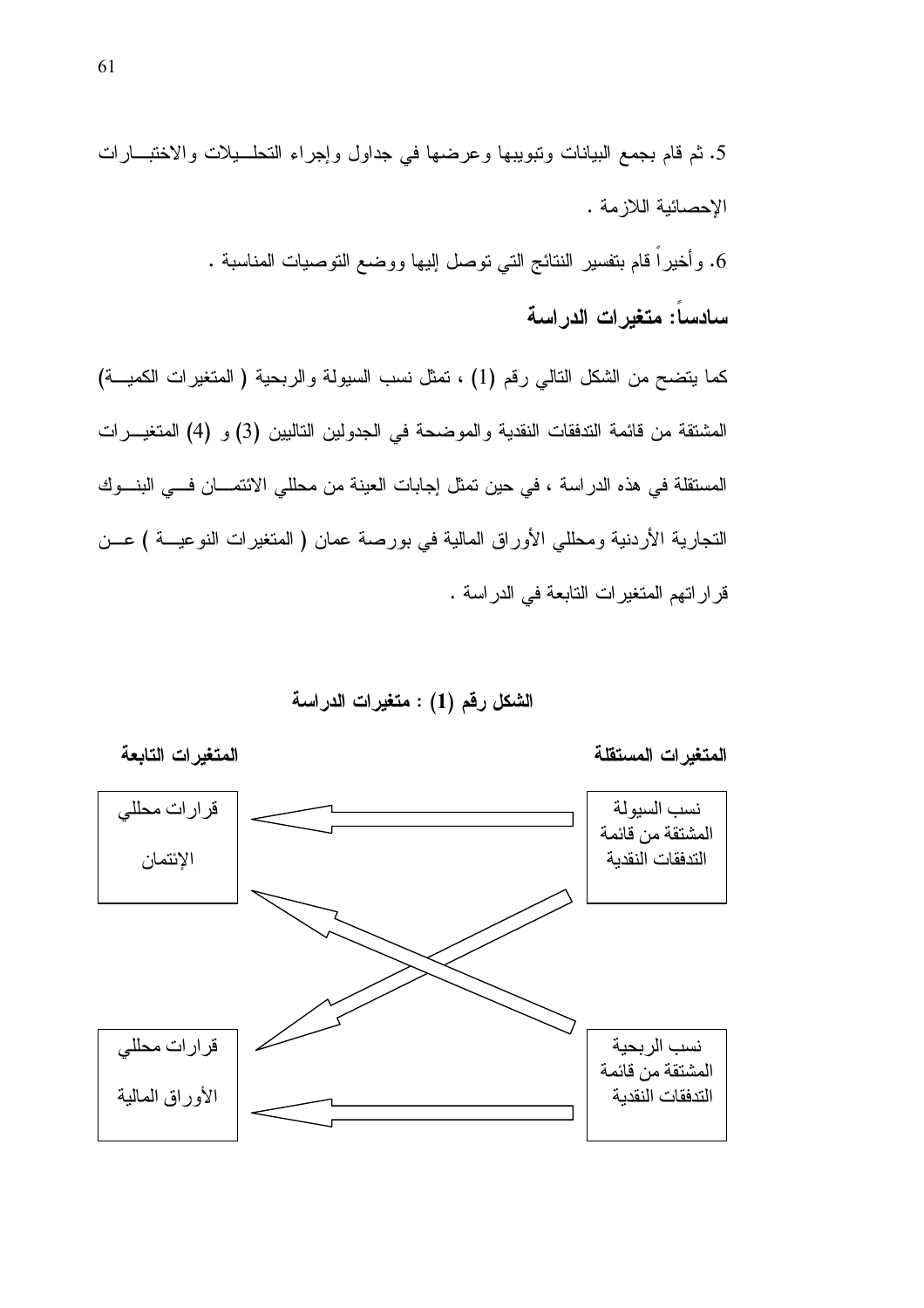5. ثم قام بجمع البيانات وتبويبها وعرضها في جداول وإجراء التحليلات والاختبارات الإحصائية اللازمة .

6. وأخيراً قام بتفسير النتائج التي توصل إليها ووضع التوصيات المناسبة .

## سادساً: متغيرات الدراسة

كما يتضح من الشكل التالي رقم (1) ، تمثل نسب السيولة والربحية ( المتغيرات الكمية) المشتقة من قائمة التدفقات النقدية والموضحة في الجدولين التاليين (3) و (4) المتغيرات المستقلة في هذه الدراسة ، في حين تمثل إجابات العينة من محللي الائتمان في البنوك التجارية الأردنية ومحللي الأوراق المالية في بورصة عمان ( المتغيرات النوعية ) عن قراراتهم المتغيرات التابعة في الدراسة .

**الشكل رقم (1) : متغيرات الدراسة**

| المتغيرات المستقلة | المتغيرات التابعة |
|---|---|
| نسب السيولة المشتقة من قائمة التدفقات النقدية | قرارات محللي الإئتمان |
| نسب الربحية المشتقة من قائمة التدفقات النقدية | قرارات محللي الأوراق المالية |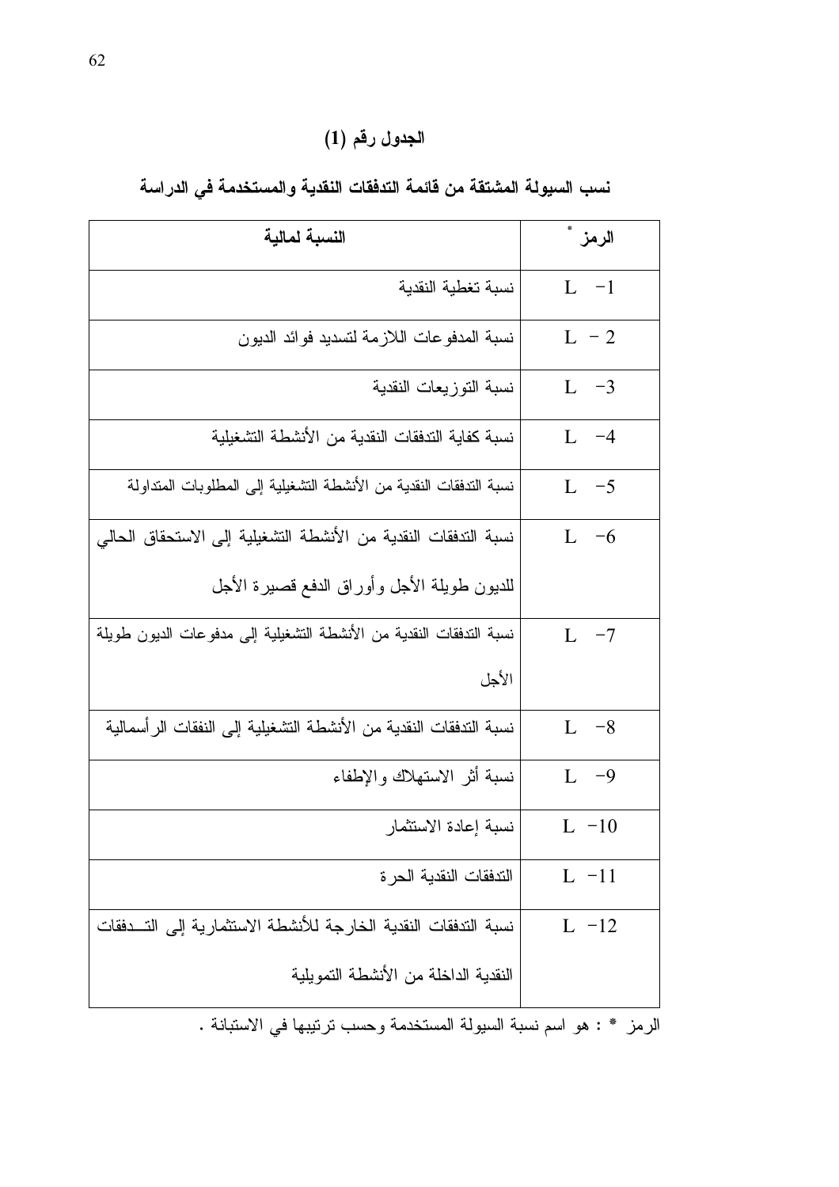**الجدول رقم (1)**

**نسب السيولة المشتقة من قائمة التدفقات النقدية والمستخدمة في الدراسة**

| الرمز * | النسبة لمالية |
|---|---|
| L -1 | نسبة تغطية النقدية |
| L - 2 | نسبة المدفوعات اللازمة لتسديد فوائد الديون |
| L -3 | نسبة التوزيعات النقدية |
| L -4 | نسبة كفاية التدفقات النقدية من الأنشطة التشغيلية |
| L -5 | نسبة التدفقات النقدية من الأنشطة التشغيلية إلى المطلوبات المتداولة |
| L -6 | نسبة التدفقات النقدية من الأنشطة التشغيلية إلى الاستحقاق الحالي للديون طويلة الأجل وأوراق الدفع قصيرة الأجل |
| L -7 | نسبة التدفقات النقدية من الأنشطة التشغيلية إلى مدفوعات الديون طويلة الأجل |
| L -8 | نسبة التدفقات النقدية من الأنشطة التشغيلية إلى النفقات الرأسمالية |
| L -9 | نسبة أثر الاستهلاك والإطفاء |
| L -10 | نسبة إعادة الاستثمار |
| L -11 | التدفقات النقدية الحرة |
| L -12 | نسبة التدفقات النقدية الخارجة للأنشطة الاستثمارية إلى التدفقات النقدية الداخلة من الأنشطة التمويلية |

الرمز * : هو اسم نسبة السيولة المستخدمة وحسب ترتيبها في الاستبانة .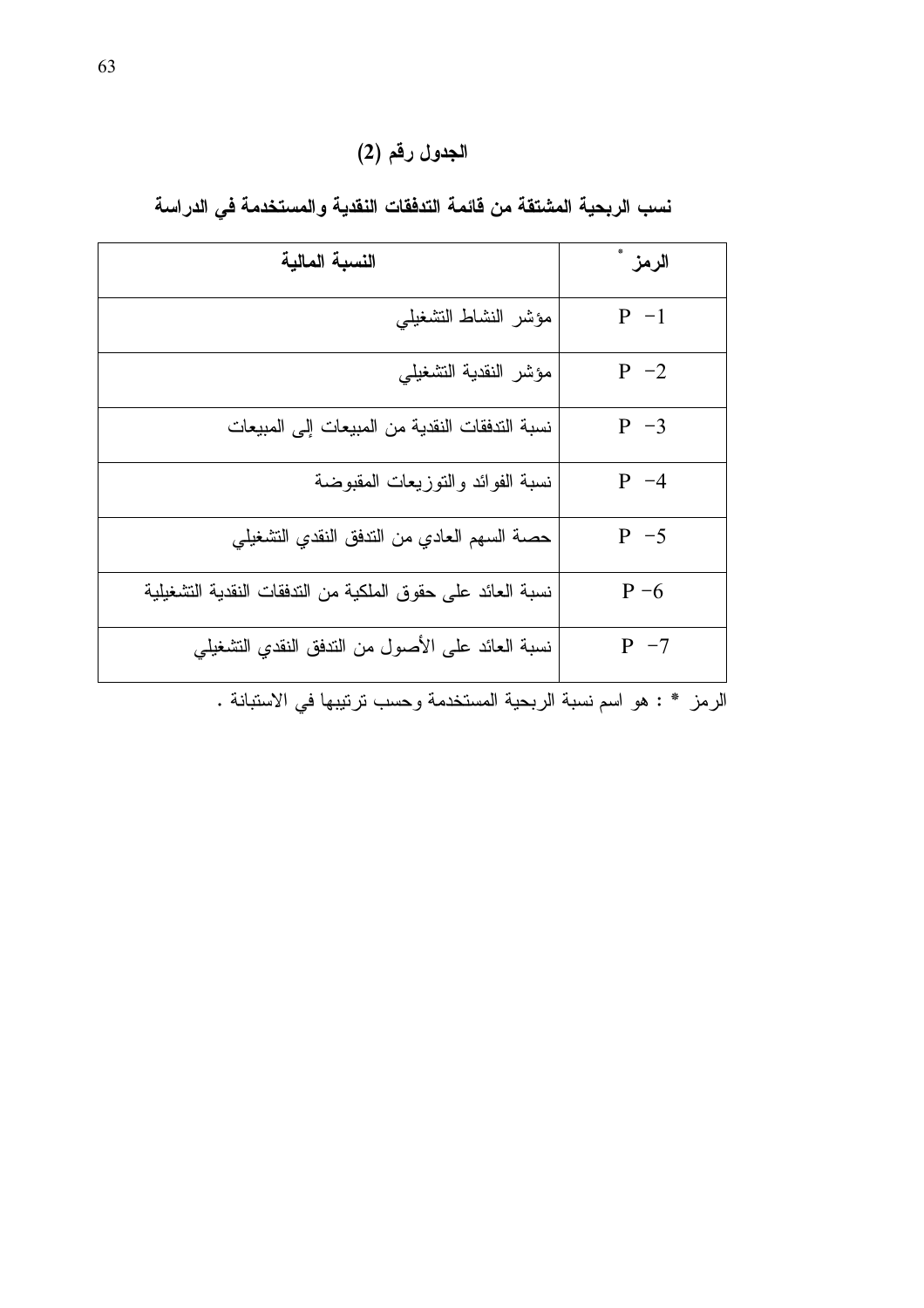## الجدول رقم (2)

## نسب الربحية المشتقة من قائمة التدفقات النقدية والمستخدمة في الدراسة

| الرمز * | النسبة المالية |
|---|---|
| P -1 | مؤشر النشاط التشغيلي |
| P -2 | مؤشر النقدية التشغيلي |
| P -3 | نسبة التدفقات النقدية من المبيعات إلى المبيعات |
| P -4 | نسبة الفوائد والتوزيعات المقبوضة |
| P -5 | حصة السهم العادي من التدفق النقدي التشغيلي |
| P -6 | نسبة العائد على حقوق الملكية من التدفقات النقدية التشغيلية |
| P -7 | نسبة العائد على الأصول من التدفق النقدي التشغيلي |

الرمز * : هو اسم نسبة الربحية المستخدمة وحسب ترتيبها في الاستبانة .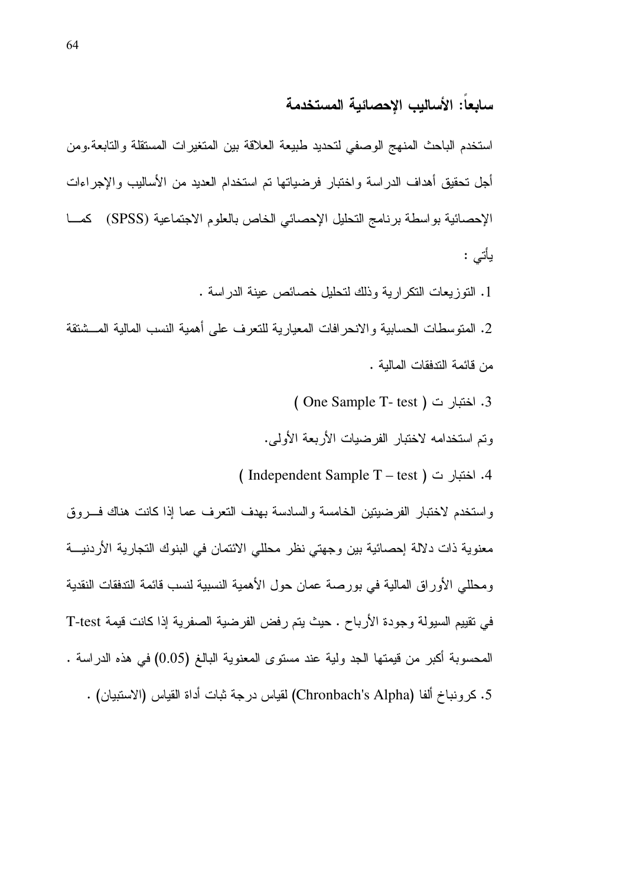## سابعاً: الأساليب الإحصائية المستخدمة

استخدم الباحث المنهج الوصفي لتحديد طبيعة العلاقة بين المتغيرات المستقلة والتابعة.ومن أجل تحقيق أهداف الدراسة واختبار فرضياتها تم استخدام العديد من الأساليب والإجراءات الإحصائية بواسطة برنامج التحليل الإحصائي الخاص بالعلوم الاجتماعية (SPSS) كما يأتي :

1. التوزيعات التكرارية وذلك لتحليل خصائص عينة الدراسة .

2. المتوسطات الحسابية والانحرافات المعيارية للتعرف على أهمية النسب المالية المشتقة من قائمة التدفقات المالية .

3. اختبار ت ( One Sample T- test )

وتم استخدامه لاختبار الفرضيات الأربعة الأولى.

4. اختبار ت ( Independent Sample T – test )

واستخدم لاختبار الفرضيتين الخامسة والسادسة بهدف التعرف عما إذا كانت هناك فروق معنوية ذات دلالة إحصائية بين وجهتي نظر محللي الائتمان في البنوك التجارية الأردنية ومحللي الأوراق المالية في بورصة عمان حول الأهمية النسبية لنسب قائمة التدفقات النقدية في تقييم السيولة وجودة الأرباح . حيث يتم رفض الفرضية الصفرية إذا كانت قيمة T-test المحسوبة أكبر من قيمتها الجدولية عند مستوى المعنوية البالغ (0.05) في هذه الدراسة .

5. كرونباخ ألفا (Chronbach's Alpha) لقياس درجة ثبات أداة القياس (الاستبيان) .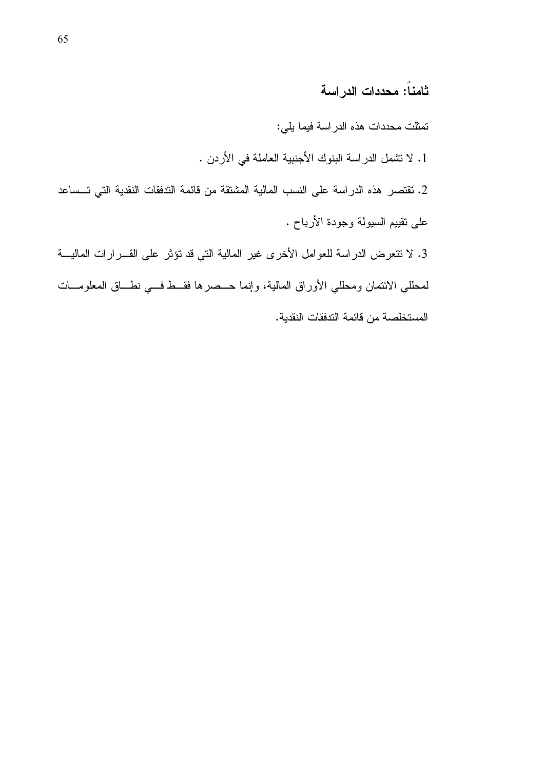## ثامناً: محددات الدراسة

تمثلت محددات هذه الدراسة فيما يلي:

1. لا تشمل الدراسة البنوك الأجنبية العاملة في الأردن .

2. تقتصر هذه الدراسة على النسب المالية المشتقة من قائمة التدفقات النقدية التي تساعد على تقييم السيولة وجودة الأرباح .

3. لا تتعرض الدراسة للعوامل الأخرى غير المالية التي قد تؤثر على القرارات المالية لمحللي الائتمان ومحللي الأوراق المالية، وإنما حصرها فقط في نطاق المعلومات المستخلصة من قائمة التدفقات النقدية.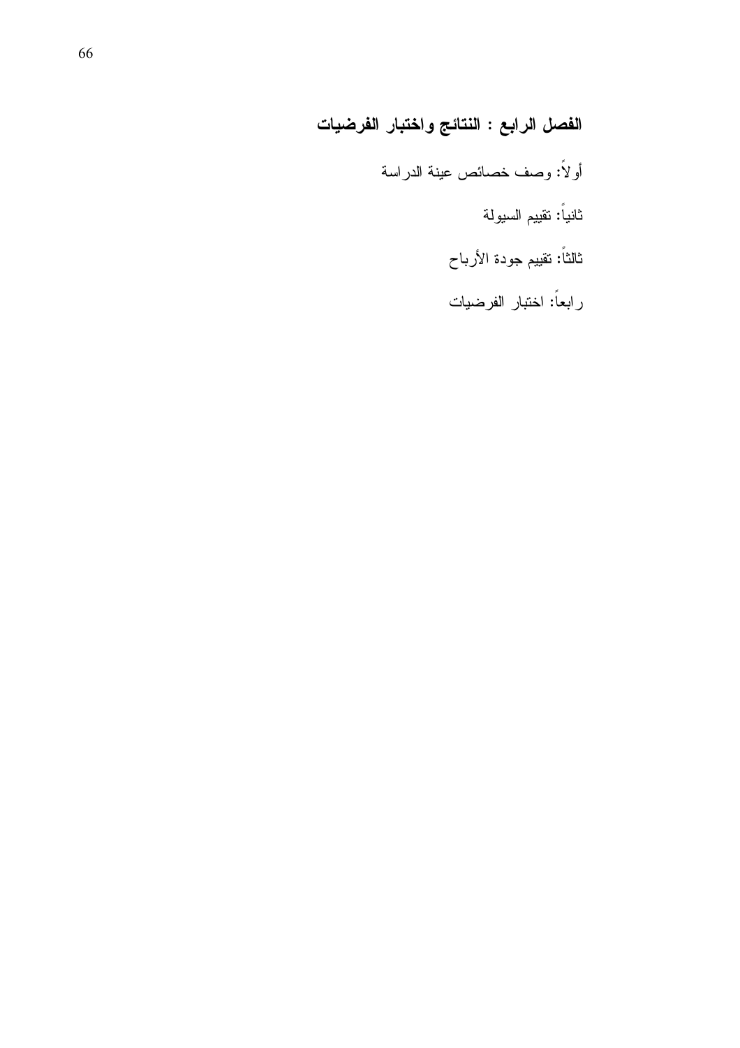# الفصل الرابع : النتائج واختبار الفرضيات

أولاً: وصف خصائص عينة الدراسة

ثانياً: تقييم السيولة

ثالثاً: تقييم جودة الأرباح

رابعاً: اختبار الفرضيات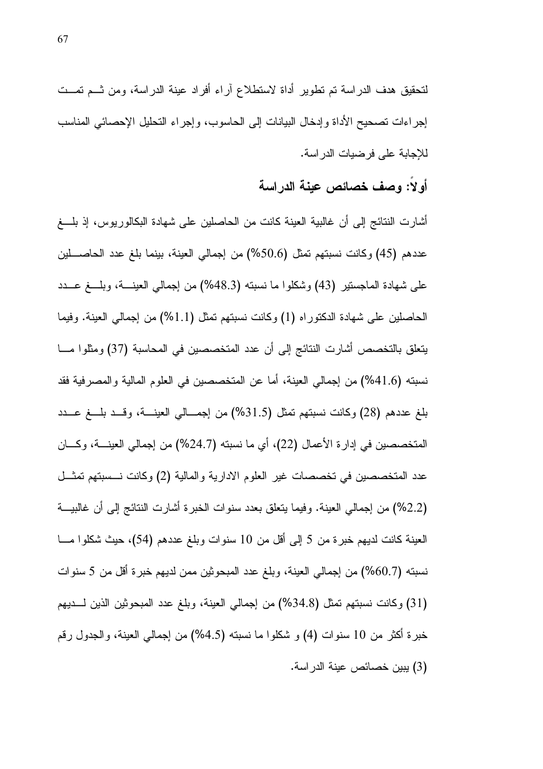لتحقيق هدف الدراسة تم تطوير أداة لاستطلاع آراء أفراد عينة الدراسة، ومن ثم تمت إجراءات تصحيح الأداة وإدخال البيانات إلى الحاسوب، وإجراء التحليل الإحصائي المناسب للإجابة على فرضيات الدراسة.

## أولاً: وصف خصائص عينة الدراسة

أشارت النتائج إلى أن غالبية العينة كانت من الحاصلين على شهادة البكالوريوس، إذ بلغ عددهم (45) وكانت نسبتهم تمثل (50.6%) من إجمالي العينة، بينما بلغ عدد الحاصلين على شهادة الماجستير (43) وشكلوا ما نسبته (48.3%) من إجمالي العينة، وبلغ عدد الحاصلين على شهادة الدكتوراه (1) وكانت نسبتهم تمثل (1.1%) من إجمالي العينة. وفيما يتعلق بالتخصص أشارت النتائج إلى أن عدد المتخصصين في المحاسبة (37) ومثلوا ما نسبته (41.6%) من إجمالي العينة، أما عن المتخصصين في العلوم المالية والمصرفية فقد بلغ عددهم (28) وكانت نسبتهم تمثل (31.5%) من إجمالي العينة، وقد بلغ عدد المتخصصين في إدارة الأعمال (22)، أي ما نسبته (24.7%) من إجمالي العينة، وكان عدد المتخصصين في تخصصات غير العلوم الادارية والمالية (2) وكانت نسبتهم تمثل (2.2%) من إجمالي العينة. وفيما يتعلق بعدد سنوات الخبرة أشارت النتائج إلى أن غالبية العينة كانت لديهم خبرة من 5 إلى أقل من 10 سنوات وبلغ عددهم (54)، حيث شكلوا ما نسبته (60.7%) من إجمالي العينة، وبلغ عدد المبحوثين ممن لديهم خبرة أقل من 5 سنوات (31) وكانت نسبتهم تمثل (34.8%) من إجمالي العينة، وبلغ عدد المبحوثين الذين لديهم خبرة أكثر من 10 سنوات (4) و شكلوا ما نسبته (4.5%) من إجمالي العينة، والجدول رقم (3) يبين خصائص عينة الدراسة.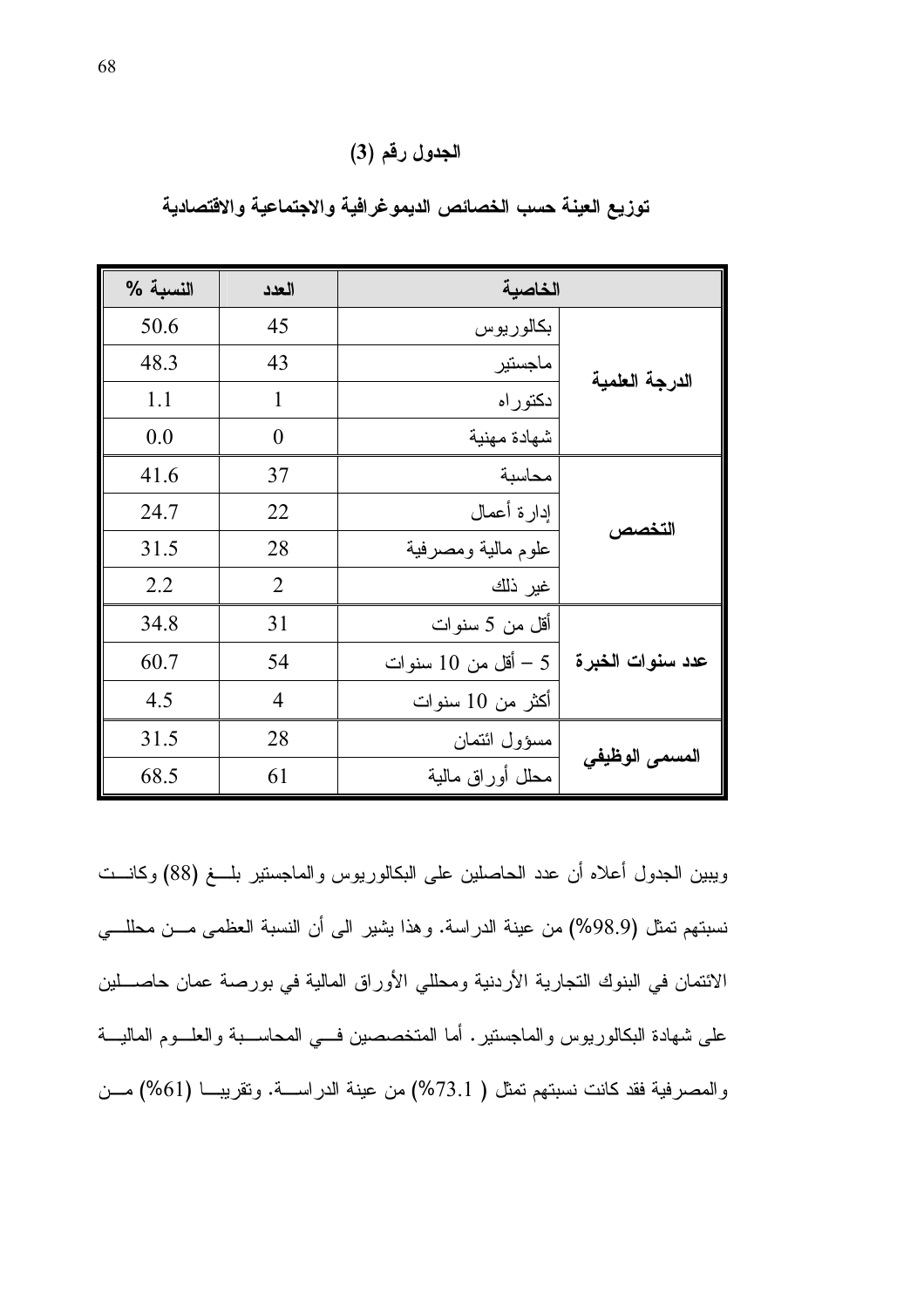## الجدول رقم (3)

### توزيع العينة حسب الخصائص الديموغرافية والاجتماعية والاقتصادية

| الخاصية | | العدد | النسبة % |
|---|---|---|---|
| الدرجة العلمية | بكالوريوس | 45 | 50.6 |
| | ماجستير | 43 | 48.3 |
| | دكتوراه | 1 | 1.1 |
| | شهادة مهنية | 0 | 0.0 |
| التخصص | محاسبة | 37 | 41.6 |
| | إدارة أعمال | 22 | 24.7 |
| | علوم مالية ومصرفية | 28 | 31.5 |
| | غير ذلك | 2 | 2.2 |
| عدد سنوات الخبرة | أقل من 5 سنوات | 31 | 34.8 |
| | 5 – أقل من 10 سنوات | 54 | 60.7 |
| | أكثر من 10 سنوات | 4 | 4.5 |
| المسمى الوظيفي | مسؤول ائتمان | 28 | 31.5 |
| | محلل أوراق مالية | 61 | 68.5 |

ويبين الجدول أعلاه أن عدد الحاصلين على البكالوريوس والماجستير بلغ (88) وكانت نسبتهم تمثل (98.9%) من عينة الدراسة. وهذا يشير الى أن النسبة العظمى من محللي الائتمان في البنوك التجارية الأردنية ومحللي الأوراق المالية في بورصة عمان حاصلين على شهادة البكالوريوس والماجستير. أما المتخصصين في المحاسبة والعلوم المالية والمصرفية فقد كانت نسبتهم تمثل ( 73.1%) من عينة الدراسة. وتقريبا (61%) من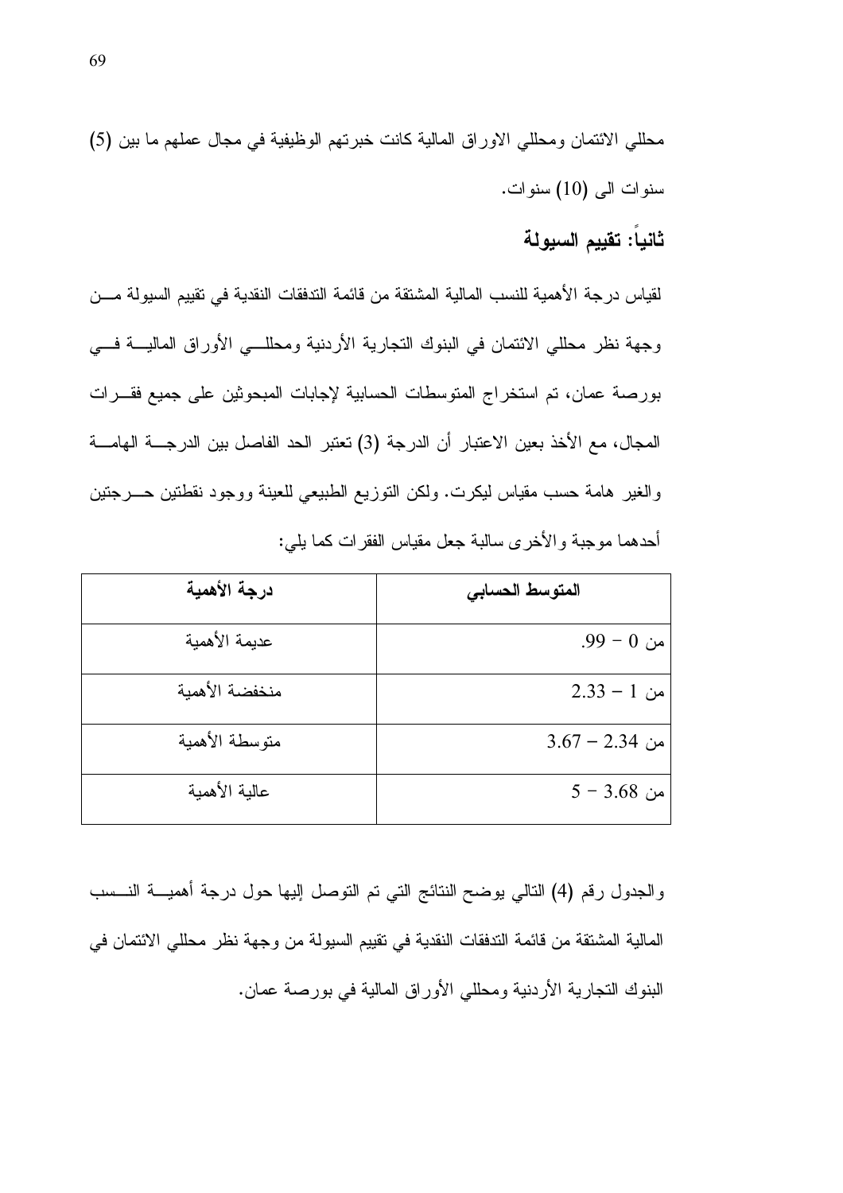محللي الائتمان ومحللي الاوراق المالية كانت خبرتهم الوظيفية في مجال عملهم ما بين (5) سنوات الى (10) سنوات.

## ثانياً: تقييم السيولة

لقياس درجة الأهمية للنسب المالية المشتقة من قائمة التدفقات النقدية في تقييم السيولة من وجهة نظر محللي الائتمان في البنوك التجارية الأردنية ومحللي الأوراق المالية في بورصة عمان، تم استخراج المتوسطات الحسابية لإجابات المبحوثين على جميع فقرات المجال، مع الأخذ بعين الاعتبار أن الدرجة (3) تعتبر الحد الفاصل بين الدرجة الهامة والغير هامة حسب مقياس ليكرت. ولكن التوزيع الطبيعي للعينة ووجود نقطتين حرجتين أحدهما موجبة والأخرى سالبة جعل مقياس الفقرات كما يلي:

| المتوسط الحسابي | درجة الأهمية |
|---|---|
| من 0 – .99 | عديمة الأهمية |
| من 1 – 2.33 | منخفضة الأهمية |
| من 2.34 – 3.67 | متوسطة الأهمية |
| من 3.68 – 5 | عالية الأهمية |

والجدول رقم (4) التالي يوضح النتائج التي تم التوصل إليها حول درجة أهمية النسب المالية المشتقة من قائمة التدفقات النقدية في تقييم السيولة من وجهة نظر محللي الائتمان في البنوك التجارية الأردنية ومحللي الأوراق المالية في بورصة عمان.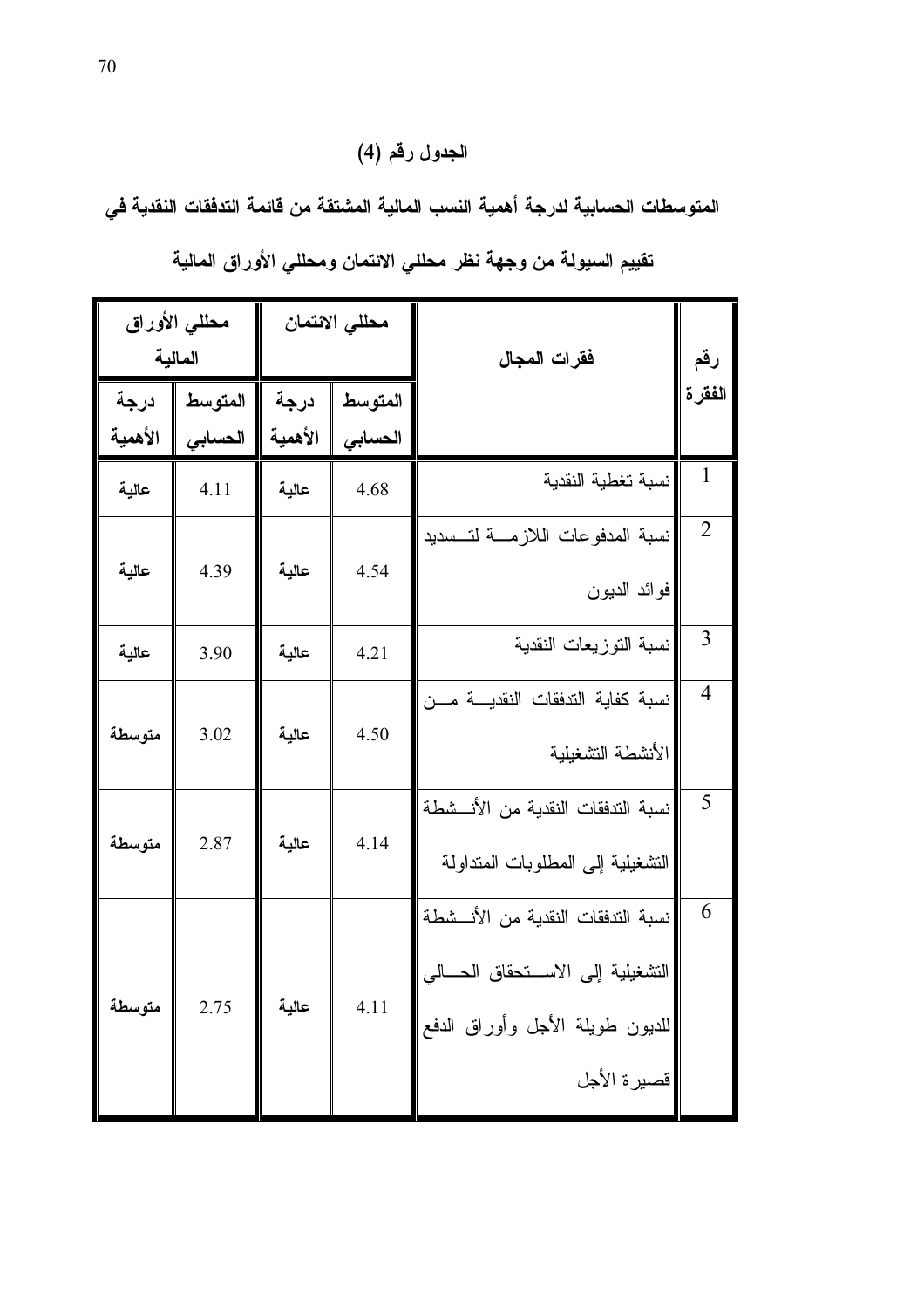**الجدول رقم (4)**

**المتوسطات الحسابية لدرجة أهمية النسب المالية المشتقة من قائمة التدفقات النقدية في تقييم السيولة من وجهة نظر محللي الائتمان ومحللي الأوراق المالية**

| رقم الفقرة | فقرات المجال | محللي الائتمان | | محللي الأوراق المالية | |
|---|---|---|---|---|---|
| | | المتوسط الحسابي | درجة الأهمية | المتوسط الحسابي | درجة الأهمية |
| 1 | نسبة تغطية النقدية | 4.68 | عالية | 4.11 | عالية |
| 2 | نسبة المدفوعات اللازمة لتسديد فوائد الديون | 4.54 | عالية | 4.39 | عالية |
| 3 | نسبة التوزيعات النقدية | 4.21 | عالية | 3.90 | عالية |
| 4 | نسبة كفاية التدفقات النقدية من الأنشطة التشغيلية | 4.50 | عالية | 3.02 | متوسطة |
| 5 | نسبة التدفقات النقدية من الأنشطة التشغيلية إلى المطلوبات المتداولة | 4.14 | عالية | 2.87 | متوسطة |
| 6 | نسبة التدفقات النقدية من الأنشطة التشغيلية إلى الاستحقاق الحالي للديون طويلة الأجل وأوراق الدفع قصيرة الأجل | 4.11 | عالية | 2.75 | متوسطة |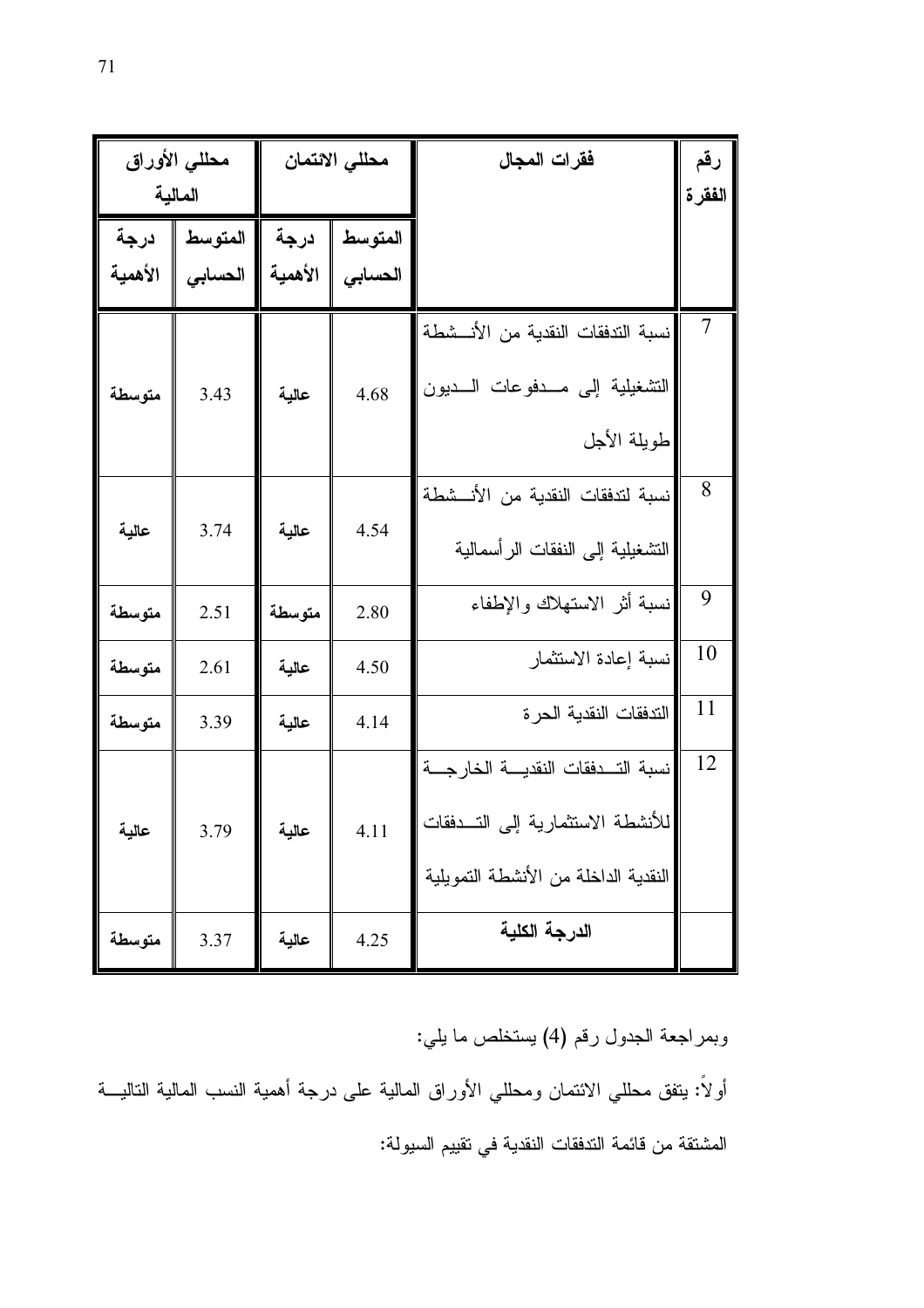| رقم الفقرة | فقرات المجال | محللي الائتمان | | محللي الأوراق المالية | |
|---|---|---|---|---|---|
| | | المتوسط الحسابي | درجة الأهمية | المتوسط الحسابي | درجة الأهمية |
| 7 | نسبة التدفقات النقدية من الأنشطة التشغيلية إلى مدفوعات الديون طويلة الأجل | 4.68 | عالية | 3.43 | متوسطة |
| 8 | نسبة لتدفقات النقدية من الأنشطة التشغيلية إلى النفقات الرأسمالية | 4.54 | عالية | 3.74 | عالية |
| 9 | نسبة أثر الاستهلاك والإطفاء | 2.80 | متوسطة | 2.51 | متوسطة |
| 10 | نسبة إعادة الاستثمار | 4.50 | عالية | 2.61 | متوسطة |
| 11 | التدفقات النقدية الحرة | 4.14 | عالية | 3.39 | متوسطة |
| 12 | نسبة التدفقات النقدية الخارجة للأنشطة الاستثمارية إلى التدفقات النقدية الداخلة من الأنشطة التمويلية | 4.11 | عالية | 3.79 | عالية |
| | **الدرجة الكلية** | 4.25 | عالية | 3.37 | متوسطة |

وبمراجعة الجدول رقم (4) يستخلص ما يلي:

أولاً: يتفق محللي الائتمان ومحللي الأوراق المالية على درجة أهمية النسب المالية التالية المشتقة من قائمة التدفقات النقدية في تقييم السيولة: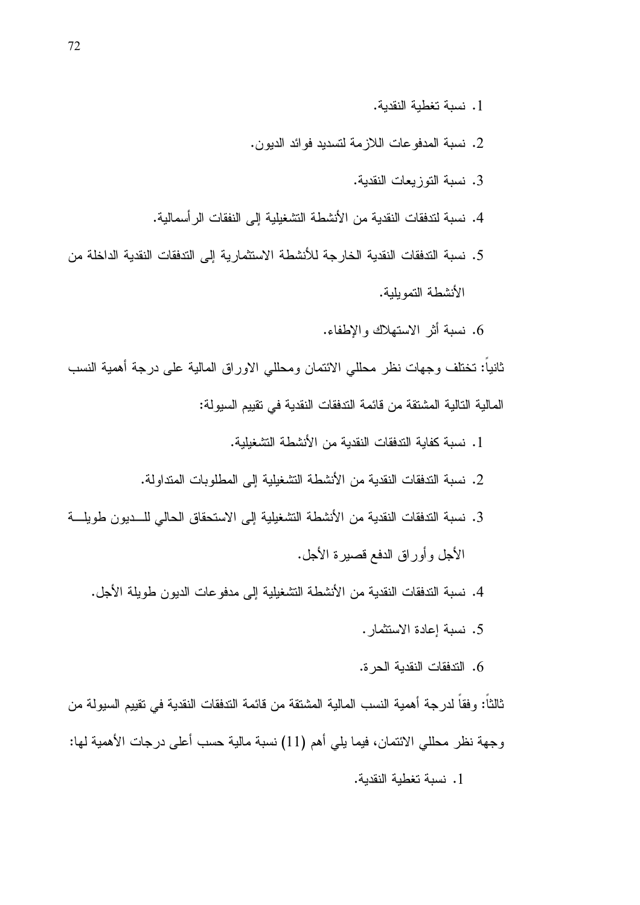1. نسبة تغطية النقدية.
2. نسبة المدفوعات اللازمة لتسديد فوائد الديون.
3. نسبة التوزيعات النقدية.
4. نسبة لتدفقات النقدية من الأنشطة التشغيلية إلى النفقات الرأسمالية.
5. نسبة التدفقات النقدية الخارجة للأنشطة الاستثمارية إلى التدفقات النقدية الداخلة من الأنشطة التمويلية.
6. نسبة أثر الاستهلاك والإطفاء.

ثانياً: تختلف وجهات نظر محللي الائتمان ومحللي الاوراق المالية على درجة أهمية النسب المالية التالية المشتقة من قائمة التدفقات النقدية في تقييم السيولة:

1. نسبة كفاية التدفقات النقدية من الأنشطة التشغيلية.
2. نسبة التدفقات النقدية من الأنشطة التشغيلية إلى المطلوبات المتداولة.
3. نسبة التدفقات النقدية من الأنشطة التشغيلية إلى الاستحقاق الحالي للديون طويلة الأجل وأوراق الدفع قصيرة الأجل.
4. نسبة التدفقات النقدية من الأنشطة التشغيلية إلى مدفوعات الديون طويلة الأجل.
5. نسبة إعادة الاستثمار.
6. التدفقات النقدية الحرة.

ثالثاً: وفقاً لدرجة أهمية النسب المالية المشتقة من قائمة التدفقات النقدية في تقييم السيولة من وجهة نظر محللي الائتمان، فيما يلي أهم (11) نسبة مالية حسب أعلى درجات الأهمية لها:

1. نسبة تغطية النقدية.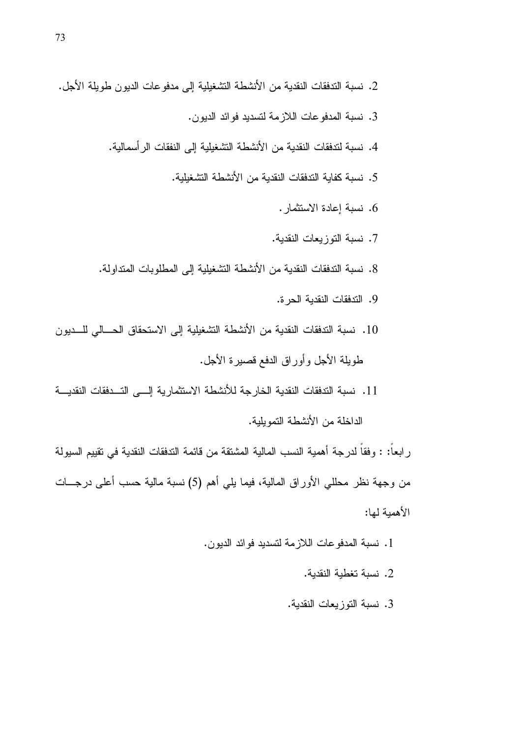2. نسبة التدفقات النقدية من الأنشطة التشغيلية إلى مدفوعات الديون طويلة الأجل.
3. نسبة المدفوعات اللازمة لتسديد فوائد الديون.
4. نسبة لتدفقات النقدية من الأنشطة التشغيلية إلى النفقات الرأسمالية.
5. نسبة كفاية التدفقات النقدية من الأنشطة التشغيلية.
6. نسبة إعادة الاستثمار.
7. نسبة التوزيعات النقدية.
8. نسبة التدفقات النقدية من الأنشطة التشغيلية إلى المطلوبات المتداولة.
9. التدفقات النقدية الحرة.
10. نسبة التدفقات النقدية من الأنشطة التشغيلية إلى الاستحقاق الحالي للديون طويلة الأجل وأوراق الدفع قصيرة الأجل.
11. نسبة التدفقات النقدية الخارجة للأنشطة الاستثمارية إلى التدفقات النقدية الداخلة من الأنشطة التمويلية.

رابعاً: : وفقاً لدرجة أهمية النسب المالية المشتقة من قائمة التدفقات النقدية في تقييم السيولة من وجهة نظر محللي الأوراق المالية، فيما يلي أهم (5) نسبة مالية حسب أعلى درجات الأهمية لها:

1. نسبة المدفوعات اللازمة لتسديد فوائد الديون.
2. نسبة تغطية النقدية.
3. نسبة التوزيعات النقدية.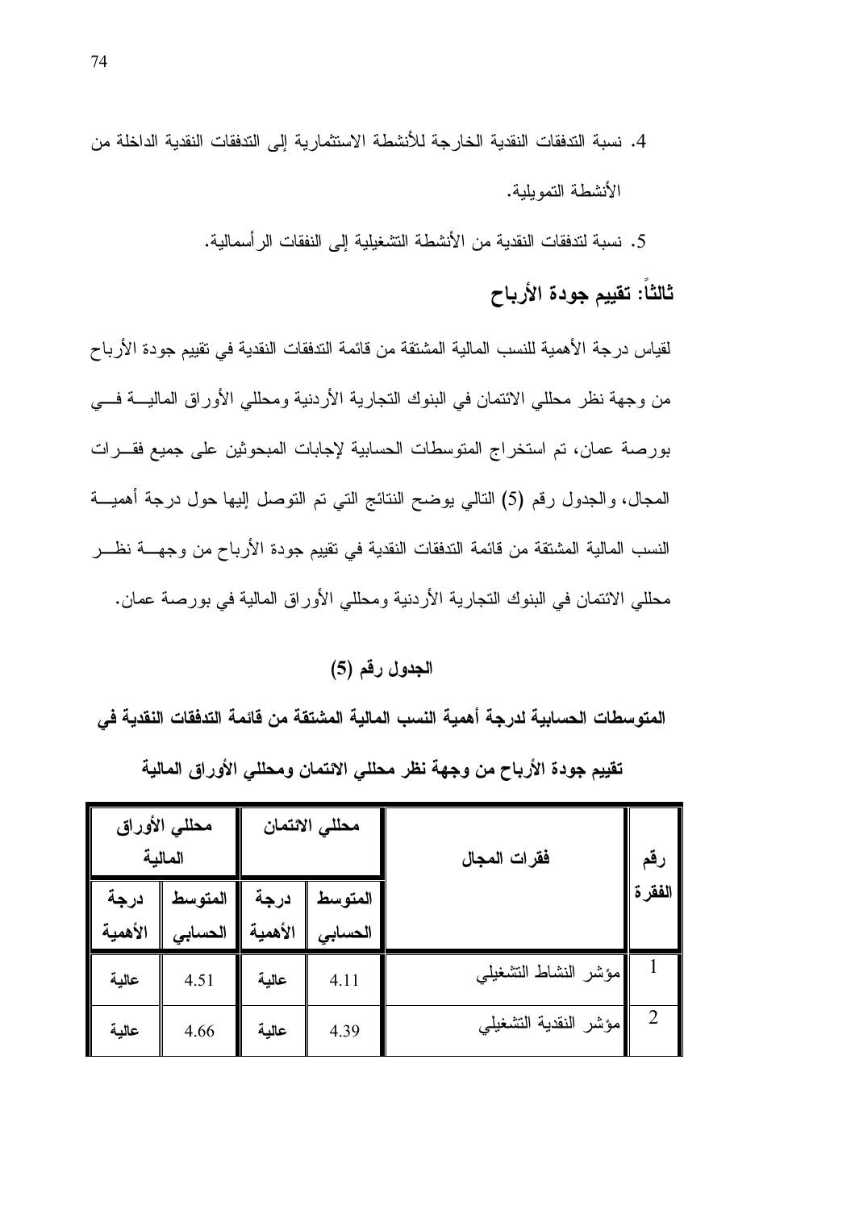4. نسبة التدفقات النقدية الخارجة للأنشطة الاستثمارية إلى التدفقات النقدية الداخلة من الأنشطة التمويلية.

5. نسبة لتدفقات النقدية من الأنشطة التشغيلية إلى النفقات الرأسمالية.

## ثالثاً: تقييم جودة الأرباح

لقياس درجة الأهمية للنسب المالية المشتقة من قائمة التدفقات النقدية في تقييم جودة الأرباح من وجهة نظر محللي الائتمان في البنوك التجارية الأردنية ومحللي الأوراق المالية في بورصة عمان، تم استخراج المتوسطات الحسابية لإجابات المبحوثين على جميع فقرات المجال، والجدول رقم (5) التالي يوضح النتائج التي تم التوصل إليها حول درجة أهمية النسب المالية المشتقة من قائمة التدفقات النقدية في تقييم جودة الأرباح من وجهة نظر محللي الائتمان في البنوك التجارية الأردنية ومحللي الأوراق المالية في بورصة عمان.

**الجدول رقم (5)**

**المتوسطات الحسابية لدرجة أهمية النسب المالية المشتقة من قائمة التدفقات النقدية في تقييم جودة الأرباح من وجهة نظر محللي الائتمان ومحللي الأوراق المالية**

| رقم الفقرة | فقرات المجال | محللي الائتمان | | محللي الأوراق المالية | |
|---|---|---|---|---|---|
| | | المتوسط الحسابي | درجة الأهمية | المتوسط الحسابي | درجة الأهمية |
| 1 | مؤشر النشاط التشغيلي | 4.11 | عالية | 4.51 | عالية |
| 2 | مؤشر النقدية التشغيلي | 4.39 | عالية | 4.66 | عالية |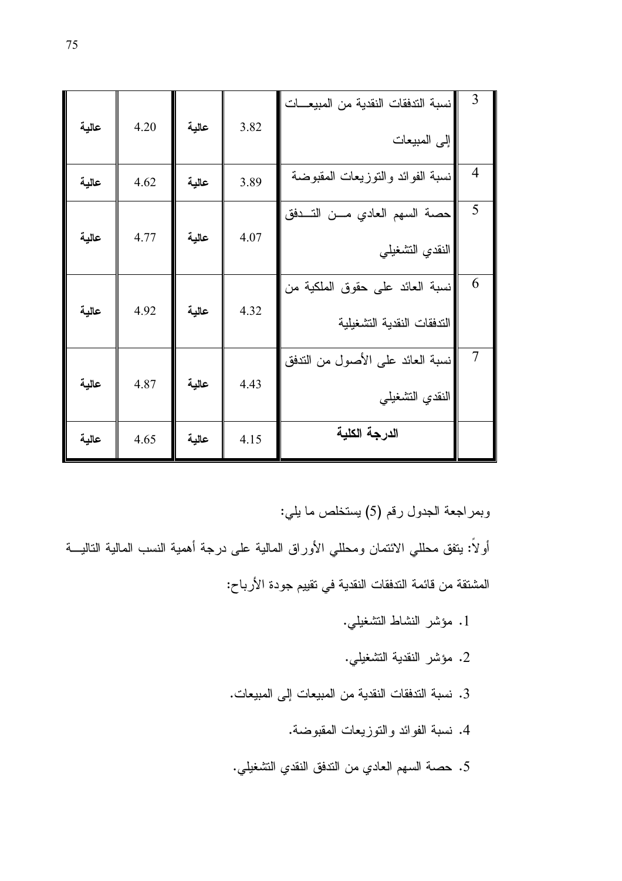| 3 | نسبة التدفقات النقدية من المبيعات إلى المبيعات | 3.82 | عالية | 4.20 | عالية |
|---|---|---|---|---|---|
| 4 | نسبة الفوائد والتوزيعات المقبوضة | 3.89 | عالية | 4.62 | عالية |
| 5 | حصة السهم العادي من التدفق النقدي التشغيلي | 4.07 | عالية | 4.77 | عالية |
| 6 | نسبة العائد على حقوق الملكية من التدفقات النقدية التشغيلية | 4.32 | عالية | 4.92 | عالية |
| 7 | نسبة العائد على الأصول من التدفق النقدي التشغيلي | 4.43 | عالية | 4.87 | عالية |
| | **الدرجة الكلية** | 4.15 | عالية | 4.65 | عالية |

وبمراجعة الجدول رقم (5) يستخلص ما يلي:

أولاً: يتفق محللي الائتمان ومحللي الأوراق المالية على درجة أهمية النسب المالية التالية المشتقة من قائمة التدفقات النقدية في تقييم جودة الأرباح:

1. مؤشر النشاط التشغيلي.
2. مؤشر النقدية التشغيلي.
3. نسبة التدفقات النقدية من المبيعات إلى المبيعات.
4. نسبة الفوائد والتوزيعات المقبوضة.
5. حصة السهم العادي من التدفق النقدي التشغيلي.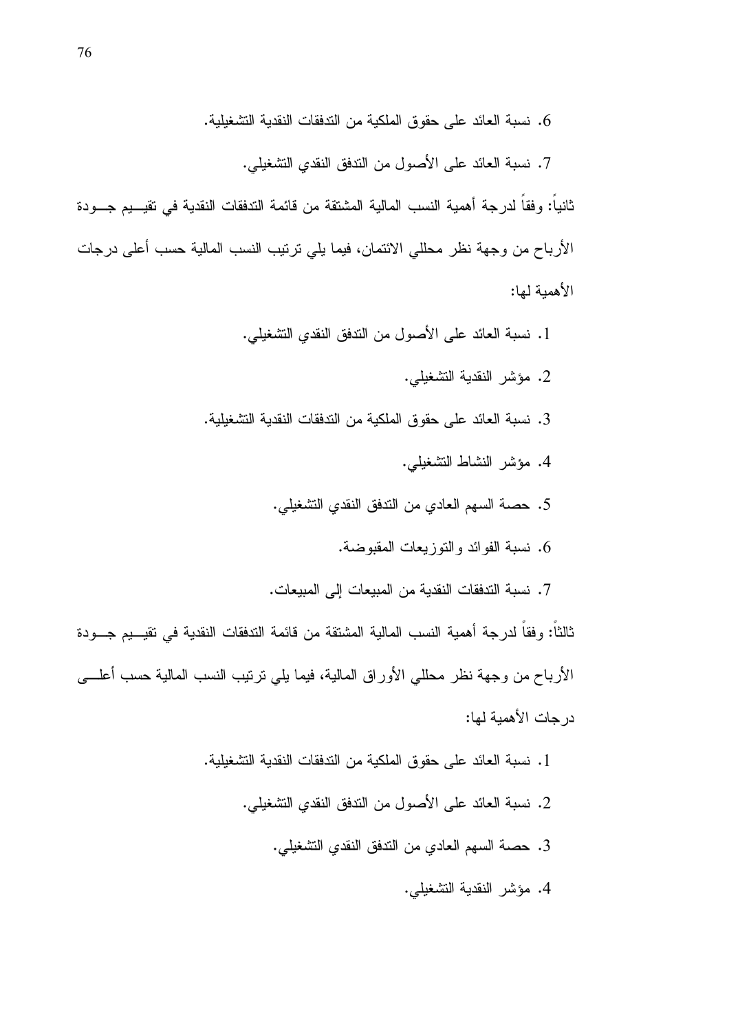6. نسبة العائد على حقوق الملكية من التدفقات النقدية التشغيلية.

7. نسبة العائد على الأصول من التدفق النقدي التشغيلي.

ثانياً: وفقاً لدرجة أهمية النسب المالية المشتقة من قائمة التدفقات النقدية في تقييم جودة الأرباح من وجهة نظر محللي الائتمان، فيما يلي ترتيب النسب المالية حسب أعلى درجات الأهمية لها:

1. نسبة العائد على الأصول من التدفق النقدي التشغيلي.
2. مؤشر النقدية التشغيلي.
3. نسبة العائد على حقوق الملكية من التدفقات النقدية التشغيلية.
4. مؤشر النشاط التشغيلي.
5. حصة السهم العادي من التدفق النقدي التشغيلي.
6. نسبة الفوائد والتوزيعات المقبوضة.
7. نسبة التدفقات النقدية من المبيعات إلى المبيعات.

ثالثاً: وفقاً لدرجة أهمية النسب المالية المشتقة من قائمة التدفقات النقدية في تقييم جودة الأرباح من وجهة نظر محللي الأوراق المالية، فيما يلي ترتيب النسب المالية حسب أعلى درجات الأهمية لها:

1. نسبة العائد على حقوق الملكية من التدفقات النقدية التشغيلية.
2. نسبة العائد على الأصول من التدفق النقدي التشغيلي.
3. حصة السهم العادي من التدفق النقدي التشغيلي.
4. مؤشر النقدية التشغيلي.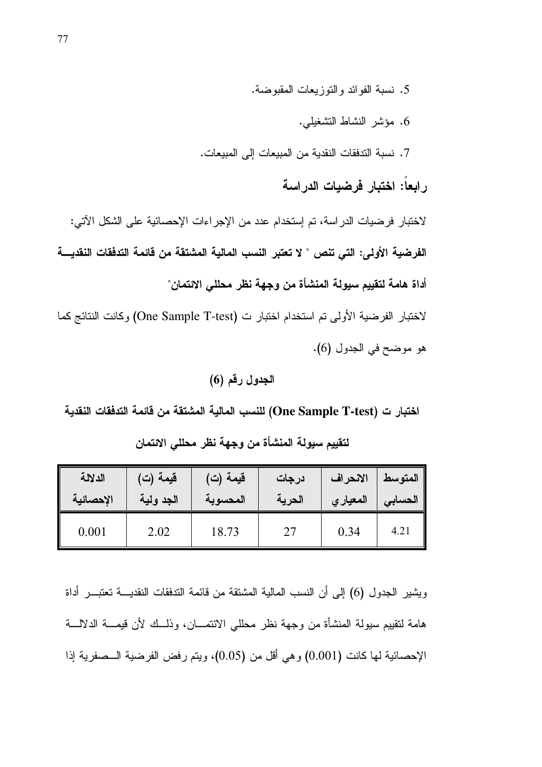5. نسبة الفوائد والتوزيعات المقبوضة.

6. مؤشر النشاط التشغيلي.

7. نسبة التدفقات النقدية من المبيعات إلى المبيعات.

## رابعاً: اختبار فرضيات الدراسة

لاختبار فرضيات الدراسة، تم إستخدام عدد من الإجراءات الإحصائية على الشكل الآتي:

**الفرضية الأولى: التي تنص " لا تعتبر النسب المالية المشتقة من قائمة التدفقات النقدية أداة هامة لتقييم سيولة المنشأة من وجهة نظر محللي الائتمان"**

لاختبار الفرضية الأولى تم استخدام اختبار ت (One Sample T-test) وكانت النتائج كما هو موضح في الجدول (6).

**الجدول رقم (6)**

**اختبار ت (One Sample T-test) للنسب المالية المشتقة من قائمة التدفقات النقدية لتقييم سيولة المنشأة من وجهة نظر محللي الائتمان**

| المتوسط الحسابي | الانحراف المعياري | درجات الحرية | قيمة (ت) المحسوبة | قيمة (ت) الجدولية | الدلالة الإحصائية |
|---|---|---|---|---|---|
| 4.21 | 0.34 | 27 | 18.73 | 2.02 | 0.001 |

ويشير الجدول (6) إلى أن النسب المالية المشتقة من قائمة التدفقات النقدية تعتبر أداة هامة لتقييم سيولة المنشأة من وجهة نظر محللي الائتمان، وذلك لأن قيمة الدلالة الإحصائية لها كانت (0.001) وهي أقل من (0.05)، ويتم رفض الفرضية الصفرية إذا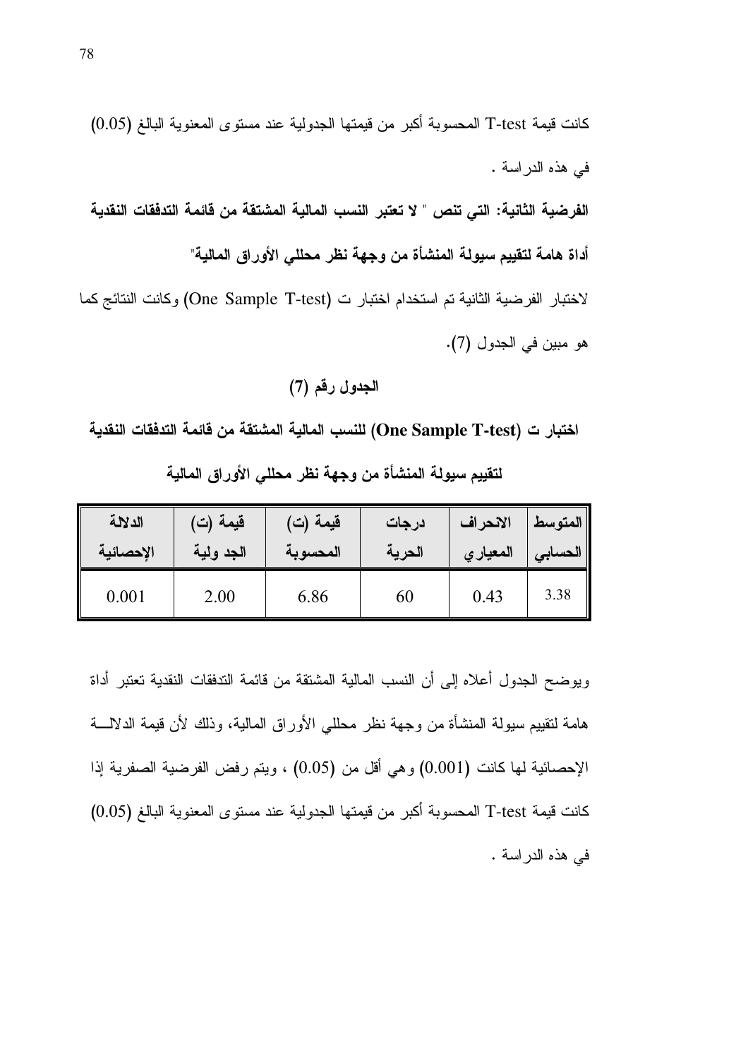كانت قيمة T-test المحسوبة أكبر من قيمتها الجدولية عند مستوى المعنوية البالغ (0.05) في هذه الدراسة .

**الفرضية الثانية: التي تنص " لا تعتبر النسب المالية المشتقة من قائمة التدفقات النقدية أداة هامة لتقييم سيولة المنشأة من وجهة نظر محللي الأوراق المالية"**

لاختبار الفرضية الثانية تم استخدام اختبار ت (One Sample T-test) وكانت النتائج كما هو مبين في الجدول (7).

**الجدول رقم (7)**

**اختبار ت (One Sample T-test) للنسب المالية المشتقة من قائمة التدفقات النقدية لتقييم سيولة المنشأة من وجهة نظر محللي الأوراق المالية**

| المتوسط الحسابي | الانحراف المعياري | درجات الحرية | قيمة (ت) المحسوبة | قيمة (ت) الجد ولية | الدلالة الإحصائية |
|---|---|---|---|---|---|
| 3.38 | 0.43 | 60 | 6.86 | 2.00 | 0.001 |

ويوضح الجدول أعلاه إلى أن النسب المالية المشتقة من قائمة التدفقات النقدية تعتبر أداة هامة لتقييم سيولة المنشأة من وجهة نظر محللي الأوراق المالية، وذلك لأن قيمة الدلالة الإحصائية لها كانت (0.001) وهي أقل من (0.05) ، ويتم رفض الفرضية الصفرية إذا كانت قيمة T-test المحسوبة أكبر من قيمتها الجدولية عند مستوى المعنوية البالغ (0.05) في هذه الدراسة .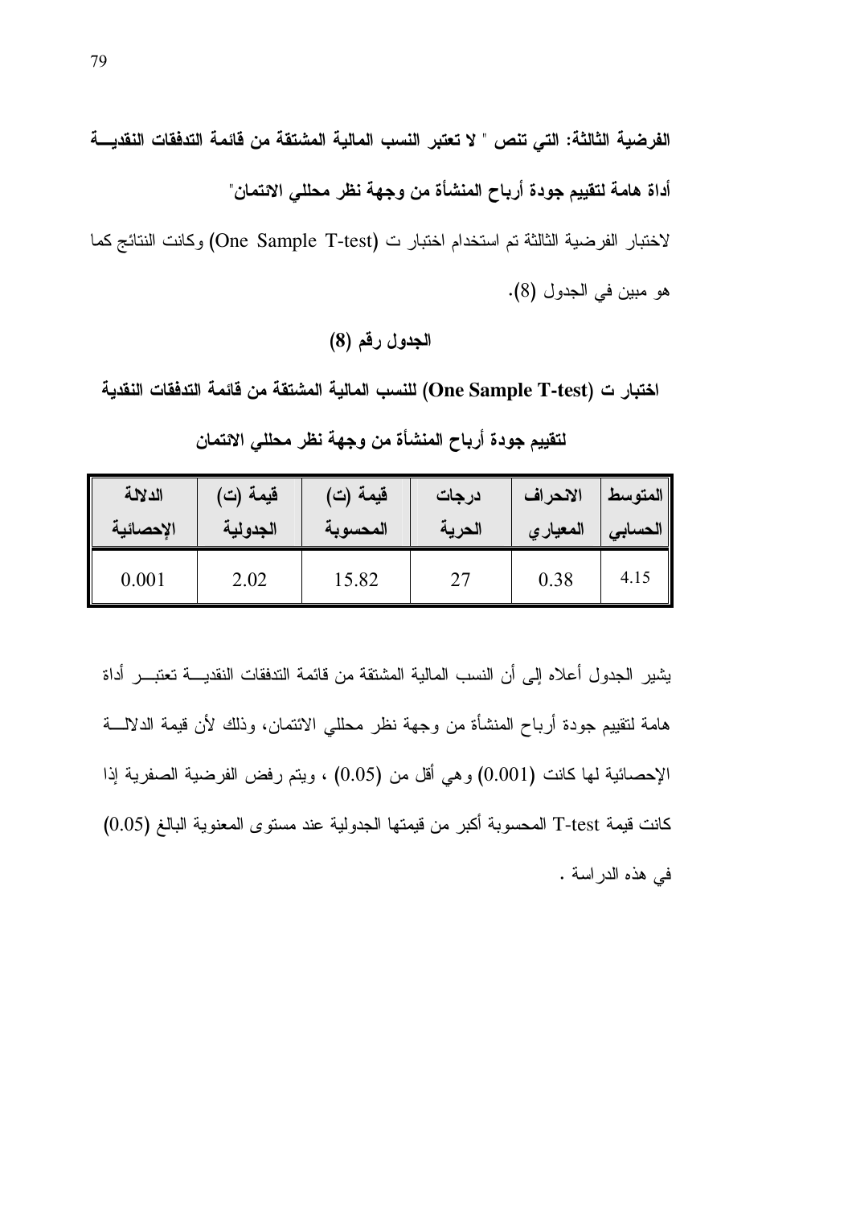**الفرضية الثالثة: التي تنص " لا تعتبر النسب المالية المشتقة من قائمة التدفقات النقدية أداة هامة لتقييم جودة أرباح المنشأة من وجهة نظر محللي الائتمان"**

لاختبار الفرضية الثالثة تم استخدام اختبار ت (One Sample T-test) وكانت النتائج كما هو مبين في الجدول (8).

**الجدول رقم (8)**

**اختبار ت (One Sample T-test) للنسب المالية المشتقة من قائمة التدفقات النقدية لتقييم جودة أرباح المنشأة من وجهة نظر محللي الائتمان**

| المتوسط الحسابي | الانحراف المعياري | درجات الحرية | قيمة (ت) المحسوبة | قيمة (ت) الجدولية | الدلالة الإحصائية |
|---|---|---|---|---|---|
| 4.15 | 0.38 | 27 | 15.82 | 2.02 | 0.001 |

يشير الجدول أعلاه إلى أن النسب المالية المشتقة من قائمة التدفقات النقدية تعتبر أداة هامة لتقييم جودة أرباح المنشأة من وجهة نظر محللي الائتمان، وذلك لأن قيمة الدلالة الإحصائية لها كانت (0.001) وهي أقل من (0.05) ، ويتم رفض الفرضية الصفرية إذا كانت قيمة T-test المحسوبة أكبر من قيمتها الجدولية عند مستوى المعنوية البالغ (0.05) في هذه الدراسة .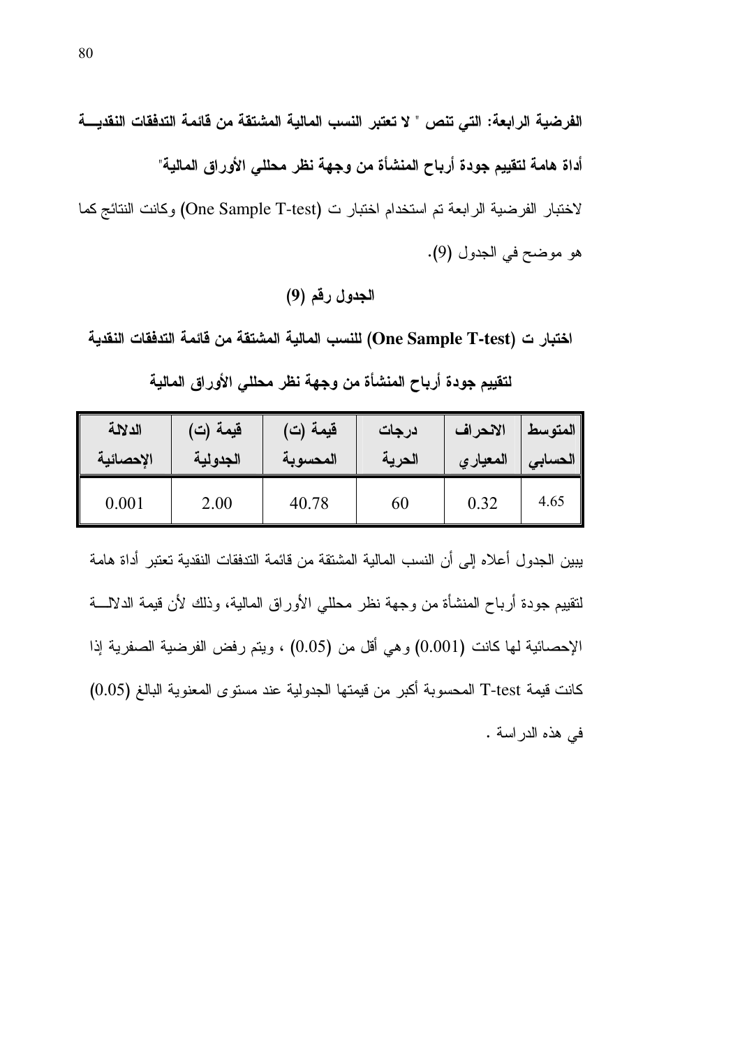**الفرضية الرابعة: التي تنص " لا تعتبر النسب المالية المشتقة من قائمة التدفقات النقدية أداة هامة لتقييم جودة أرباح المنشأة من وجهة نظر محللي الأوراق المالية"**

لاختبار الفرضية الرابعة تم استخدام اختبار ت (One Sample T-test) وكانت النتائج كما هو موضح في الجدول (9).

**الجدول رقم (9)**

**اختبار ت (One Sample T-test) للنسب المالية المشتقة من قائمة التدفقات النقدية لتقييم جودة أرباح المنشأة من وجهة نظر محللي الأوراق المالية**

| المتوسط الحسابي | الانحراف المعياري | درجات الحرية | قيمة (ت) المحسوبة | قيمة (ت) الجدولية | الدلالة الإحصائية |
|---|---|---|---|---|---|
| 4.65 | 0.32 | 60 | 40.78 | 2.00 | 0.001 |

يبين الجدول أعلاه إلى أن النسب المالية المشتقة من قائمة التدفقات النقدية تعتبر أداة هامة لتقييم جودة أرباح المنشأة من وجهة نظر محللي الأوراق المالية، وذلك لأن قيمة الدلالة الإحصائية لها كانت (0.001) وهي أقل من (0.05) ، ويتم رفض الفرضية الصفرية إذا كانت قيمة T-test المحسوبة أكبر من قيمتها الجدولية عند مستوى المعنوية البالغ (0.05) في هذه الدراسة .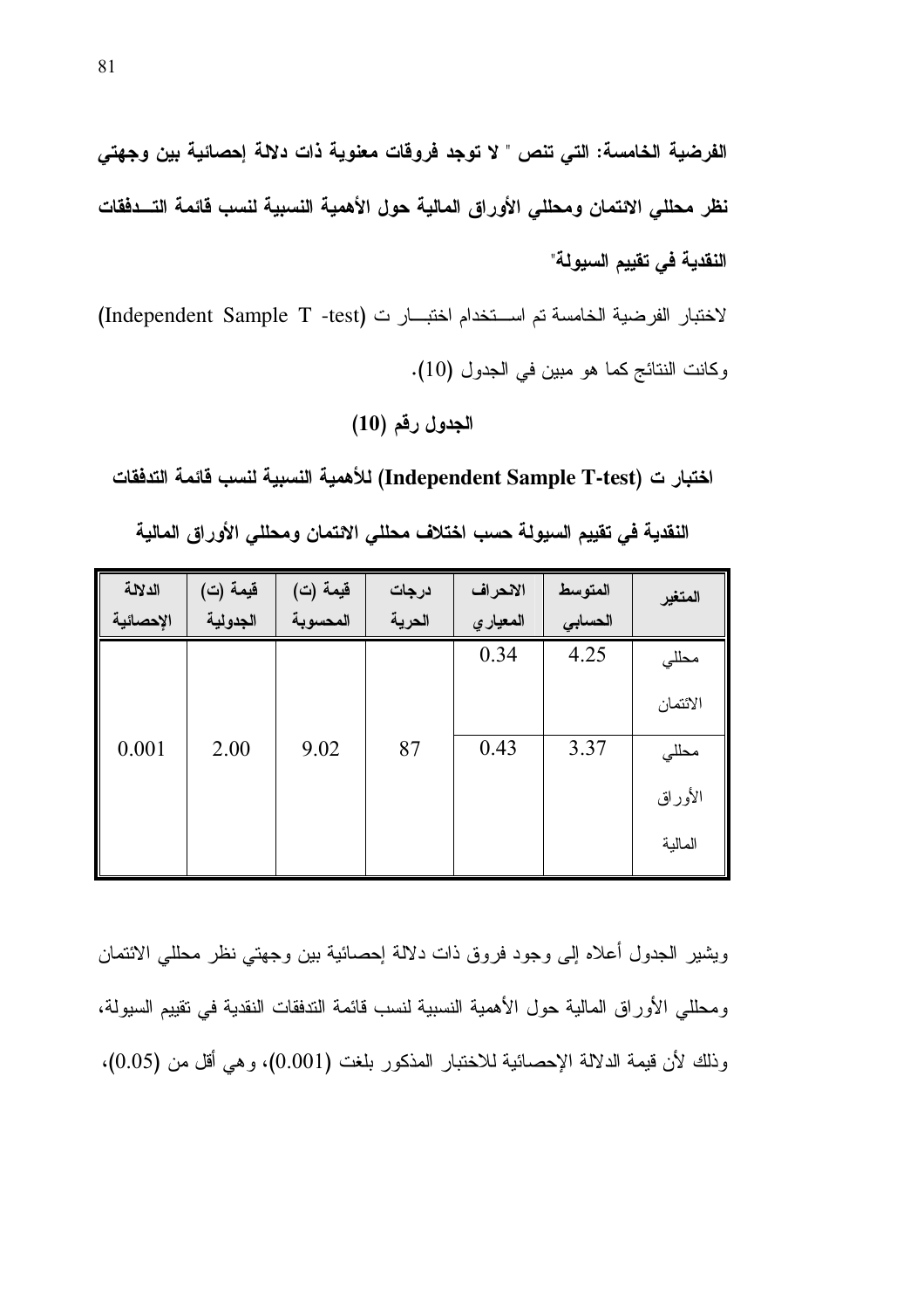**الفرضية الخامسة: التي تنص " لا توجد فروقات معنوية ذات دلالة إحصائية بين وجهتي نظر محللي الائتمان ومحللي الأوراق المالية حول الأهمية النسبية لنسب قائمة التـدفقات النقدية في تقييم السيولة"**

لاختبار الفرضية الخامسة تم اسـتخدام اختبـار ت (Independent Sample T -test) وكانت النتائج كما هو مبين في الجدول (10).

**الجدول رقم (10)**

**اختبار ت (Independent Sample T-test) للأهمية النسبية لنسب قائمة التدفقات النقدية في تقييم السيولة حسب اختلاف محللي الائتمان ومحللي الأوراق المالية**

| المتغير | المتوسط الحسابي | الانحراف المعياري | درجات الحرية | قيمة (ت) المحسوبة | قيمة (ت) الجدولية | الدلالة الإحصائية |
|---|---|---|---|---|---|---|
| محللي الائتمان | 4.25 | 0.34 | 87 | 9.02 | 2.00 | 0.001 |
| محللي الأوراق المالية | 3.37 | 0.43 | | | | |

ويشير الجدول أعلاه إلى وجود فروق ذات دلالة إحصائية بين وجهتي نظر محللي الائتمان ومحللي الأوراق المالية حول الأهمية النسبية لنسب قائمة التدفقات النقدية في تقييم السيولة، وذلك لأن قيمة الدلالة الإحصائية للاختبار المذكور بلغت (0.001)، وهي أقل من (0.05)،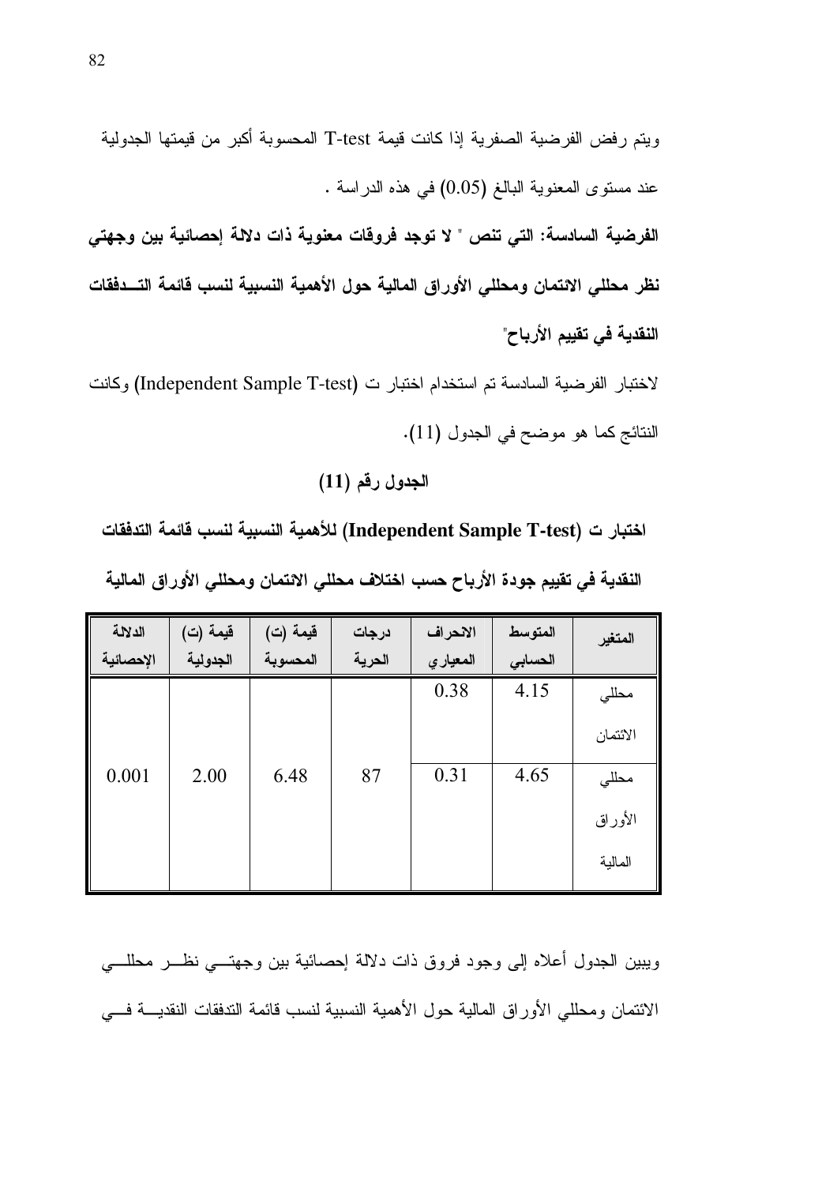ويتم رفض الفرضية الصفرية إذا كانت قيمة T-test المحسوبة أكبر من قيمتها الجدولية عند مستوى المعنوية البالغ (0.05) في هذه الدراسة .

**الفرضية السادسة: التي تنص " لا توجد فروقات معنوية ذات دلالة إحصائية بين وجهتي نظر محللي الائتمان ومحللي الأوراق المالية حول الأهمية النسبية لنسب قائمة التـدفقات النقدية في تقييم الأرباح"**

لاختبار الفرضية السادسة تم استخدام اختبار ت (Independent Sample T-test) وكانت النتائج كما هو موضح في الجدول (11).

**الجدول رقم (11)**

**اختبار ت (Independent Sample T-test) للأهمية النسبية لنسب قائمة التدفقات النقدية في تقييم جودة الأرباح حسب اختلاف محللي الائتمان ومحللي الأوراق المالية**

| المتغير | المتوسط الحسابي | الانحراف المعياري | درجات الحرية | قيمة (ت) المحسوبة | قيمة (ت) الجدولية | الدلالة الإحصائية |
|---|---|---|---|---|---|---|
| محللي الائتمان | 4.15 | 0.38 | 87 | 6.48 | 2.00 | 0.001 |
| محللي الأوراق المالية | 4.65 | 0.31 | | | | |

ويبين الجدول أعلاه إلى وجود فروق ذات دلالة إحصائية بين وجهتـي نظـر محللـي الائتمان ومحللي الأوراق المالية حول الأهمية النسبية لنسب قائمة التدفقات النقديـة فـي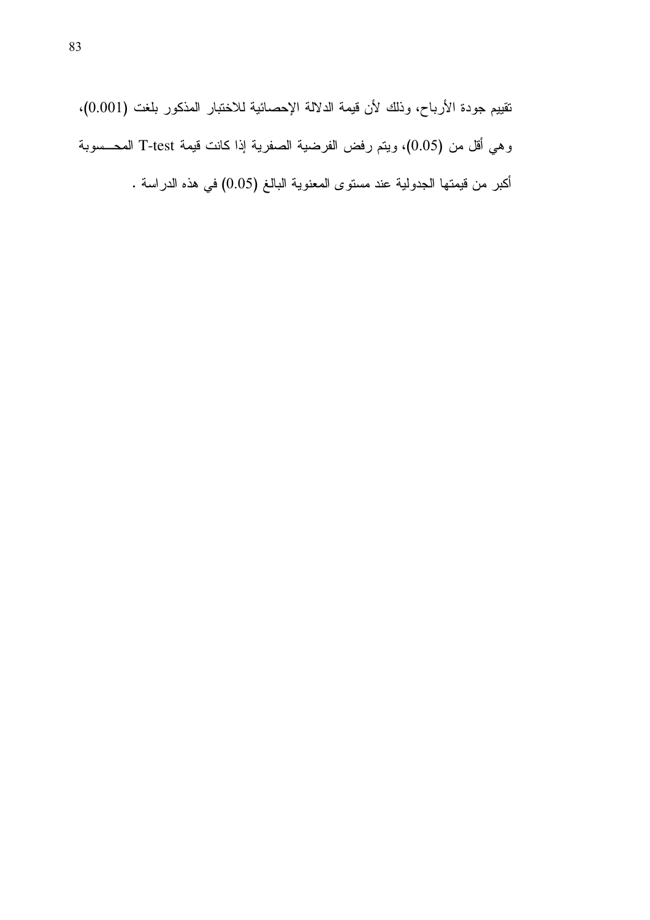تقييم جودة الأرباح، وذلك لأن قيمة الدلالة الإحصائية للاختبار المذكور بلغت (0.001)، وهي أقل من (0.05)، ويتم رفض الفرضية الصفرية إذا كانت قيمة T-test المحسوبة أكبر من قيمتها الجدولية عند مستوى المعنوية البالغ (0.05) في هذه الدراسة .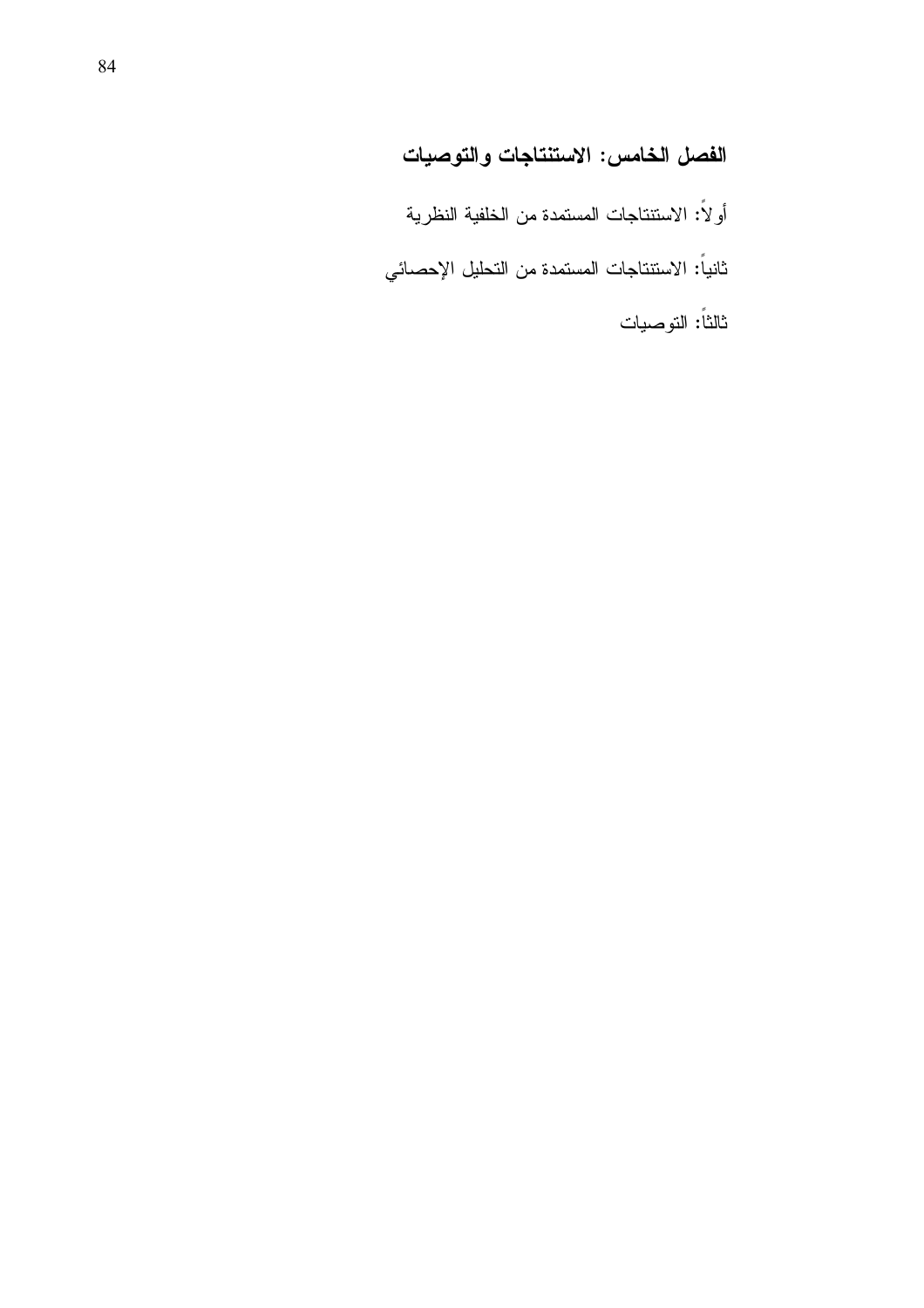## الفصل الخامس: الاستنتاجات والتوصيات

أولاً: الاستنتاجات المستمدة من الخلفية النظرية

ثانياً: الاستنتاجات المستمدة من التحليل الإحصائي

ثالثاً: التوصيات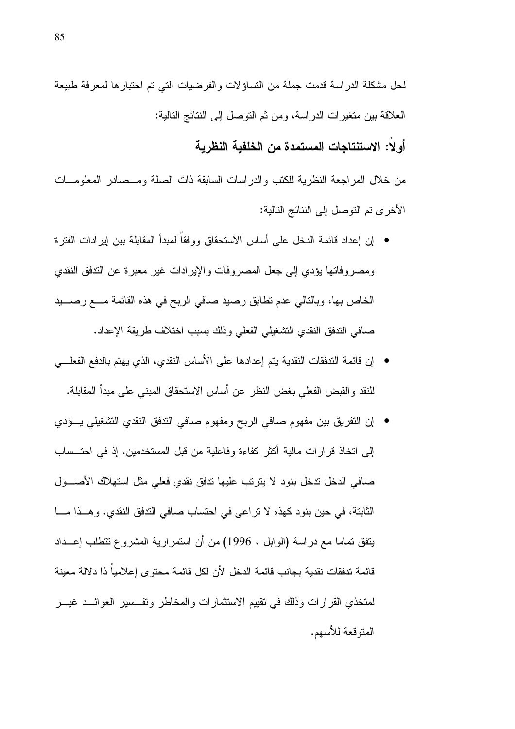لحل مشكلة الدراسة قدمت جملة من التساؤلات والفرضيات التي تم اختبارها لمعرفة طبيعة العلاقة بين متغيرات الدراسة، ومن ثم التوصل إلى النتائج التالية:

## أولاً: الاستنتاجات المستمدة من الخلفية النظرية

من خلال المراجعة النظرية للكتب والدراسات السابقة ذات الصلة ومصادر المعلومات الأخرى تم التوصل إلى النتائج التالية:

- إن إعداد قائمة الدخل على أساس الاستحقاق ووفقاً لمبدأ المقابلة بين إيرادات الفترة ومصروفاتها يؤدي إلى جعل المصروفات والإيرادات غير معبرة عن التدفق النقدي الخاص بها، وبالتالي عدم تطابق رصيد صافي الربح في هذه القائمة مع رصيد صافي التدفق النقدي التشغيلي الفعلي وذلك بسبب اختلاف طريقة الإعداد.
- إن قائمة التدفقات النقدية يتم إعدادها على الأساس النقدي، الذي يهتم بالدفع الفعلي للنقد والقبض الفعلي بغض النظر عن أساس الاستحقاق المبني على مبدأ المقابلة.
- إن التفريق بين مفهوم صافي الربح ومفهوم صافي التدفق النقدي التشغيلي يؤدي إلى اتخاذ قرارات مالية أكثر كفاءة وفاعلية من قبل المستخدمين. إذ في احتساب صافي الدخل تدخل بنود لا يترتب عليها تدفق نقدي فعلي مثل استهلاك الأصول الثابتة، في حين بنود كهذه لا تراعى في احتساب صافي التدفق النقدي. وهذا ما يتفق تماما مع دراسة (الوابل ، 1996) من أن استمرارية المشروع تتطلب إعداد قائمة تدفقات نقدية بجانب قائمة الدخل لأن لكل قائمة محتوى إعلامياً ذا دلالة معينة لمتخذي القرارات وذلك في تقييم الاستثمارات والمخاطر وتفسير العوائد غير المتوقعة للأسهم.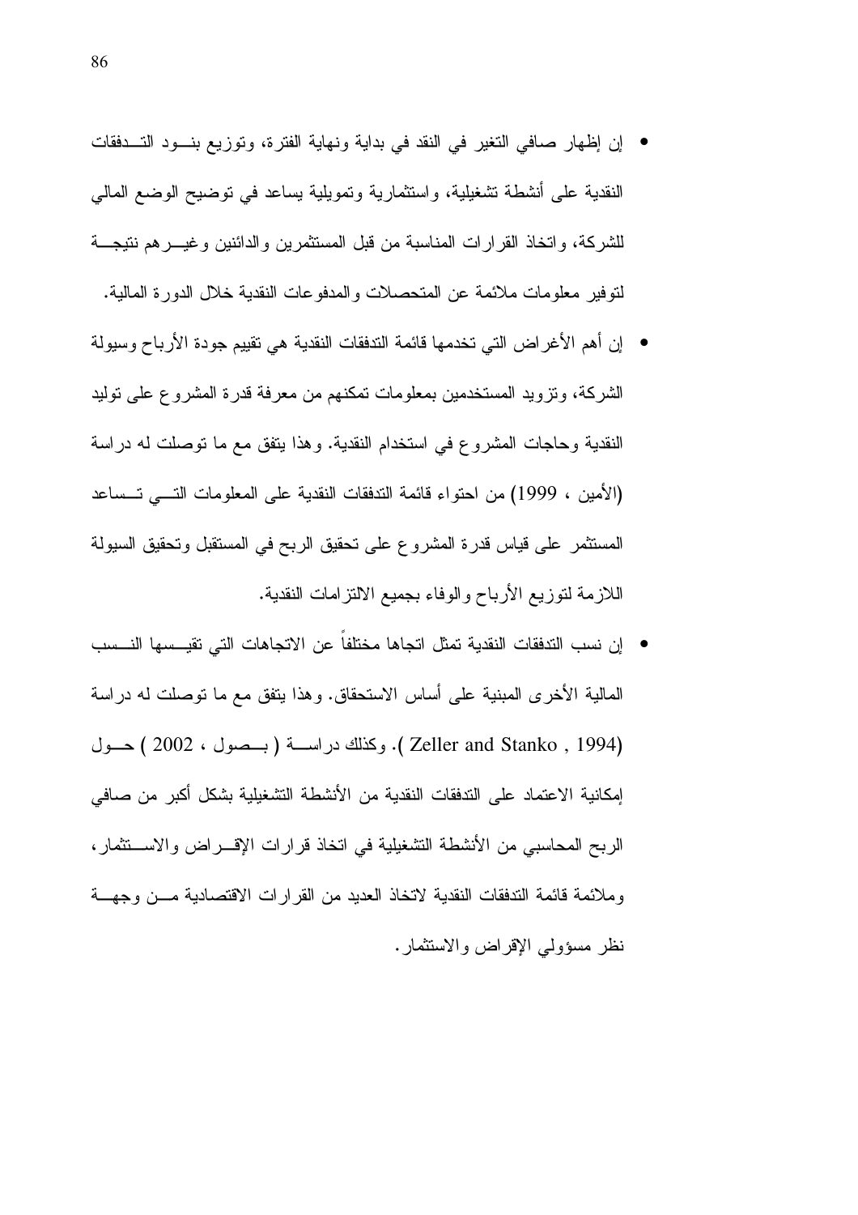- إن إظهار صافي التغير في النقد في بداية ونهاية الفترة، وتوزيع بنود التدفقات النقدية على أنشطة تشغيلية، واستثمارية وتمويلية يساعد في توضيح الوضع المالي للشركة، واتخاذ القرارات المناسبة من قبل المستثمرين والدائنين وغيرهم نتيجة لتوفير معلومات ملائمة عن المتحصلات والمدفوعات النقدية خلال الدورة المالية.
- إن أهم الأغراض التي تخدمها قائمة التدفقات النقدية هي تقييم جودة الأرباح وسيولة الشركة، وتزويد المستخدمين بمعلومات تمكنهم من معرفة قدرة المشروع على توليد النقدية وحاجات المشروع في استخدام النقدية. وهذا يتفق مع ما توصلت له دراسة (الأمين ، 1999) من احتواء قائمة التدفقات النقدية على المعلومات التي تساعد المستثمر على قياس قدرة المشروع على تحقيق الربح في المستقبل وتحقيق السيولة اللازمة لتوزيع الأرباح والوفاء بجميع الالتزامات النقدية.
- إن نسب التدفقات النقدية تمثل اتجاها مختلفاً عن الاتجاهات التي تقيسها النسب المالية الأخرى المبنية على أساس الاستحقاق. وهذا يتفق مع ما توصلت له دراسة (Zeller and Stanko , 1994 ). وكذلك دراسة ( بصول ، 2002 ) حول إمكانية الاعتماد على التدفقات النقدية من الأنشطة التشغيلية بشكل أكبر من صافي الربح المحاسبي من الأنشطة التشغيلية في اتخاذ قرارات الإقراض والاستثمار، وملائمة قائمة التدفقات النقدية لاتخاذ العديد من القرارات الاقتصادية من وجهة نظر مسؤولي الإقراض والاستثمار.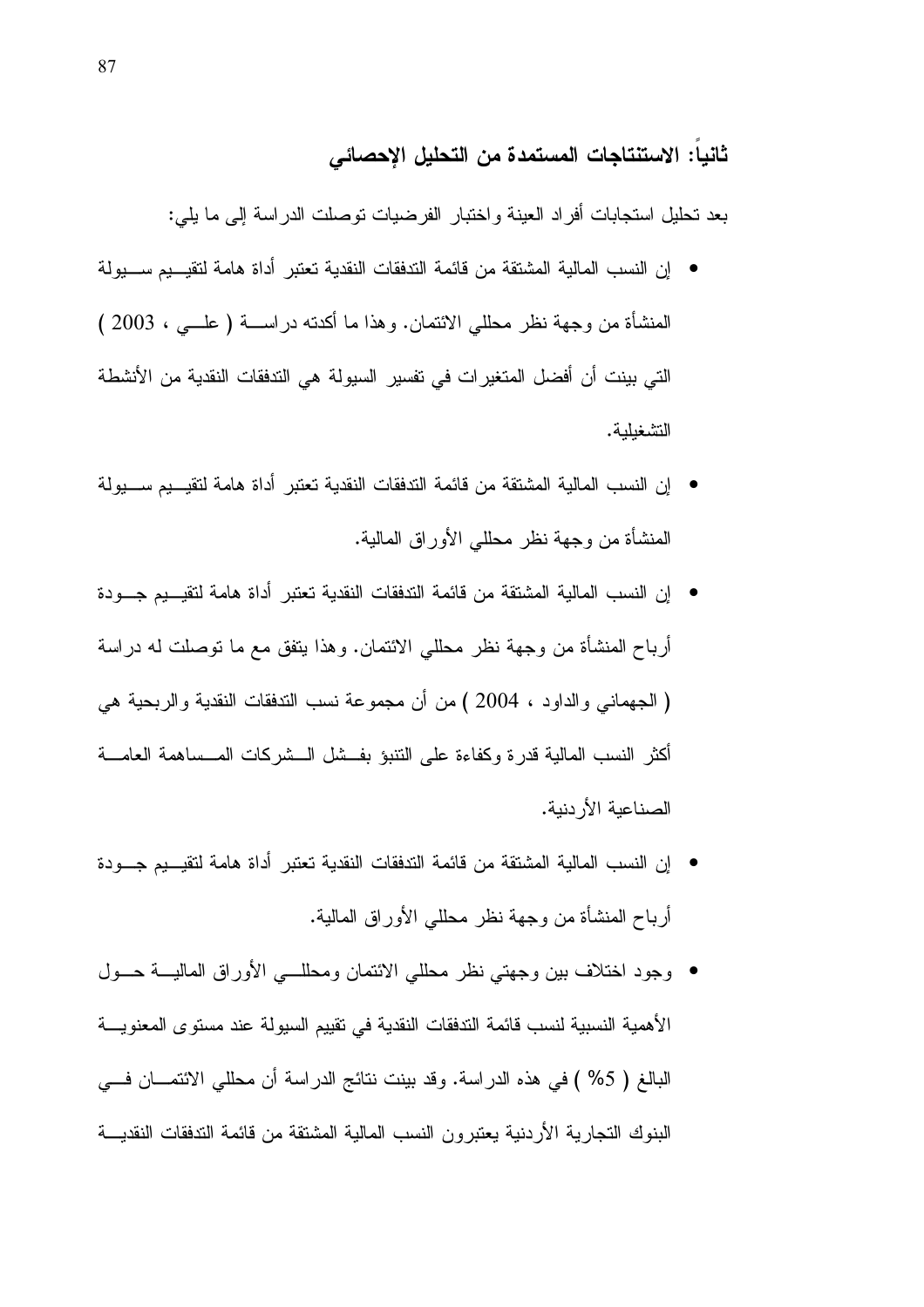## ثانياً: الاستنتاجات المستمدة من التحليل الإحصائي

بعد تحليل استجابات أفراد العينة واختبار الفرضيات توصلت الدراسة إلى ما يلي:

- إن النسب المالية المشتقة من قائمة التدفقات النقدية تعتبر أداة هامة لتقييم سيولة المنشأة من وجهة نظر محللي الائتمان. وهذا ما أكدته دراسة ( علي ، 2003 ) التي بينت أن أفضل المتغيرات في تفسير السيولة هي التدفقات النقدية من الأنشطة التشغيلية.
- إن النسب المالية المشتقة من قائمة التدفقات النقدية تعتبر أداة هامة لتقييم سيولة المنشأة من وجهة نظر محللي الأوراق المالية.
- إن النسب المالية المشتقة من قائمة التدفقات النقدية تعتبر أداة هامة لتقييم جودة أرباح المنشأة من وجهة نظر محللي الائتمان. وهذا يتفق مع ما توصلت له دراسة ( الجهماني والداود ، 2004 ) من أن مجموعة نسب التدفقات النقدية والربحية هي أكثر النسب المالية قدرة وكفاءة على التنبؤ بفشل الشركات المساهمة العامة الصناعية الأردنية.
- إن النسب المالية المشتقة من قائمة التدفقات النقدية تعتبر أداة هامة لتقييم جودة أرباح المنشأة من وجهة نظر محللي الأوراق المالية.
- وجود اختلاف بين وجهتي نظر محللي الائتمان ومحللي الأوراق المالية حول الأهمية النسبية لنسب قائمة التدفقات النقدية في تقييم السيولة عند مستوى المعنوية البالغ ( 5% ) في هذه الدراسة. وقد بينت نتائج الدراسة أن محللي الائتمان في البنوك التجارية الأردنية يعتبرون النسب المالية المشتقة من قائمة التدفقات النقدية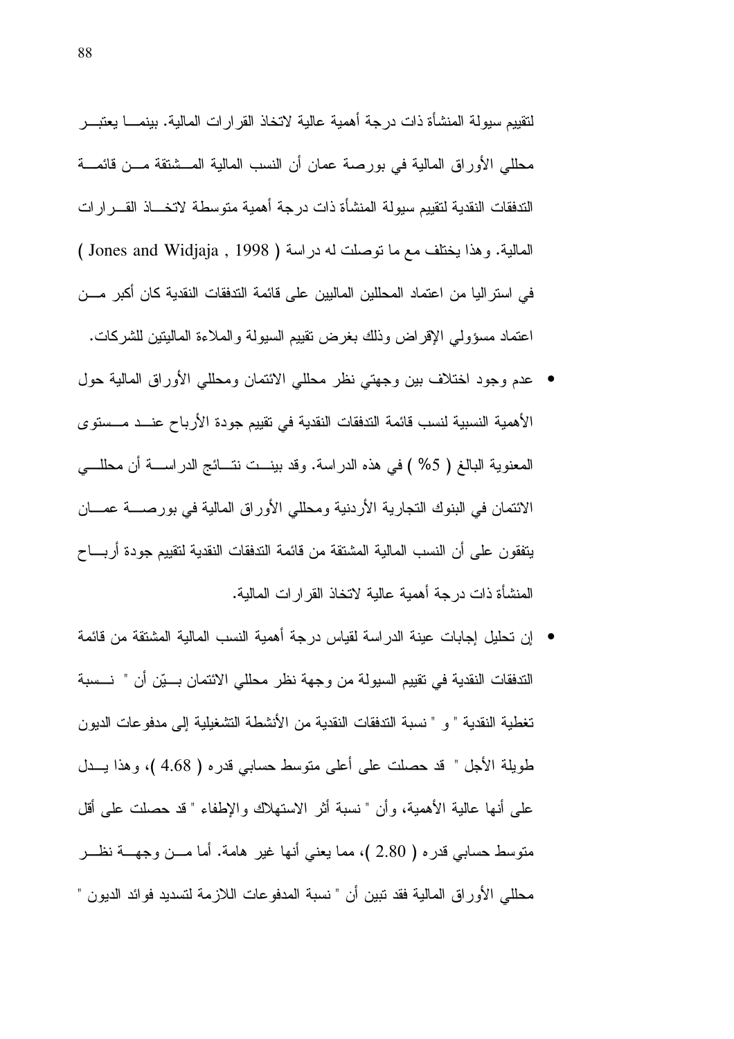لتقييم سيولة المنشأة ذات درجة أهمية عالية لاتخاذ القرارات المالية. بينما يعتبر محللي الأوراق المالية في بورصة عمان أن النسب المالية المشتقة من قائمة التدفقات النقدية لتقييم سيولة المنشأة ذات درجة أهمية متوسطة لاتخاذ القرارات المالية. وهذا يختلف مع ما توصلت له دراسة ( Jones and Widjaja , 1998 ) في استراليا من اعتماد المحللين الماليين على قائمة التدفقات النقدية كان أكبر من اعتماد مسؤولي الإقراض وذلك بغرض تقييم السيولة والملاءة الماليتين للشركات.

- عدم وجود اختلاف بين وجهتي نظر محللي الائتمان ومحللي الأوراق المالية حول الأهمية النسبية لنسب قائمة التدفقات النقدية في تقييم جودة الأرباح عند مستوى المعنوية البالغ ( 5% ) في هذه الدراسة. وقد بينت نتائج الدراسة أن محللي الائتمان في البنوك التجارية الأردنية ومحللي الأوراق المالية في بورصة عمان يتفقون على أن النسب المالية المشتقة من قائمة التدفقات النقدية لتقييم جودة أرباح المنشأة ذات درجة أهمية عالية لاتخاذ القرارات المالية.
- إن تحليل إجابات عينة الدراسة لقياس درجة أهمية النسب المالية المشتقة من قائمة التدفقات النقدية في تقييم السيولة من وجهة نظر محللي الائتمان بيّن أن " نسبة تغطية النقدية " و " نسبة التدفقات النقدية من الأنشطة التشغيلية إلى مدفوعات الديون طويلة الأجل " قد حصلت على أعلى متوسط حسابي قدره ( 4.68 )، وهذا يدل على أنها عالية الأهمية، وأن " نسبة أثر الاستهلاك والإطفاء " قد حصلت على أقل متوسط حسابي قدره ( 2.80 )، مما يعني أنها غير هامة. أما من وجهة نظر محللي الأوراق المالية فقد تبين أن " نسبة المدفوعات اللازمة لتسديد فوائد الديون "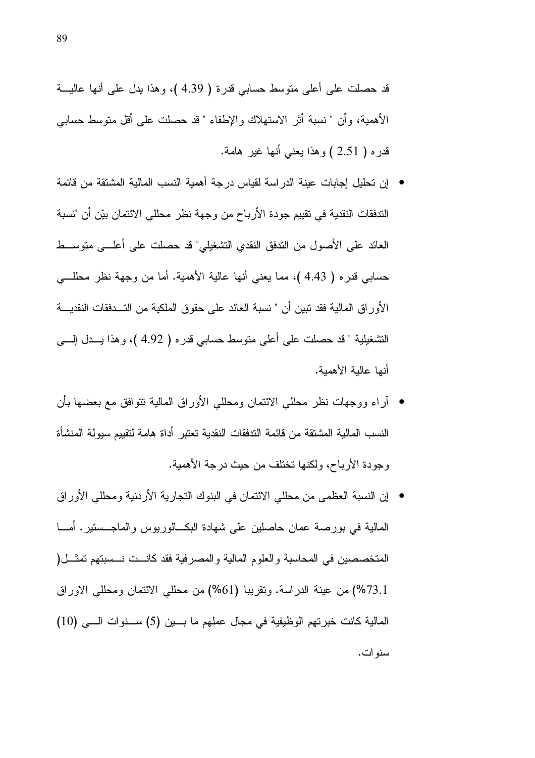قد حصلت على أعلى متوسط حسابي قدرة ( 4.39 )، وهذا يدل على أنها عالية الأهمية، وأن " نسبة أثر الاستهلاك والإطفاء " قد حصلت على أقل متوسط حسابي قدره ( 2.51 ) وهذا يعني أنها غير هامة.

- إن تحليل إجابات عينة الدراسة لقياس درجة أهمية النسب المالية المشتقة من قائمة التدفقات النقدية في تقييم جودة الأرباح من وجهة نظر محللي الائتمان بيّن أن "نسبة العائد على الأصول من التدفق النقدي التشغيلي" قد حصلت على أعلى متوسط حسابي قدره ( 4.43 )، مما يعني أنها عالية الأهمية. أما من وجهة نظر محللي الأوراق المالية فقد تبين أن " نسبة العائد على حقوق الملكية من التدفقات النقدية التشغيلية " قد حصلت على أعلى متوسط حسابي قدره ( 4.92 )، وهذا يدل إلى أنها عالية الأهمية.
- آراء ووجهات نظر محللي الائتمان ومحللي الأوراق المالية تتوافق مع بعضها بأن النسب المالية المشتقة من قائمة التدفقات النقدية تعتبر أداة هامة لتقييم سيولة المنشأة وجودة الأرباح، ولكنها تختلف من حيث درجة الأهمية.
- إن النسبة العظمى من محللي الائتمان في البنوك التجارية الأردنية ومحللي الأوراق المالية في بورصة عمان حاصلين على شهادة البكالوريوس والماجستير. أما المتخصصين في المحاسبة والعلوم المالية والمصرفية فقد كانت نسبتهم تمثل( 73.1%) من عينة الدراسة. وتقريبا (61%) من محللي الائتمان ومحللي الاوراق المالية كانت خبرتهم الوظيفية في مجال عملهم ما بين (5) سنوات الى (10) سنوات.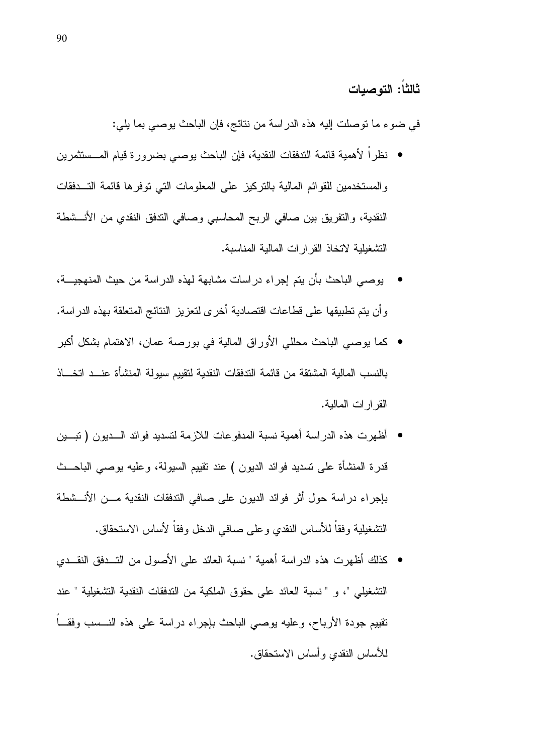### ثالثاً: التوصيات

في ضوء ما توصلت إليه هذه الدراسة من نتائج، فإن الباحث يوصي بما يلي:

- نظراً لأهمية قائمة التدفقات النقدية، فإن الباحث يوصي بضرورة قيام المستثمرين والمستخدمين للقوائم المالية بالتركيز على المعلومات التي توفرها قائمة التدفقات النقدية، والتفريق بين صافي الربح المحاسبي وصافي التدفق النقدي من الأنشطة التشغيلية لاتخاذ القرارات المالية المناسبة.
- يوصي الباحث بأن يتم إجراء دراسات مشابهة لهذه الدراسة من حيث المنهجية، وأن يتم تطبيقها على قطاعات اقتصادية أخرى لتعزيز النتائج المتعلقة بهذه الدراسة.
- كما يوصي الباحث محللي الأوراق المالية في بورصة عمان، الاهتمام بشكل أكبر بالنسب المالية المشتقة من قائمة التدفقات النقدية لتقييم سيولة المنشأة عند اتخاذ القرارات المالية.
- أظهرت هذه الدراسة أهمية نسبة المدفوعات اللازمة لتسديد فوائد الديون ( تبين قدرة المنشأة على تسديد فوائد الديون ) عند تقييم السيولة، وعليه يوصي الباحث بإجراء دراسة حول أثر فوائد الديون على صافي التدفقات النقدية من الأنشطة التشغيلية وفقاً للأساس النقدي وعلى صافي الدخل وفقاً لأساس الاستحقاق.
- كذلك أظهرت هذه الدراسة أهمية " نسبة العائد على الأصول من التدفق النقدي التشغيلي "، و " نسبة العائد على حقوق الملكية من التدفقات النقدية التشغيلية " عند تقييم جودة الأرباح، وعليه يوصي الباحث بإجراء دراسة على هذه النسب وفقاً للأساس النقدي وأساس الاستحقاق.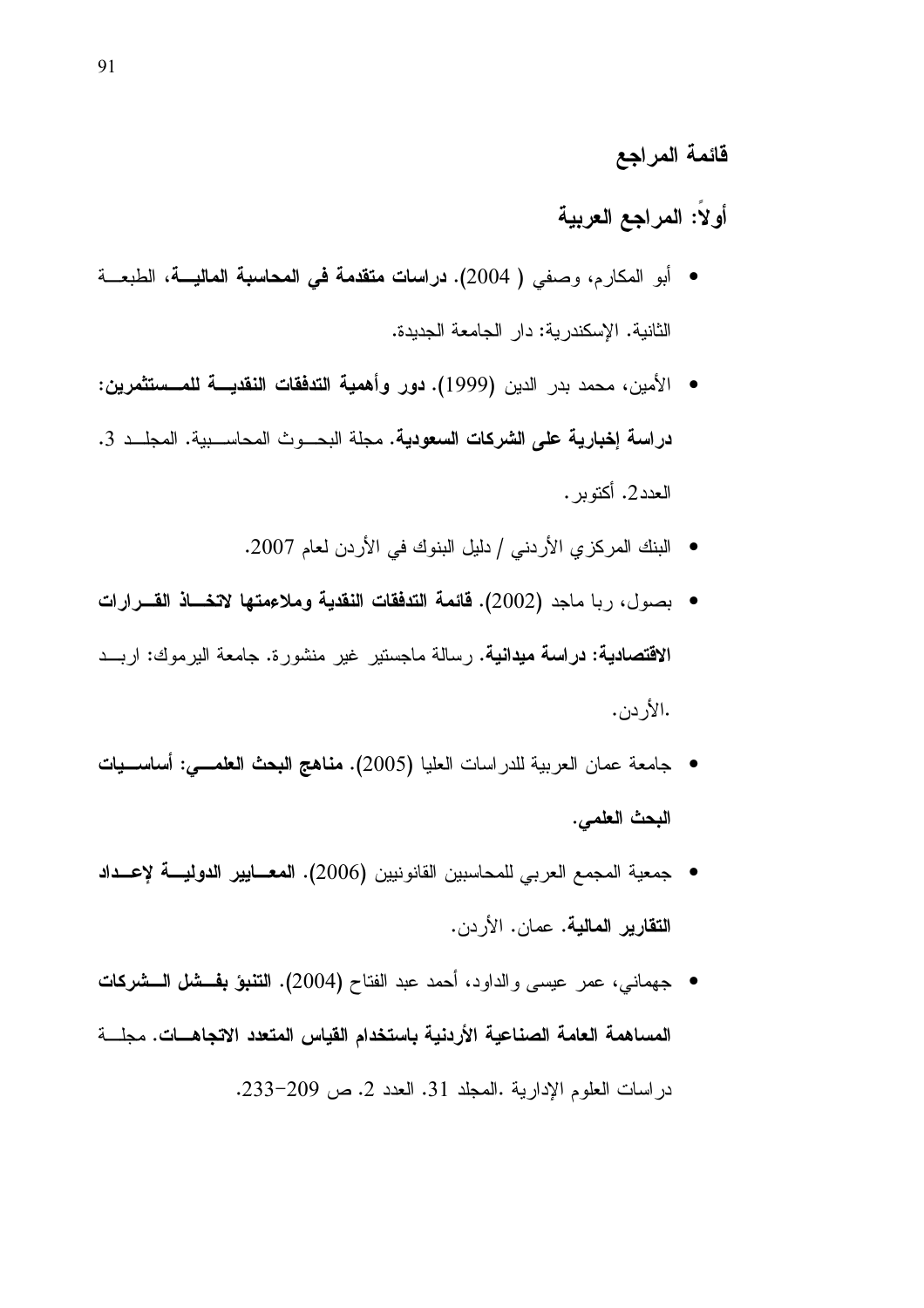## قائمة المراجع

### أولاً: المراجع العربية

- أبو المكارم، وصفي ( 2004). **دراسات متقدمة في المحاسبة المالية**، الطبعة الثانية. الإسكندرية: دار الجامعة الجديدة.
- الأمين، محمد بدر الدين (1999). **دور وأهمية التدفقات النقدية للمستثمرين: دراسة إخبارية على الشركات السعودية**. مجلة البحوث المحاسبية. المجلد 3. العدد2. أكتوبر.
- البنك المركزي الأردني / دليل البنوك في الأردن لعام 2007.
- بصول، ربا ماجد (2002). **قائمة التدفقات النقدية وملاءمتها لاتخاذ القرارات الاقتصادية: دراسة ميدانية**. رسالة ماجستير غير منشورة. جامعة اليرموك: اربد .الأردن.
- جامعة عمان العربية للدراسات العليا (2005). **مناهج البحث العلمي: أساسيات البحث العلمي**.
- جمعية المجمع العربي للمحاسبين القانونيين (2006). **المعايير الدولية لإعداد التقارير المالية**. عمان. الأردن.
- جهماني، عمر عيسى والداود، أحمد عبد الفتاح (2004). **التنبؤ بفشل الشركات المساهمة العامة الصناعية الأردنية باستخدام القياس المتعدد الاتجاهات**. مجلة دراسات العلوم الإدارية .المجلد 31. العدد 2. ص 209-233.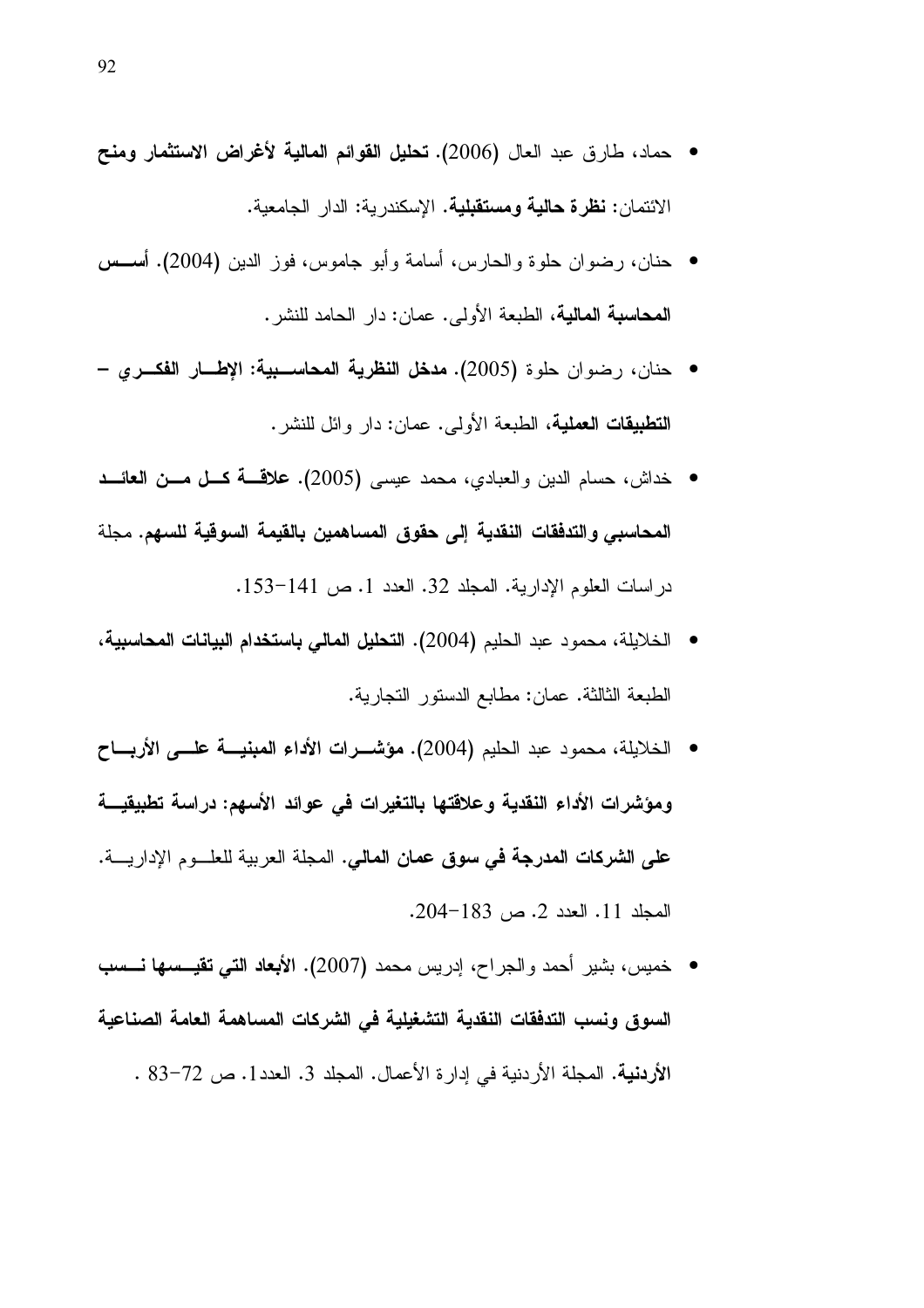- حماد، طارق عبد العال (2006). **تحليل القوائم المالية لأغراض الاستثمار ومنح الائتمان: نظرة حالية ومستقبلية**. الإسكندرية: الدار الجامعية.
- حنان، رضوان حلوة والحارس، أسامة وأبو جاموس، فوز الدين (2004). **أسس المحاسبة المالية**، الطبعة الأولى. عمان: دار الحامد للنشر.
- حنان، رضوان حلوة (2005). **مدخل النظرية المحاسبية: الإطار الفكري – التطبيقات العملية**، الطبعة الأولى. عمان: دار وائل للنشر.
- خداش، حسام الدين والعبادي، محمد عيسى (2005). **علاقة كل من العائد المحاسبي والتدفقات النقدية إلى حقوق المساهمين بالقيمة السوقية للسهم**. مجلة دراسات العلوم الإدارية. المجلد 32. العدد 1. ص 141-153.
- الخلايلة، محمود عبد الحليم (2004). **التحليل المالي باستخدام البيانات المحاسبية**، الطبعة الثالثة. عمان: مطابع الدستور التجارية.
- الخلايلة، محمود عبد الحليم (2004). **مؤشرات الأداء المبنية على الأرباح ومؤشرات الأداء النقدية وعلاقتها بالتغيرات في عوائد الأسهم: دراسة تطبيقية على الشركات المدرجة في سوق عمان المالي**. المجلة العربية للعلوم الإدارية. المجلد 11. العدد 2. ص 183-204.
- خميس، بشير أحمد والجراح، إدريس محمد (2007). **الأبعاد التي تقيسها نسب السوق ونسب التدفقات النقدية التشغيلية في الشركات المساهمة العامة الصناعية الأردنية**. المجلة الأردنية في إدارة الأعمال. المجلد 3. العدد1. ص 72-83 .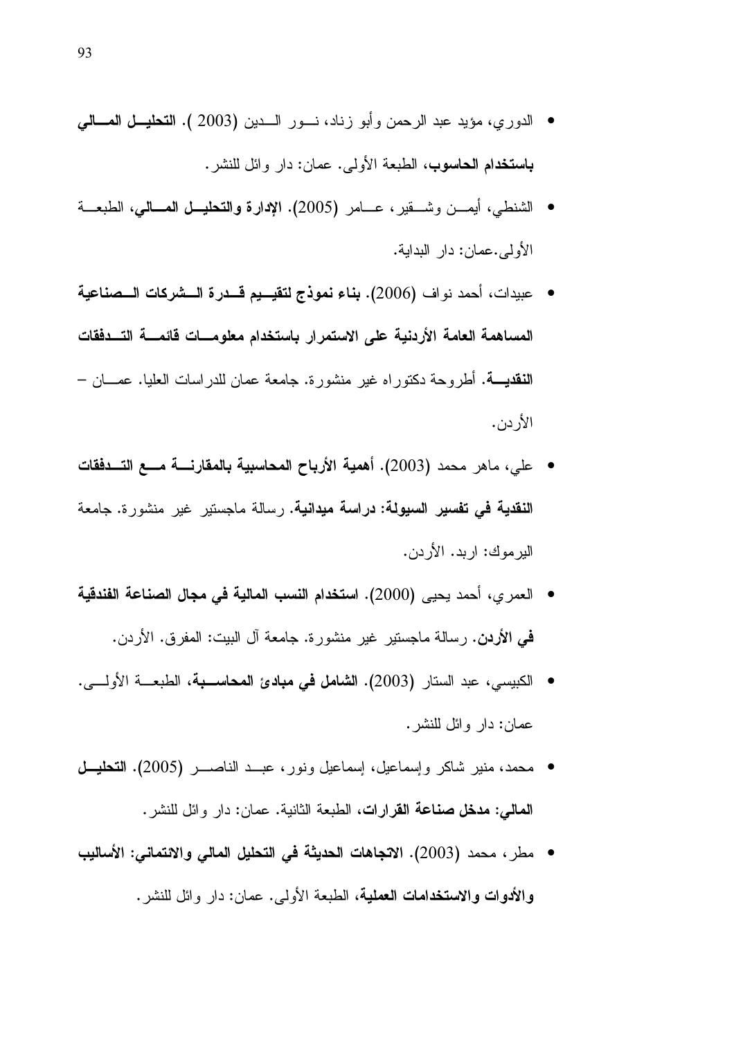- الدوري، مؤيد عبد الرحمن وأبو زناد، نور الدين (2003 ). **التحليل المالي باستخدام الحاسوب**، الطبعة الأولى. عمان: دار وائل للنشر.
- الشنطي، أيمن وشقير، عامر (2005). **الإدارة والتحليل المالي**، الطبعة الأولى.عمان: دار البداية.
- عبيدات، أحمد نواف (2006). **بناء نموذج لتقييم قدرة الشركات الصناعية المساهمة العامة الأردنية على الاستمرار باستخدام معلومات قائمة التدفقات النقدية**. أطروحة دكتوراه غير منشورة. جامعة عمان للدراسات العليا. عمان – الأردن.
- علي، ماهر محمد (2003). **أهمية الأرباح المحاسبية بالمقارنة مع التدفقات النقدية في تفسير السيولة: دراسة ميدانية**. رسالة ماجستير غير منشورة. جامعة اليرموك: اربد. الأردن.
- العمري، أحمد يحيى (2000). **استخدام النسب المالية في مجال الصناعة الفندقية في الأردن**. رسالة ماجستير غير منشورة. جامعة آل البيت: المفرق. الأردن.
- الكبيسي، عبد الستار (2003). **الشامل في مبادئ المحاسبة**، الطبعة الأولى. عمان: دار وائل للنشر.
- محمد، منير شاكر وإسماعيل، إسماعيل ونور، عبد الناصر (2005). **التحليل المالي: مدخل صناعة القرارات**، الطبعة الثانية. عمان: دار وائل للنشر.
- مطر، محمد (2003). **الاتجاهات الحديثة في التحليل المالي والائتماني: الأساليب والأدوات والاستخدامات العملية**، الطبعة الأولى. عمان: دار وائل للنشر.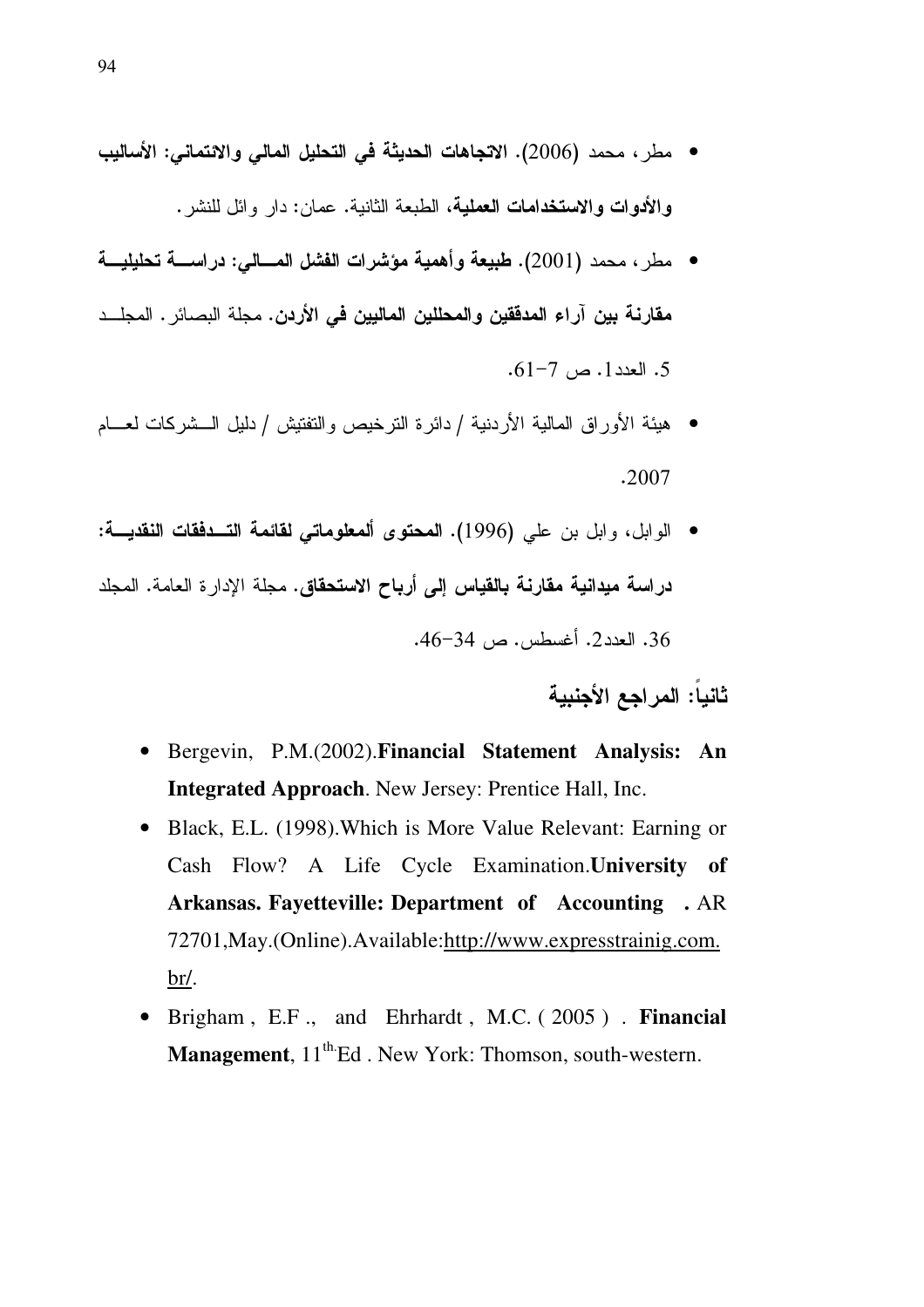- مطر، محمد (2006). **الاتجاهات الحديثة في التحليل المالي والائتماني: الأساليب والأدوات والاستخدامات العملية**، الطبعة الثانية. عمان: دار وائل للنشر.
- مطر، محمد (2001). **طبيعة وأهمية مؤشرات الفشل المالي: دراسة تحليلية مقارنة بين آراء المدققين والمحللين الماليين في الأردن**. مجلة البصائر. المجلد 5. العدد1. ص 7-61.
- هيئة الأوراق المالية الأردنية / دائرة الترخيص والتفتيش / دليل الشركات لعام 2007.
- الوابل، وابل بن علي (1996). **المحتوى ألمعلوماتي لقائمة التدفقات النقدية: دراسة ميدانية مقارنة بالقياس إلى أرباح الاستحقاق**. مجلة الإدارة العامة. المجلد 36. العدد2. أغسطس. ص 34-46.

## ثانياً: المراجع الأجنبية

- Bergevin, P.M.(2002).**Financial Statement Analysis: An Integrated Approach**. New Jersey: Prentice Hall, Inc.
- Black, E.L. (1998).Which is More Value Relevant: Earning or Cash Flow? A Life Cycle Examination.**University of Arkansas. Fayetteville: Department of Accounting .** AR 72701,May.(Online).Available:http://www.expresstrainig.com.br/.
- Brigham , E.F ., and Ehrhardt , M.C. ( 2005 ) . **Financial Management**, 11th Ed . New York: Thomson, south-western.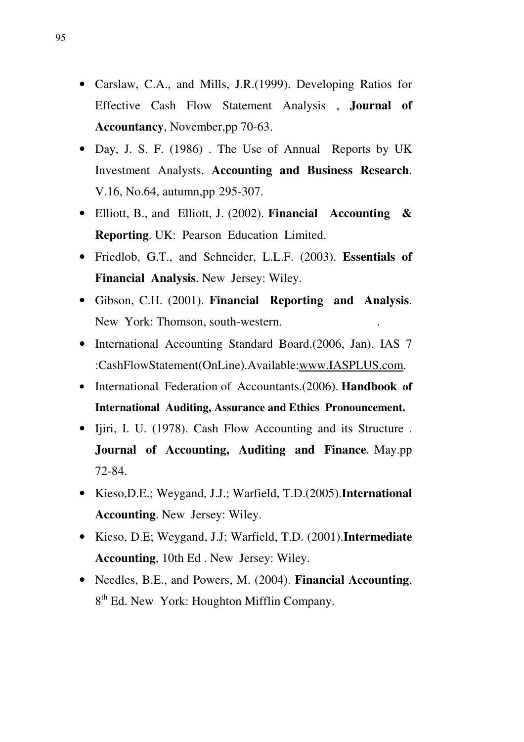- Carslaw, C.A., and Mills, J.R.(1999). Developing Ratios for Effective Cash Flow Statement Analysis , **Journal of Accountancy**, November,pp 70-63.
- Day, J. S. F. (1986) . The Use of Annual Reports by UK Investment Analysts. **Accounting and Business Research**. V.16, No.64, autumn,pp 295-307.
- Elliott, B., and Elliott, J. (2002). **Financial Accounting & Reporting**. UK: Pearson Education Limited.
- Friedlob, G.T., and Schneider, L.L.F. (2003). **Essentials of Financial Analysis**. New Jersey: Wiley.
- Gibson, C.H. (2001). **Financial Reporting and Analysis**. New York: Thomson, south-western. .
- International Accounting Standard Board.(2006, Jan). IAS 7 :CashFlowStatement(OnLine).Available:www.IASPLUS.com.
- International Federation of Accountants.(2006). **Handbook of International Auditing, Assurance and Ethics Pronouncement.**
- Ijiri, I. U. (1978). Cash Flow Accounting and its Structure . **Journal of Accounting, Auditing and Finance**. May.pp 72-84.
- Kieso,D.E.; Weygand, J.J.; Warfield, T.D.(2005).**International Accounting**. New Jersey: Wiley.
- Kieso, D.E; Weygand, J.J; Warfield, T.D. (2001).**Intermediate Accounting**, 10th Ed . New Jersey: Wiley.
- Needles, B.E., and Powers, M. (2004). **Financial Accounting**, 8th Ed. New York: Houghton Mifflin Company.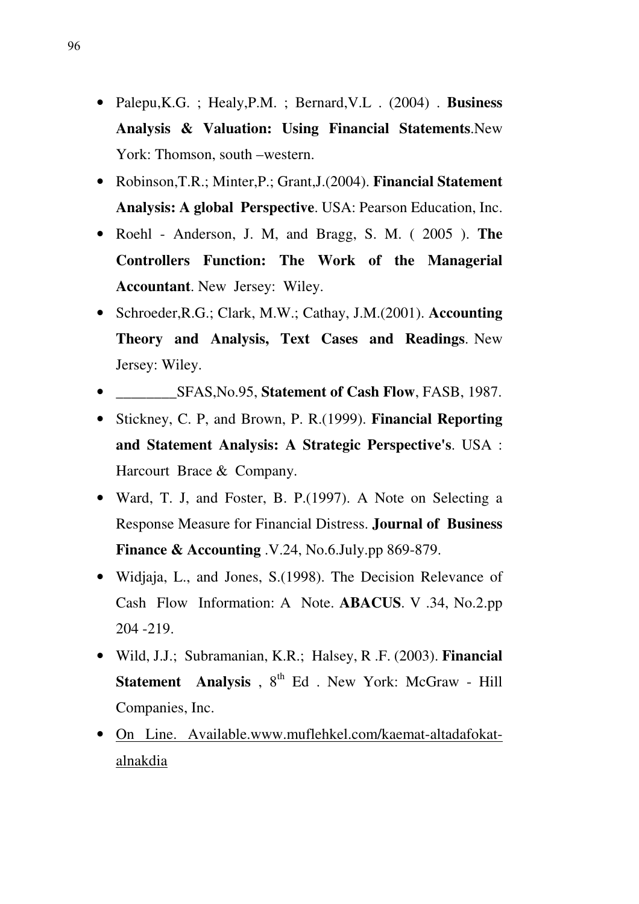- Palepu,K.G. ; Healy,P.M. ; Bernard,V.L . (2004) . **Business Analysis & Valuation: Using Financial Statements**.New York: Thomson, south –western.
- Robinson,T.R.; Minter,P.; Grant,J.(2004). **Financial Statement Analysis: A global Perspective**. USA: Pearson Education, Inc.
- Roehl - Anderson, J. M, and Bragg, S. M. ( 2005 ). **The Controllers Function: The Work of the Managerial Accountant**. New Jersey: Wiley.
- Schroeder,R.G.; Clark, M.W.; Cathay, J.M.(2001). **Accounting Theory and Analysis, Text Cases and Readings**. New Jersey: Wiley.
- ________SFAS,No.95, **Statement of Cash Flow**, FASB, 1987.
- Stickney, C. P, and Brown, P. R.(1999). **Financial Reporting and Statement Analysis: A Strategic Perspective's**. USA : Harcourt Brace & Company.
- Ward, T. J, and Foster, B. P.(1997). A Note on Selecting a Response Measure for Financial Distress. **Journal of Business Finance & Accounting** .V.24, No.6.July.pp 869-879.
- Widjaja, L., and Jones, S.(1998). The Decision Relevance of Cash Flow Information: A Note. **ABACUS**. V .34, No.2.pp 204 -219.
- Wild, J.J.; Subramanian, K.R.; Halsey, R .F. (2003). **Financial Statement Analysis** , 8th Ed . New York: McGraw - Hill Companies, Inc.
- On Line. Available.www.muflehkel.com/kaemat-altadafokat-alnakdia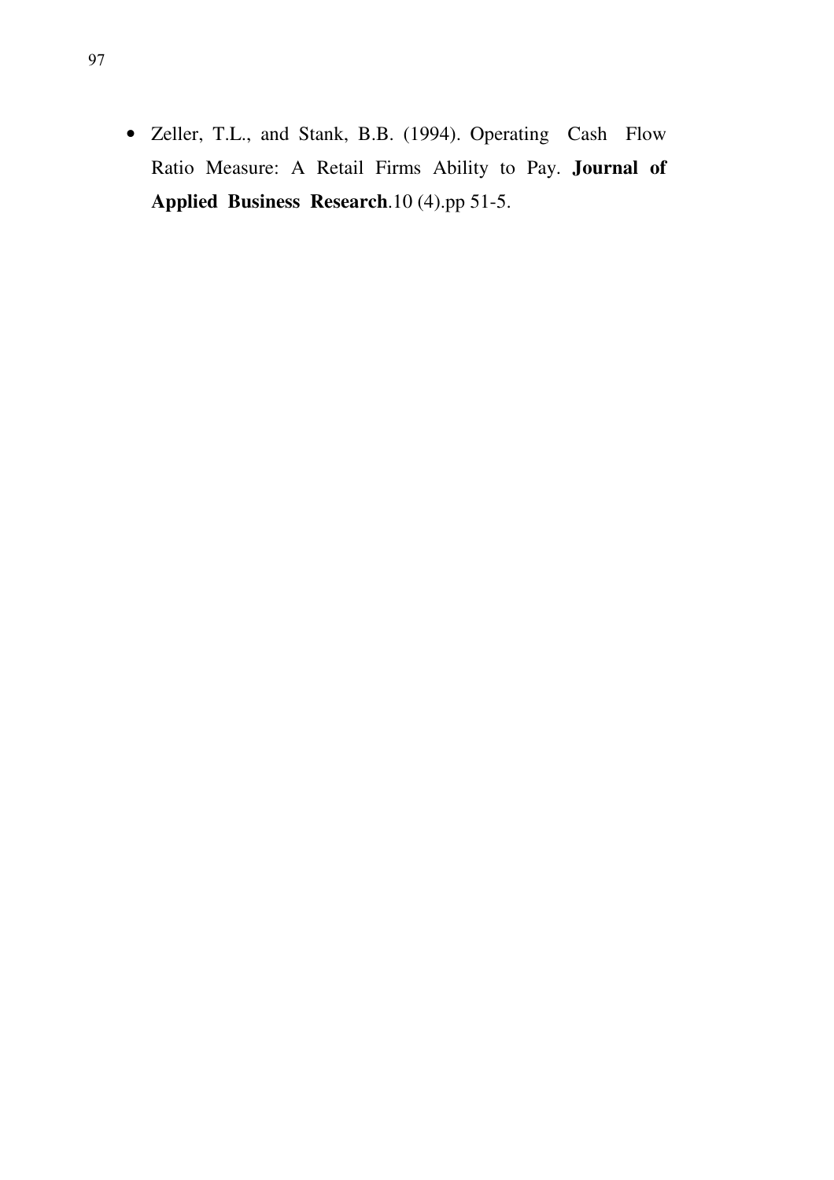- Zeller, T.L., and Stank, B.B. (1994). Operating Cash Flow Ratio Measure: A Retail Firms Ability to Pay. **Journal of Applied Business Research**.10 (4).pp 51-5.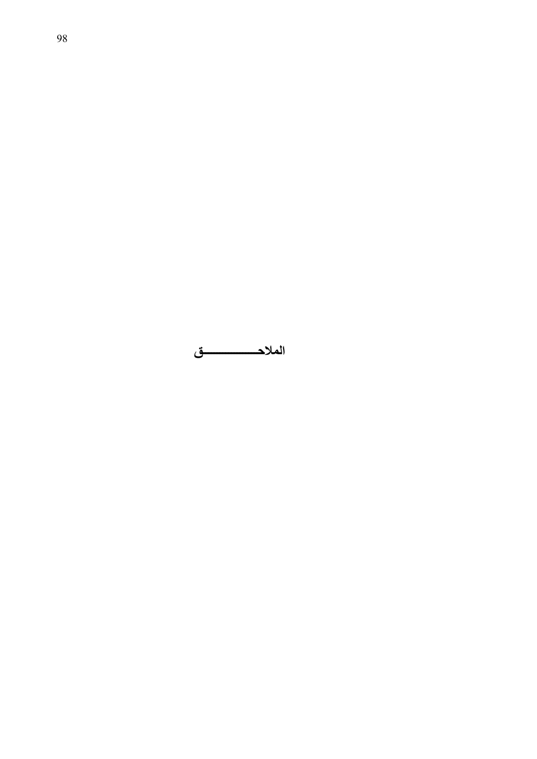# الملاحــــــــــق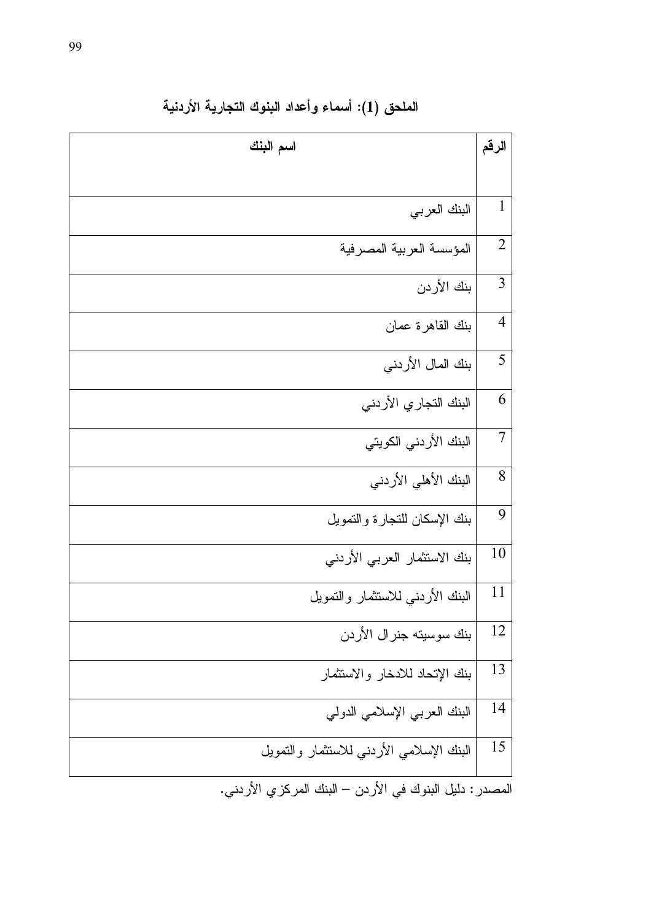**الملحق (1): أسماء وأعداد البنوك التجارية الأردنية**

| الرقم | اسم البنك |
|---|---|
| 1 | البنك العربي |
| 2 | المؤسسة العربية المصرفية |
| 3 | بنك الأردن |
| 4 | بنك القاهرة عمان |
| 5 | بنك المال الأردني |
| 6 | البنك التجاري الأردني |
| 7 | البنك الأردني الكويتي |
| 8 | البنك الأهلي الأردني |
| 9 | بنك الإسكان للتجارة والتمويل |
| 10 | بنك الاستثمار العربي الأردني |
| 11 | البنك الأردني للاستثمار والتمويل |
| 12 | بنك سوسيته جنرال الأردن |
| 13 | بنك الإتحاد للادخار والاستثمار |
| 14 | البنك العربي الإسلامي الدولي |
| 15 | البنك الإسلامي الأردني للاستثمار والتمويل |

المصدر: دليل البنوك في الأردن – البنك المركزي الأردني.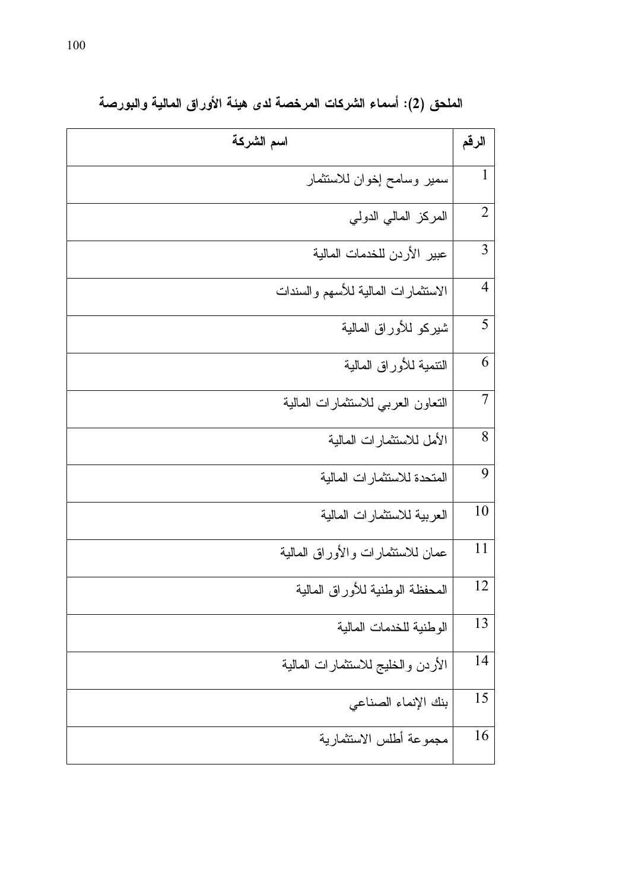**الملحق (2): أسماء الشركات المرخصة لدى هيئة الأوراق المالية والبورصة**

| الرقم | اسم الشركة |
|---|---|
| 1 | سمير وسامح إخوان للاستثمار |
| 2 | المركز المالي الدولي |
| 3 | عبير الأردن للخدمات المالية |
| 4 | الاستثمارات المالية للأسهم والسندات |
| 5 | شيركو للأوراق المالية |
| 6 | التنمية للأوراق المالية |
| 7 | التعاون العربي للاستثمارات المالية |
| 8 | الأمل للاستثمارات المالية |
| 9 | المتحدة للاستثمارات المالية |
| 10 | العربية للاستثمارات المالية |
| 11 | عمان للاستثمارات والأوراق المالية |
| 12 | المحفظة الوطنية للأوراق المالية |
| 13 | الوطنية للخدمات المالية |
| 14 | الأردن والخليج للاستثمارات المالية |
| 15 | بنك الإنماء الصناعي |
| 16 | مجموعة أطلس الاستثمارية |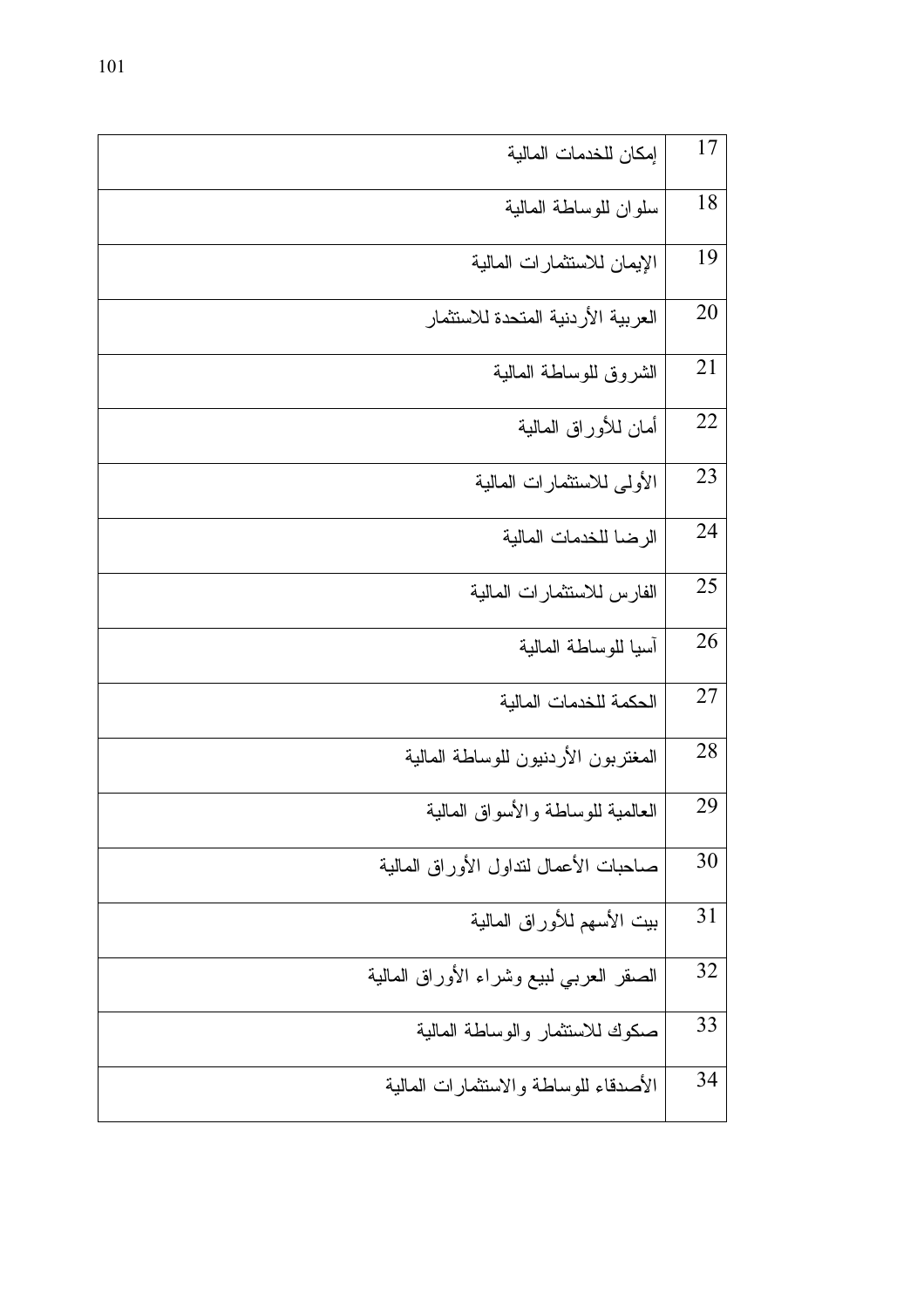| | |
|---|---|
| 17 | إمكان للخدمات المالية |
| 18 | سلوان للوساطة المالية |
| 19 | الإيمان للاستثمارات المالية |
| 20 | العربية الأردنية المتحدة للاستثمار |
| 21 | الشروق للوساطة المالية |
| 22 | أمان للأوراق المالية |
| 23 | الأولى للاستثمارات المالية |
| 24 | الرضا للخدمات المالية |
| 25 | الفارس للاستثمارات المالية |
| 26 | آسيا للوساطة المالية |
| 27 | الحكمة للخدمات المالية |
| 28 | المغتربون الأردنيون للوساطة المالية |
| 29 | العالمية للوساطة والأسواق المالية |
| 30 | صاحبات الأعمال لتداول الأوراق المالية |
| 31 | بيت الأسهم للأوراق المالية |
| 32 | الصقر العربي لبيع وشراء الأوراق المالية |
| 33 | صكوك للاستثمار والوساطة المالية |
| 34 | الأصدقاء للوساطة والاستثمارات المالية |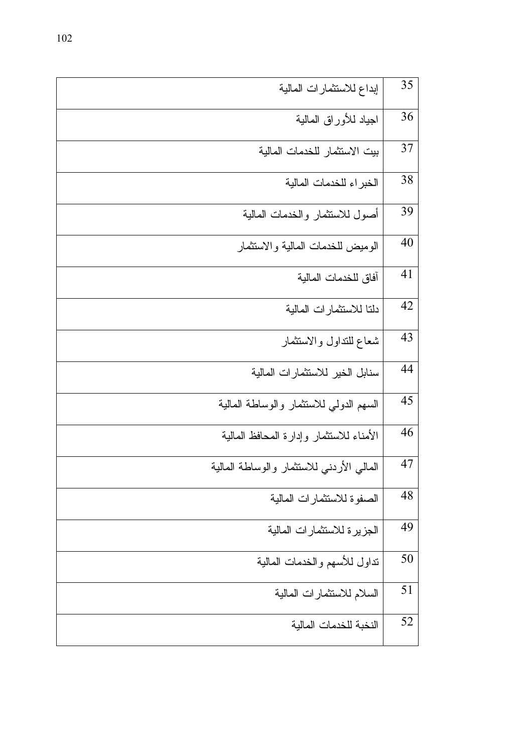| | |
|---|---|
| 35 | إبداع للاستثمارات المالية |
| 36 | اجياد للأوراق المالية |
| 37 | بيت الاستثمار للخدمات المالية |
| 38 | الخبراء للخدمات المالية |
| 39 | أصول للاستثمار والخدمات المالية |
| 40 | الوميض للخدمات المالية والاستثمار |
| 41 | آفاق للخدمات المالية |
| 42 | دلتا للاستثمارات المالية |
| 43 | شعاع للتداول والاستثمار |
| 44 | سنابل الخير للاستثمارات المالية |
| 45 | السهم الدولي للاستثمار والوساطة المالية |
| 46 | الأمناء للاستثمار وإدارة المحافظ المالية |
| 47 | المالي الأردني للاستثمار والوساطة المالية |
| 48 | الصفوة للاستثمارات المالية |
| 49 | الجزيرة للاستثمارات المالية |
| 50 | تداول للأسهم والخدمات المالية |
| 51 | السلام للاستثمارات المالية |
| 52 | النخبة للخدمات المالية |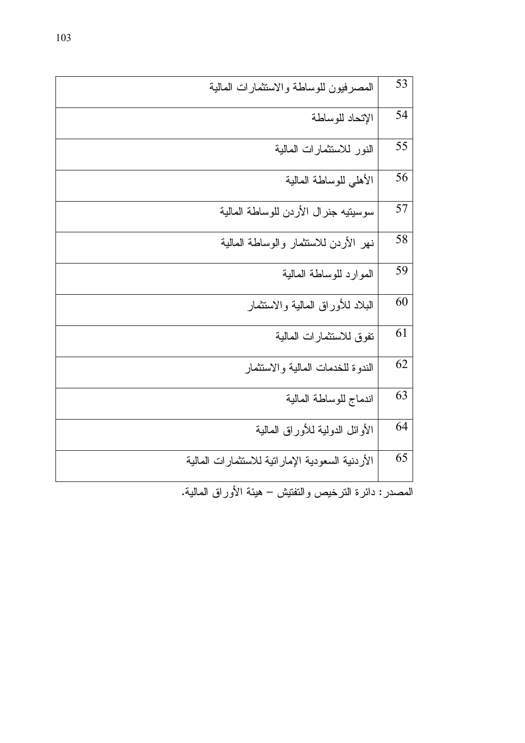| | |
|---|---|
| 53 | المصرفيون للوساطة والاستثمارات المالية |
| 54 | الإتحاد للوساطة |
| 55 | النور للاستثمارات المالية |
| 56 | الأهلي للوساطة المالية |
| 57 | سوسيتيه جنرال الأردن للوساطة المالية |
| 58 | نهر الأردن للاستثمار والوساطة المالية |
| 59 | الموارد للوساطة المالية |
| 60 | البلاد للأوراق المالية والاستثمار |
| 61 | تفوق للاستثمارات المالية |
| 62 | الندوة للخدمات المالية والاستثمار |
| 63 | اندماج للوساطة المالية |
| 64 | الأوائل الدولية للأوراق المالية |
| 65 | الأردنية السعودية الإماراتية للاستثمارات المالية |

المصدر: دائرة الترخيص والتفتيش – هيئة الأوراق المالية.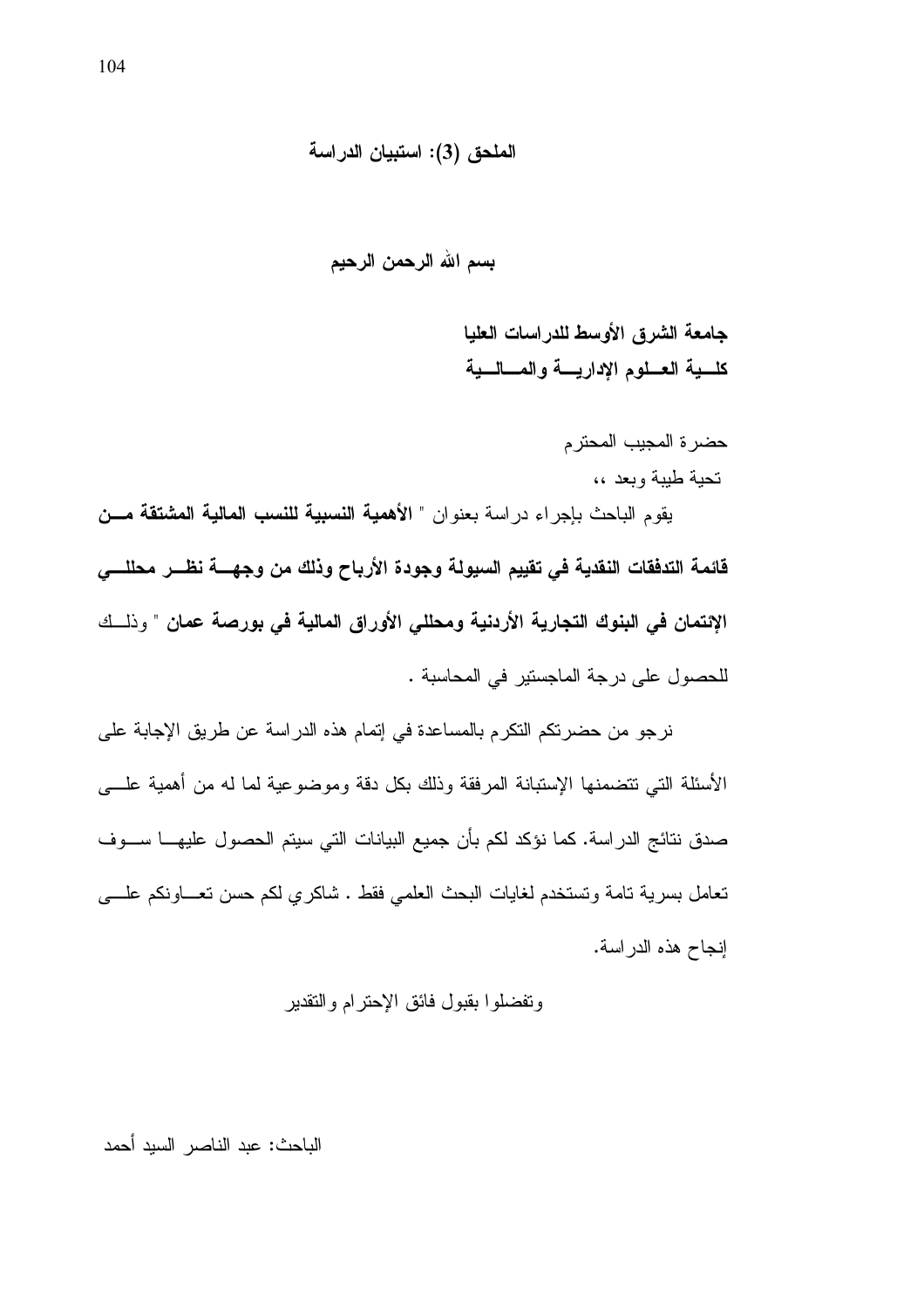## الملحق (3): استبيان الدراسة

**بسم الله الرحمن الرحيم**

**جامعة الشرق الأوسط للدراسات العليا**
**كلية العلوم الإدارية والمالية**

حضرة المجيب المحترم

تحية طيبة وبعد ،،

يقوم الباحث بإجراء دراسة بعنوان " **الأهمية النسبية للنسب المالية المشتقة من قائمة التدفقات النقدية في تقييم السيولة وجودة الأرباح وذلك من وجهة نظر محللي الإئتمان في البنوك التجارية الأردنية ومحللي الأوراق المالية في بورصة عمان** " وذلك للحصول على درجة الماجستير في المحاسبة .

نرجو من حضرتكم التكرم بالمساعدة في إتمام هذه الدراسة عن طريق الإجابة على الأسئلة التي تتضمنها الإستبانة المرفقة وذلك بكل دقة وموضوعية لما له من أهمية على صدق نتائج الدراسة. كما نؤكد لكم بأن جميع البيانات التي سيتم الحصول عليها سوف تعامل بسرية تامة وتستخدم لغايات البحث العلمي فقط . شاكري لكم حسن تعاونكم على إنجاح هذه الدراسة.

وتفضلوا بقبول فائق الإحترام والتقدير

الباحث: عبد الناصر السيد أحمد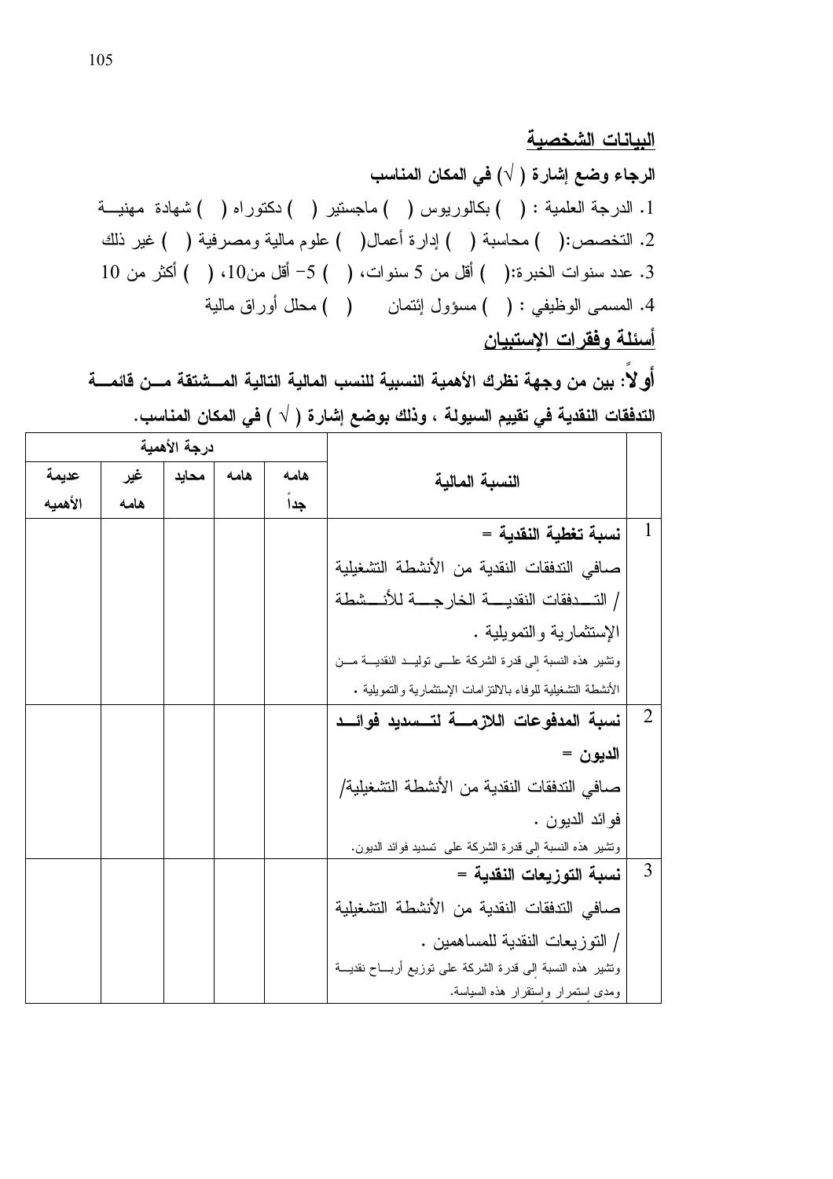## البيانات الشخصية

**الرجاء وضع إشارة ( √) في المكان المناسب**

1. الدرجة العلمية : ( ) بكالوريوس ( ) ماجستير ( ) دكتوراه ( ) شهادة مهنية
2. التخصص:( ) محاسبة ( ) إدارة أعمال( ) علوم مالية ومصرفية ( ) غير ذلك
3. عدد سنوات الخبرة:( ) أقل من 5 سنوات، ( ) 5- أقل من10، ( ) أكثر من 10
4. المسمى الوظيفي : ( ) مسؤول إئتمان ( ) محلل أوراق مالية

## أسئلة وفقرات الإستبيان

**أولاً: بين من وجهة نظرك الأهمية النسبية للنسب المالية التالية المشتقة من قائمة التدفقات النقدية في تقييم السيولة ، وذلك بوضع إشارة ( √ ) في المكان المناسب.**

| | النسبة المالية | درجة الأهمية | | | | |
|---|---|---|---|---|---|---|
| | | هامه جداً | هامه | محايد | غير هامه | عديمة الأهميه |
| 1 | **نسبة تغطية النقدية =** صافي التدفقات النقدية من الأنشطة التشغيلية / التدفقات النقدية الخارجة للأنشطة الإستثمارية والتمويلية . وتشير هذه النسبة إلى قدرة الشركة على توليد النقدية من الأنشطة التشغيلية للوفاء بالالتزامات الإستثمارية والتمويلية . | | | | | |
| 2 | **نسبة المدفوعات اللازمة لتسديد فوائد الديون =** صافي التدفقات النقدية من الأنشطة التشغيلية/ فوائد الديون . وتشير هذه النسبة إلى قدرة الشركة على تسديد فوائد الديون. | | | | | |
| 3 | **نسبة التوزيعات النقدية =** صافي التدفقات النقدية من الأنشطة التشغيلية / التوزيعات النقدية للمساهمين . وتشير هذه النسبة إلى قدرة الشركة على توزيع أرباح نقدية ومدى إستمرار وإستقرار هذه السياسة. | | | | | |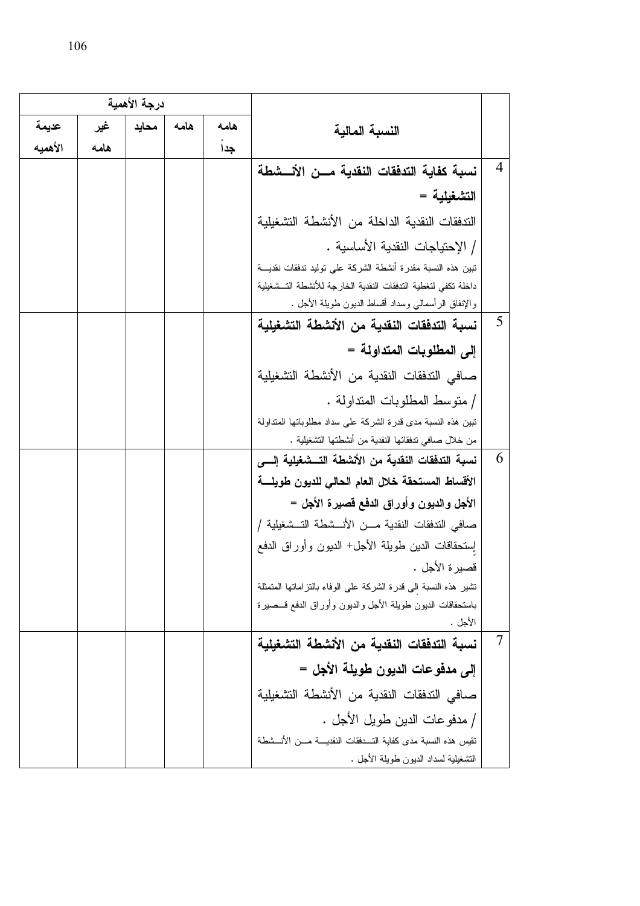| | النسبة المالية | درجة الأهمية | | | | |
|---|---|---|---|---|---|---|
| | | هامه جداً | هامه | محايد | غير هامه | عديمة الأهميه |
| 4 | **نسبة كفاية التدفقات النقدية من الأنشطة التشغيلية =** التدفقات النقدية الداخلة من الأنشطة التشغيلية / الإحتياجات النقدية الأساسية . تبين هذه النسبة مقدرة أنشطة الشركة على توليد تدفقات نقدية داخلة تكفي لتغطية التدفقات النقدية الخارجة للأنشطة التشغيلية والإنفاق الرأسمالي وسداد أقساط الديون طويلة الأجل . | | | | | |
| 5 | **نسبة التدفقات النقدية من الأنشطة التشغيلية إلى المطلوبات المتداولة =** صافي التدفقات النقدية من الأنشطة التشغيلية / متوسط المطلوبات المتداولة . تبين هذه النسبة مدى قدرة الشركة على سداد مطلوباتها المتداولة من خلال صافي تدفقاتها النقدية من أنشطتها التشغيلية . | | | | | |
| 6 | **نسبة التدفقات النقدية من الأنشطة التشغيلية إلى الأقساط المستحقة خلال العام الحالي للديون طويلة الأجل والديون وأوراق الدفع قصيرة الأجل =** صافي التدفقات النقدية من الأنشطة التشغيلية / إستحقاقات الدين طويلة الأجل+ الديون وأوراق الدفع قصيرة الأجل . تشير هذه النسبة إلى قدرة الشركة على الوفاء بالتزاماتها المتمثلة باستحقاقات الديون طويلة الأجل والديون وأوراق الدفع قصيرة الأجل . | | | | | |
| 7 | **نسبة التدفقات النقدية من الأنشطة التشغيلية إلى مدفوعات الديون طويلة الأجل =** صافي التدفقات النقدية من الأنشطة التشغيلية / مدفوعات الدين طويل الأجل . تقيس هذه النسبة مدى كفاية التدفقات النقدية من الأنشطة التشغيلية لسداد الديون طويلة الأجل . | | | | | |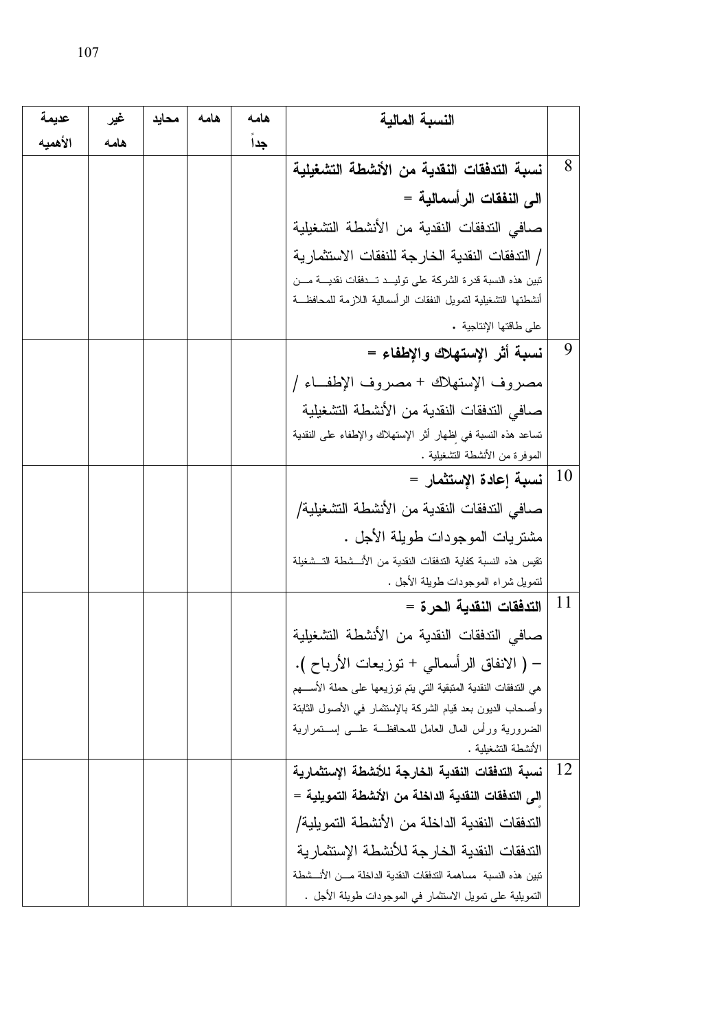| | النسبة المالية | هامه جداً | هامه | محايد | غير هامه | عديمة الأهميه |
|---|---|---|---|---|---|---|
| 8 | **نسبة التدفقات النقدية من الأنشطة التشغيلية الى النفقات الرأسمالية =** صافي التدفقات النقدية من الأنشطة التشغيلية / التدفقات النقدية الخارجة للنفقات الاستثمارية تبين هذه النسبة قدرة الشركة على توليد تدفقات نقدية من أنشطتها التشغيلية لتمويل النفقات الرأسمالية اللازمة للمحافظة على طاقتها الإنتاجية . | | | | | |
| 9 | **نسبة أثر الإستهلاك والإطفاء =** مصروف الإستهلاك + مصروف الإطفاء / صافي التدفقات النقدية من الأنشطة التشغيلية تساعد هذه النسبة في اظهار أثر الإستهلاك والإطفاء على النقدية الموفرة من الأنشطة التشغيلية . | | | | | |
| 10 | **نسبة إعادة الإستثمار =** صافي التدفقات النقدية من الأنشطة التشغيلية/ مشتريات الموجودات طويلة الأجل . تقيس هذه النسبة كفاية التدفقات النقدية من الأنشطة التشغيلة لتمويل شراء الموجودات طويلة الأجل . | | | | | |
| 11 | **التدفقات النقدية الحرة =** صافي التدفقات النقدية من الأنشطة التشغيلية – ( الانفاق الرأسمالي + توزيعات الأرباح ). هي التدفقات النقدية المتبقية التي يتم توزيعها على حملة الأسهم وأصحاب الديون بعد قيام الشركة بالإستثمار في الأصول الثابتة الضرورية ورأس المال العامل للمحافظة على إستمرارية الأنشطة التشغيلية . | | | | | |
| 12 | **نسبة التدفقات النقدية الخارجة للأنشطة الإستثمارية الى التدفقات النقدية الداخلة من الأنشطة التمويلية =** التدفقات النقدية الداخلة من الأنشطة التمويلية/ التدفقات النقدية الخارجة للأنشطة الإستثمارية تبين هذه النسبة مساهمة التدفقات النقدية الداخلة من الأنشطة التمويلية على تمويل الاستثمار في الموجودات طويلة الأجل . | | | | | |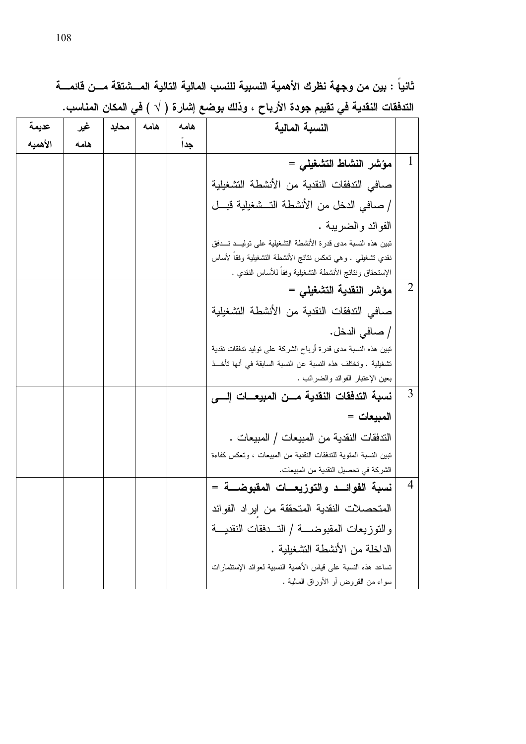**ثانياً : بين من وجهة نظرك الأهمية النسبية للنسب المالية التالية المشتقة من قائمة التدفقات النقدية في تقييم جودة الأرباح ، وذلك بوضع إشارة ( √ ) في المكان المناسب.**

| | النسبة المالية | هامه جداً | هامه | محايد | غير هامه | عديمة الأهميه |
|---|---|---|---|---|---|---|
| 1 | **مؤشر النشاط التشغيلي =** صافي التدفقات النقدية من الأنشطة التشغيلية / صافي الدخل من الأنشطة التشغيلية قبل الفوائد والضريبة . تبين هذه النسبة مدى قدرة الأنشطة التشغيلية على توليد تدفق نقدي تشغيلي . وهي تعكس نتائج الأنشطة التشغيلية وفقاً لأساس الإستحقاق ونتائج الأنشطة التشغيلية وفقاً للأساس النقدي . | | | | | |
| 2 | **مؤشر النقدية التشغيلي =** صافي التدفقات النقدية من الأنشطة التشغيلية / صافي الدخل. تبين هذه النسبة مدى قدرة أرباح الشركة على توليد تدفقات نقدية تشغيلية . وتختلف هذه النسبة عن النسبة السابقة في أنها تأخذ بعين الإعتبار الفوائد والضرائب . | | | | | |
| 3 | **نسبة التدفقات النقدية من المبيعات إلى المبيعات =** التدفقات النقدية من المبيعات / المبيعات . تبين النسبة المئوية للتدفقات النقدية من المبيعات ، وتعكس كفاءة الشركة في تحصيل النقدية من المبيعات. | | | | | |
| 4 | **نسبة الفوائد والتوزيعات المقبوضة =** المتحصلات النقدية المتحققة من إيراد الفوائد والتوزيعات المقبوضة / التدفقات النقدية الداخلة من الأنشطة التشغيلية . تساعد هذه النسبة على قياس الأهمية النسبية لعوائد الإستثمارات سواء من القروض أو الأوراق المالية . | | | | | |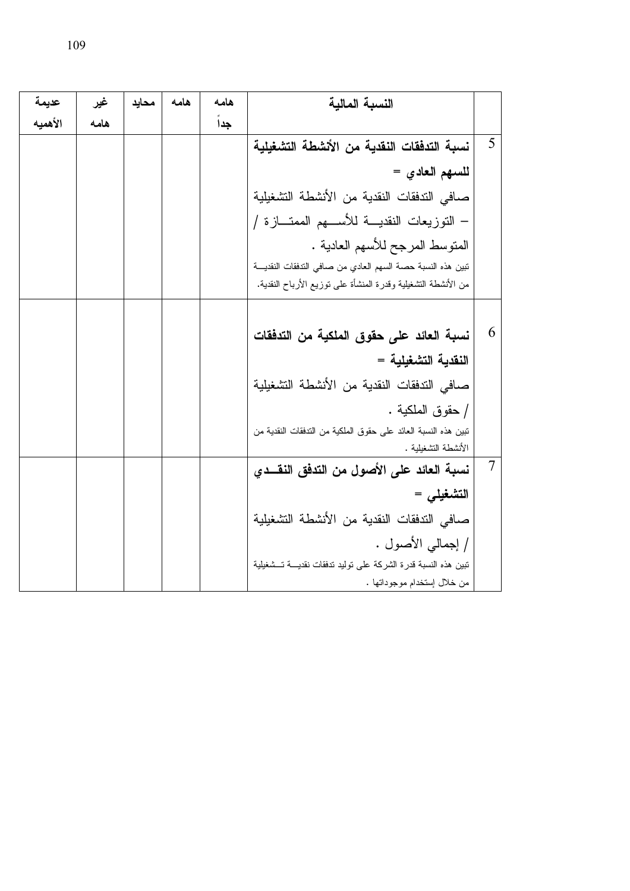| | النسبة المالية | هامه جداً | هامه | محايد | غير هامه | عديمة الأهميه |
|---|---|---|---|---|---|---|
| 5 | **نسبة التدفقات النقدية من الأنشطة التشغيلية للسهم العادي =** صافي التدفقات النقدية من الأنشطة التشغيلية – التوزيعات النقدية للأسهم الممتازة / المتوسط المرجح للأسهم العادية . تبين هذه النسبة حصة السهم العادي من صافي التدفقات النقدية من الأنشطة التشغيلية وقدرة المنشأة على توزيع الأرباح النقدية. | | | | | |
| 6 | **نسبة العائد على حقوق الملكية من التدفقات النقدية التشغيلية =** صافي التدفقات النقدية من الأنشطة التشغيلية / حقوق الملكية . تبين هذه النسبة العائد على حقوق الملكية من التدفقات النقدية من الأنشطة التشغيلية . | | | | | |
| 7 | **نسبة العائد على الأصول من التدفق النقدي التشغيلي =** صافي التدفقات النقدية من الأنشطة التشغيلية / إجمالي الأصول . تبين هذه النسبة قدرة الشركة على توليد تدفقات نقدية تشغيلية من خلال إستخدام موجوداتها . | | | | | |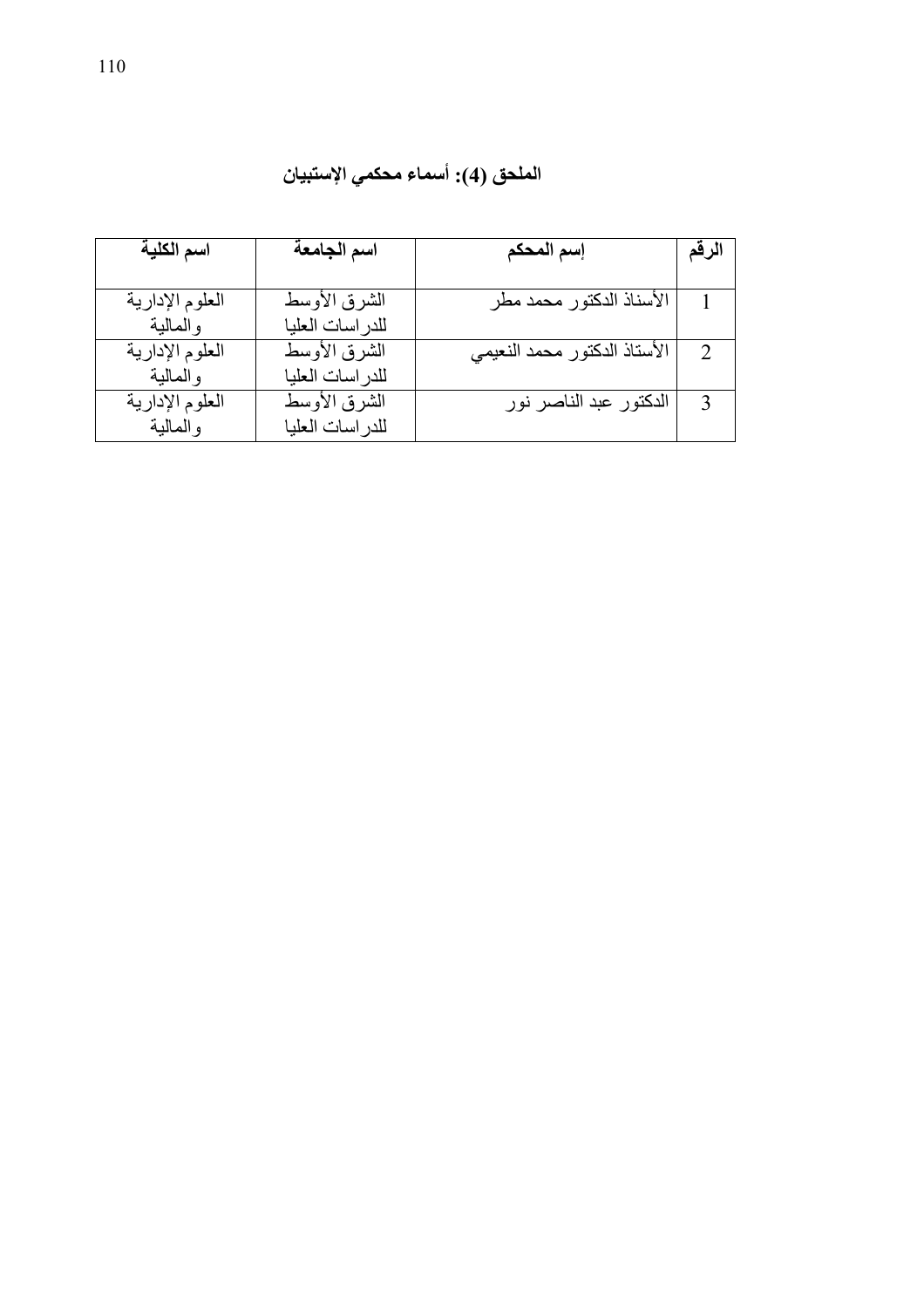## الملحق (4): أسماء محكمي الإستبيان

| الرقم | إسم المحكم | اسم الجامعة | اسم الكلية |
|---|---|---|---|
| 1 | الأستاذ الدكتور محمد مطر | الشرق الأوسط للدراسات العليا | العلوم الإدارية والمالية |
| 2 | الأستاذ الدكتور محمد النعيمي | الشرق الأوسط للدراسات العليا | العلوم الإدارية والمالية |
| 3 | الدكتور عبد الناصر نور | الشرق الأوسط للدراسات العليا | العلوم الإدارية والمالية |